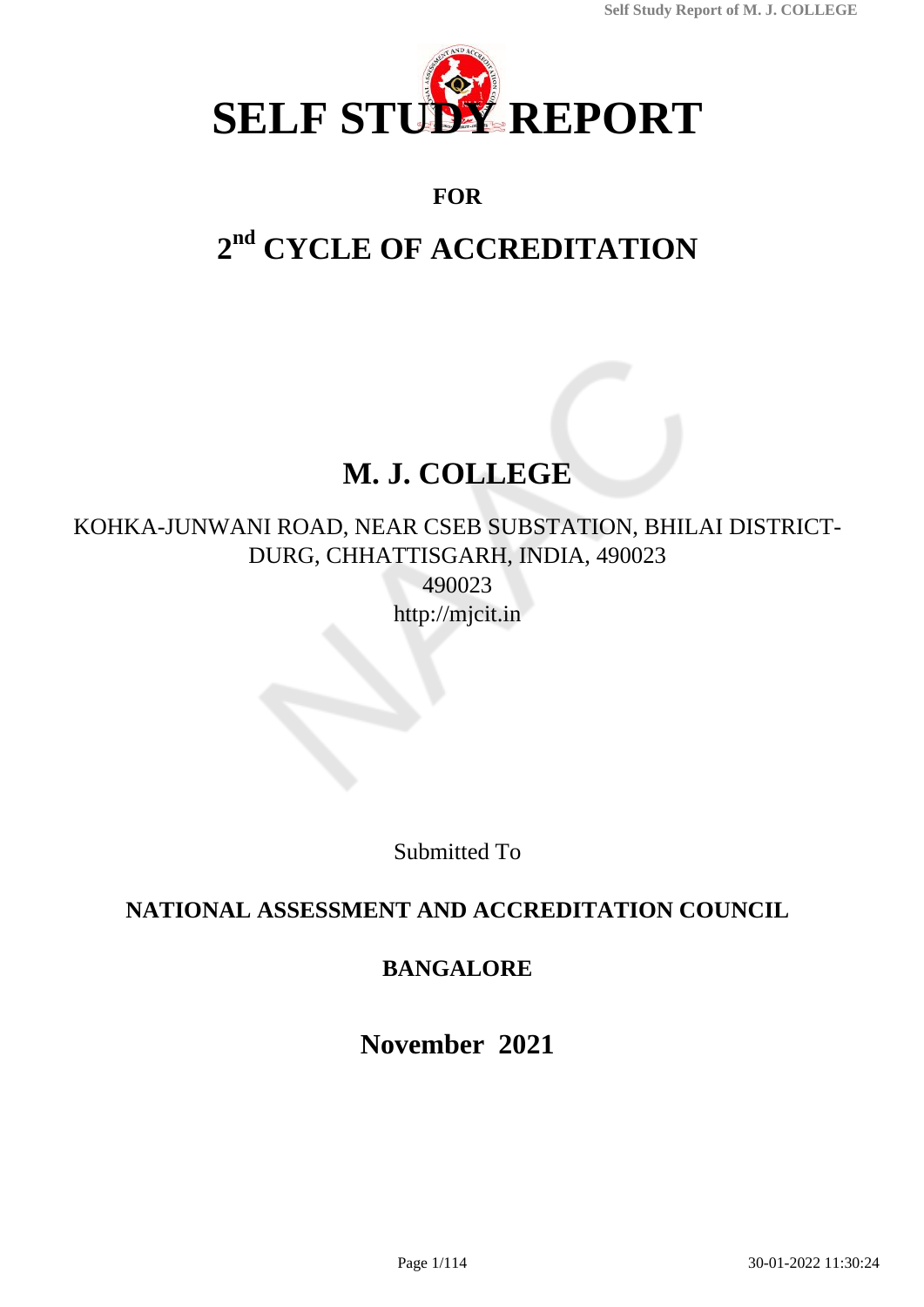# SELF STUDY REPORT

**FOR**

## 2nd CYCLE OF ACCREDITATION

# M. J. COLLEGE

KOHKA-JUNWANI ROAD, NEAR CSEB SUBSTATION, BHILAI DISTRICT-DURG, CHHATTISGARH, INDIA, 490023

490023

http://mjcit.in

Submitted To

**NATIONAL ASSESSMENT AND ACCREDITATION COUNCIL**

**BANGALORE**

**November 2021**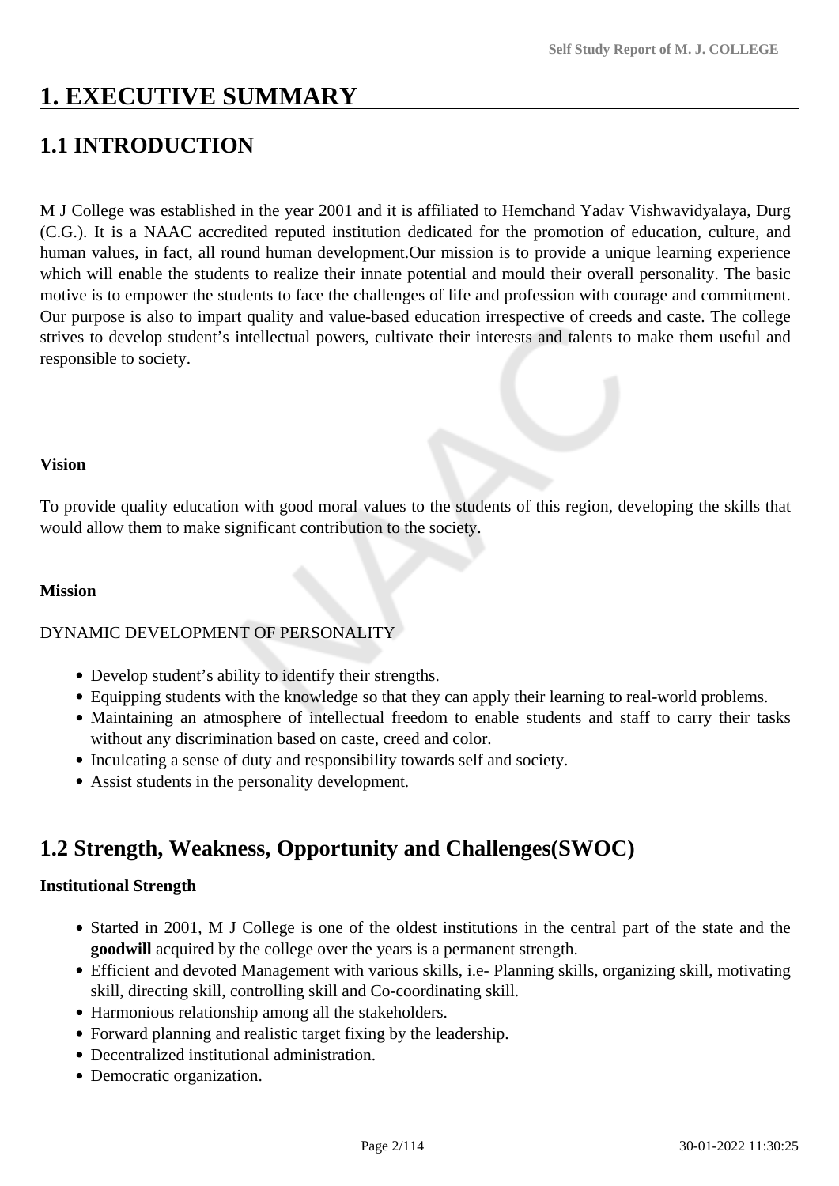# 1. EXECUTIVE SUMMARY

## 1.1 INTRODUCTION

M J College was established in the year 2001 and it is affiliated to Hemchand Yadav Vishwavidyalaya, Durg (C.G.). It is a NAAC accredited reputed institution dedicated for the promotion of education, culture, and human values, in fact, all round human development.Our mission is to provide a unique learning experience which will enable the students to realize their innate potential and mould their overall personality. The basic motive is to empower the students to face the challenges of life and profession with courage and commitment. Our purpose is also to impart quality and value-based education irrespective of creeds and caste. The college strives to develop student's intellectual powers, cultivate their interests and talents to make them useful and responsible to society.

**Vision**

To provide quality education with good moral values to the students of this region, developing the skills that would allow them to make significant contribution to the society.

**Mission**

DYNAMIC DEVELOPMENT OF PERSONALITY

- Develop student's ability to identify their strengths.
- Equipping students with the knowledge so that they can apply their learning to real-world problems.
- Maintaining an atmosphere of intellectual freedom to enable students and staff to carry their tasks without any discrimination based on caste, creed and color.
- Inculcating a sense of duty and responsibility towards self and society.
- Assist students in the personality development.

## 1.2 Strength, Weakness, Opportunity and Challenges(SWOC)

**Institutional Strength**

- Started in 2001, M J College is one of the oldest institutions in the central part of the state and the **goodwill** acquired by the college over the years is a permanent strength.
- Efficient and devoted Management with various skills, i.e- Planning skills, organizing skill, motivating skill, directing skill, controlling skill and Co-coordinating skill.
- Harmonious relationship among all the stakeholders.
- Forward planning and realistic target fixing by the leadership.
- Decentralized institutional administration.
- Democratic organization.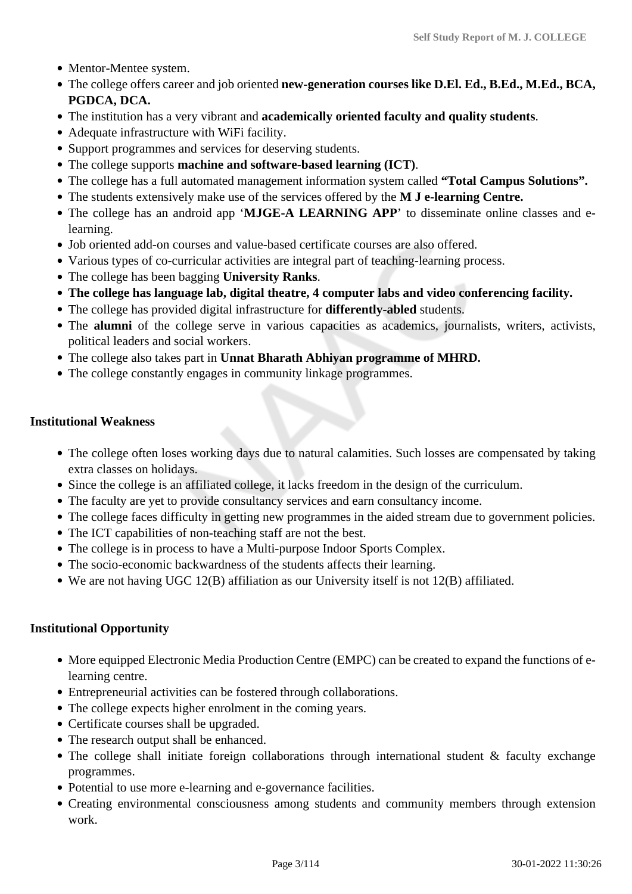- Mentor-Mentee system.
- The college offers career and job oriented **new-generation courses like D.El. Ed., B.Ed., M.Ed., BCA, PGDCA, DCA.**
- The institution has a very vibrant and **academically oriented faculty and quality students**.
- Adequate infrastructure with WiFi facility.
- Support programmes and services for deserving students.
- The college supports **machine and software-based learning (ICT)**.
- The college has a full automated management information system called **"Total Campus Solutions".**
- The students extensively make use of the services offered by the **M J e-learning Centre.**
- The college has an android app '**MJGE-A LEARNING APP**' to disseminate online classes and e-learning.
- Job oriented add-on courses and value-based certificate courses are also offered.
- Various types of co-curricular activities are integral part of teaching-learning process.
- The college has been bagging **University Ranks**.
- **The college has language lab, digital theatre, 4 computer labs and video conferencing facility.**
- The college has provided digital infrastructure for **differently-abled** students.
- The **alumni** of the college serve in various capacities as academics, journalists, writers, activists, political leaders and social workers.
- The college also takes part in **Unnat Bharath Abhiyan programme of MHRD.**
- The college constantly engages in community linkage programmes.

**Institutional Weakness**

- The college often loses working days due to natural calamities. Such losses are compensated by taking extra classes on holidays.
- Since the college is an affiliated college, it lacks freedom in the design of the curriculum.
- The faculty are yet to provide consultancy services and earn consultancy income.
- The college faces difficulty in getting new programmes in the aided stream due to government policies.
- The ICT capabilities of non-teaching staff are not the best.
- The college is in process to have a Multi-purpose Indoor Sports Complex.
- The socio-economic backwardness of the students affects their learning.
- We are not having UGC 12(B) affiliation as our University itself is not 12(B) affiliated.

**Institutional Opportunity**

- More equipped Electronic Media Production Centre (EMPC) can be created to expand the functions of e-learning centre.
- Entrepreneurial activities can be fostered through collaborations.
- The college expects higher enrolment in the coming years.
- Certificate courses shall be upgraded.
- The research output shall be enhanced.
- The college shall initiate foreign collaborations through international student & faculty exchange programmes.
- Potential to use more e-learning and e-governance facilities.
- Creating environmental consciousness among students and community members through extension work.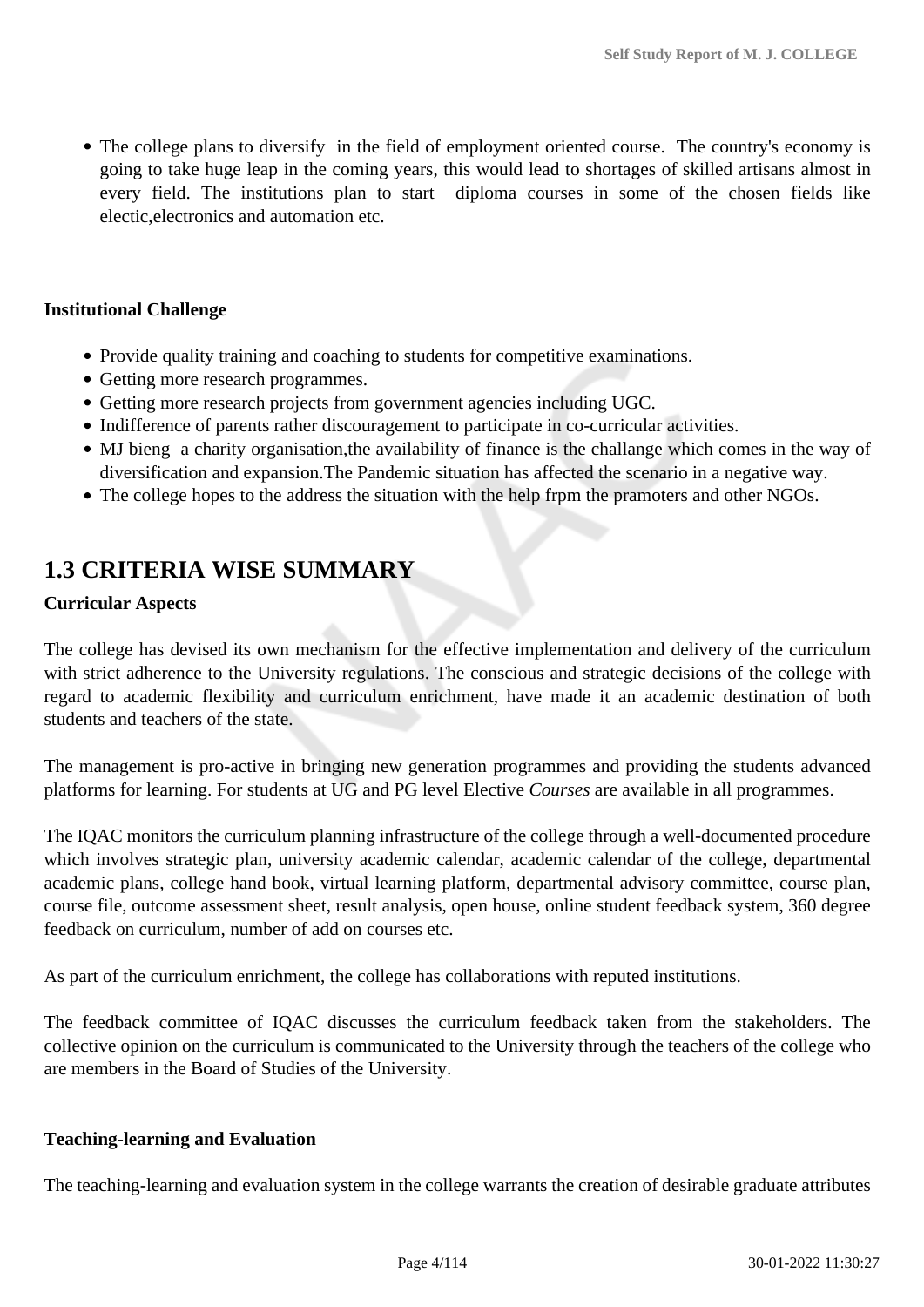- The college plans to diversify in the field of employment oriented course. The country's economy is going to take huge leap in the coming years, this would lead to shortages of skilled artisans almost in every field. The institutions plan to start diploma courses in some of the chosen fields like electic,electronics and automation etc.

**Institutional Challenge**

- Provide quality training and coaching to students for competitive examinations.
- Getting more research programmes.
- Getting more research projects from government agencies including UGC.
- Indifference of parents rather discouragement to participate in co-curricular activities.
- MJ bieng a charity organisation,the availability of finance is the challange which comes in the way of diversification and expansion.The Pandemic situation has affected the scenario in a negative way.
- The college hopes to the address the situation with the help frpm the pramoters and other NGOs.

## 1.3 CRITERIA WISE SUMMARY

**Curricular Aspects**

The college has devised its own mechanism for the effective implementation and delivery of the curriculum with strict adherence to the University regulations. The conscious and strategic decisions of the college with regard to academic flexibility and curriculum enrichment, have made it an academic destination of both students and teachers of the state.

The management is pro-active in bringing new generation programmes and providing the students advanced platforms for learning. For students at UG and PG level Elective *Courses* are available in all programmes.

The IQAC monitors the curriculum planning infrastructure of the college through a well-documented procedure which involves strategic plan, university academic calendar, academic calendar of the college, departmental academic plans, college hand book, virtual learning platform, departmental advisory committee, course plan, course file, outcome assessment sheet, result analysis, open house, online student feedback system, 360 degree feedback on curriculum, number of add on courses etc.

As part of the curriculum enrichment, the college has collaborations with reputed institutions.

The feedback committee of IQAC discusses the curriculum feedback taken from the stakeholders. The collective opinion on the curriculum is communicated to the University through the teachers of the college who are members in the Board of Studies of the University.

**Teaching-learning and Evaluation**

The teaching-learning and evaluation system in the college warrants the creation of desirable graduate attributes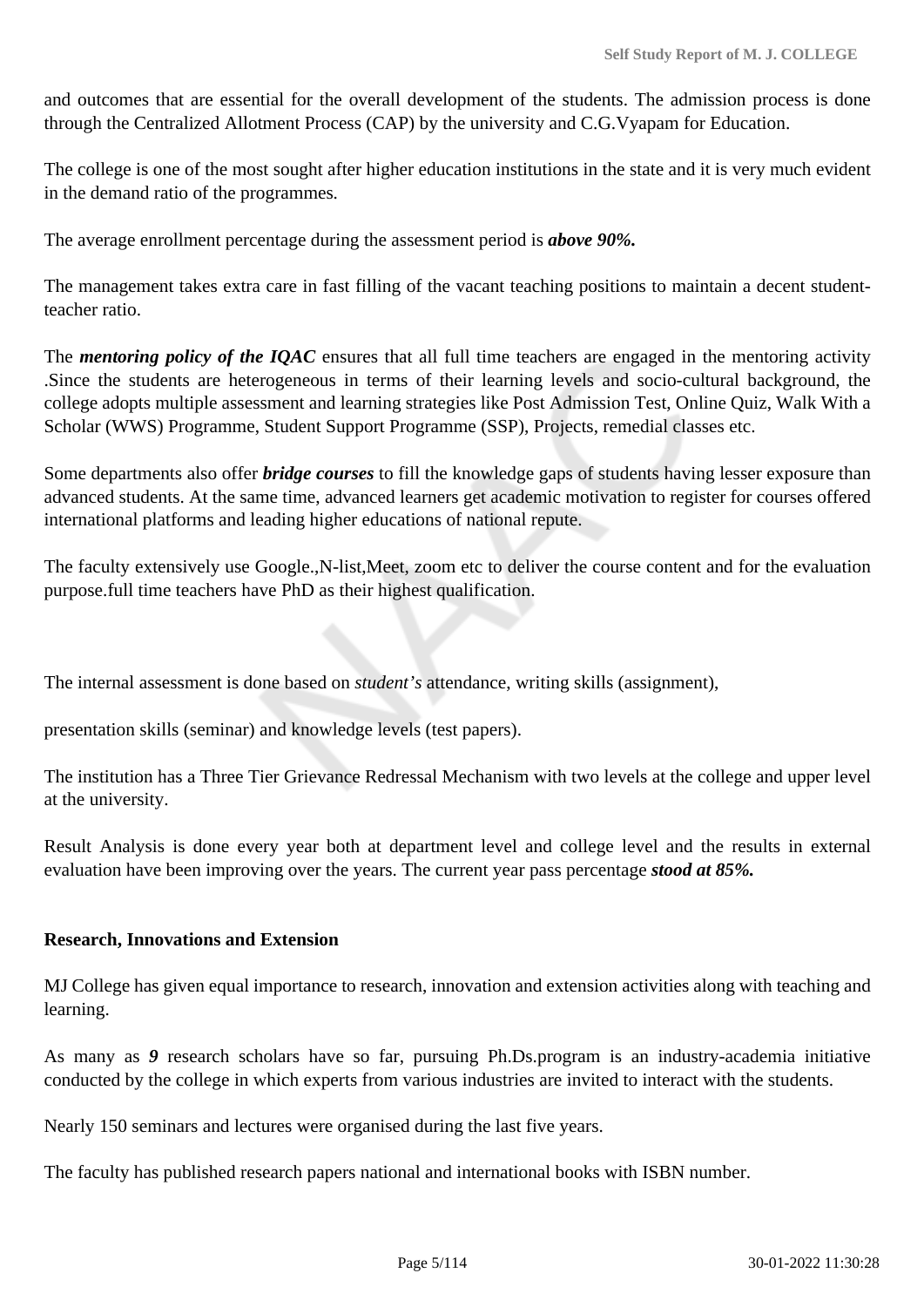and outcomes that are essential for the overall development of the students. The admission process is done through the Centralized Allotment Process (CAP) by the university and C.G.Vyapam for Education.

The college is one of the most sought after higher education institutions in the state and it is very much evident in the demand ratio of the programmes.

The average enrollment percentage during the assessment period is ***above 90%.***

The management takes extra care in fast filling of the vacant teaching positions to maintain a decent student-teacher ratio.

The ***mentoring policy of the IQAC*** ensures that all full time teachers are engaged in the mentoring activity .Since the students are heterogeneous in terms of their learning levels and socio-cultural background, the college adopts multiple assessment and learning strategies like Post Admission Test, Online Quiz, Walk With a Scholar (WWS) Programme, Student Support Programme (SSP), Projects, remedial classes etc.

Some departments also offer ***bridge courses*** to fill the knowledge gaps of students having lesser exposure than advanced students. At the same time, advanced learners get academic motivation to register for courses offered international platforms and leading higher educations of national repute.

The faculty extensively use Google.,N-list,Meet, zoom etc to deliver the course content and for the evaluation purpose.full time teachers have PhD as their highest qualification.

The internal assessment is done based on *student's* attendance, writing skills (assignment),

presentation skills (seminar) and knowledge levels (test papers).

The institution has a Three Tier Grievance Redressal Mechanism with two levels at the college and upper level at the university.

Result Analysis is done every year both at department level and college level and the results in external evaluation have been improving over the years. The current year pass percentage ***stood at 85%.***

**Research, Innovations and Extension**

MJ College has given equal importance to research, innovation and extension activities along with teaching and learning.

As many as ***9*** research scholars have so far, pursuing Ph.Ds.program is an industry-academia initiative conducted by the college in which experts from various industries are invited to interact with the students.

Nearly 150 seminars and lectures were organised during the last five years.

The faculty has published research papers national and international books with ISBN number.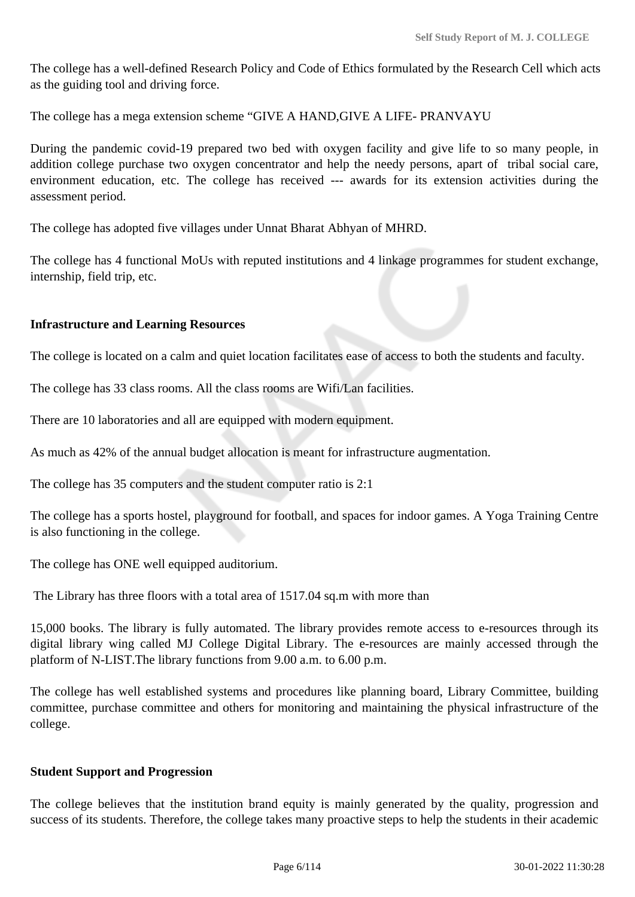The college has a well-defined Research Policy and Code of Ethics formulated by the Research Cell which acts as the guiding tool and driving force.

The college has a mega extension scheme “GIVE A HAND,GIVE A LIFE- PRANVAYU

During the pandemic covid-19 prepared two bed with oxygen facility and give life to so many people, in addition college purchase two oxygen concentrator and help the needy persons, apart of tribal social care, environment education, etc. The college has received --- awards for its extension activities during the assessment period.

The college has adopted five villages under Unnat Bharat Abhyan of MHRD.

The college has 4 functional MoUs with reputed institutions and 4 linkage programmes for student exchange, internship, field trip, etc.

**Infrastructure and Learning Resources**

The college is located on a calm and quiet location facilitates ease of access to both the students and faculty.

The college has 33 class rooms. All the class rooms are Wifi/Lan facilities.

There are 10 laboratories and all are equipped with modern equipment.

As much as 42% of the annual budget allocation is meant for infrastructure augmentation.

The college has 35 computers and the student computer ratio is 2:1

The college has a sports hostel, playground for football, and spaces for indoor games. A Yoga Training Centre is also functioning in the college.

The college has ONE well equipped auditorium.

The Library has three floors with a total area of 1517.04 sq.m with more than

15,000 books. The library is fully automated. The library provides remote access to e-resources through its digital library wing called MJ College Digital Library. The e-resources are mainly accessed through the platform of N-LIST.The library functions from 9.00 a.m. to 6.00 p.m.

The college has well established systems and procedures like planning board, Library Committee, building committee, purchase committee and others for monitoring and maintaining the physical infrastructure of the college.

**Student Support and Progression**

The college believes that the institution brand equity is mainly generated by the quality, progression and success of its students. Therefore, the college takes many proactive steps to help the students in their academic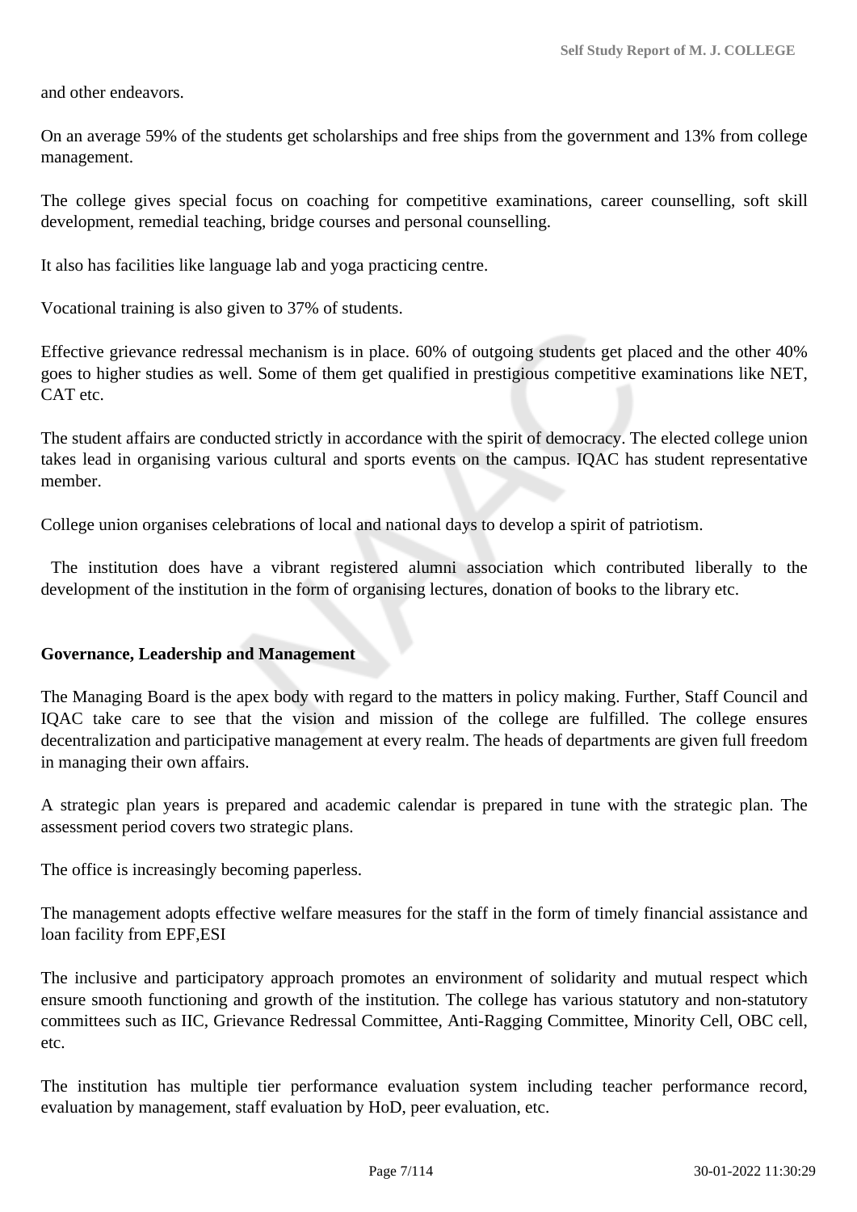and other endeavors.

On an average 59% of the students get scholarships and free ships from the government and 13% from college management.

The college gives special focus on coaching for competitive examinations, career counselling, soft skill development, remedial teaching, bridge courses and personal counselling.

It also has facilities like language lab and yoga practicing centre.

Vocational training is also given to 37% of students.

Effective grievance redressal mechanism is in place. 60% of outgoing students get placed and the other 40% goes to higher studies as well. Some of them get qualified in prestigious competitive examinations like NET, CAT etc.

The student affairs are conducted strictly in accordance with the spirit of democracy. The elected college union takes lead in organising various cultural and sports events on the campus. IQAC has student representative member.

College union organises celebrations of local and national days to develop a spirit of patriotism.

The institution does have a vibrant registered alumni association which contributed liberally to the development of the institution in the form of organising lectures, donation of books to the library etc.

**Governance, Leadership and Management**

The Managing Board is the apex body with regard to the matters in policy making. Further, Staff Council and IQAC take care to see that the vision and mission of the college are fulfilled. The college ensures decentralization and participative management at every realm. The heads of departments are given full freedom in managing their own affairs.

A strategic plan years is prepared and academic calendar is prepared in tune with the strategic plan. The assessment period covers two strategic plans.

The office is increasingly becoming paperless.

The management adopts effective welfare measures for the staff in the form of timely financial assistance and loan facility from EPF,ESI

The inclusive and participatory approach promotes an environment of solidarity and mutual respect which ensure smooth functioning and growth of the institution. The college has various statutory and non-statutory committees such as IIC, Grievance Redressal Committee, Anti-Ragging Committee, Minority Cell, OBC cell, etc.

The institution has multiple tier performance evaluation system including teacher performance record, evaluation by management, staff evaluation by HoD, peer evaluation, etc.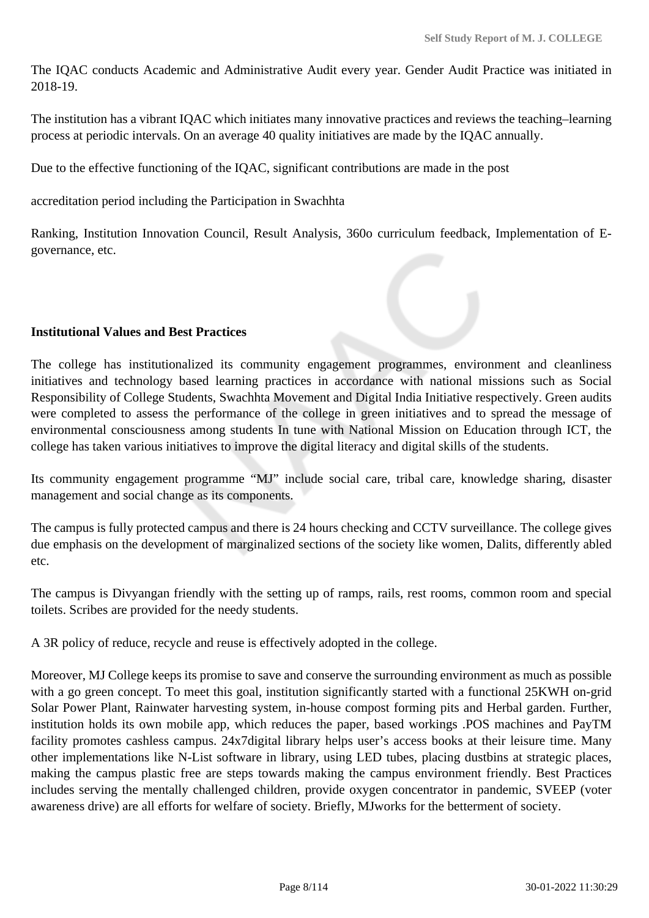The IQAC conducts Academic and Administrative Audit every year. Gender Audit Practice was initiated in 2018-19.

The institution has a vibrant IQAC which initiates many innovative practices and reviews the teaching–learning process at periodic intervals. On an average 40 quality initiatives are made by the IQAC annually.

Due to the effective functioning of the IQAC, significant contributions are made in the post

accreditation period including the Participation in Swachhta

Ranking, Institution Innovation Council, Result Analysis, 360o curriculum feedback, Implementation of E-governance, etc.

**Institutional Values and Best Practices**

The college has institutionalized its community engagement programmes, environment and cleanliness initiatives and technology based learning practices in accordance with national missions such as Social Responsibility of College Students, Swachhta Movement and Digital India Initiative respectively. Green audits were completed to assess the performance of the college in green initiatives and to spread the message of environmental consciousness among students In tune with National Mission on Education through ICT, the college has taken various initiatives to improve the digital literacy and digital skills of the students.

Its community engagement programme "MJ" include social care, tribal care, knowledge sharing, disaster management and social change as its components.

The campus is fully protected campus and there is 24 hours checking and CCTV surveillance. The college gives due emphasis on the development of marginalized sections of the society like women, Dalits, differently abled etc.

The campus is Divyangan friendly with the setting up of ramps, rails, rest rooms, common room and special toilets. Scribes are provided for the needy students.

A 3R policy of reduce, recycle and reuse is effectively adopted in the college.

Moreover, MJ College keeps its promise to save and conserve the surrounding environment as much as possible with a go green concept. To meet this goal, institution significantly started with a functional 25KWH on-grid Solar Power Plant, Rainwater harvesting system, in-house compost forming pits and Herbal garden. Further, institution holds its own mobile app, which reduces the paper, based workings .POS machines and PayTM facility promotes cashless campus. 24x7digital library helps user's access books at their leisure time. Many other implementations like N-List software in library, using LED tubes, placing dustbins at strategic places, making the campus plastic free are steps towards making the campus environment friendly. Best Practices includes serving the mentally challenged children, provide oxygen concentrator in pandemic, SVEEP (voter awareness drive) are all efforts for welfare of society. Briefly, MJworks for the betterment of society.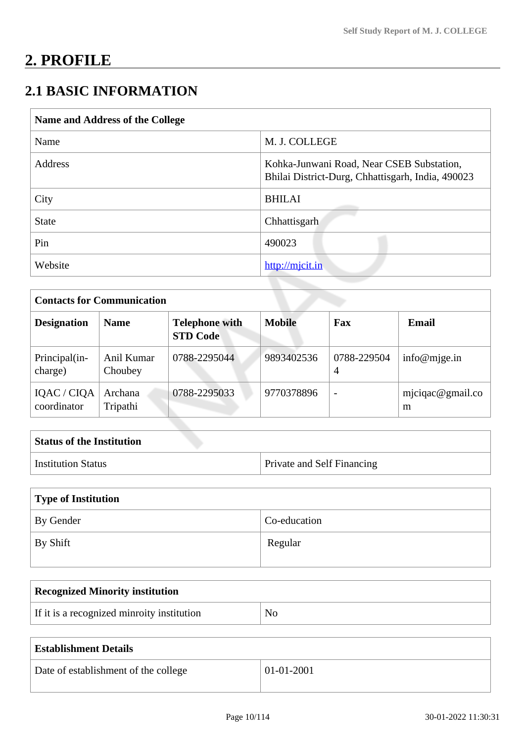# 2. PROFILE

## 2.1 BASIC INFORMATION

| Name and Address of the College | |
|---|---|
| Name | M. J. COLLEGE |
| Address | Kohka-Junwani Road, Near CSEB Substation, Bhilai District-Durg, Chhattisgarh, India, 490023 |
| City | BHILAI |
| State | Chhattisgarh |
| Pin | 490023 |
| Website | http://mjcit.in |

| Contacts for Communication | | | | | |
|---|---|---|---|---|---|
| **Designation** | **Name** | **Telephone with STD Code** | **Mobile** | **Fax** | **Email** |
| Principal(in-charge) | Anil Kumar Choubey | 0788-2295044 | 9893402536 | 0788-2295044 | info@mjge.in |
| IQAC / CIQA coordinator | Archana Tripathi | 0788-2295033 | 9770378896 | - | mjciqac@gmail.com |

| Status of the Institution | |
|---|---|
| Institution Status | Private and Self Financing |

| Type of Institution | |
|---|---|
| By Gender | Co-education |
| By Shift | Regular |

| Recognized Minority institution | |
|---|---|
| If it is a recognized minroity institution | No |

| Establishment Details | |
|---|---|
| Date of establishment of the college | 01-01-2001 |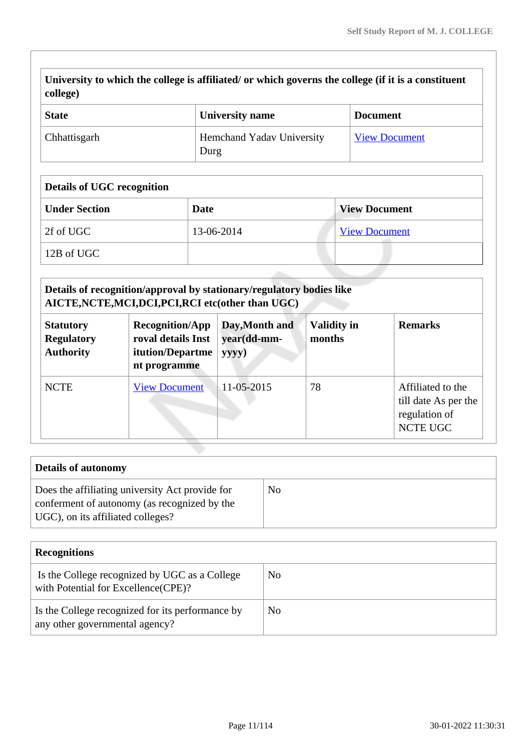| University to which the college is affiliated/ or which governs the college (if it is a constituent college) | | |
|---|---|---|
| **State** | **University name** | **Document** |
| Chhattisgarh | Hemchand Yadav University Durg | View Document |

| Details of UGC recognition | | |
|---|---|---|
| **Under Section** | **Date** | **View Document** |
| 2f of UGC | 13-06-2014 | View Document |
| 12B of UGC | | |

| Details of recognition/approval by stationary/regulatory bodies like AICTE,NCTE,MCI,DCI,PCI,RCI etc(other than UGC) | | | | |
|---|---|---|---|---|
| **Statutory Regulatory Authority** | **Recognition/Approval details Institution/Department programme** | **Day,Month and year(dd-mm-yyyy)** | **Validity in months** | **Remarks** |
| NCTE | View Document | 11-05-2015 | 78 | Affiliated to the till date As per the regulation of NCTE UGC |

| Details of autonomy | |
|---|---|
| Does the affiliating university Act provide for conferment of autonomy (as recognized by the UGC), on its affiliated colleges? | No |

| Recognitions | |
|---|---|
| Is the College recognized by UGC as a College with Potential for Excellence(CPE)? | No |
| Is the College recognized for its performance by any other governmental agency? | No |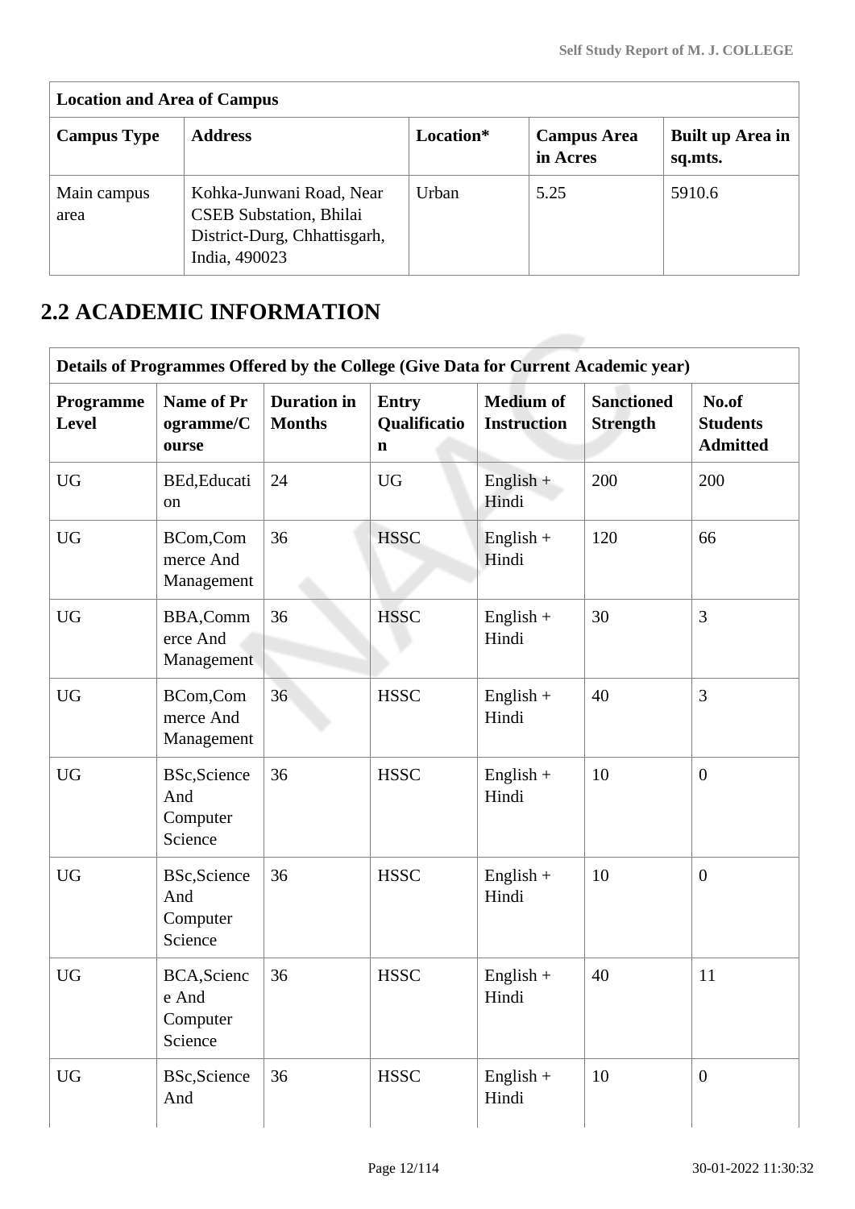| Location and Area of Campus | | | | |
|---|---|---|---|---|
| **Campus Type** | **Address** | **Location*** | **Campus Area in Acres** | **Built up Area in sq.mts.** |
| Main campus area | Kohka-Junwani Road, Near CSEB Substation, Bhilai District-Durg, Chhattisgarh, India, 490023 | Urban | 5.25 | 5910.6 |

## 2.2 ACADEMIC INFORMATION

| Details of Programmes Offered by the College (Give Data for Current Academic year) | | | | | | |
|---|---|---|---|---|---|---|
| **Programme Level** | **Name of Programme/Course** | **Duration in Months** | **Entry Qualification** | **Medium of Instruction** | **Sanctioned Strength** | **No.of Students Admitted** |
| UG | BEd,Education | 24 | UG | English + Hindi | 200 | 200 |
| UG | BCom,Commerce And Management | 36 | HSSC | English + Hindi | 120 | 66 |
| UG | BBA,Commerce And Management | 36 | HSSC | English + Hindi | 30 | 3 |
| UG | BCom,Commerce And Management | 36 | HSSC | English + Hindi | 40 | 3 |
| UG | BSc,Science And Computer Science | 36 | HSSC | English + Hindi | 10 | 0 |
| UG | BSc,Science And Computer Science | 36 | HSSC | English + Hindi | 10 | 0 |
| UG | BCA,Science And Computer Science | 36 | HSSC | English + Hindi | 40 | 11 |
| UG | BSc,Science And | 36 | HSSC | English + Hindi | 10 | 0 |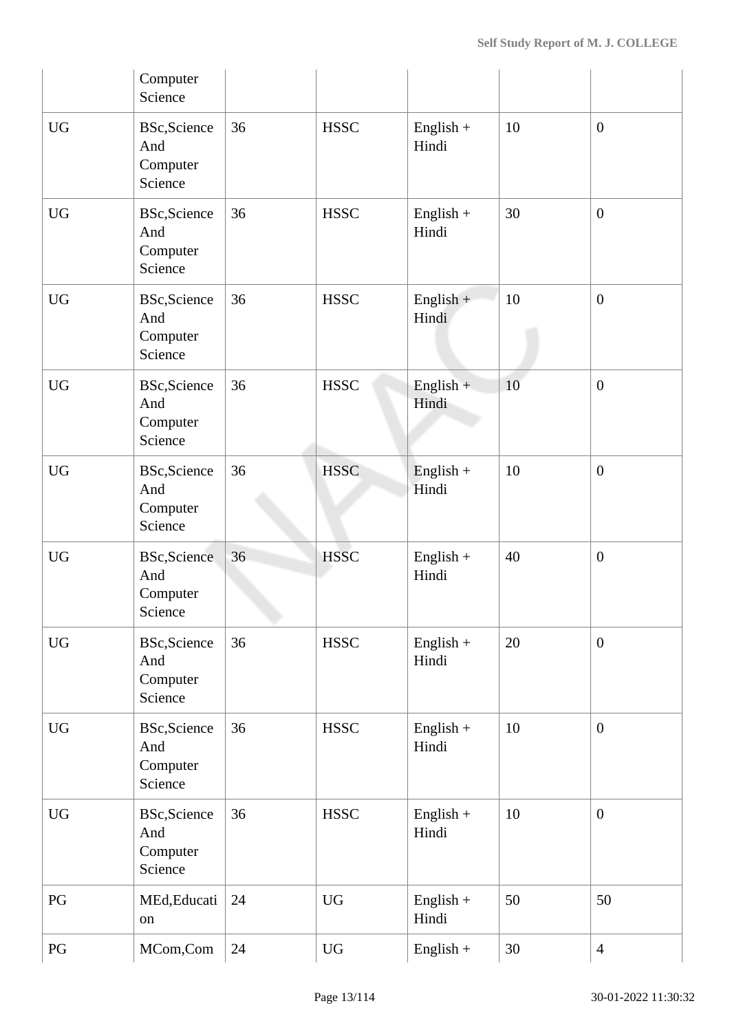| | | | | | | |
|---|---|---|---|---|---|---|
| | Computer Science | | | | | |
| UG | BSc,Science And Computer Science | 36 | HSSC | English + Hindi | 10 | 0 |
| UG | BSc,Science And Computer Science | 36 | HSSC | English + Hindi | 30 | 0 |
| UG | BSc,Science And Computer Science | 36 | HSSC | English + Hindi | 10 | 0 |
| UG | BSc,Science And Computer Science | 36 | HSSC | English + Hindi | 10 | 0 |
| UG | BSc,Science And Computer Science | 36 | HSSC | English + Hindi | 10 | 0 |
| UG | BSc,Science And Computer Science | 36 | HSSC | English + Hindi | 40 | 0 |
| UG | BSc,Science And Computer Science | 36 | HSSC | English + Hindi | 20 | 0 |
| UG | BSc,Science And Computer Science | 36 | HSSC | English + Hindi | 10 | 0 |
| UG | BSc,Science And Computer Science | 36 | HSSC | English + Hindi | 10 | 0 |
| PG | MEd,Education | 24 | UG | English + Hindi | 50 | 50 |
| PG | MCom,Com | 24 | UG | English + | 30 | 4 |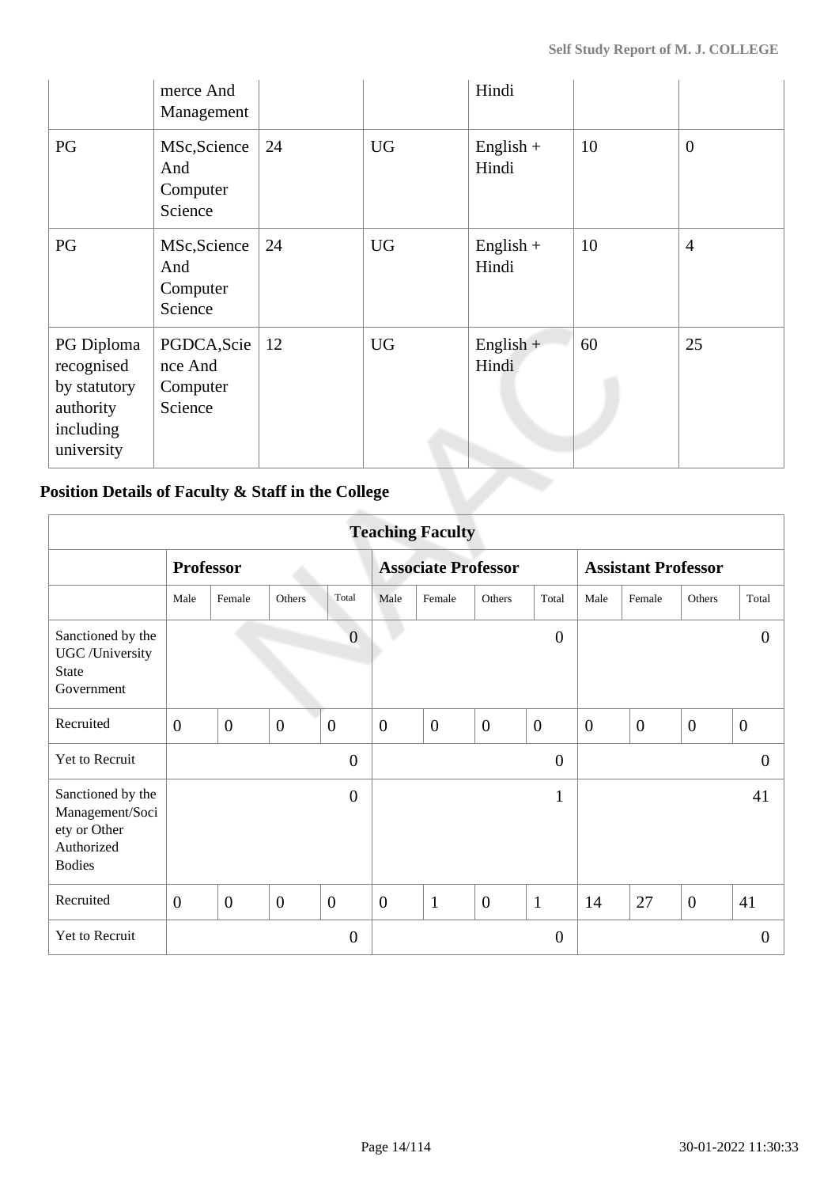|  | merce And Management |  |  | Hindi |  |  |
|---|---|---|---|---|---|---|
| PG | MSc,Science And Computer Science | 24 | UG | English + Hindi | 10 | 0 |
| PG | MSc,Science And Computer Science | 24 | UG | English + Hindi | 10 | 4 |
| PG Diploma recognised by statutory authority including university | PGDCA,Science And Computer Science | 12 | UG | English + Hindi | 60 | 25 |

## Position Details of Faculty & Staff in the College

| Teaching Faculty | | | | | | | | | | | | |
|---|---|---|---|---|---|---|---|---|---|---|---|---|
| | **Professor** | | | | **Associate Professor** | | | | **Assistant Professor** | | | |
| | Male | Female | Others | Total | Male | Female | Others | Total | Male | Female | Others | Total |
| Sanctioned by the UGC /University State Government | | | | 0 | | | | 0 | | | | 0 |
| Recruited | 0 | 0 | 0 | 0 | 0 | 0 | 0 | 0 | 0 | 0 | 0 | 0 |
| Yet to Recruit | | | | 0 | | | | 0 | | | | 0 |
| Sanctioned by the Management/Society or Other Authorized Bodies | | | | 0 | | | | 1 | | | | 41 |
| Recruited | 0 | 0 | 0 | 0 | 0 | 1 | 0 | 1 | 14 | 27 | 0 | 41 |
| Yet to Recruit | | | | 0 | | | | 0 | | | | 0 |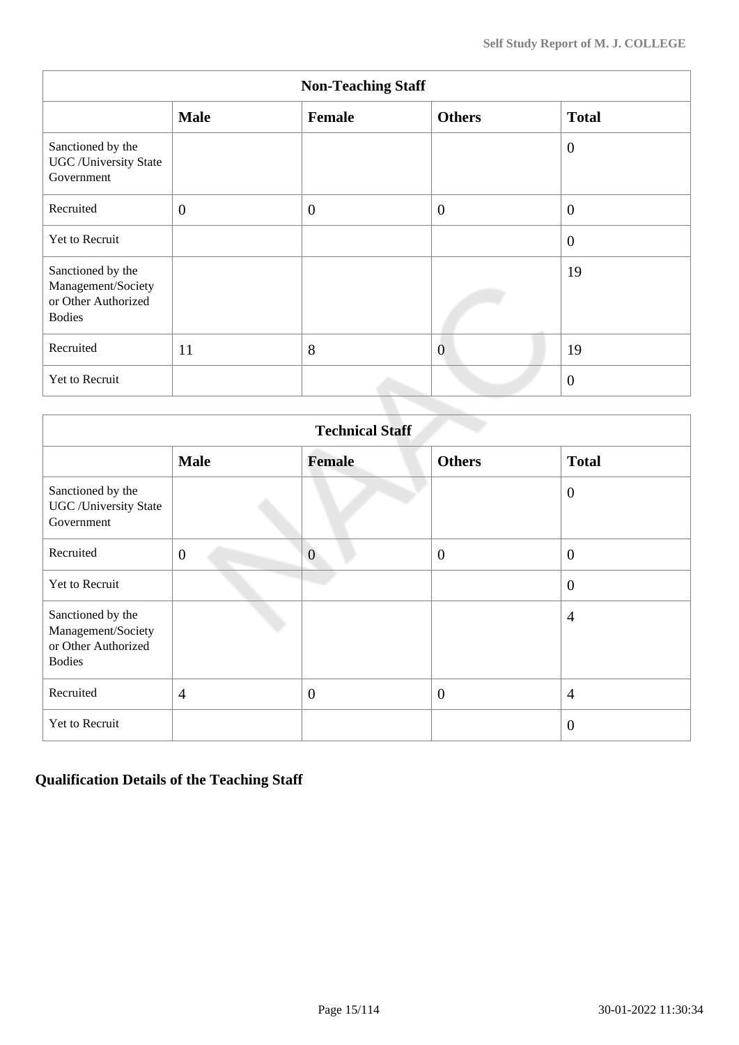| Non-Teaching Staff | | | | |
|---|---|---|---|---|
| | **Male** | **Female** | **Others** | **Total** |
| Sanctioned by the UGC /University State Government | | | | 0 |
| Recruited | 0 | 0 | 0 | 0 |
| Yet to Recruit | | | | 0 |
| Sanctioned by the Management/Society or Other Authorized Bodies | | | | 19 |
| Recruited | 11 | 8 | 0 | 19 |
| Yet to Recruit | | | | 0 |

| Technical Staff | | | | |
|---|---|---|---|---|
| | **Male** | **Female** | **Others** | **Total** |
| Sanctioned by the UGC /University State Government | | | | 0 |
| Recruited | 0 | 0 | 0 | 0 |
| Yet to Recruit | | | | 0 |
| Sanctioned by the Management/Society or Other Authorized Bodies | | | | 4 |
| Recruited | 4 | 0 | 0 | 4 |
| Yet to Recruit | | | | 0 |

## Qualification Details of the Teaching Staff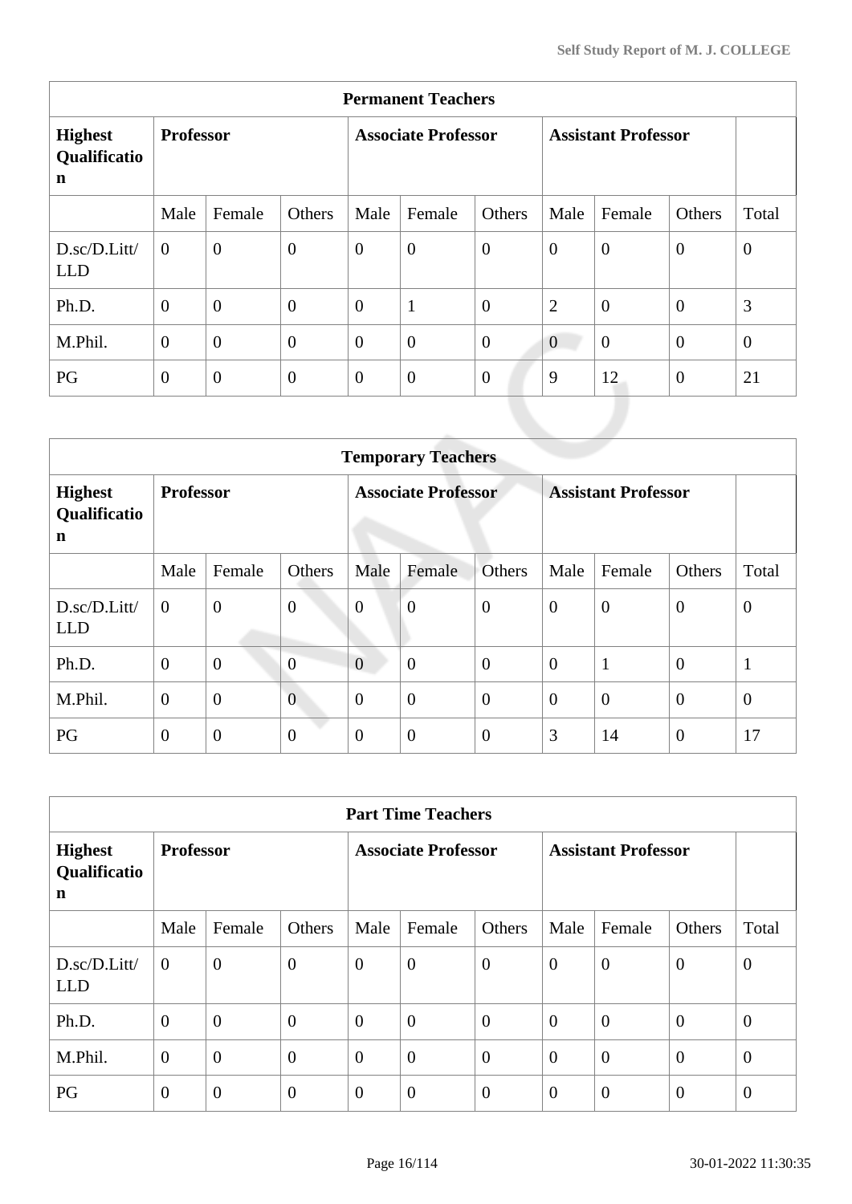| Permanent Teachers | | | | | | | | | | |
|---|---|---|---|---|---|---|---|---|---|---|
| **Highest Qualification** | **Professor** | | | **Associate Professor** | | | **Assistant Professor** | | | |
| | Male | Female | Others | Male | Female | Others | Male | Female | Others | Total |
| D.sc/D.Litt/LLD | 0 | 0 | 0 | 0 | 0 | 0 | 0 | 0 | 0 | 0 |
| Ph.D. | 0 | 0 | 0 | 0 | 1 | 0 | 2 | 0 | 0 | 3 |
| M.Phil. | 0 | 0 | 0 | 0 | 0 | 0 | 0 | 0 | 0 | 0 |
| PG | 0 | 0 | 0 | 0 | 0 | 0 | 9 | 12 | 0 | 21 |

| Temporary Teachers | | | | | | | | | | |
|---|---|---|---|---|---|---|---|---|---|---|
| **Highest Qualification** | **Professor** | | | **Associate Professor** | | | **Assistant Professor** | | | |
| | Male | Female | Others | Male | Female | Others | Male | Female | Others | Total |
| D.sc/D.Litt/LLD | 0 | 0 | 0 | 0 | 0 | 0 | 0 | 0 | 0 | 0 |
| Ph.D. | 0 | 0 | 0 | 0 | 0 | 0 | 0 | 1 | 0 | 1 |
| M.Phil. | 0 | 0 | 0 | 0 | 0 | 0 | 0 | 0 | 0 | 0 |
| PG | 0 | 0 | 0 | 0 | 0 | 0 | 3 | 14 | 0 | 17 |

| Part Time Teachers | | | | | | | | | | |
|---|---|---|---|---|---|---|---|---|---|---|
| **Highest Qualification** | **Professor** | | | **Associate Professor** | | | **Assistant Professor** | | | |
| | Male | Female | Others | Male | Female | Others | Male | Female | Others | Total |
| D.sc/D.Litt/LLD | 0 | 0 | 0 | 0 | 0 | 0 | 0 | 0 | 0 | 0 |
| Ph.D. | 0 | 0 | 0 | 0 | 0 | 0 | 0 | 0 | 0 | 0 |
| M.Phil. | 0 | 0 | 0 | 0 | 0 | 0 | 0 | 0 | 0 | 0 |
| PG | 0 | 0 | 0 | 0 | 0 | 0 | 0 | 0 | 0 | 0 |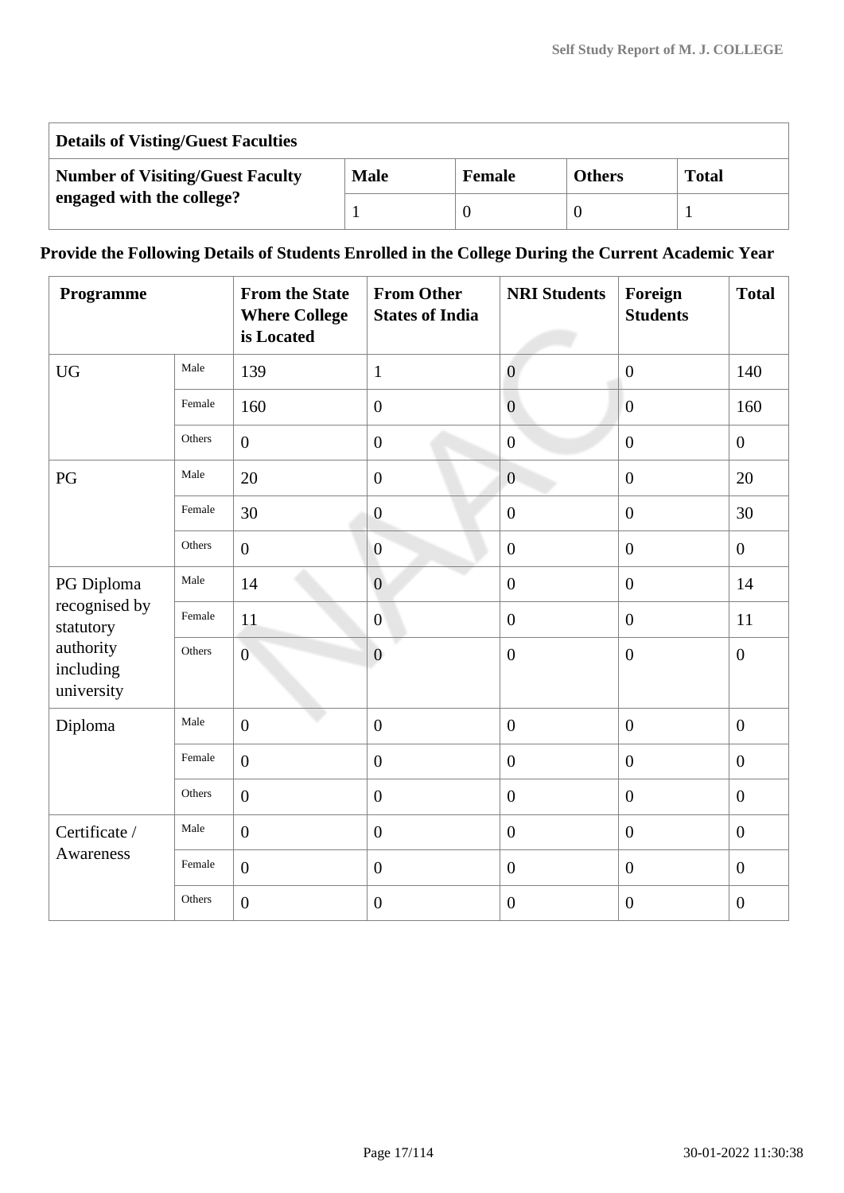| Details of Visting/Guest Faculties | | | | |
|---|---|---|---|---|
| **Number of Visiting/Guest Faculty engaged with the college?** | **Male** | **Female** | **Others** | **Total** |
| | 1 | 0 | 0 | 1 |

**Provide the Following Details of Students Enrolled in the College During the Current Academic Year**

| Programme | | From the State Where College is Located | From Other States of India | NRI Students | Foreign Students | Total |
|---|---|---|---|---|---|---|
| UG | Male | 139 | 1 | 0 | 0 | 140 |
| | Female | 160 | 0 | 0 | 0 | 160 |
| | Others | 0 | 0 | 0 | 0 | 0 |
| PG | Male | 20 | 0 | 0 | 0 | 20 |
| | Female | 30 | 0 | 0 | 0 | 30 |
| | Others | 0 | 0 | 0 | 0 | 0 |
| PG Diploma recognised by statutory authority including university | Male | 14 | 0 | 0 | 0 | 14 |
| | Female | 11 | 0 | 0 | 0 | 11 |
| | Others | 0 | 0 | 0 | 0 | 0 |
| Diploma | Male | 0 | 0 | 0 | 0 | 0 |
| | Female | 0 | 0 | 0 | 0 | 0 |
| | Others | 0 | 0 | 0 | 0 | 0 |
| Certificate / Awareness | Male | 0 | 0 | 0 | 0 | 0 |
| | Female | 0 | 0 | 0 | 0 | 0 |
| | Others | 0 | 0 | 0 | 0 | 0 |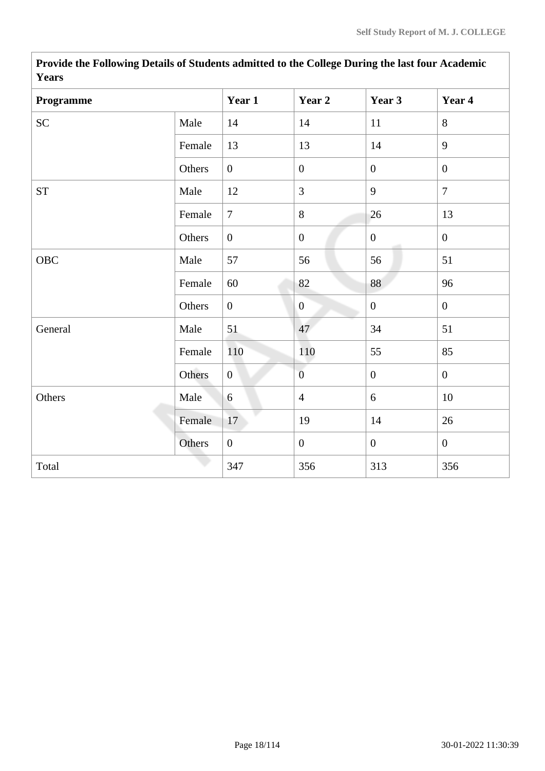| Provide the Following Details of Students admitted to the College During the last four Academic Years | | | | | |
|---|---|---|---|---|---|
| **Programme** | | **Year 1** | **Year 2** | **Year 3** | **Year 4** |
| SC | Male | 14 | 14 | 11 | 8 |
| | Female | 13 | 13 | 14 | 9 |
| | Others | 0 | 0 | 0 | 0 |
| ST | Male | 12 | 3 | 9 | 7 |
| | Female | 7 | 8 | 26 | 13 |
| | Others | 0 | 0 | 0 | 0 |
| OBC | Male | 57 | 56 | 56 | 51 |
| | Female | 60 | 82 | 88 | 96 |
| | Others | 0 | 0 | 0 | 0 |
| General | Male | 51 | 47 | 34 | 51 |
| | Female | 110 | 110 | 55 | 85 |
| | Others | 0 | 0 | 0 | 0 |
| Others | Male | 6 | 4 | 6 | 10 |
| | Female | 17 | 19 | 14 | 26 |
| | Others | 0 | 0 | 0 | 0 |
| Total | | 347 | 356 | 313 | 356 |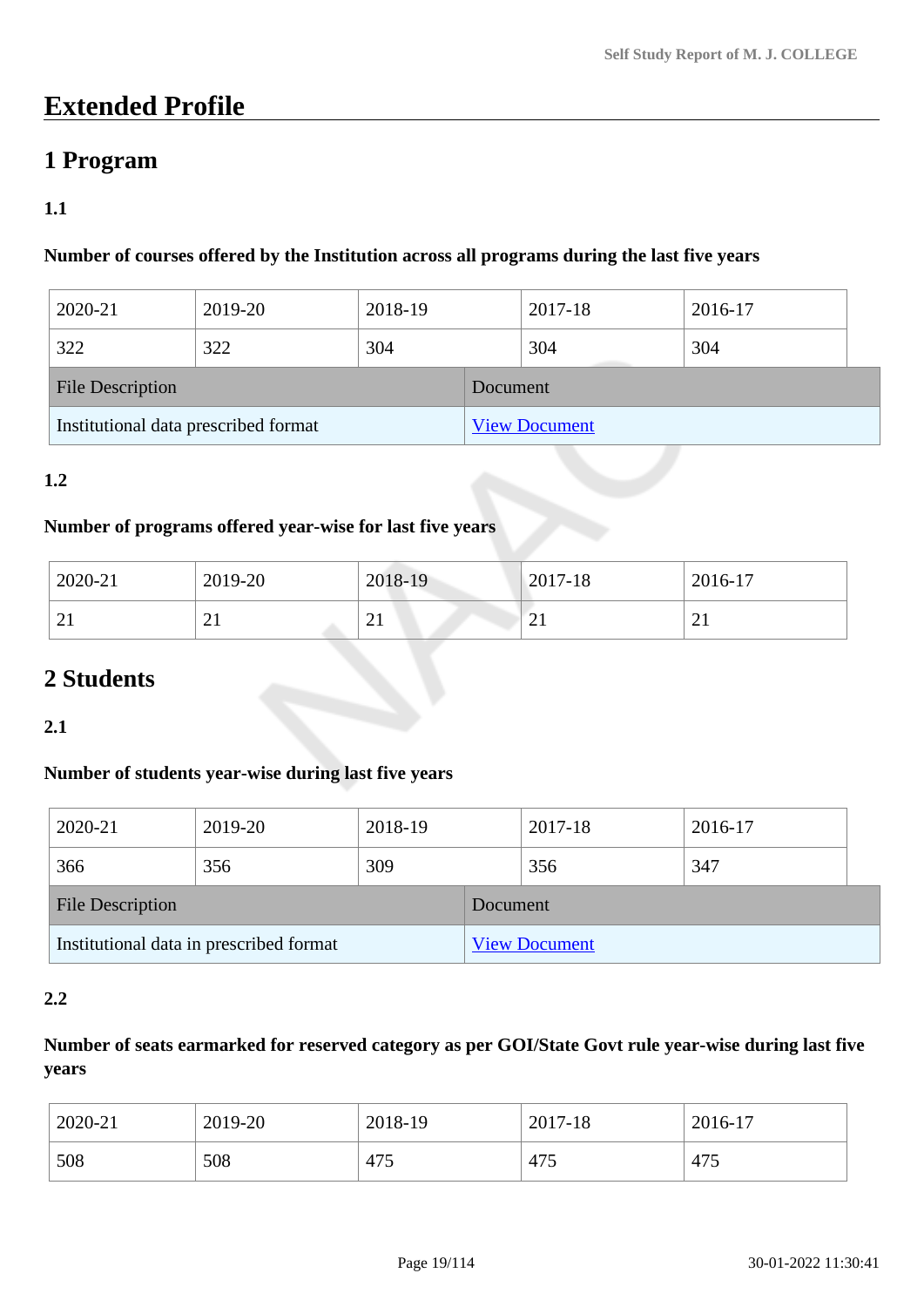# Extended Profile

## 1 Program

### 1.1

**Number of courses offered by the Institution across all programs during the last five years**

| 2020-21 | 2019-20 | 2018-19 | 2017-18 | 2016-17 |
|---|---|---|---|---|
| 322 | 322 | 304 | 304 | 304 |

| File Description | Document |
|---|---|
| Institutional data prescribed format | View Document |

### 1.2

**Number of programs offered year-wise for last five years**

| 2020-21 | 2019-20 | 2018-19 | 2017-18 | 2016-17 |
|---|---|---|---|---|
| 21 | 21 | 21 | 21 | 21 |

## 2 Students

### 2.1

**Number of students year-wise during last five years**

| 2020-21 | 2019-20 | 2018-19 | 2017-18 | 2016-17 |
|---|---|---|---|---|
| 366 | 356 | 309 | 356 | 347 |

| File Description | Document |
|---|---|
| Institutional data in prescribed format | View Document |

### 2.2

**Number of seats earmarked for reserved category as per GOI/State Govt rule year-wise during last five years**

| 2020-21 | 2019-20 | 2018-19 | 2017-18 | 2016-17 |
|---|---|---|---|---|
| 508 | 508 | 475 | 475 | 475 |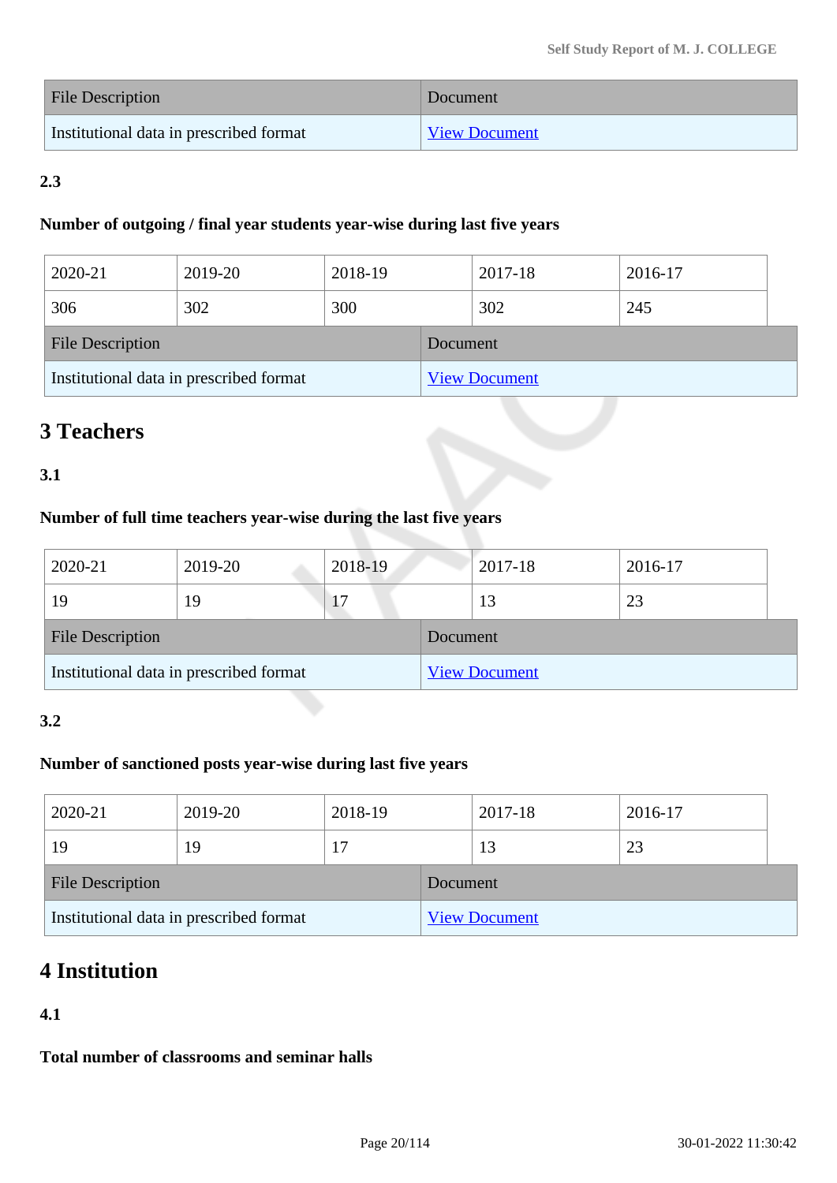| File Description | Document |
| --- | --- |
| Institutional data in prescribed format | View Document |

**2.3**

**Number of outgoing / final year students year-wise during last five years**

| 2020-21 | 2019-20 | 2018-19 | 2017-18 | 2016-17 |
| --- | --- | --- | --- | --- |
| 306 | 302 | 300 | 302 | 245 |

| File Description | Document |
| --- | --- |
| Institutional data in prescribed format | View Document |

# 3 Teachers

**3.1**

**Number of full time teachers year-wise during the last five years**

| 2020-21 | 2019-20 | 2018-19 | 2017-18 | 2016-17 |
| --- | --- | --- | --- | --- |
| 19 | 19 | 17 | 13 | 23 |

| File Description | Document |
| --- | --- |
| Institutional data in prescribed format | View Document |

**3.2**

**Number of sanctioned posts year-wise during last five years**

| 2020-21 | 2019-20 | 2018-19 | 2017-18 | 2016-17 |
| --- | --- | --- | --- | --- |
| 19 | 19 | 17 | 13 | 23 |

| File Description | Document |
| --- | --- |
| Institutional data in prescribed format | View Document |

# 4 Institution

**4.1**

**Total number of classrooms and seminar halls**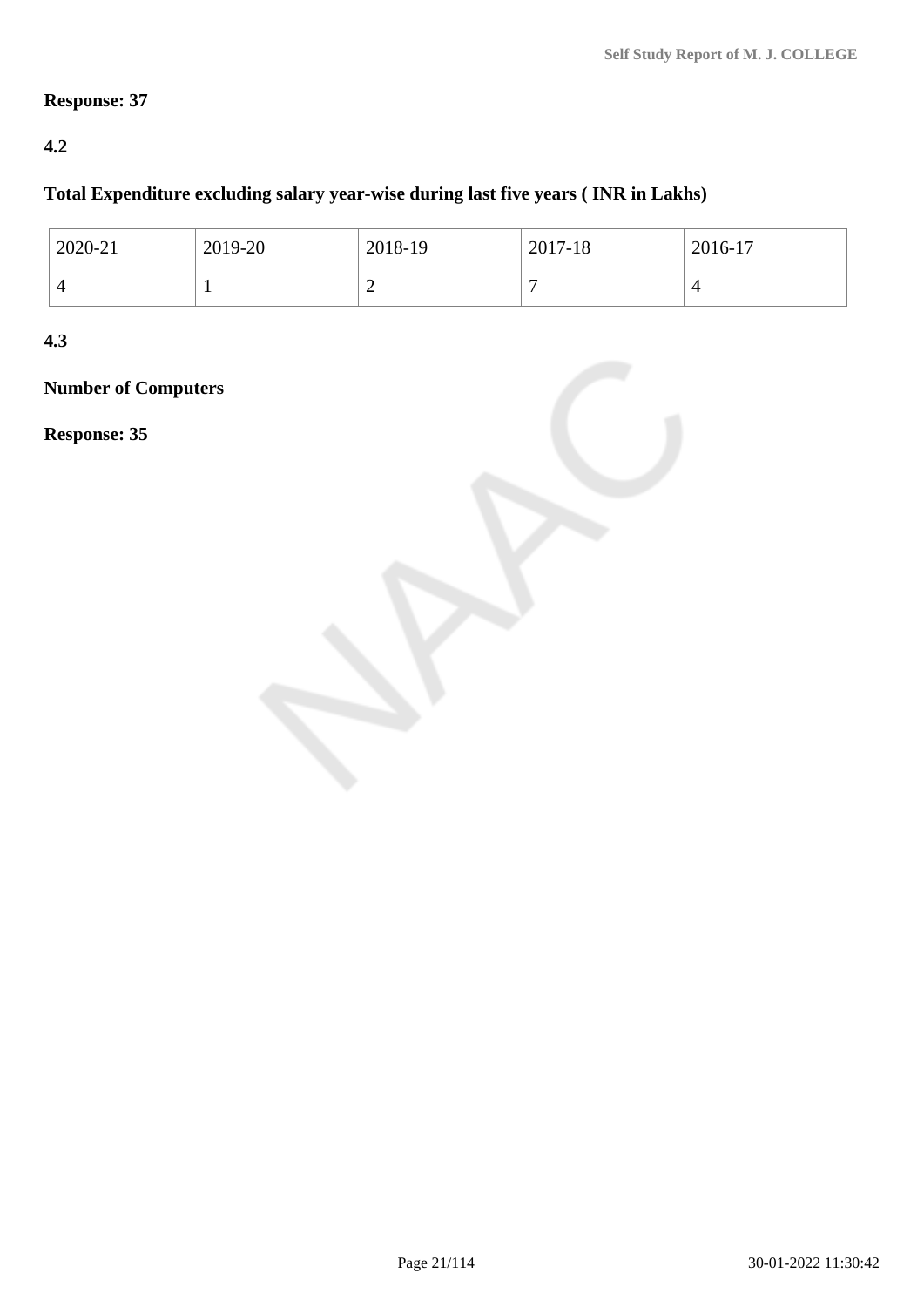**Response: 37**

**4.2**

**Total Expenditure excluding salary year-wise during last five years ( INR in Lakhs)**

| 2020-21 | 2019-20 | 2018-19 | 2017-18 | 2016-17 |
|---|---|---|---|---|
| 4 | 1 | 2 | 7 | 4 |

**4.3**

**Number of Computers**

**Response: 35**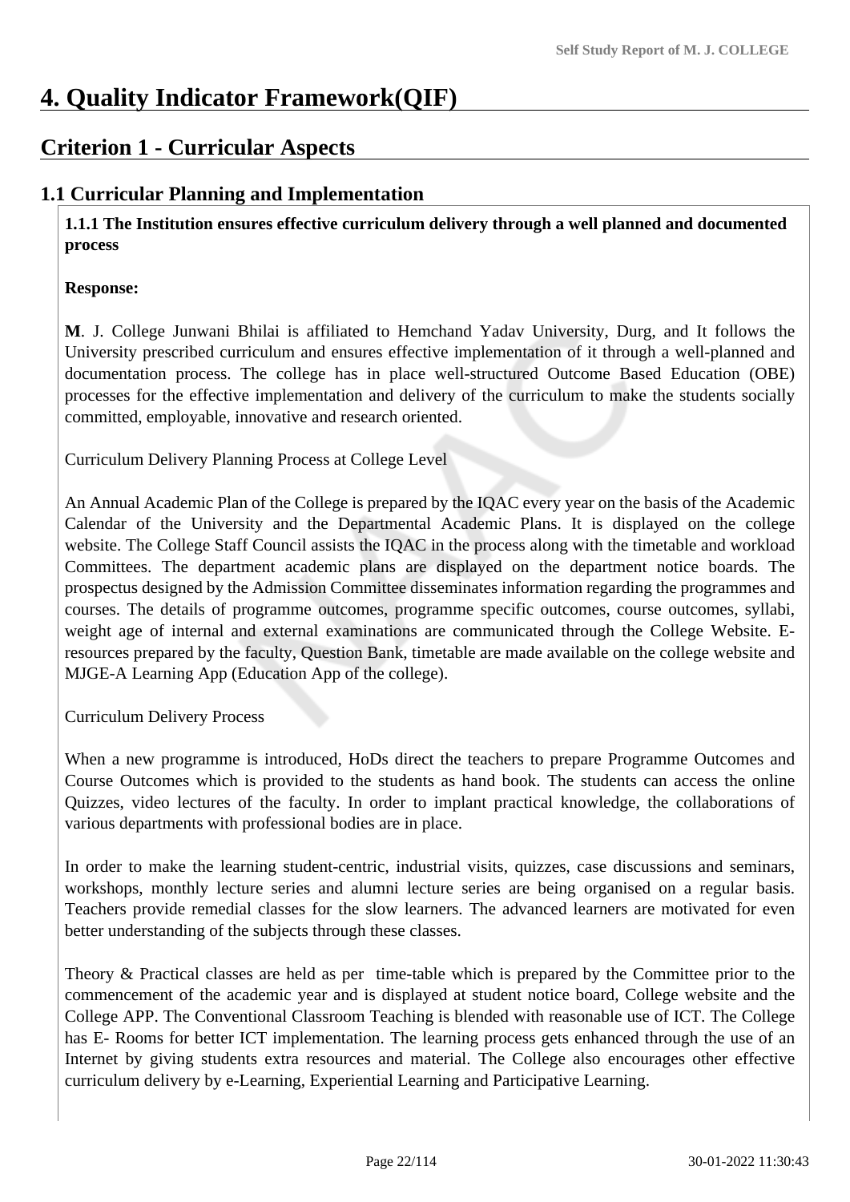# 4. Quality Indicator Framework(QIF)

## Criterion 1 - Curricular Aspects

### 1.1 Curricular Planning and Implementation

**1.1.1 The Institution ensures effective curriculum delivery through a well planned and documented process**

**Response:**

**M**. J. College Junwani Bhilai is affiliated to Hemchand Yadav University, Durg, and It follows the University prescribed curriculum and ensures effective implementation of it through a well-planned and documentation process. The college has in place well-structured Outcome Based Education (OBE) processes for the effective implementation and delivery of the curriculum to make the students socially committed, employable, innovative and research oriented.

Curriculum Delivery Planning Process at College Level

An Annual Academic Plan of the College is prepared by the IQAC every year on the basis of the Academic Calendar of the University and the Departmental Academic Plans. It is displayed on the college website. The College Staff Council assists the IQAC in the process along with the timetable and workload Committees. The department academic plans are displayed on the department notice boards. The prospectus designed by the Admission Committee disseminates information regarding the programmes and courses. The details of programme outcomes, programme specific outcomes, course outcomes, syllabi, weight age of internal and external examinations are communicated through the College Website. E-resources prepared by the faculty, Question Bank, timetable are made available on the college website and MJGE-A Learning App (Education App of the college).

Curriculum Delivery Process

When a new programme is introduced, HoDs direct the teachers to prepare Programme Outcomes and Course Outcomes which is provided to the students as hand book. The students can access the online Quizzes, video lectures of the faculty. In order to implant practical knowledge, the collaborations of various departments with professional bodies are in place.

In order to make the learning student-centric, industrial visits, quizzes, case discussions and seminars, workshops, monthly lecture series and alumni lecture series are being organised on a regular basis. Teachers provide remedial classes for the slow learners. The advanced learners are motivated for even better understanding of the subjects through these classes.

Theory & Practical classes are held as per time-table which is prepared by the Committee prior to the commencement of the academic year and is displayed at student notice board, College website and the College APP. The Conventional Classroom Teaching is blended with reasonable use of ICT. The College has E- Rooms for better ICT implementation. The learning process gets enhanced through the use of an Internet by giving students extra resources and material. The College also encourages other effective curriculum delivery by e-Learning, Experiential Learning and Participative Learning.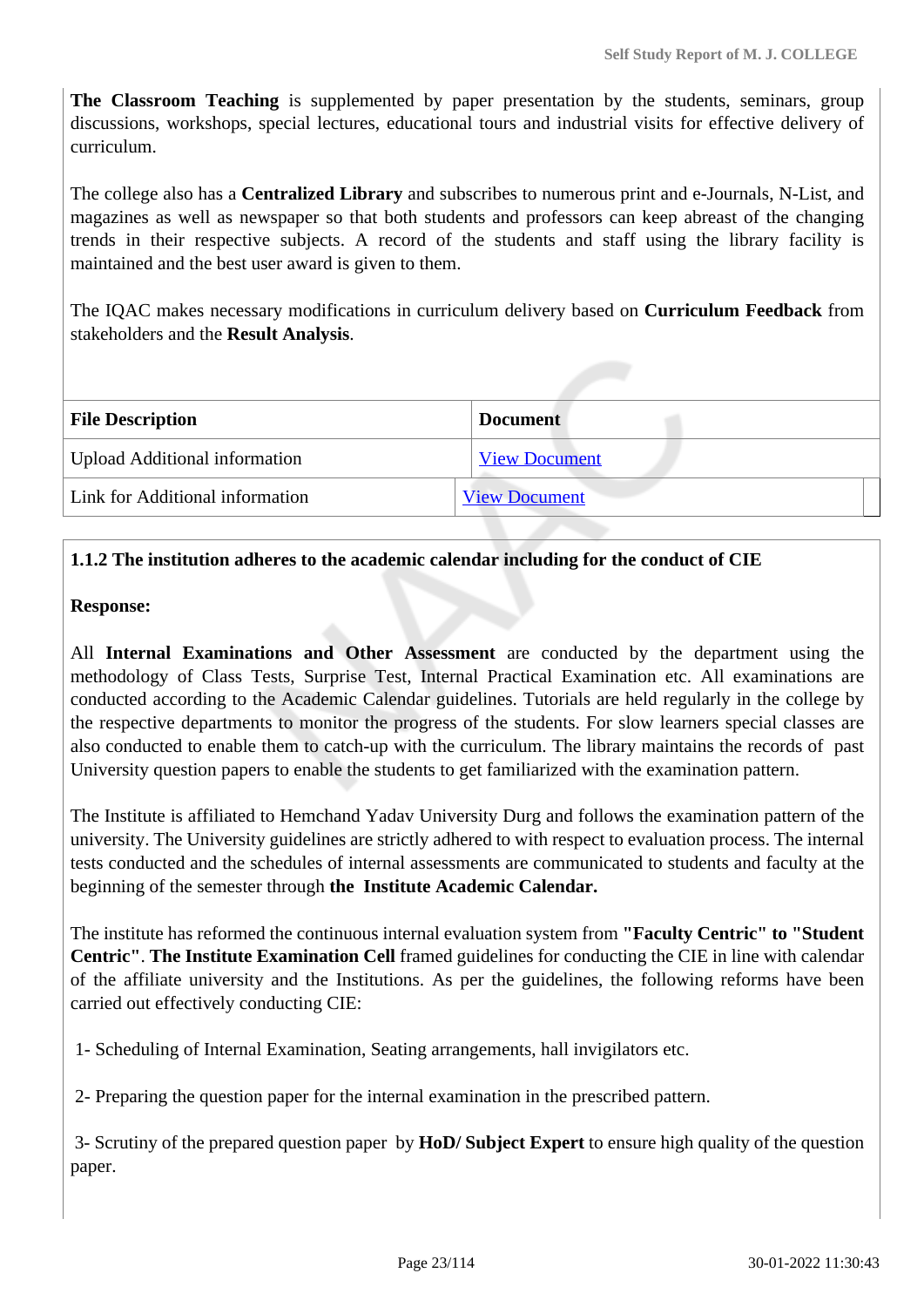**The Classroom Teaching** is supplemented by paper presentation by the students, seminars, group discussions, workshops, special lectures, educational tours and industrial visits for effective delivery of curriculum.

The college also has a **Centralized Library** and subscribes to numerous print and e-Journals, N-List, and magazines as well as newspaper so that both students and professors can keep abreast of the changing trends in their respective subjects. A record of the students and staff using the library facility is maintained and the best user award is given to them.

The IQAC makes necessary modifications in curriculum delivery based on **Curriculum Feedback** from stakeholders and the **Result Analysis**.

| File Description | Document |
|---|---|
| Upload Additional information | View Document |
| Link for Additional information | View Document |

**1.1.2 The institution adheres to the academic calendar including for the conduct of CIE**

**Response:**

All **Internal Examinations and Other Assessment** are conducted by the department using the methodology of Class Tests, Surprise Test, Internal Practical Examination etc. All examinations are conducted according to the Academic Calendar guidelines. Tutorials are held regularly in the college by the respective departments to monitor the progress of the students. For slow learners special classes are also conducted to enable them to catch-up with the curriculum. The library maintains the records of past University question papers to enable the students to get familiarized with the examination pattern.

The Institute is affiliated to Hemchand Yadav University Durg and follows the examination pattern of the university. The University guidelines are strictly adhered to with respect to evaluation process. The internal tests conducted and the schedules of internal assessments are communicated to students and faculty at the beginning of the semester through **the Institute Academic Calendar.**

The institute has reformed the continuous internal evaluation system from **"Faculty Centric" to "Student Centric"**. **The Institute Examination Cell** framed guidelines for conducting the CIE in line with calendar of the affiliate university and the Institutions. As per the guidelines, the following reforms have been carried out effectively conducting CIE:

1- Scheduling of Internal Examination, Seating arrangements, hall invigilators etc.

2- Preparing the question paper for the internal examination in the prescribed pattern.

3- Scrutiny of the prepared question paper by **HoD/ Subject Expert** to ensure high quality of the question paper.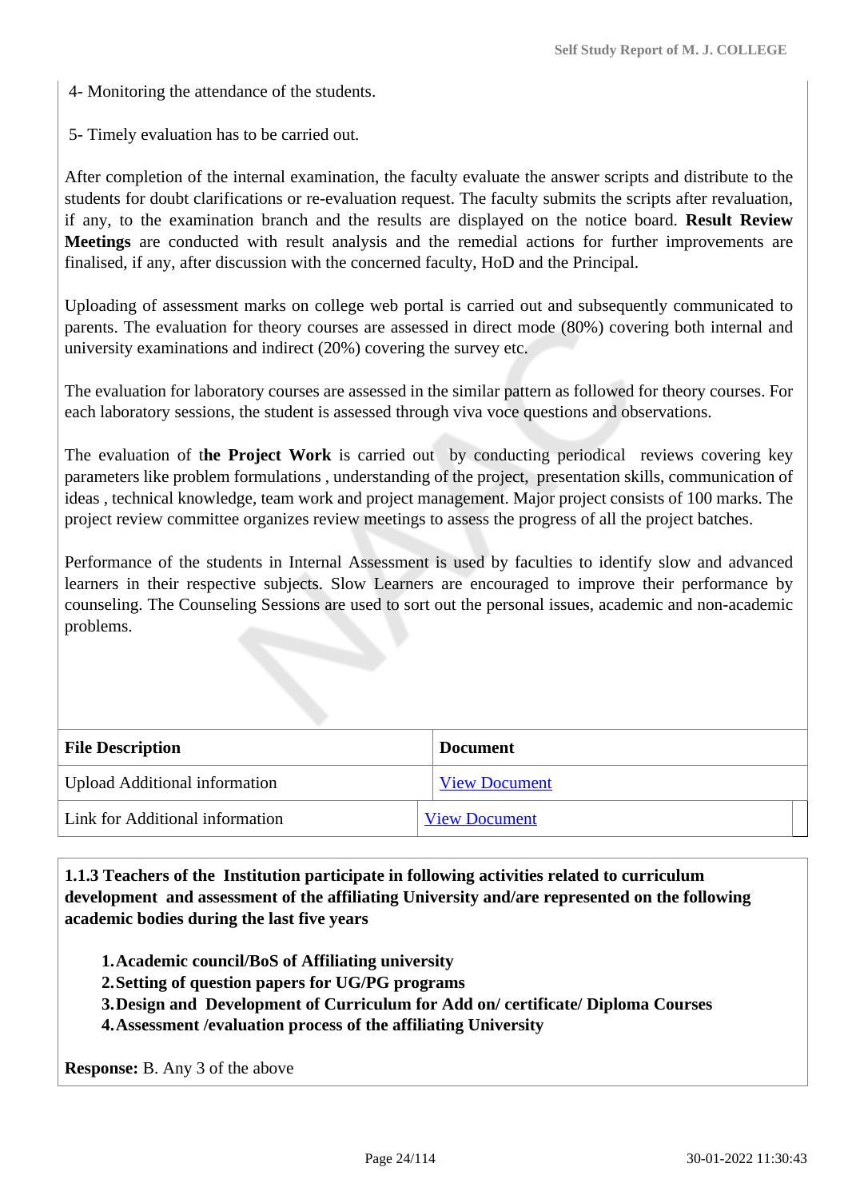4- Monitoring the attendance of the students.

5- Timely evaluation has to be carried out.

After completion of the internal examination, the faculty evaluate the answer scripts and distribute to the students for doubt clarifications or re-evaluation request. The faculty submits the scripts after revaluation, if any, to the examination branch and the results are displayed on the notice board. **Result Review Meetings** are conducted with result analysis and the remedial actions for further improvements are finalised, if any, after discussion with the concerned faculty, HoD and the Principal.

Uploading of assessment marks on college web portal is carried out and subsequently communicated to parents. The evaluation for theory courses are assessed in direct mode (80%) covering both internal and university examinations and indirect (20%) covering the survey etc.

The evaluation for laboratory courses are assessed in the similar pattern as followed for theory courses. For each laboratory sessions, the student is assessed through viva voce questions and observations.

The evaluation of t**he Project Work** is carried out by conducting periodical reviews covering key parameters like problem formulations , understanding of the project, presentation skills, communication of ideas , technical knowledge, team work and project management. Major project consists of 100 marks. The project review committee organizes review meetings to assess the progress of all the project batches.

Performance of the students in Internal Assessment is used by faculties to identify slow and advanced learners in their respective subjects. Slow Learners are encouraged to improve their performance by counseling. The Counseling Sessions are used to sort out the personal issues, academic and non-academic problems.

| File Description | Document |
|---|---|
| Upload Additional information | View Document |
| Link for Additional information | View Document |

**1.1.3 Teachers of the Institution participate in following activities related to curriculum development and assessment of the affiliating University and/are represented on the following academic bodies during the last five years**

1. **Academic council/BoS of Affiliating university**
2. **Setting of question papers for UG/PG programs**
3. **Design and Development of Curriculum for Add on/ certificate/ Diploma Courses**
4. **Assessment /evaluation process of the affiliating University**

**Response:** B. Any 3 of the above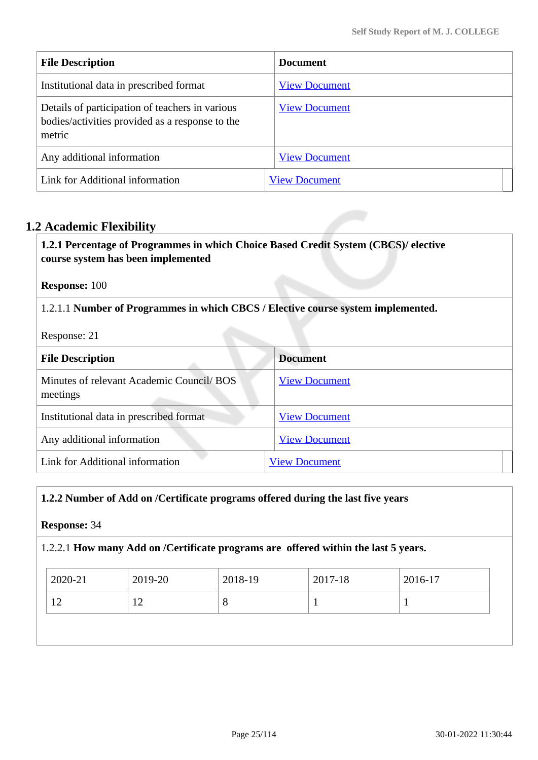| File Description | Document |
| --- | --- |
| Institutional data in prescribed format | View Document |
| Details of participation of teachers in various bodies/activities provided as a response to the metric | View Document |
| Any additional information | View Document |
| Link for Additional information | View Document |

## 1.2 Academic Flexibility

**1.2.1 Percentage of Programmes in which Choice Based Credit System (CBCS)/ elective course system has been implemented**

**Response:** 100

1.2.1.1 **Number of Programmes in which CBCS / Elective course system implemented.**

Response: 21

| File Description | Document |
| --- | --- |
| Minutes of relevant Academic Council/ BOS meetings | View Document |
| Institutional data in prescribed format | View Document |
| Any additional information | View Document |
| Link for Additional information | View Document |

**1.2.2 Number of Add on /Certificate programs offered during the last five years**

**Response:** 34

1.2.2.1 **How many Add on /Certificate programs are offered within the last 5 years.**

| 2020-21 | 2019-20 | 2018-19 | 2017-18 | 2016-17 |
| --- | --- | --- | --- | --- |
| 12 | 12 | 8 | 1 | 1 |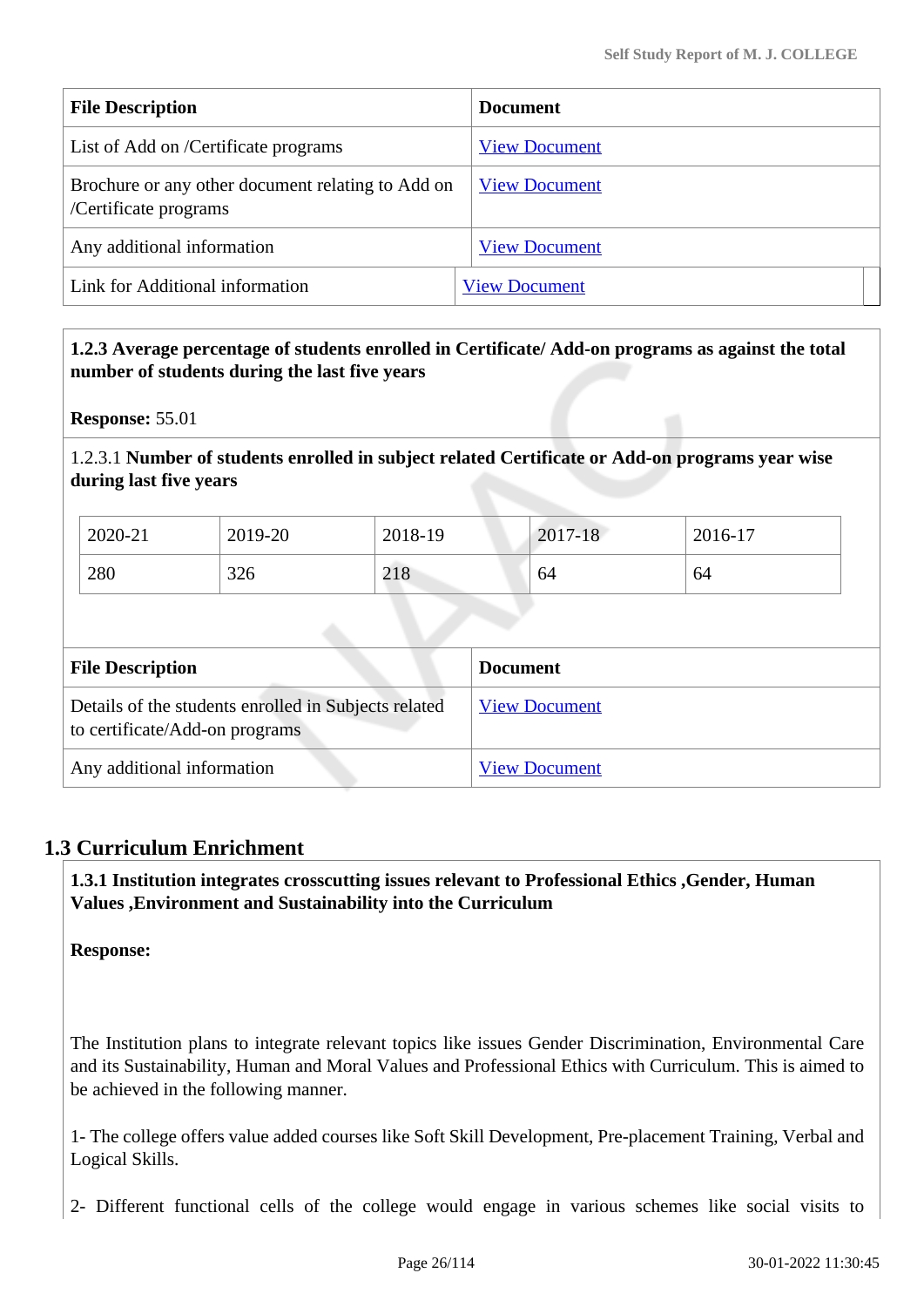| File Description | Document |
|---|---|
| List of Add on /Certificate programs | View Document |
| Brochure or any other document relating to Add on /Certificate programs | View Document |
| Any additional information | View Document |
| Link for Additional information | View Document |

**1.2.3 Average percentage of students enrolled in Certificate/ Add-on programs as against the total number of students during the last five years**

**Response:** 55.01

1.2.3.1 **Number of students enrolled in subject related Certificate or Add-on programs year wise during last five years**

| 2020-21 | 2019-20 | 2018-19 | 2017-18 | 2016-17 |
|---|---|---|---|---|
| 280 | 326 | 218 | 64 | 64 |

| File Description | Document |
|---|---|
| Details of the students enrolled in Subjects related to certificate/Add-on programs | View Document |
| Any additional information | View Document |

## 1.3 Curriculum Enrichment

**1.3.1 Institution integrates crosscutting issues relevant to Professional Ethics ,Gender, Human Values ,Environment and Sustainability into the Curriculum**

**Response:**

The Institution plans to integrate relevant topics like issues Gender Discrimination, Environmental Care and its Sustainability, Human and Moral Values and Professional Ethics with Curriculum. This is aimed to be achieved in the following manner.

1- The college offers value added courses like Soft Skill Development, Pre-placement Training, Verbal and Logical Skills.

2- Different functional cells of the college would engage in various schemes like social visits to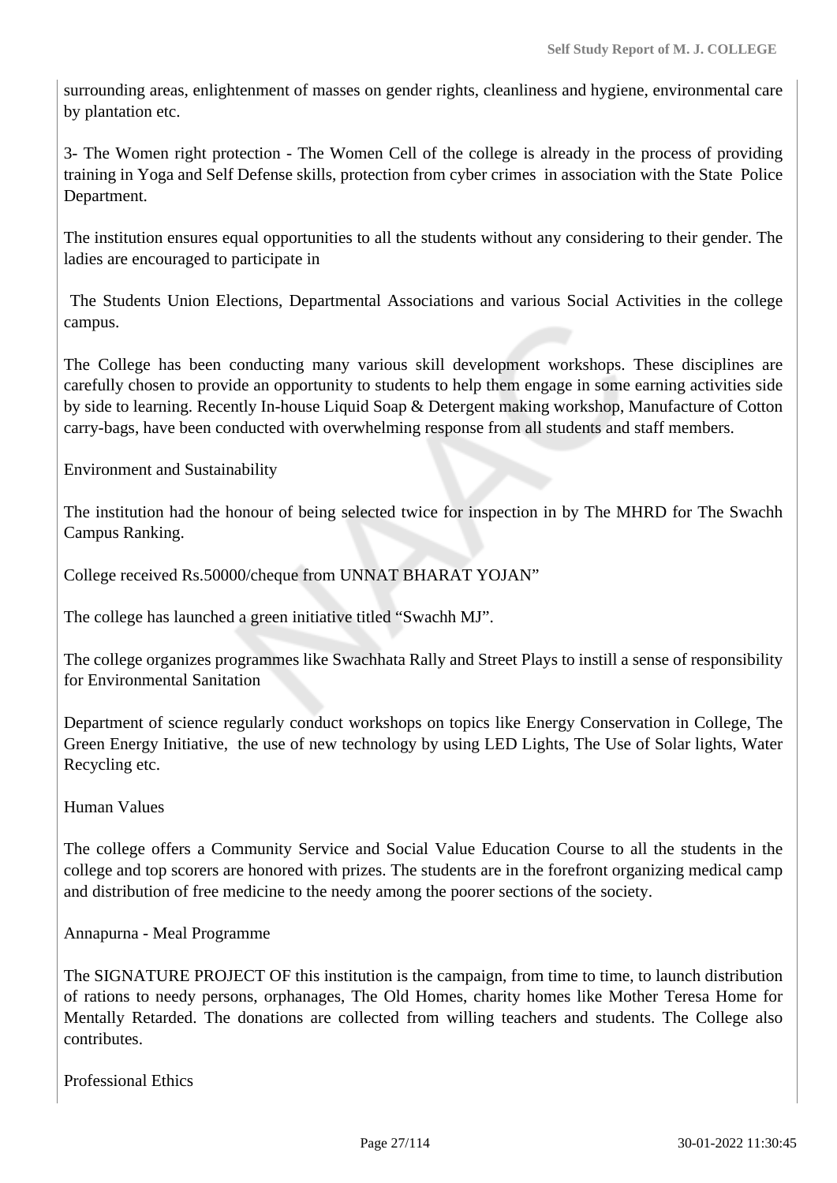surrounding areas, enlightenment of masses on gender rights, cleanliness and hygiene, environmental care by plantation etc.

3- The Women right protection - The Women Cell of the college is already in the process of providing training in Yoga and Self Defense skills, protection from cyber crimes in association with the State Police Department.

The institution ensures equal opportunities to all the students without any considering to their gender. The ladies are encouraged to participate in

The Students Union Elections, Departmental Associations and various Social Activities in the college campus.

The College has been conducting many various skill development workshops. These disciplines are carefully chosen to provide an opportunity to students to help them engage in some earning activities side by side to learning. Recently In-house Liquid Soap & Detergent making workshop, Manufacture of Cotton carry-bags, have been conducted with overwhelming response from all students and staff members.

Environment and Sustainability

The institution had the honour of being selected twice for inspection in by The MHRD for The Swachh Campus Ranking.

College received Rs.50000/cheque from UNNAT BHARAT YOJAN"

The college has launched a green initiative titled "Swachh MJ".

The college organizes programmes like Swachhata Rally and Street Plays to instill a sense of responsibility for Environmental Sanitation

Department of science regularly conduct workshops on topics like Energy Conservation in College, The Green Energy Initiative, the use of new technology by using LED Lights, The Use of Solar lights, Water Recycling etc.

Human Values

The college offers a Community Service and Social Value Education Course to all the students in the college and top scorers are honored with prizes. The students are in the forefront organizing medical camp and distribution of free medicine to the needy among the poorer sections of the society.

Annapurna - Meal Programme

The SIGNATURE PROJECT OF this institution is the campaign, from time to time, to launch distribution of rations to needy persons, orphanages, The Old Homes, charity homes like Mother Teresa Home for Mentally Retarded. The donations are collected from willing teachers and students. The College also contributes.

Professional Ethics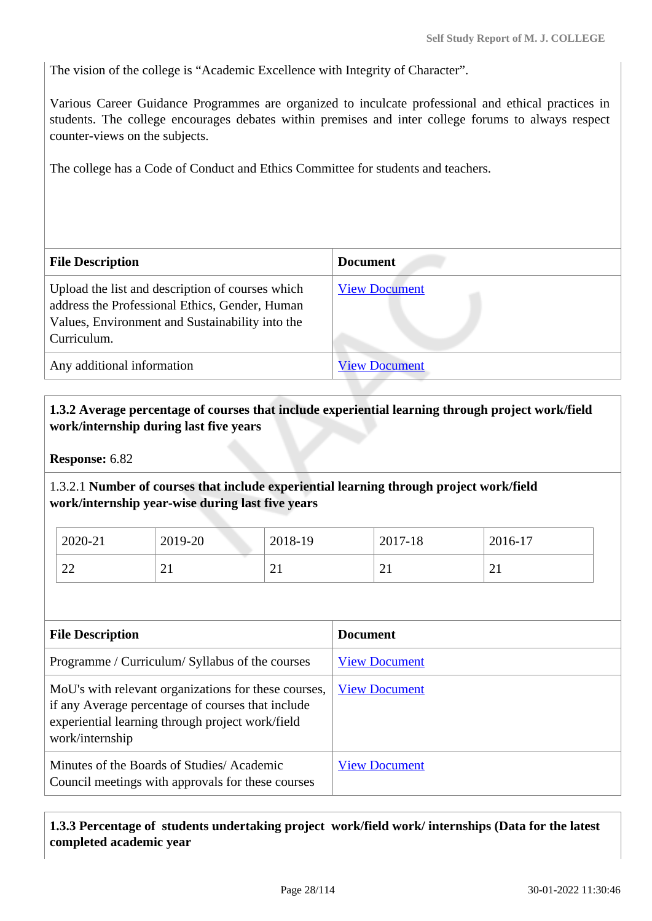The vision of the college is “Academic Excellence with Integrity of Character”.

Various Career Guidance Programmes are organized to inculcate professional and ethical practices in students. The college encourages debates within premises and inter college forums to always respect counter-views on the subjects.

The college has a Code of Conduct and Ethics Committee for students and teachers.

| File Description | Document |
|---|---|
| Upload the list and description of courses which address the Professional Ethics, Gender, Human Values, Environment and Sustainability into the Curriculum. | View Document |
| Any additional information | View Document |

**1.3.2 Average percentage of courses that include experiential learning through project work/field work/internship during last five years**

**Response:** 6.82

1.3.2.1 **Number of courses that include experiential learning through project work/field work/internship year-wise during last five years**

| 2020-21 | 2019-20 | 2018-19 | 2017-18 | 2016-17 |
|---|---|---|---|---|
| 22 | 21 | 21 | 21 | 21 |

| File Description | Document |
|---|---|
| Programme / Curriculum/ Syllabus of the courses | View Document |
| MoU's with relevant organizations for these courses, if any Average percentage of courses that include experiential learning through project work/field work/internship | View Document |
| Minutes of the Boards of Studies/ Academic Council meetings with approvals for these courses | View Document |

**1.3.3 Percentage of students undertaking project work/field work/ internships (Data for the latest completed academic year**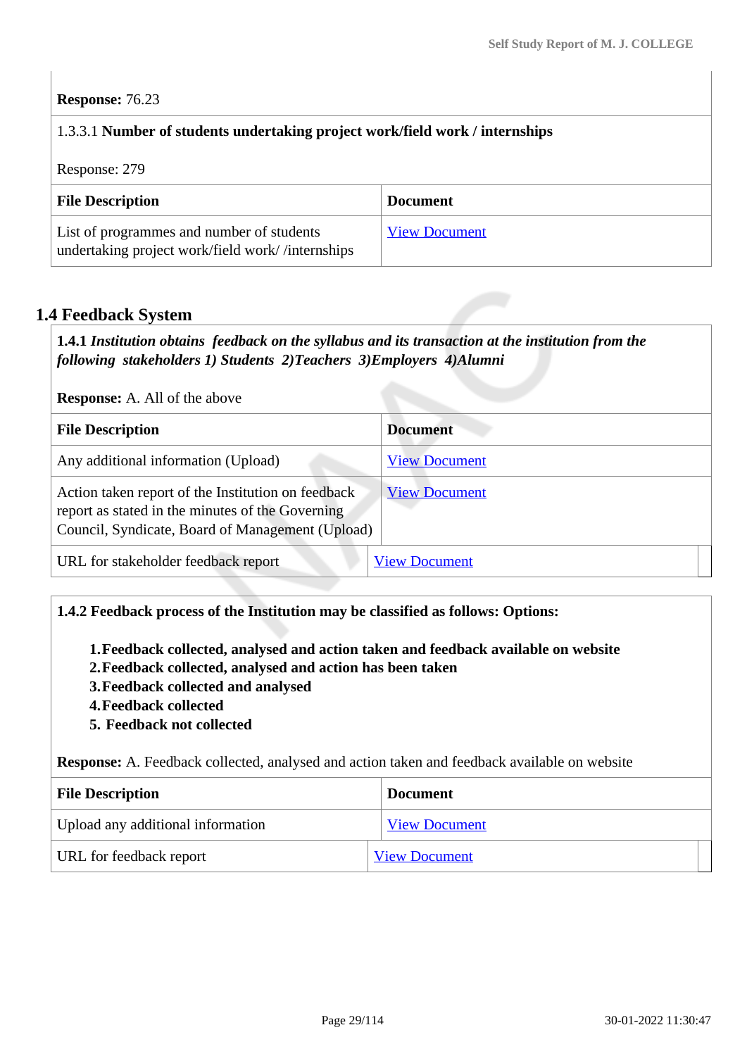**Response:** 76.23

1.3.3.1 **Number of students undertaking project work/field work / internships**

Response: 279

| File Description | Document |
|---|---|
| List of programmes and number of students undertaking project work/field work/ /internships | View Document |

## 1.4 Feedback System

**1.4.1** ***Institution obtains feedback on the syllabus and its transaction at the institution from the following stakeholders 1) Students 2)Teachers 3)Employers 4)Alumni***

**Response:** A. All of the above

| File Description | Document |
|---|---|
| Any additional information (Upload) | View Document |
| Action taken report of the Institution on feedback report as stated in the minutes of the Governing Council, Syndicate, Board of Management (Upload) | View Document |
| URL for stakeholder feedback report | View Document |

**1.4.2 Feedback process of the Institution may be classified as follows: Options:**

1. **Feedback collected, analysed and action taken and feedback available on website**
2. **Feedback collected, analysed and action has been taken**
3. **Feedback collected and analysed**
4. **Feedback collected**
5. **Feedback not collected**

**Response:** A. Feedback collected, analysed and action taken and feedback available on website

| File Description | Document |
|---|---|
| Upload any additional information | View Document |
| URL for feedback report | View Document |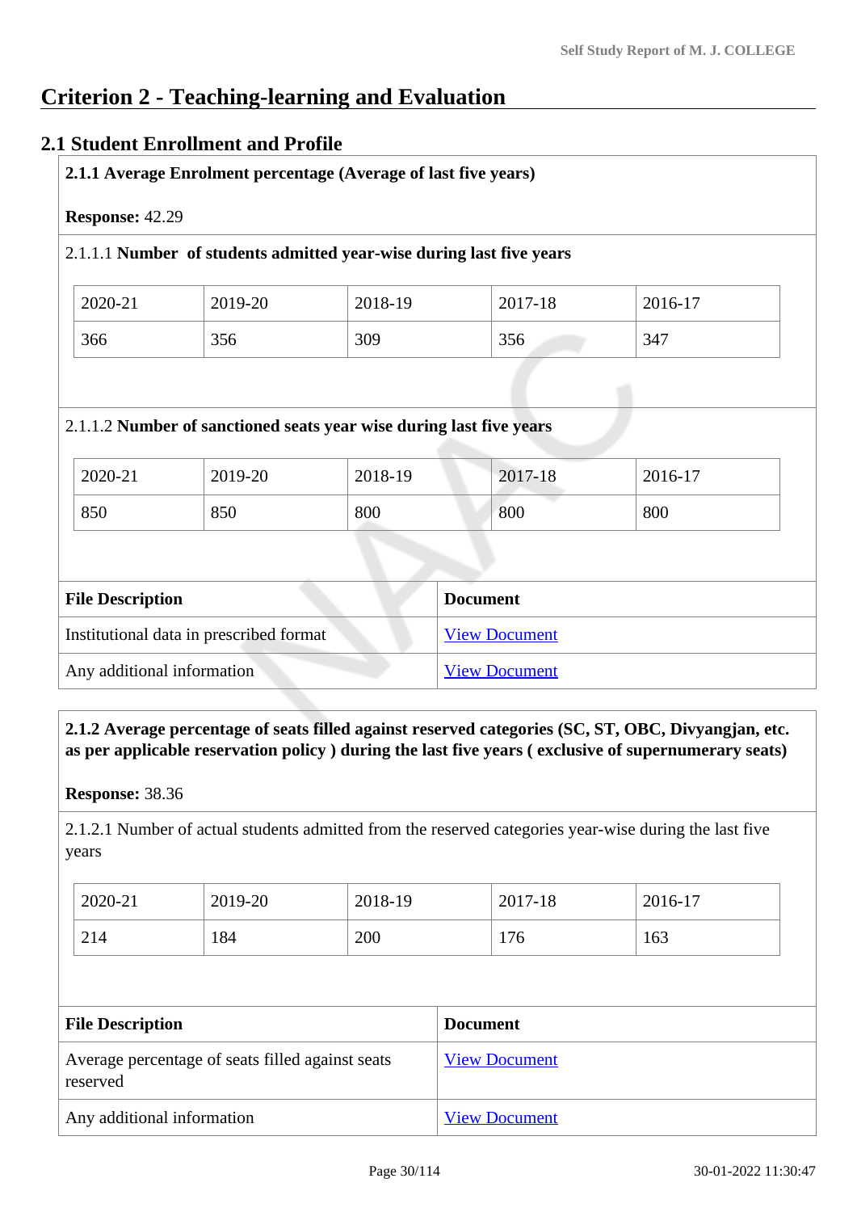# Criterion 2 - Teaching-learning and Evaluation

## 2.1 Student Enrollment and Profile

**2.1.1 Average Enrolment percentage (Average of last five years)**

**Response:** 42.29

2.1.1.1 **Number of students admitted year-wise during last five years**

| 2020-21 | 2019-20 | 2018-19 | 2017-18 | 2016-17 |
|---|---|---|---|---|
| 366 | 356 | 309 | 356 | 347 |

2.1.1.2 **Number of sanctioned seats year wise during last five years**

| 2020-21 | 2019-20 | 2018-19 | 2017-18 | 2016-17 |
|---|---|---|---|---|
| 850 | 850 | 800 | 800 | 800 |

| File Description | Document |
|---|---|
| Institutional data in prescribed format | View Document |
| Any additional information | View Document |

**2.1.2 Average percentage of seats filled against reserved categories (SC, ST, OBC, Divyangjan, etc. as per applicable reservation policy ) during the last five years ( exclusive of supernumerary seats)**

**Response:** 38.36

2.1.2.1 Number of actual students admitted from the reserved categories year-wise during the last five years

| 2020-21 | 2019-20 | 2018-19 | 2017-18 | 2016-17 |
|---|---|---|---|---|
| 214 | 184 | 200 | 176 | 163 |

| File Description | Document |
|---|---|
| Average percentage of seats filled against seats reserved | View Document |
| Any additional information | View Document |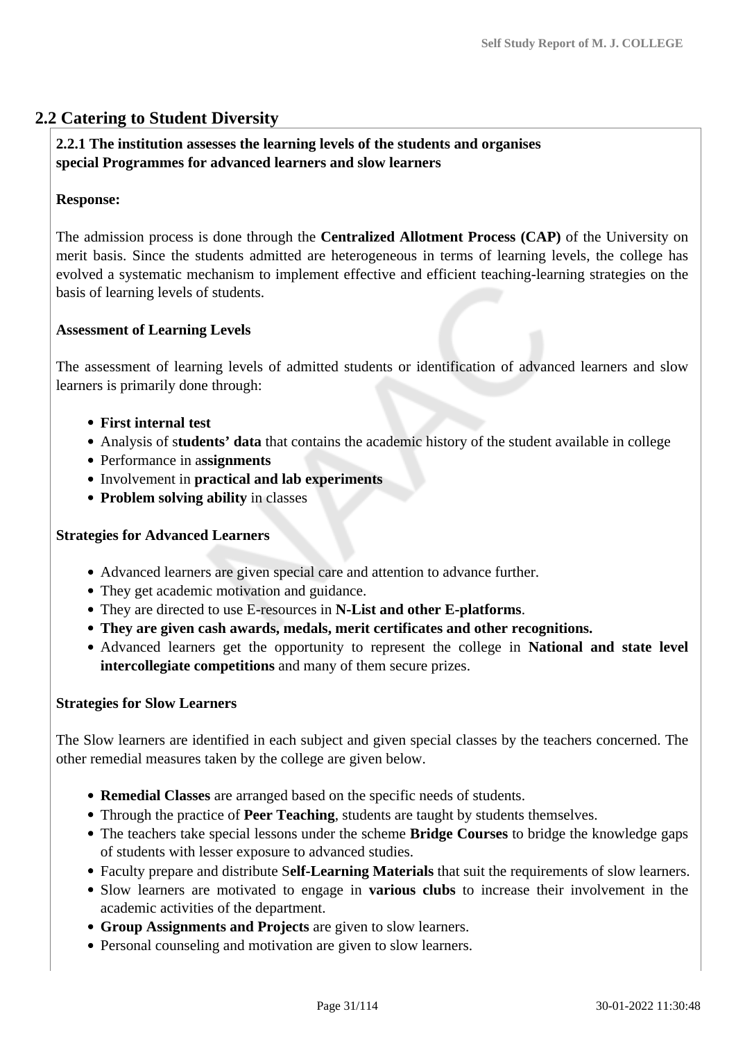## 2.2 Catering to Student Diversity

**2.2.1 The institution assesses the learning levels of the students and organises special Programmes for advanced learners and slow learners**

**Response:**

The admission process is done through the **Centralized Allotment Process (CAP)** of the University on merit basis. Since the students admitted are heterogeneous in terms of learning levels, the college has evolved a systematic mechanism to implement effective and efficient teaching-learning strategies on the basis of learning levels of students.

**Assessment of Learning Levels**

The assessment of learning levels of admitted students or identification of advanced learners and slow learners is primarily done through:

- **First internal test**
- Analysis of s**tudents' data** that contains the academic history of the student available in college
- Performance in a**ssignments**
- Involvement in **practical and lab experiments**
- **Problem solving ability** in classes

**Strategies for Advanced Learners**

- Advanced learners are given special care and attention to advance further.
- They get academic motivation and guidance.
- They are directed to use E-resources in **N-List and other E-platforms**.
- **They are given cash awards, medals, merit certificates and other recognitions.**
- Advanced learners get the opportunity to represent the college in **National and state level intercollegiate competitions** and many of them secure prizes.

**Strategies for Slow Learners**

The Slow learners are identified in each subject and given special classes by the teachers concerned. The other remedial measures taken by the college are given below.

- **Remedial Classes** are arranged based on the specific needs of students.
- Through the practice of **Peer Teaching**, students are taught by students themselves.
- The teachers take special lessons under the scheme **Bridge Courses** to bridge the knowledge gaps of students with lesser exposure to advanced studies.
- Faculty prepare and distribute S**elf-Learning Materials** that suit the requirements of slow learners.
- Slow learners are motivated to engage in **various clubs** to increase their involvement in the academic activities of the department.
- **Group Assignments and Projects** are given to slow learners.
- Personal counseling and motivation are given to slow learners.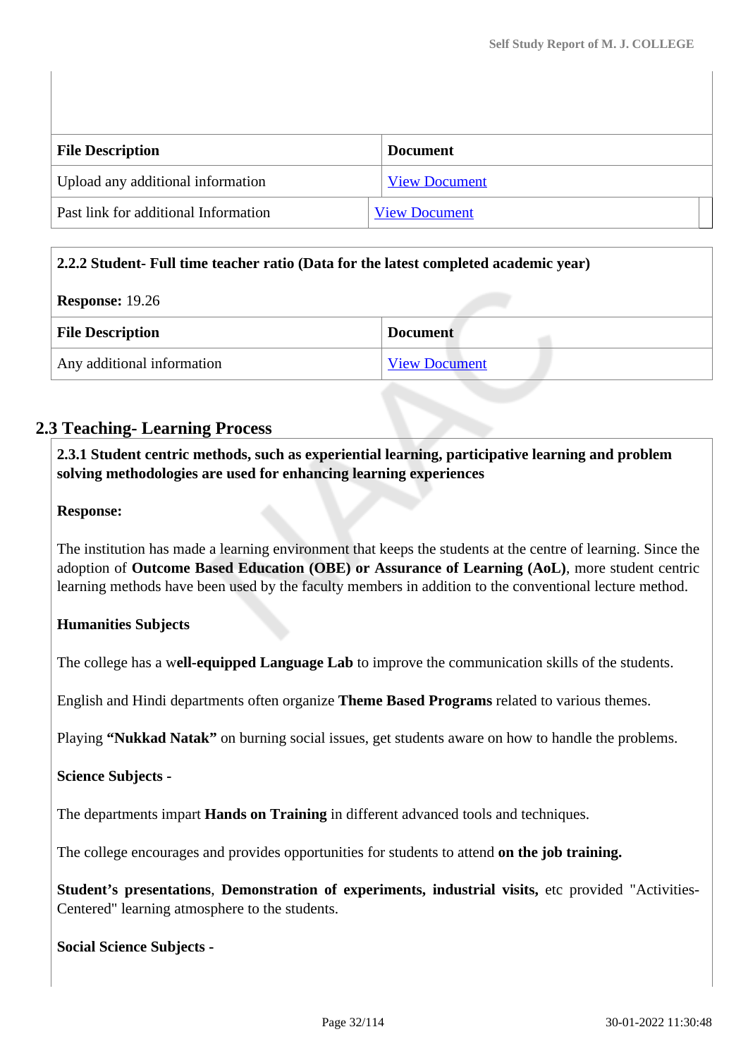| File Description | Document |
|---|---|
| Upload any additional information | View Document |
| Past link for additional Information | View Document |

| 2.2.2 Student- Full time teacher ratio (Data for the latest completed academic year) | |
|---|---|
| **Response:** 19.26 | |
| **File Description** | **Document** |
| Any additional information | View Document |

## 2.3 Teaching- Learning Process

**2.3.1 Student centric methods, such as experiential learning, participative learning and problem solving methodologies are used for enhancing learning experiences**

**Response:**

The institution has made a learning environment that keeps the students at the centre of learning. Since the adoption of **Outcome Based Education (OBE) or Assurance of Learning (AoL)**, more student centric learning methods have been used by the faculty members in addition to the conventional lecture method.

**Humanities Subjects**

The college has a w**ell-equipped Language Lab** to improve the communication skills of the students.

English and Hindi departments often organize **Theme Based Programs** related to various themes.

Playing **"Nukkad Natak"** on burning social issues, get students aware on how to handle the problems.

**Science Subjects -**

The departments impart **Hands on Training** in different advanced tools and techniques.

The college encourages and provides opportunities for students to attend **on the job training.**

**Student's presentations**, **Demonstration of experiments, industrial visits,** etc provided "Activities-Centered" learning atmosphere to the students.

**Social Science Subjects -**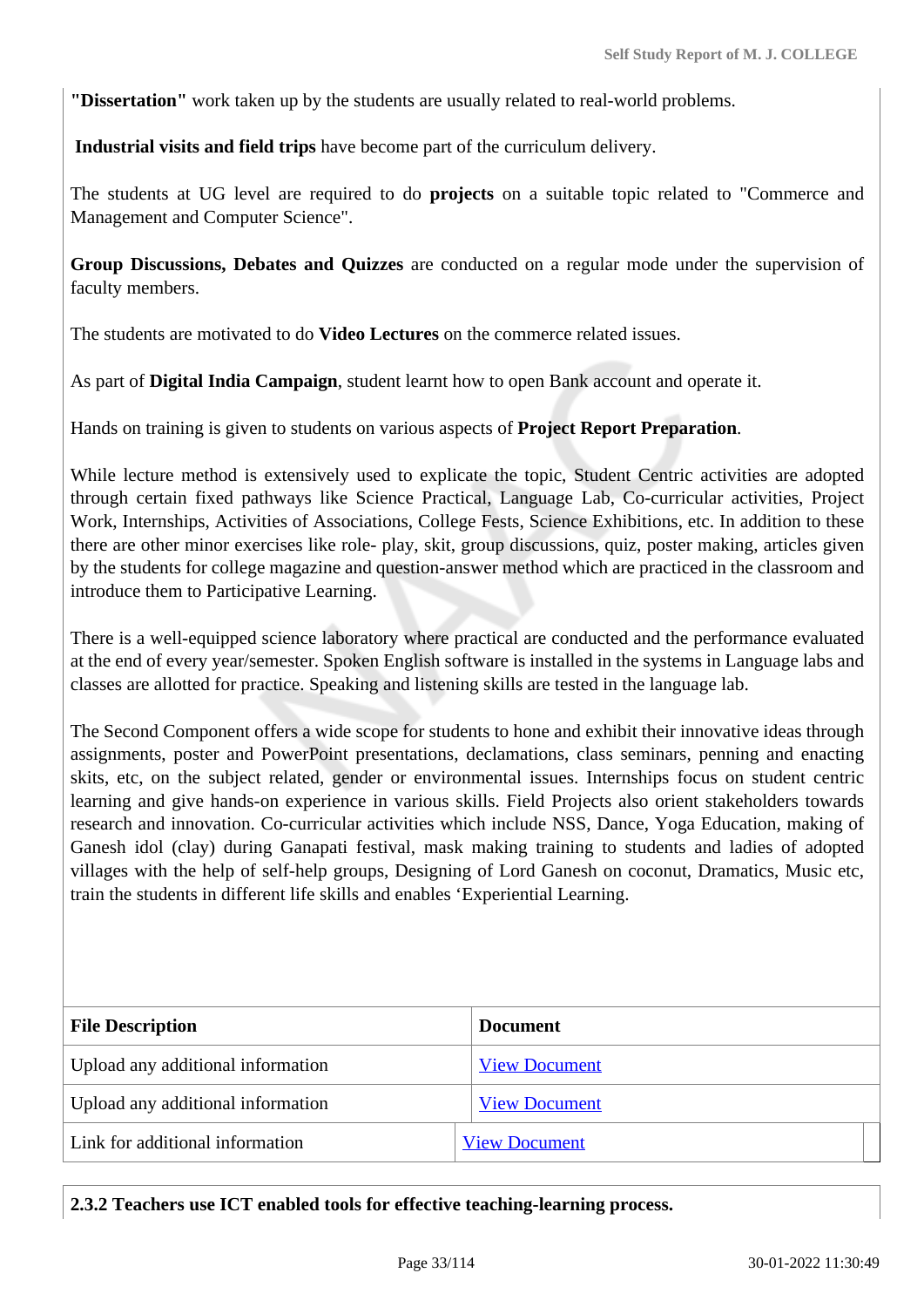**"Dissertation"** work taken up by the students are usually related to real-world problems.

**Industrial visits and field trips** have become part of the curriculum delivery.

The students at UG level are required to do **projects** on a suitable topic related to "Commerce and Management and Computer Science".

**Group Discussions, Debates and Quizzes** are conducted on a regular mode under the supervision of faculty members.

The students are motivated to do **Video Lectures** on the commerce related issues.

As part of **Digital India Campaign**, student learnt how to open Bank account and operate it.

Hands on training is given to students on various aspects of **Project Report Preparation**.

While lecture method is extensively used to explicate the topic, Student Centric activities are adopted through certain fixed pathways like Science Practical, Language Lab, Co-curricular activities, Project Work, Internships, Activities of Associations, College Fests, Science Exhibitions, etc. In addition to these there are other minor exercises like role- play, skit, group discussions, quiz, poster making, articles given by the students for college magazine and question-answer method which are practiced in the classroom and introduce them to Participative Learning.

There is a well-equipped science laboratory where practical are conducted and the performance evaluated at the end of every year/semester. Spoken English software is installed in the systems in Language labs and classes are allotted for practice. Speaking and listening skills are tested in the language lab.

The Second Component offers a wide scope for students to hone and exhibit their innovative ideas through assignments, poster and PowerPoint presentations, declamations, class seminars, penning and enacting skits, etc, on the subject related, gender or environmental issues. Internships focus on student centric learning and give hands-on experience in various skills. Field Projects also orient stakeholders towards research and innovation. Co-curricular activities which include NSS, Dance, Yoga Education, making of Ganesh idol (clay) during Ganapati festival, mask making training to students and ladies of adopted villages with the help of self-help groups, Designing of Lord Ganesh on coconut, Dramatics, Music etc, train the students in different life skills and enables 'Experiential Learning.

| File Description | Document |
|---|---|
| Upload any additional information | View Document |
| Upload any additional information | View Document |
| Link for additional information | View Document |

**2.3.2 Teachers use ICT enabled tools for effective teaching-learning process.**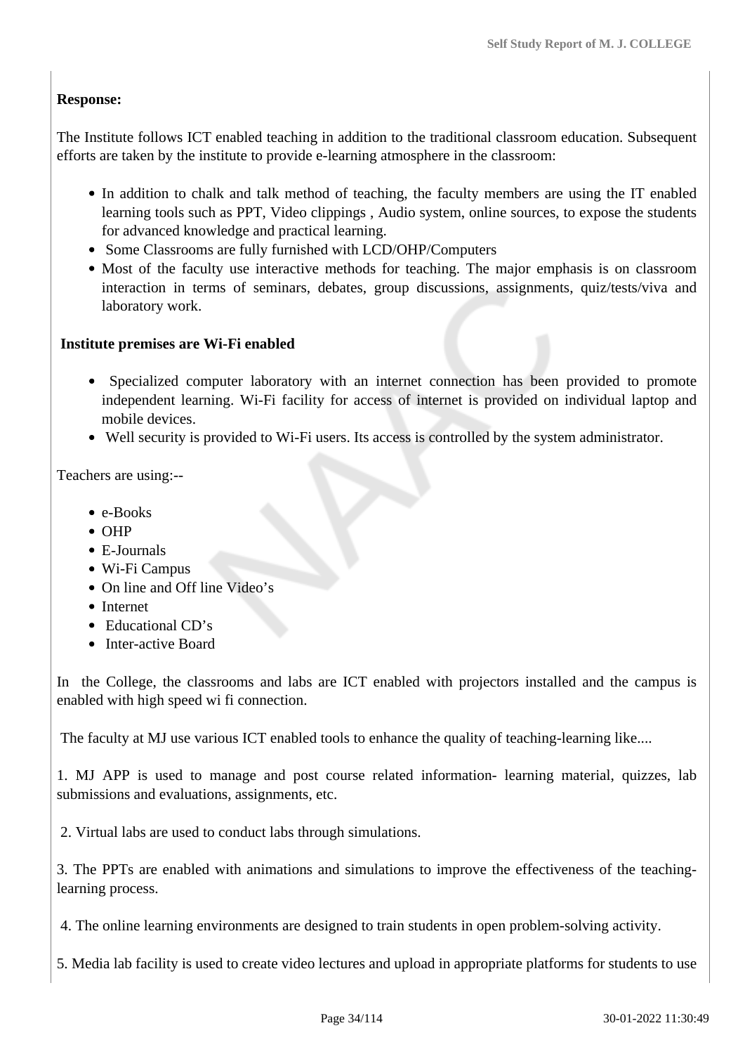**Response:**

The Institute follows ICT enabled teaching in addition to the traditional classroom education. Subsequent efforts are taken by the institute to provide e-learning atmosphere in the classroom:

- In addition to chalk and talk method of teaching, the faculty members are using the IT enabled learning tools such as PPT, Video clippings , Audio system, online sources, to expose the students for advanced knowledge and practical learning.
- Some Classrooms are fully furnished with LCD/OHP/Computers
- Most of the faculty use interactive methods for teaching. The major emphasis is on classroom interaction in terms of seminars, debates, group discussions, assignments, quiz/tests/viva and laboratory work.

**Institute premises are Wi-Fi enabled**

- Specialized computer laboratory with an internet connection has been provided to promote independent learning. Wi-Fi facility for access of internet is provided on individual laptop and mobile devices.
- Well security is provided to Wi-Fi users. Its access is controlled by the system administrator.

Teachers are using:--

- e-Books
- OHP
- E-Journals
- Wi-Fi Campus
- On line and Off line Video's
- Internet
- Educational CD's
- Inter-active Board

In the College, the classrooms and labs are ICT enabled with projectors installed and the campus is enabled with high speed wi fi connection.

The faculty at MJ use various ICT enabled tools to enhance the quality of teaching-learning like....

1. MJ APP is used to manage and post course related information- learning material, quizzes, lab submissions and evaluations, assignments, etc.

2. Virtual labs are used to conduct labs through simulations.

3. The PPTs are enabled with animations and simulations to improve the effectiveness of the teaching-learning process.

4. The online learning environments are designed to train students in open problem-solving activity.

5. Media lab facility is used to create video lectures and upload in appropriate platforms for students to use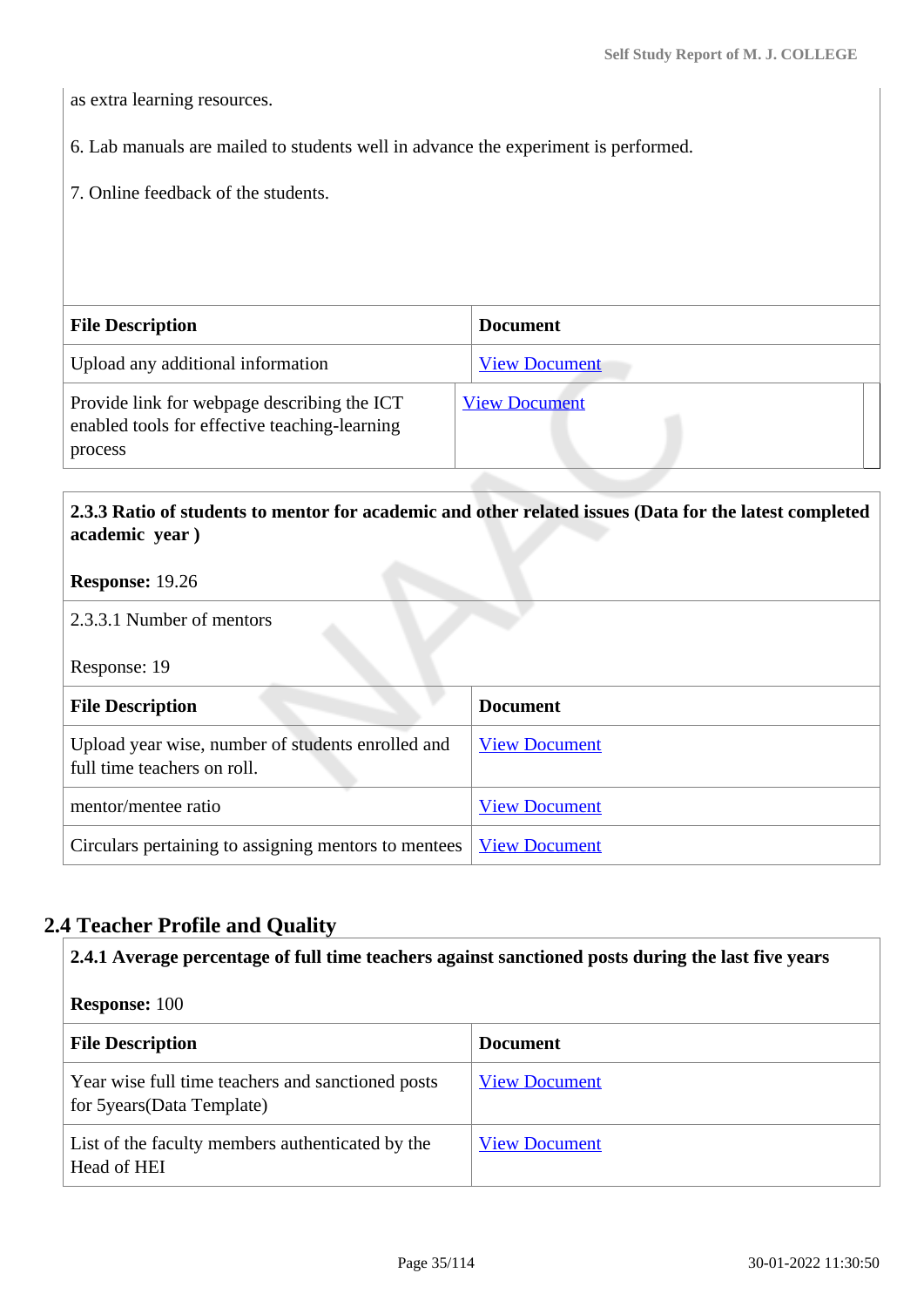as extra learning resources.

6. Lab manuals are mailed to students well in advance the experiment is performed.

7. Online feedback of the students.

| File Description | Document |
|---|---|
| Upload any additional information | View Document |
| Provide link for webpage describing the ICT enabled tools for effective teaching-learning process | View Document |

**2.3.3 Ratio of students to mentor for academic and other related issues (Data for the latest completed academic year )**

**Response:** 19.26

2.3.3.1 Number of mentors

Response: 19

| File Description | Document |
|---|---|
| Upload year wise, number of students enrolled and full time teachers on roll. | View Document |
| mentor/mentee ratio | View Document |
| Circulars pertaining to assigning mentors to mentees | View Document |

## 2.4 Teacher Profile and Quality

**2.4.1 Average percentage of full time teachers against sanctioned posts during the last five years**

**Response:** 100

| File Description | Document |
|---|---|
| Year wise full time teachers and sanctioned posts for 5years(Data Template) | View Document |
| List of the faculty members authenticated by the Head of HEI | View Document |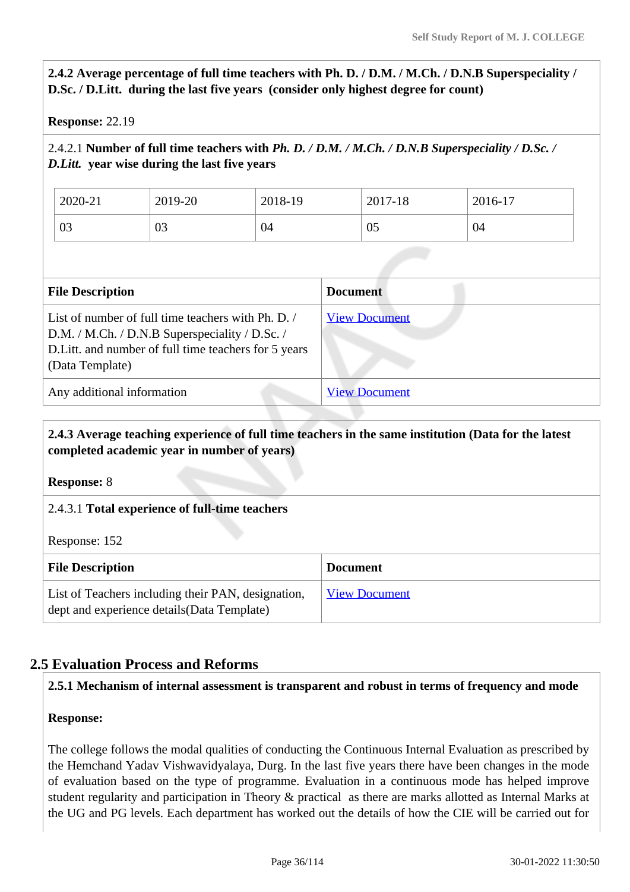**2.4.2 Average percentage of full time teachers with Ph. D. / D.M. / M.Ch. / D.N.B Superspeciality / D.Sc. / D.Litt. during the last five years (consider only highest degree for count)**

**Response:** 22.19

2.4.2.1 **Number of full time teachers with *Ph. D. / D.M. / M.Ch. / D.N.B Superspeciality / D.Sc. / D.Litt.* year wise during the last five years**

| 2020-21 | 2019-20 | 2018-19 | 2017-18 | 2016-17 |
|---|---|---|---|---|
| 03 | 03 | 04 | 05 | 04 |

| File Description | Document |
|---|---|
| List of number of full time teachers with Ph. D. / D.M. / M.Ch. / D.N.B Superspeciality / D.Sc. / D.Litt. and number of full time teachers for 5 years (Data Template) | View Document |
| Any additional information | View Document |

**2.4.3 Average teaching experience of full time teachers in the same institution (Data for the latest completed academic year in number of years)**

**Response:** 8

2.4.3.1 **Total experience of full-time teachers**

Response: 152

| File Description | Document |
|---|---|
| List of Teachers including their PAN, designation, dept and experience details(Data Template) | View Document |

## 2.5 Evaluation Process and Reforms

**2.5.1 Mechanism of internal assessment is transparent and robust in terms of frequency and mode**

**Response:**

The college follows the modal qualities of conducting the Continuous Internal Evaluation as prescribed by the Hemchand Yadav Vishwavidyalaya, Durg. In the last five years there have been changes in the mode of evaluation based on the type of programme. Evaluation in a continuous mode has helped improve student regularity and participation in Theory & practical as there are marks allotted as Internal Marks at the UG and PG levels. Each department has worked out the details of how the CIE will be carried out for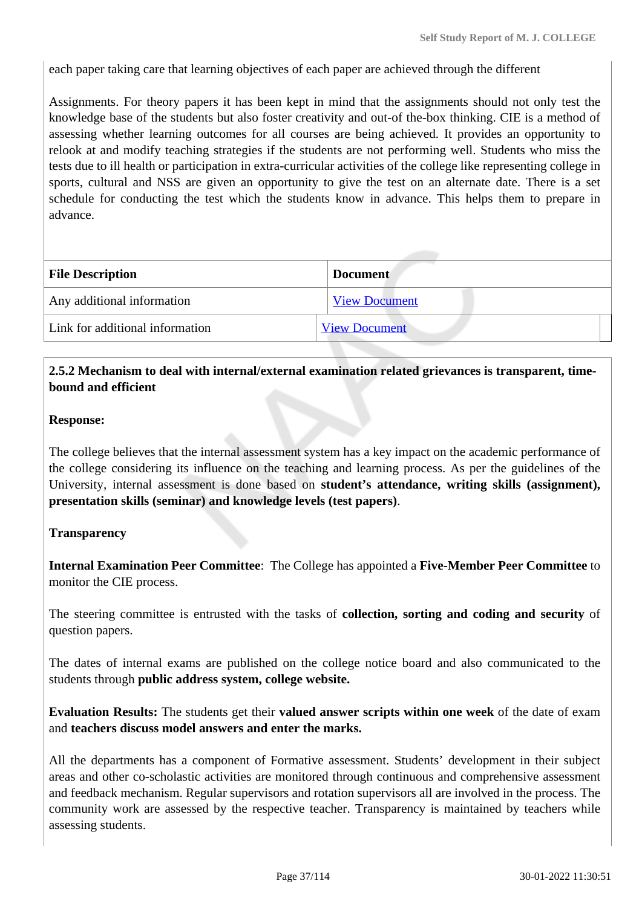each paper taking care that learning objectives of each paper are achieved through the different

Assignments. For theory papers it has been kept in mind that the assignments should not only test the knowledge base of the students but also foster creativity and out-of the-box thinking. CIE is a method of assessing whether learning outcomes for all courses are being achieved. It provides an opportunity to relook at and modify teaching strategies if the students are not performing well. Students who miss the tests due to ill health or participation in extra-curricular activities of the college like representing college in sports, cultural and NSS are given an opportunity to give the test on an alternate date. There is a set schedule for conducting the test which the students know in advance. This helps them to prepare in advance.

| File Description | Document |
|---|---|
| Any additional information | View Document |
| Link for additional information | View Document |

**2.5.2 Mechanism to deal with internal/external examination related grievances is transparent, time-bound and efficient**

**Response:**

The college believes that the internal assessment system has a key impact on the academic performance of the college considering its influence on the teaching and learning process. As per the guidelines of the University, internal assessment is done based on **student's attendance, writing skills (assignment), presentation skills (seminar) and knowledge levels (test papers)**.

**Transparency**

**Internal Examination Peer Committee**: The College has appointed a **Five-Member Peer Committee** to monitor the CIE process.

The steering committee is entrusted with the tasks of **collection, sorting and coding and security** of question papers.

The dates of internal exams are published on the college notice board and also communicated to the students through **public address system, college website.**

**Evaluation Results:** The students get their **valued answer scripts within one week** of the date of exam and **teachers discuss model answers and enter the marks.**

All the departments has a component of Formative assessment. Students' development in their subject areas and other co-scholastic activities are monitored through continuous and comprehensive assessment and feedback mechanism. Regular supervisors and rotation supervisors all are involved in the process. The community work are assessed by the respective teacher. Transparency is maintained by teachers while assessing students.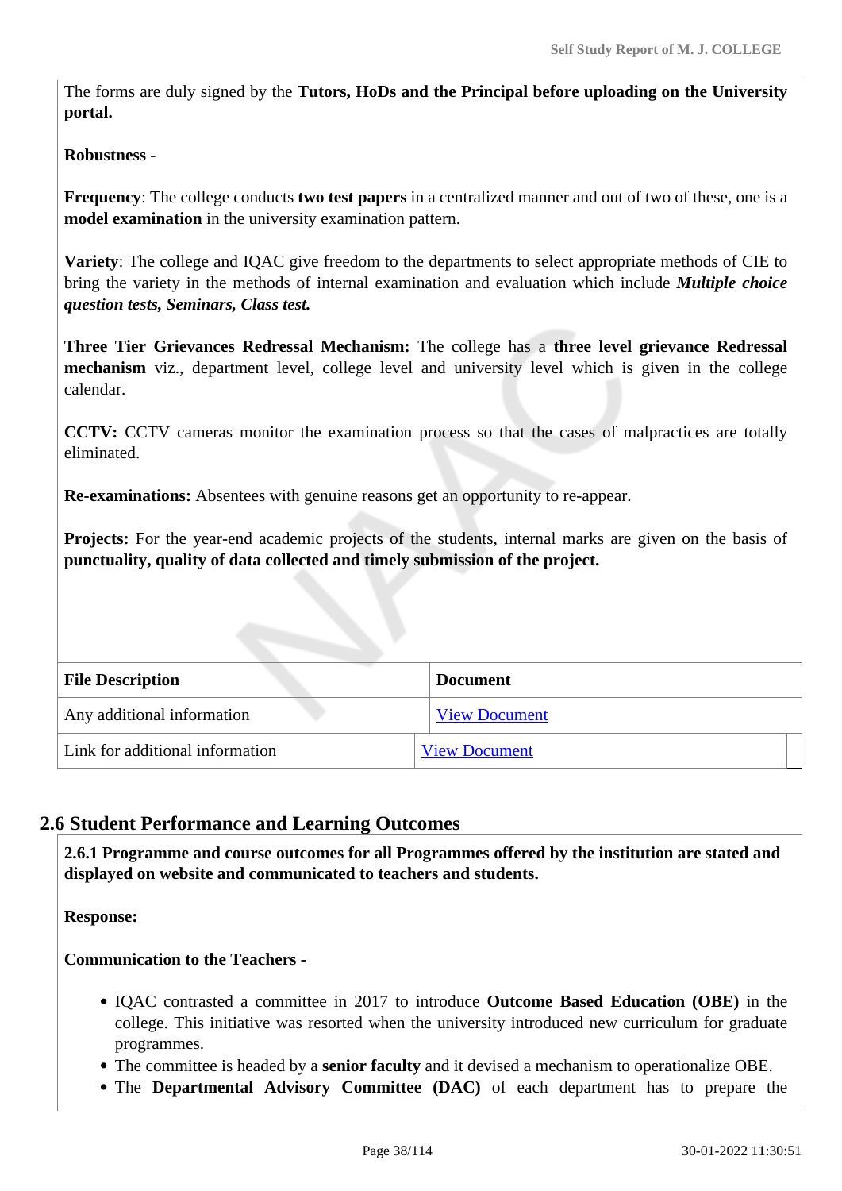The forms are duly signed by the **Tutors, HoDs and the Principal before uploading on the University portal.**

**Robustness -**

**Frequency**: The college conducts **two test papers** in a centralized manner and out of two of these, one is a **model examination** in the university examination pattern.

**Variety**: The college and IQAC give freedom to the departments to select appropriate methods of CIE to bring the variety in the methods of internal examination and evaluation which include ***Multiple choice question tests, Seminars, Class test.***

**Three Tier Grievances Redressal Mechanism:** The college has a **three level grievance Redressal mechanism** viz., department level, college level and university level which is given in the college calendar.

**CCTV:** CCTV cameras monitor the examination process so that the cases of malpractices are totally eliminated.

**Re-examinations:** Absentees with genuine reasons get an opportunity to re-appear.

**Projects:** For the year-end academic projects of the students, internal marks are given on the basis of **punctuality, quality of data collected and timely submission of the project.**

| File Description | Document |
|---|---|
| Any additional information | View Document |
| Link for additional information | View Document |

## 2.6 Student Performance and Learning Outcomes

**2.6.1 Programme and course outcomes for all Programmes offered by the institution are stated and displayed on website and communicated to teachers and students.**

**Response:**

**Communication to the Teachers -**

- IQAC contrasted a committee in 2017 to introduce **Outcome Based Education (OBE)** in the college. This initiative was resorted when the university introduced new curriculum for graduate programmes.
- The committee is headed by a **senior faculty** and it devised a mechanism to operationalize OBE.
- The **Departmental Advisory Committee (DAC)** of each department has to prepare the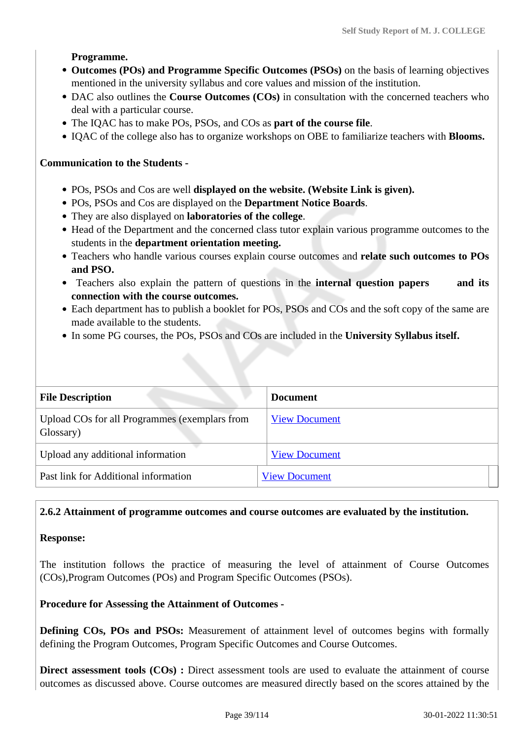**Programme.**

- **Outcomes (POs) and Programme Specific Outcomes (PSOs)** on the basis of learning objectives mentioned in the university syllabus and core values and mission of the institution.
- DAC also outlines the **Course Outcomes (COs)** in consultation with the concerned teachers who deal with a particular course.
- The IQAC has to make POs, PSOs, and COs as **part of the course file**.
- IQAC of the college also has to organize workshops on OBE to familiarize teachers with **Blooms.**

**Communication to the Students -**

- POs, PSOs and Cos are well **displayed on the website. (Website Link is given).**
- POs, PSOs and Cos are displayed on the **Department Notice Boards**.
- They are also displayed on **laboratories of the college**.
- Head of the Department and the concerned class tutor explain various programme outcomes to the students in the **department orientation meeting.**
- Teachers who handle various courses explain course outcomes and **relate such outcomes to POs and PSO.**
- Teachers also explain the pattern of questions in the **internal question papers and its connection with the course outcomes.**
- Each department has to publish a booklet for POs, PSOs and COs and the soft copy of the same are made available to the students.
- In some PG courses, the POs, PSOs and COs are included in the **University Syllabus itself.**

| File Description | Document |
|---|---|
| Upload COs for all Programmes (exemplars from Glossary) | View Document |
| Upload any additional information | View Document |
| Past link for Additional information | View Document |

**2.6.2 Attainment of programme outcomes and course outcomes are evaluated by the institution.**

**Response:**

The institution follows the practice of measuring the level of attainment of Course Outcomes (COs),Program Outcomes (POs) and Program Specific Outcomes (PSOs).

**Procedure for Assessing the Attainment of Outcomes -**

**Defining COs, POs and PSOs:** Measurement of attainment level of outcomes begins with formally defining the Program Outcomes, Program Specific Outcomes and Course Outcomes.

**Direct assessment tools (COs) :** Direct assessment tools are used to evaluate the attainment of course outcomes as discussed above. Course outcomes are measured directly based on the scores attained by the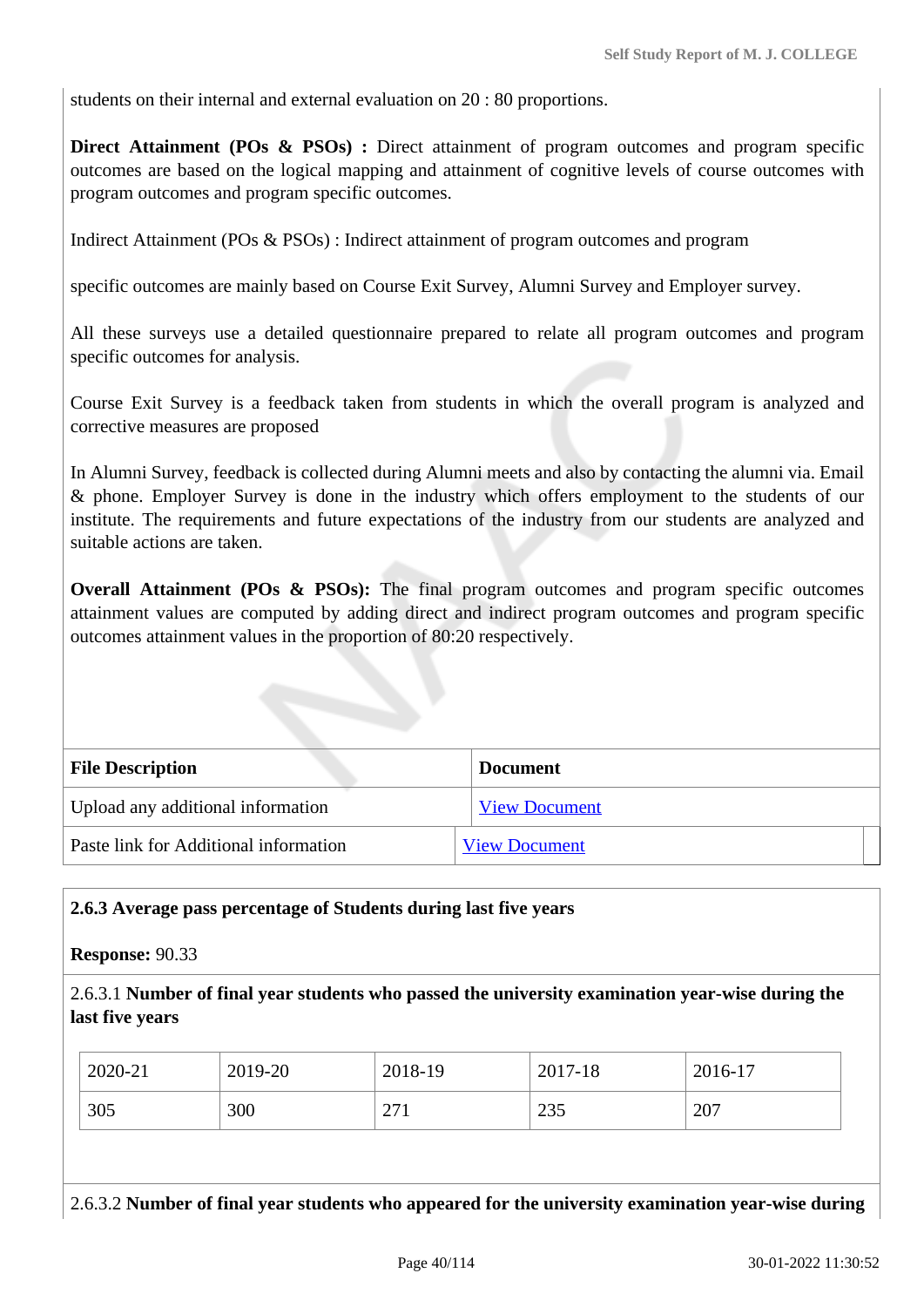students on their internal and external evaluation on 20 : 80 proportions.

**Direct Attainment (POs & PSOs) :** Direct attainment of program outcomes and program specific outcomes are based on the logical mapping and attainment of cognitive levels of course outcomes with program outcomes and program specific outcomes.

Indirect Attainment (POs & PSOs) : Indirect attainment of program outcomes and program

specific outcomes are mainly based on Course Exit Survey, Alumni Survey and Employer survey.

All these surveys use a detailed questionnaire prepared to relate all program outcomes and program specific outcomes for analysis.

Course Exit Survey is a feedback taken from students in which the overall program is analyzed and corrective measures are proposed

In Alumni Survey, feedback is collected during Alumni meets and also by contacting the alumni via. Email & phone. Employer Survey is done in the industry which offers employment to the students of our institute. The requirements and future expectations of the industry from our students are analyzed and suitable actions are taken.

**Overall Attainment (POs & PSOs):** The final program outcomes and program specific outcomes attainment values are computed by adding direct and indirect program outcomes and program specific outcomes attainment values in the proportion of 80:20 respectively.

| File Description | Document |
| --- | --- |
| Upload any additional information | View Document |
| Paste link for Additional information | View Document |

**2.6.3 Average pass percentage of Students during last five years**

**Response:** 90.33

2.6.3.1 **Number of final year students who passed the university examination year-wise during the last five years**

| 2020-21 | 2019-20 | 2018-19 | 2017-18 | 2016-17 |
| --- | --- | --- | --- | --- |
| 305 | 300 | 271 | 235 | 207 |

2.6.3.2 **Number of final year students who appeared for the university examination year-wise during**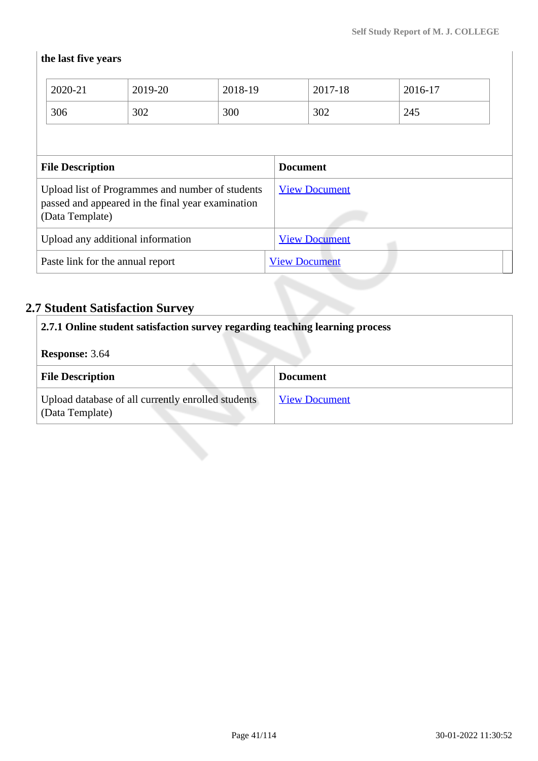**the last five years**

| 2020-21 | 2019-20 | 2018-19 | 2017-18 | 2016-17 |
|---|---|---|---|---|
| 306 | 302 | 300 | 302 | 245 |

| File Description | Document |
|---|---|
| Upload list of Programmes and number of students passed and appeared in the final year examination (Data Template) | View Document |
| Upload any additional information | View Document |
| Paste link for the annual report | View Document |

## 2.7 Student Satisfaction Survey

**2.7.1 Online student satisfaction survey regarding teaching learning process**

**Response:** 3.64

| File Description | Document |
|---|---|
| Upload database of all currently enrolled students (Data Template) | View Document |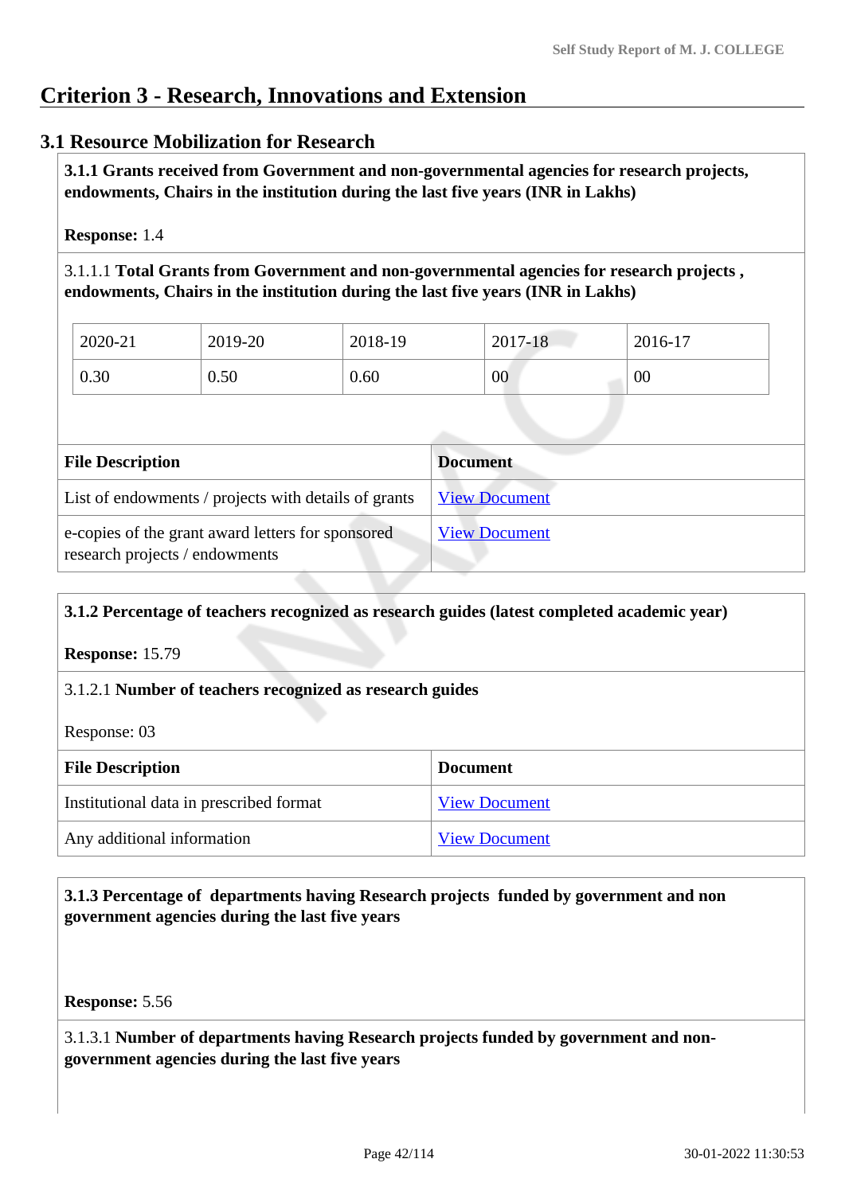## Criterion 3 - Research, Innovations and Extension

### 3.1 Resource Mobilization for Research

**3.1.1 Grants received from Government and non-governmental agencies for research projects, endowments, Chairs in the institution during the last five years (INR in Lakhs)**

**Response:** 1.4

3.1.1.1 **Total Grants from Government and non-governmental agencies for research projects , endowments, Chairs in the institution during the last five years (INR in Lakhs)**

| 2020-21 | 2019-20 | 2018-19 | 2017-18 | 2016-17 |
|---|---|---|---|---|
| 0.30 | 0.50 | 0.60 | 00 | 00 |

| File Description | Document |
|---|---|
| List of endowments / projects with details of grants | View Document |
| e-copies of the grant award letters for sponsored research projects / endowments | View Document |

**3.1.2 Percentage of teachers recognized as research guides (latest completed academic year)**

**Response:** 15.79

3.1.2.1 **Number of teachers recognized as research guides**

Response: 03

| File Description | Document |
|---|---|
| Institutional data in prescribed format | View Document |
| Any additional information | View Document |

**3.1.3 Percentage of departments having Research projects funded by government and non government agencies during the last five years**

**Response:** 5.56

3.1.3.1 **Number of departments having Research projects funded by government and non-government agencies during the last five years**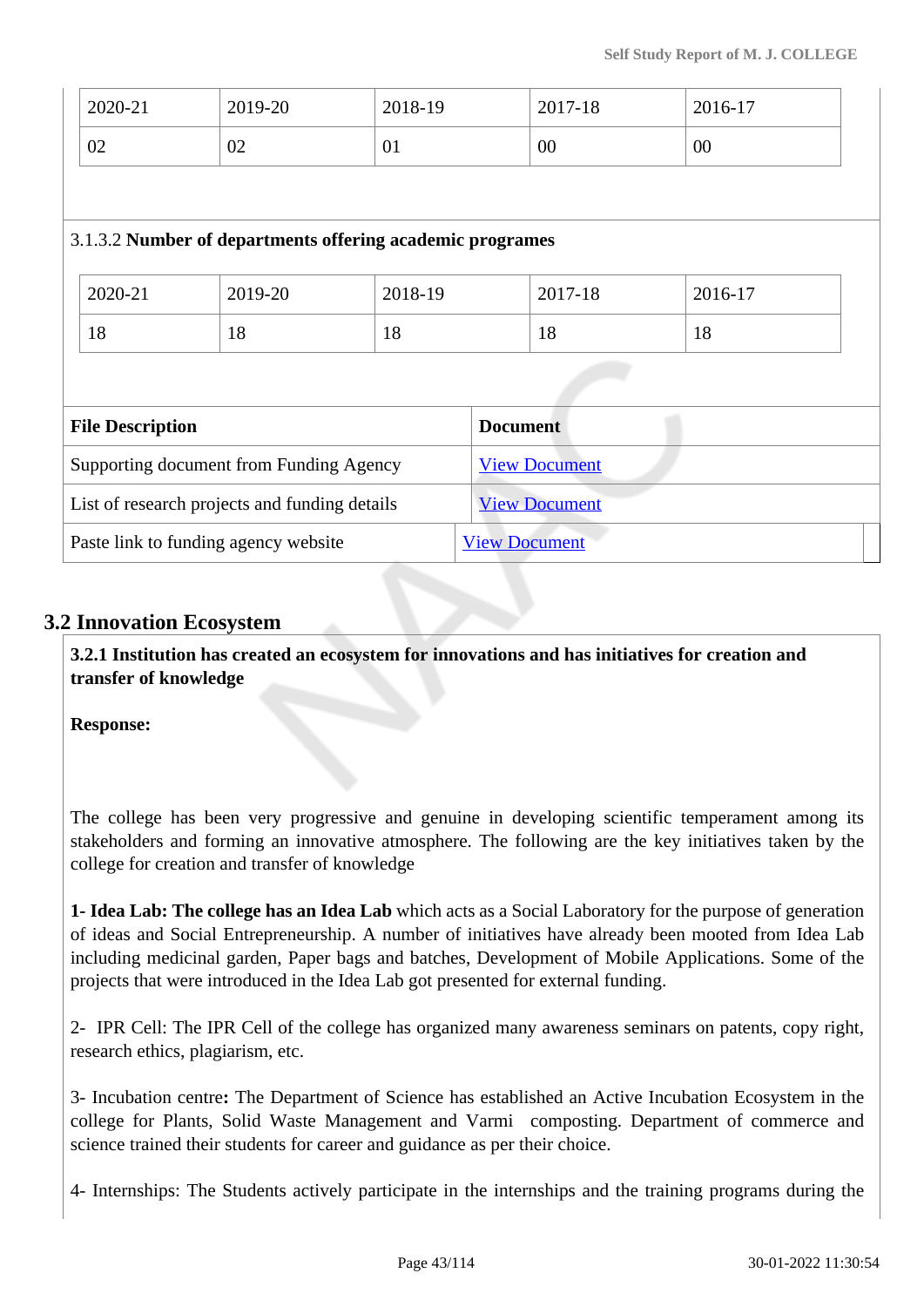| 2020-21 | 2019-20 | 2018-19 | 2017-18 | 2016-17 |
|---|---|---|---|---|
| 02 | 02 | 01 | 00 | 00 |

3.1.3.2 **Number of departments offering academic programes**

| 2020-21 | 2019-20 | 2018-19 | 2017-18 | 2016-17 |
|---|---|---|---|---|
| 18 | 18 | 18 | 18 | 18 |

| File Description | Document |
|---|---|
| Supporting document from Funding Agency | View Document |
| List of research projects and funding details | View Document |
| Paste link to funding agency website | View Document |

## 3.2 Innovation Ecosystem

**3.2.1 Institution has created an ecosystem for innovations and has initiatives for creation and transfer of knowledge**

**Response:**

The college has been very progressive and genuine in developing scientific temperament among its stakeholders and forming an innovative atmosphere. The following are the key initiatives taken by the college for creation and transfer of knowledge

**1- Idea Lab: The college has an Idea Lab** which acts as a Social Laboratory for the purpose of generation of ideas and Social Entrepreneurship. A number of initiatives have already been mooted from Idea Lab including medicinal garden, Paper bags and batches, Development of Mobile Applications. Some of the projects that were introduced in the Idea Lab got presented for external funding.

2- IPR Cell: The IPR Cell of the college has organized many awareness seminars on patents, copy right, research ethics, plagiarism, etc.

3- Incubation centre**:** The Department of Science has established an Active Incubation Ecosystem in the college for Plants, Solid Waste Management and Varmi composting. Department of commerce and science trained their students for career and guidance as per their choice.

4- Internships: The Students actively participate in the internships and the training programs during the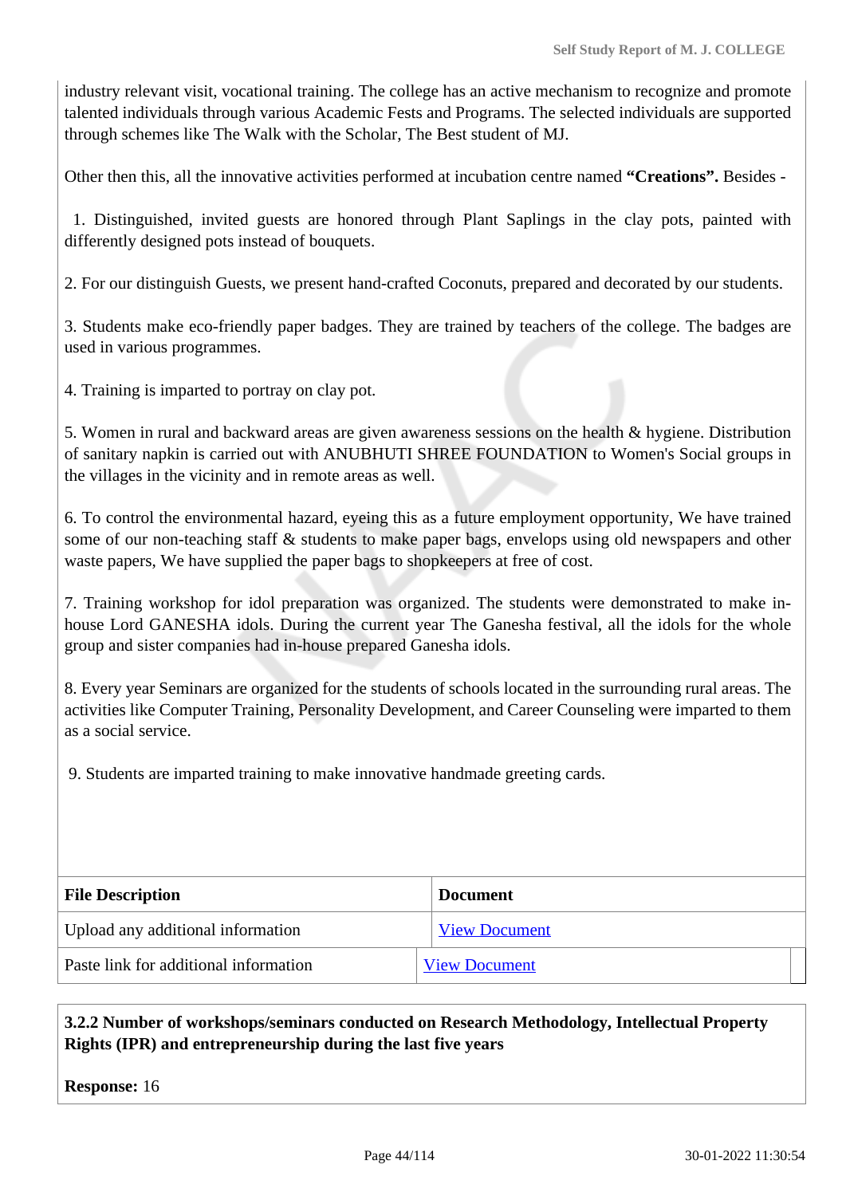industry relevant visit, vocational training. The college has an active mechanism to recognize and promote talented individuals through various Academic Fests and Programs. The selected individuals are supported through schemes like The Walk with the Scholar, The Best student of MJ.

Other then this, all the innovative activities performed at incubation centre named **"Creations".** Besides -

1. Distinguished, invited guests are honored through Plant Saplings in the clay pots, painted with differently designed pots instead of bouquets.

2. For our distinguish Guests, we present hand-crafted Coconuts, prepared and decorated by our students.

3. Students make eco-friendly paper badges. They are trained by teachers of the college. The badges are used in various programmes.

4. Training is imparted to portray on clay pot.

5. Women in rural and backward areas are given awareness sessions on the health & hygiene. Distribution of sanitary napkin is carried out with ANUBHUTI SHREE FOUNDATION to Women's Social groups in the villages in the vicinity and in remote areas as well.

6. To control the environmental hazard, eyeing this as a future employment opportunity, We have trained some of our non-teaching staff & students to make paper bags, envelops using old newspapers and other waste papers, We have supplied the paper bags to shopkeepers at free of cost.

7. Training workshop for idol preparation was organized. The students were demonstrated to make in-house Lord GANESHA idols. During the current year The Ganesha festival, all the idols for the whole group and sister companies had in-house prepared Ganesha idols.

8. Every year Seminars are organized for the students of schools located in the surrounding rural areas. The activities like Computer Training, Personality Development, and Career Counseling were imparted to them as a social service.

9. Students are imparted training to make innovative handmade greeting cards.

| File Description | Document |
|---|---|
| Upload any additional information | View Document |
| Paste link for additional information | View Document |

**3.2.2 Number of workshops/seminars conducted on Research Methodology, Intellectual Property Rights (IPR) and entrepreneurship during the last five years**

**Response:** 16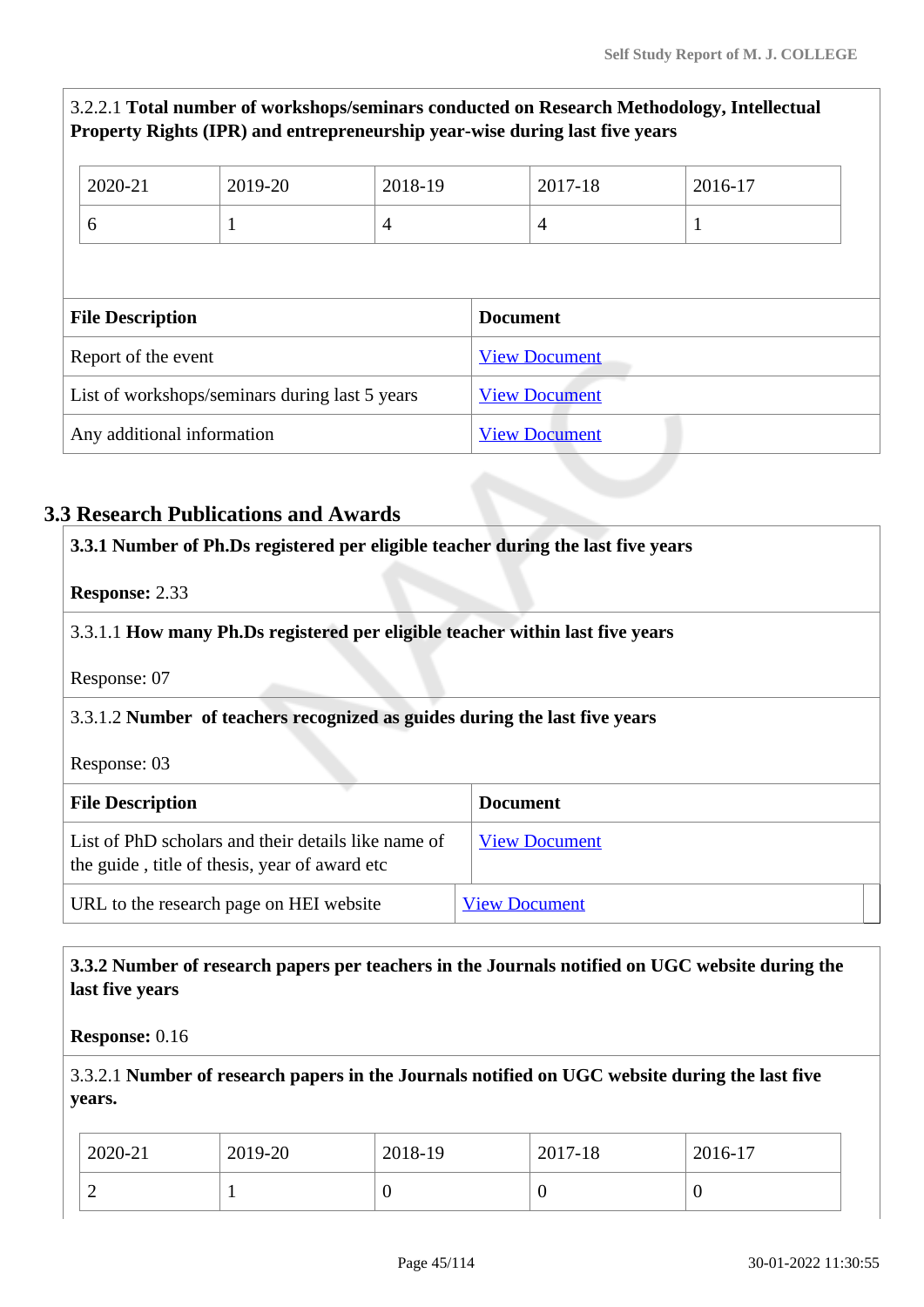3.2.2.1 **Total number of workshops/seminars conducted on Research Methodology, Intellectual Property Rights (IPR) and entrepreneurship year-wise during last five years**

| 2020-21 | 2019-20 | 2018-19 | 2017-18 | 2016-17 |
|---|---|---|---|---|
| 6 | 1 | 4 | 4 | 1 |

| File Description | Document |
|---|---|
| Report of the event | View Document |
| List of workshops/seminars during last 5 years | View Document |
| Any additional information | View Document |

## 3.3 Research Publications and Awards

**3.3.1 Number of Ph.Ds registered per eligible teacher during the last five years**

**Response:** 2.33

3.3.1.1 **How many Ph.Ds registered per eligible teacher within last five years**

Response: 07

3.3.1.2 **Number of teachers recognized as guides during the last five years**

Response: 03

| File Description | Document |
|---|---|
| List of PhD scholars and their details like name of the guide , title of thesis, year of award etc | View Document |
| URL to the research page on HEI website | View Document |

**3.3.2 Number of research papers per teachers in the Journals notified on UGC website during the last five years**

**Response:** 0.16

3.3.2.1 **Number of research papers in the Journals notified on UGC website during the last five years.**

| 2020-21 | 2019-20 | 2018-19 | 2017-18 | 2016-17 |
|---|---|---|---|---|
| 2 | 1 | 0 | 0 | 0 |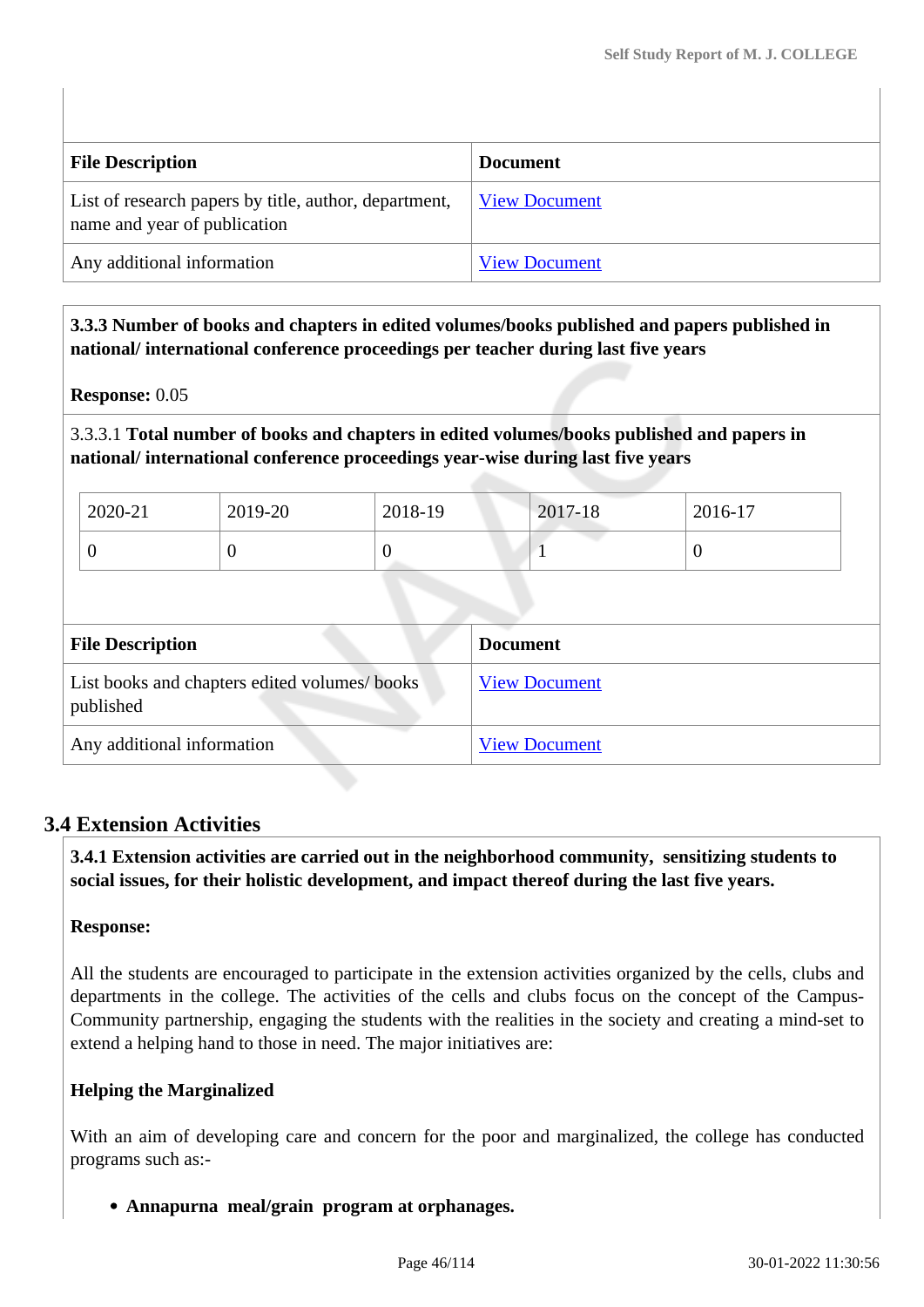| File Description | Document |
| --- | --- |
| List of research papers by title, author, department, name and year of publication | View Document |
| Any additional information | View Document |

**3.3.3 Number of books and chapters in edited volumes/books published and papers published in national/ international conference proceedings per teacher during last five years**

**Response:** 0.05

3.3.3.1 **Total number of books and chapters in edited volumes/books published and papers in national/ international conference proceedings year-wise during last five years**

| 2020-21 | 2019-20 | 2018-19 | 2017-18 | 2016-17 |
| --- | --- | --- | --- | --- |
| 0 | 0 | 0 | 1 | 0 |

| File Description | Document |
| --- | --- |
| List books and chapters edited volumes/ books published | View Document |
| Any additional information | View Document |

## 3.4 Extension Activities

**3.4.1 Extension activities are carried out in the neighborhood community, sensitizing students to social issues, for their holistic development, and impact thereof during the last five years.**

**Response:**

All the students are encouraged to participate in the extension activities organized by the cells, clubs and departments in the college. The activities of the cells and clubs focus on the concept of the Campus-Community partnership, engaging the students with the realities in the society and creating a mind-set to extend a helping hand to those in need. The major initiatives are:

**Helping the Marginalized**

With an aim of developing care and concern for the poor and marginalized, the college has conducted programs such as:-

- **Annapurna meal/grain program at orphanages.**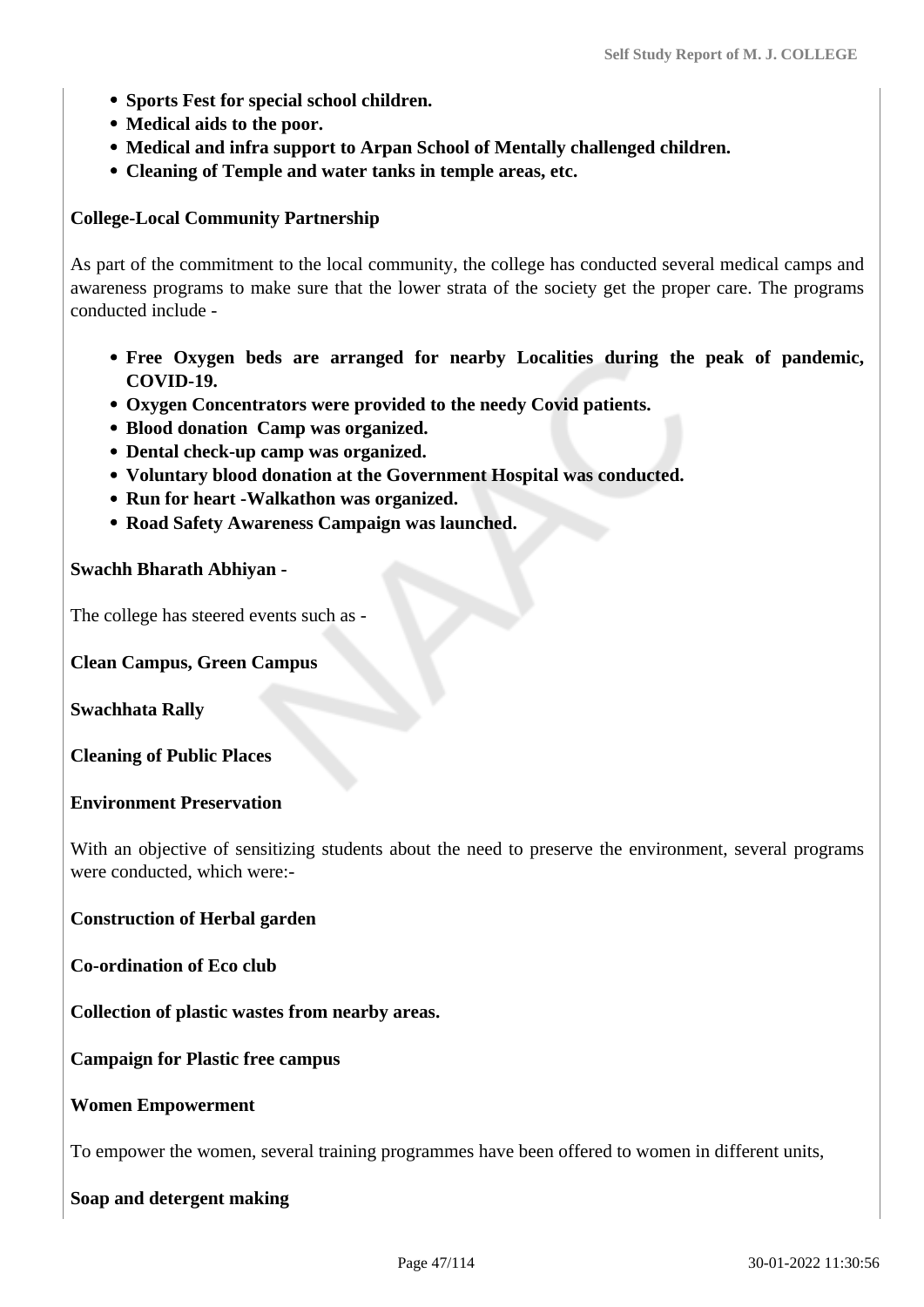- **Sports Fest for special school children.**
- **Medical aids to the poor.**
- **Medical and infra support to Arpan School of Mentally challenged children.**
- **Cleaning of Temple and water tanks in temple areas, etc.**

**College-Local Community Partnership**

As part of the commitment to the local community, the college has conducted several medical camps and awareness programs to make sure that the lower strata of the society get the proper care. The programs conducted include -

- **Free Oxygen beds are arranged for nearby Localities during the peak of pandemic, COVID-19.**
- **Oxygen Concentrators were provided to the needy Covid patients.**
- **Blood donation Camp was organized.**
- **Dental check-up camp was organized.**
- **Voluntary blood donation at the Government Hospital was conducted.**
- **Run for heart -Walkathon was organized.**
- **Road Safety Awareness Campaign was launched.**

**Swachh Bharath Abhiyan -**

The college has steered events such as -

**Clean Campus, Green Campus**

**Swachhata Rally**

**Cleaning of Public Places**

**Environment Preservation**

With an objective of sensitizing students about the need to preserve the environment, several programs were conducted, which were:-

**Construction of Herbal garden**

**Co-ordination of Eco club**

**Collection of plastic wastes from nearby areas.**

**Campaign for Plastic free campus**

**Women Empowerment**

To empower the women, several training programmes have been offered to women in different units,

**Soap and detergent making**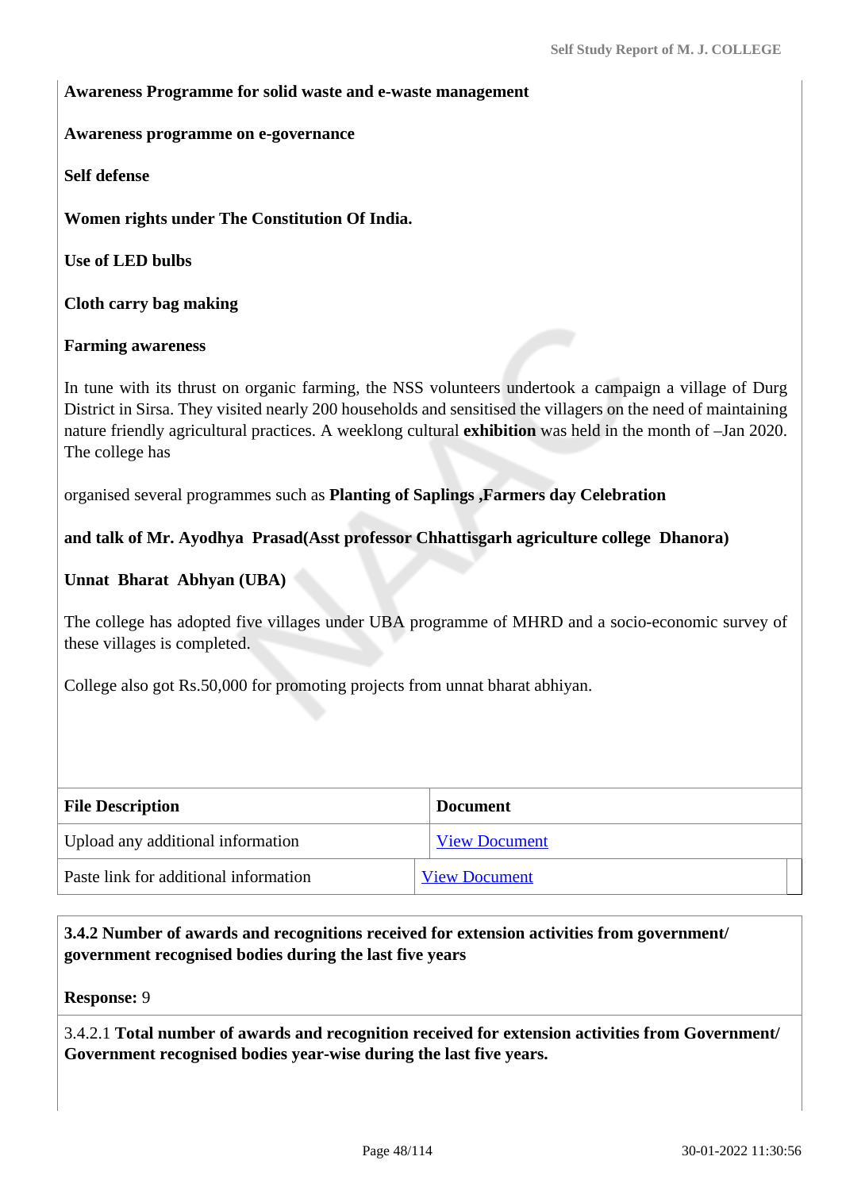**Awareness Programme for solid waste and e-waste management**

**Awareness programme on e-governance**

**Self defense**

**Women rights under The Constitution Of India.**

**Use of LED bulbs**

**Cloth carry bag making**

**Farming awareness**

In tune with its thrust on organic farming, the NSS volunteers undertook a campaign a village of Durg District in Sirsa. They visited nearly 200 households and sensitised the villagers on the need of maintaining nature friendly agricultural practices. A weeklong cultural **exhibition** was held in the month of –Jan 2020. The college has

organised several programmes such as **Planting of Saplings ,Farmers day Celebration**

**and talk of Mr. Ayodhya Prasad(Asst professor Chhattisgarh agriculture college Dhanora)**

**Unnat Bharat Abhyan (UBA)**

The college has adopted five villages under UBA programme of MHRD and a socio-economic survey of these villages is completed.

College also got Rs.50,000 for promoting projects from unnat bharat abhiyan.

| File Description | Document |
|---|---|
| Upload any additional information | View Document |
| Paste link for additional information | View Document |

**3.4.2 Number of awards and recognitions received for extension activities from government/ government recognised bodies during the last five years**

**Response:** 9

3.4.2.1 **Total number of awards and recognition received for extension activities from Government/ Government recognised bodies year-wise during the last five years.**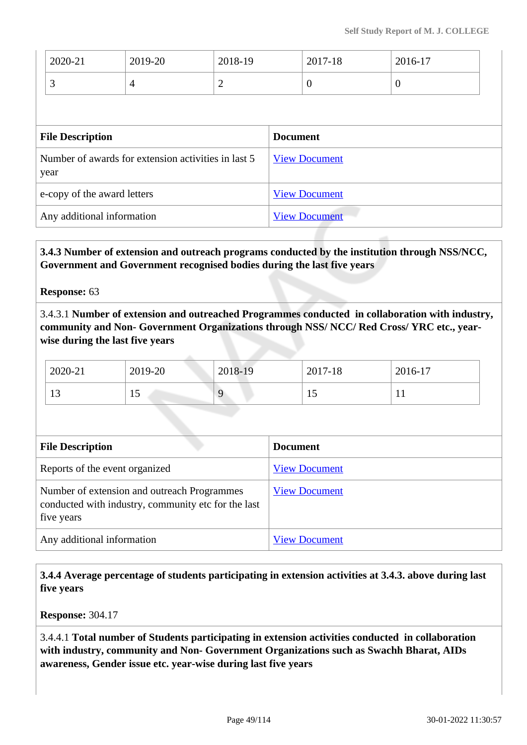| 2020-21 | 2019-20 | 2018-19 | 2017-18 | 2016-17 |
|---|---|---|---|---|
| 3 | 4 | 2 | 0 | 0 |

| File Description | Document |
|---|---|
| Number of awards for extension activities in last 5 year | View Document |
| e-copy of the award letters | View Document |
| Any additional information | View Document |

**3.4.3 Number of extension and outreach programs conducted by the institution through NSS/NCC, Government and Government recognised bodies during the last five years**

**Response:** 63

3.4.3.1 **Number of extension and outreached Programmes conducted in collaboration with industry, community and Non- Government Organizations through NSS/ NCC/ Red Cross/ YRC etc., year-wise during the last five years**

| 2020-21 | 2019-20 | 2018-19 | 2017-18 | 2016-17 |
|---|---|---|---|---|
| 13 | 15 | 9 | 15 | 11 |

| File Description | Document |
|---|---|
| Reports of the event organized | View Document |
| Number of extension and outreach Programmes conducted with industry, community etc for the last five years | View Document |
| Any additional information | View Document |

**3.4.4 Average percentage of students participating in extension activities at 3.4.3. above during last five years**

**Response:** 304.17

3.4.4.1 **Total number of Students participating in extension activities conducted in collaboration with industry, community and Non- Government Organizations such as Swachh Bharat, AIDs awareness, Gender issue etc. year-wise during last five years**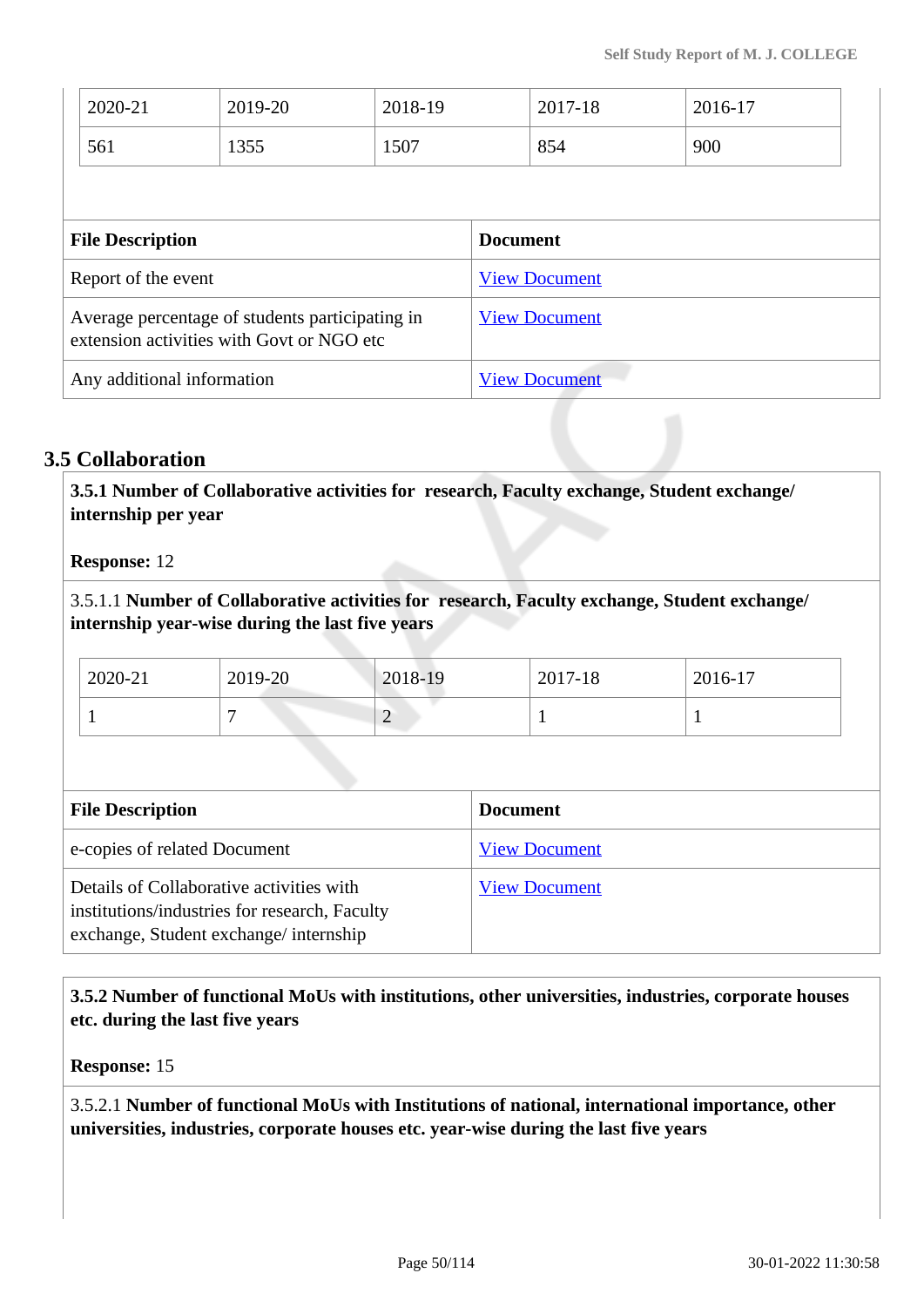| 2020-21 | 2019-20 | 2018-19 | 2017-18 | 2016-17 |
|---|---|---|---|---|
| 561 | 1355 | 1507 | 854 | 900 |

| File Description | Document |
|---|---|
| Report of the event | View Document |
| Average percentage of students participating in extension activities with Govt or NGO etc | View Document |
| Any additional information | View Document |

## 3.5 Collaboration

**3.5.1 Number of Collaborative activities for research, Faculty exchange, Student exchange/ internship per year**

**Response:** 12

3.5.1.1 **Number of Collaborative activities for research, Faculty exchange, Student exchange/ internship year-wise during the last five years**

| 2020-21 | 2019-20 | 2018-19 | 2017-18 | 2016-17 |
|---|---|---|---|---|
| 1 | 7 | 2 | 1 | 1 |

| File Description | Document |
|---|---|
| e-copies of related Document | View Document |
| Details of Collaborative activities with institutions/industries for research, Faculty exchange, Student exchange/ internship | View Document |

**3.5.2 Number of functional MoUs with institutions, other universities, industries, corporate houses etc. during the last five years**

**Response:** 15

3.5.2.1 **Number of functional MoUs with Institutions of national, international importance, other universities, industries, corporate houses etc. year-wise during the last five years**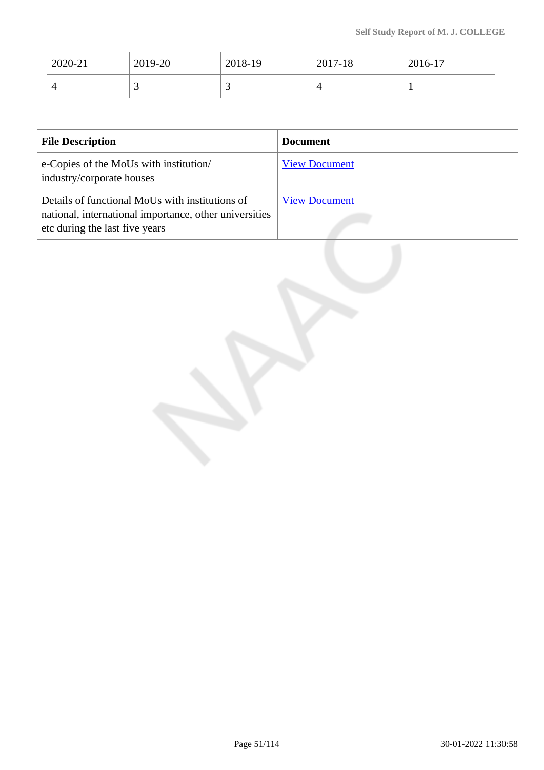| 2020-21 | 2019-20 | 2018-19 | 2017-18 | 2016-17 |
|---|---|---|---|---|
| 4 | 3 | 3 | 4 | 1 |

| File Description | Document |
|---|---|
| e-Copies of the MoUs with institution/ industry/corporate houses | View Document |
| Details of functional MoUs with institutions of national, international importance, other universities etc during the last five years | View Document |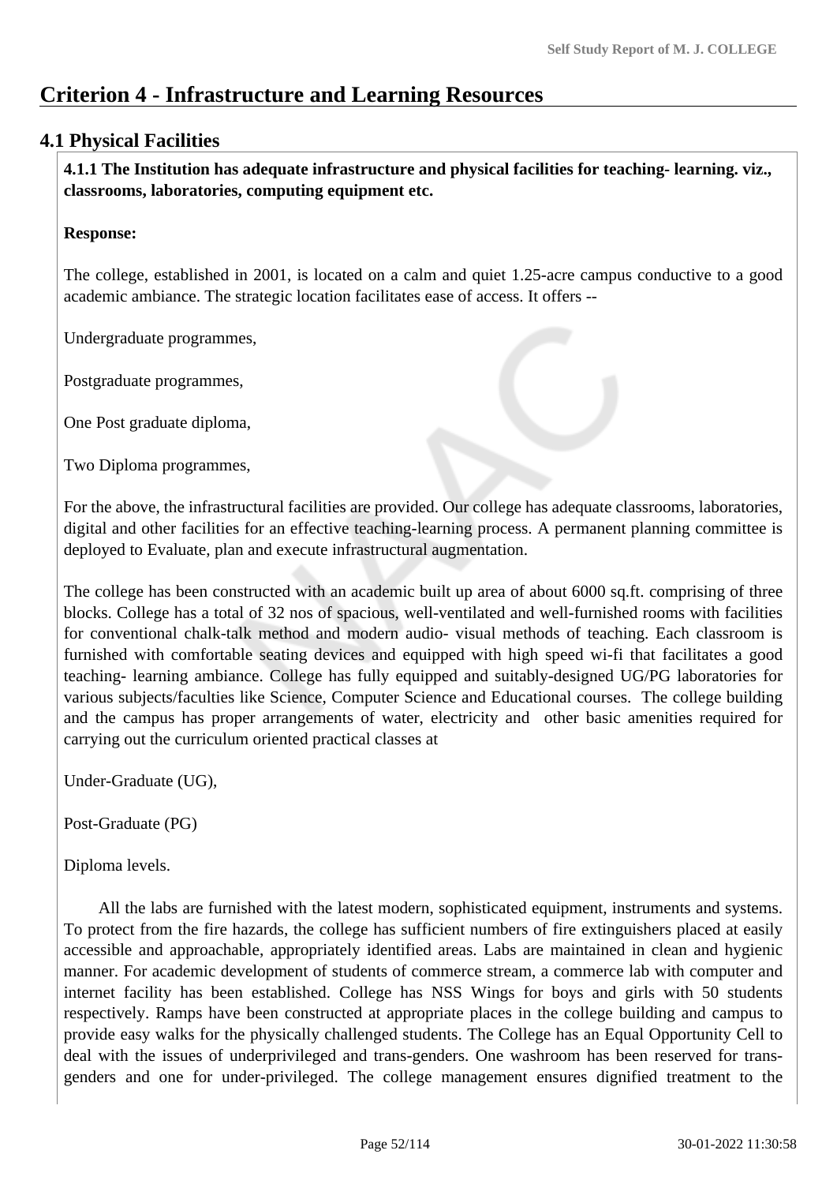# Criterion 4 - Infrastructure and Learning Resources

## 4.1 Physical Facilities

**4.1.1 The Institution has adequate infrastructure and physical facilities for teaching- learning. viz., classrooms, laboratories, computing equipment etc.**

**Response:**

The college, established in 2001, is located on a calm and quiet 1.25-acre campus conductive to a good academic ambiance. The strategic location facilitates ease of access. It offers --

Undergraduate programmes,

Postgraduate programmes,

One Post graduate diploma,

Two Diploma programmes,

For the above, the infrastructural facilities are provided. Our college has adequate classrooms, laboratories, digital and other facilities for an effective teaching-learning process. A permanent planning committee is deployed to Evaluate, plan and execute infrastructural augmentation.

The college has been constructed with an academic built up area of about 6000 sq.ft. comprising of three blocks. College has a total of 32 nos of spacious, well-ventilated and well-furnished rooms with facilities for conventional chalk-talk method and modern audio- visual methods of teaching. Each classroom is furnished with comfortable seating devices and equipped with high speed wi-fi that facilitates a good teaching- learning ambiance. College has fully equipped and suitably-designed UG/PG laboratories for various subjects/faculties like Science, Computer Science and Educational courses. The college building and the campus has proper arrangements of water, electricity and other basic amenities required for carrying out the curriculum oriented practical classes at

Under-Graduate (UG),

Post-Graduate (PG)

Diploma levels.

All the labs are furnished with the latest modern, sophisticated equipment, instruments and systems. To protect from the fire hazards, the college has sufficient numbers of fire extinguishers placed at easily accessible and approachable, appropriately identified areas. Labs are maintained in clean and hygienic manner. For academic development of students of commerce stream, a commerce lab with computer and internet facility has been established. College has NSS Wings for boys and girls with 50 students respectively. Ramps have been constructed at appropriate places in the college building and campus to provide easy walks for the physically challenged students. The College has an Equal Opportunity Cell to deal with the issues of underprivileged and trans-genders. One washroom has been reserved for trans-genders and one for under-privileged. The college management ensures dignified treatment to the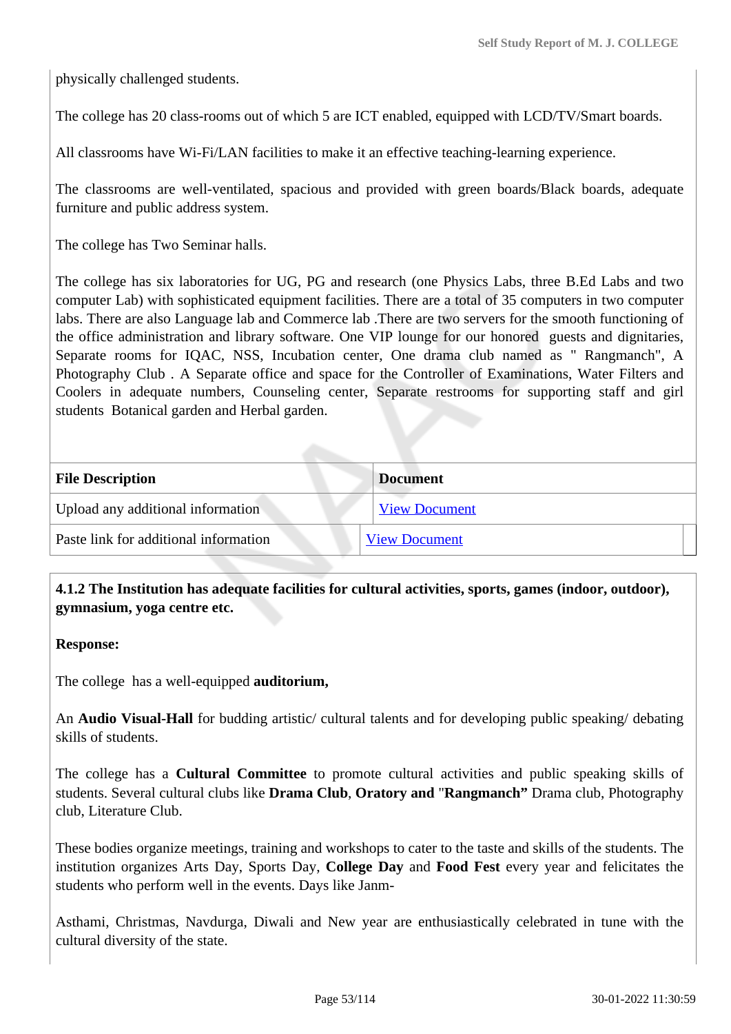physically challenged students.

The college has 20 class-rooms out of which 5 are ICT enabled, equipped with LCD/TV/Smart boards.

All classrooms have Wi-Fi/LAN facilities to make it an effective teaching-learning experience.

The classrooms are well-ventilated, spacious and provided with green boards/Black boards, adequate furniture and public address system.

The college has Two Seminar halls.

The college has six laboratories for UG, PG and research (one Physics Labs, three B.Ed Labs and two computer Lab) with sophisticated equipment facilities. There are a total of 35 computers in two computer labs. There are also Language lab and Commerce lab .There are two servers for the smooth functioning of the office administration and library software. One VIP lounge for our honored guests and dignitaries, Separate rooms for IQAC, NSS, Incubation center, One drama club named as " Rangmanch", A Photography Club . A Separate office and space for the Controller of Examinations, Water Filters and Coolers in adequate numbers, Counseling center, Separate restrooms for supporting staff and girl students Botanical garden and Herbal garden.

| File Description | Document |
|---|---|
| Upload any additional information | View Document |
| Paste link for additional information | View Document |

**4.1.2 The Institution has adequate facilities for cultural activities, sports, games (indoor, outdoor), gymnasium, yoga centre etc.**

**Response:**

The college has a well-equipped **auditorium,**

An **Audio Visual-Hall** for budding artistic/ cultural talents and for developing public speaking/ debating skills of students.

The college has a **Cultural Committee** to promote cultural activities and public speaking skills of students. Several cultural clubs like **Drama Club**, **Oratory and** "**Rangmanch"** Drama club, Photography club, Literature Club.

These bodies organize meetings, training and workshops to cater to the taste and skills of the students. The institution organizes Arts Day, Sports Day, **College Day** and **Food Fest** every year and felicitates the students who perform well in the events. Days like Janm-

Asthami, Christmas, Navdurga, Diwali and New year are enthusiastically celebrated in tune with the cultural diversity of the state.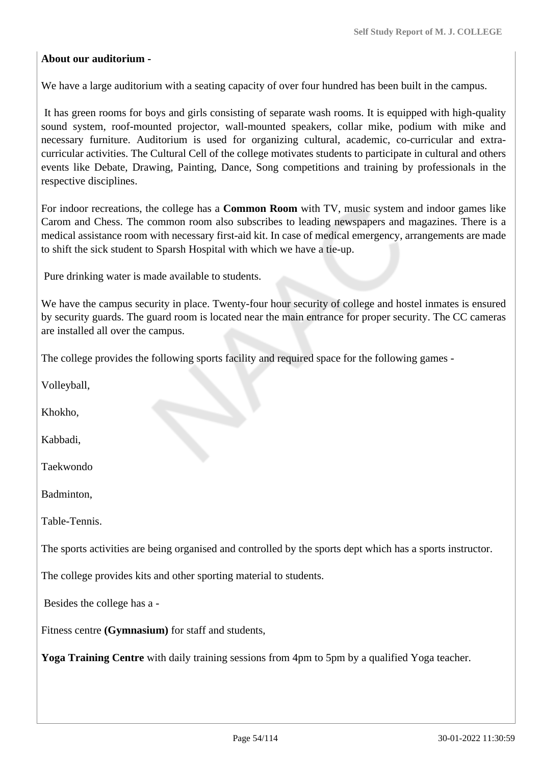**About our auditorium -**

We have a large auditorium with a seating capacity of over four hundred has been built in the campus.

It has green rooms for boys and girls consisting of separate wash rooms. It is equipped with high-quality sound system, roof-mounted projector, wall-mounted speakers, collar mike, podium with mike and necessary furniture. Auditorium is used for organizing cultural, academic, co-curricular and extra-curricular activities. The Cultural Cell of the college motivates students to participate in cultural and others events like Debate, Drawing, Painting, Dance, Song competitions and training by professionals in the respective disciplines.

For indoor recreations, the college has a **Common Room** with TV, music system and indoor games like Carom and Chess. The common room also subscribes to leading newspapers and magazines. There is a medical assistance room with necessary first-aid kit. In case of medical emergency, arrangements are made to shift the sick student to Sparsh Hospital with which we have a tie-up.

Pure drinking water is made available to students.

We have the campus security in place. Twenty-four hour security of college and hostel inmates is ensured by security guards. The guard room is located near the main entrance for proper security. The CC cameras are installed all over the campus.

The college provides the following sports facility and required space for the following games -

Volleyball,

Khokho,

Kabbadi,

Taekwondo

Badminton,

Table-Tennis.

The sports activities are being organised and controlled by the sports dept which has a sports instructor.

The college provides kits and other sporting material to students.

Besides the college has a -

Fitness centre **(Gymnasium)** for staff and students,

**Yoga Training Centre** with daily training sessions from 4pm to 5pm by a qualified Yoga teacher.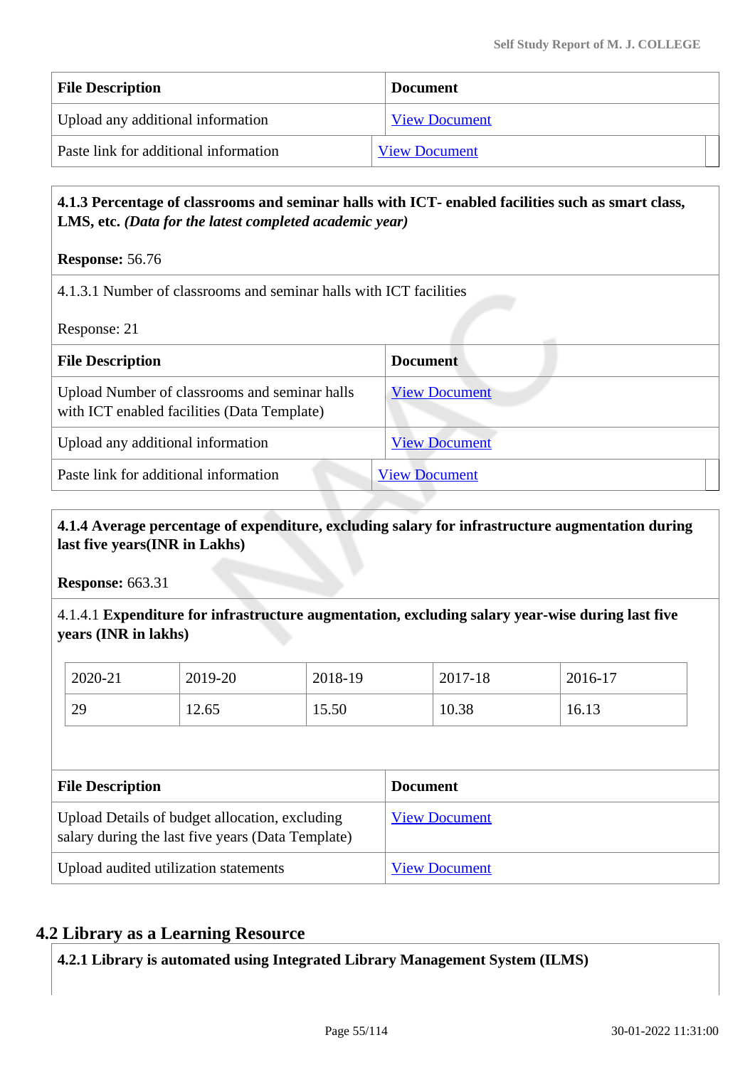| File Description | Document |
| --- | --- |
| Upload any additional information | View Document |
| Paste link for additional information | View Document |

**4.1.3 Percentage of classrooms and seminar halls with ICT- enabled facilities such as smart class, LMS, etc.** ***(Data for the latest completed academic year)***

**Response:** 56.76

4.1.3.1 Number of classrooms and seminar halls with ICT facilities

Response: 21

| File Description | Document |
| --- | --- |
| Upload Number of classrooms and seminar halls with ICT enabled facilities (Data Template) | View Document |
| Upload any additional information | View Document |
| Paste link for additional information | View Document |

**4.1.4 Average percentage of expenditure, excluding salary for infrastructure augmentation during last five years(INR in Lakhs)**

**Response:** 663.31

4.1.4.1 **Expenditure for infrastructure augmentation, excluding salary year-wise during last five years (INR in lakhs)**

| 2020-21 | 2019-20 | 2018-19 | 2017-18 | 2016-17 |
| --- | --- | --- | --- | --- |
| 29 | 12.65 | 15.50 | 10.38 | 16.13 |

| File Description | Document |
| --- | --- |
| Upload Details of budget allocation, excluding salary during the last five years (Data Template) | View Document |
| Upload audited utilization statements | View Document |

## 4.2 Library as a Learning Resource

**4.2.1 Library is automated using Integrated Library Management System (ILMS)**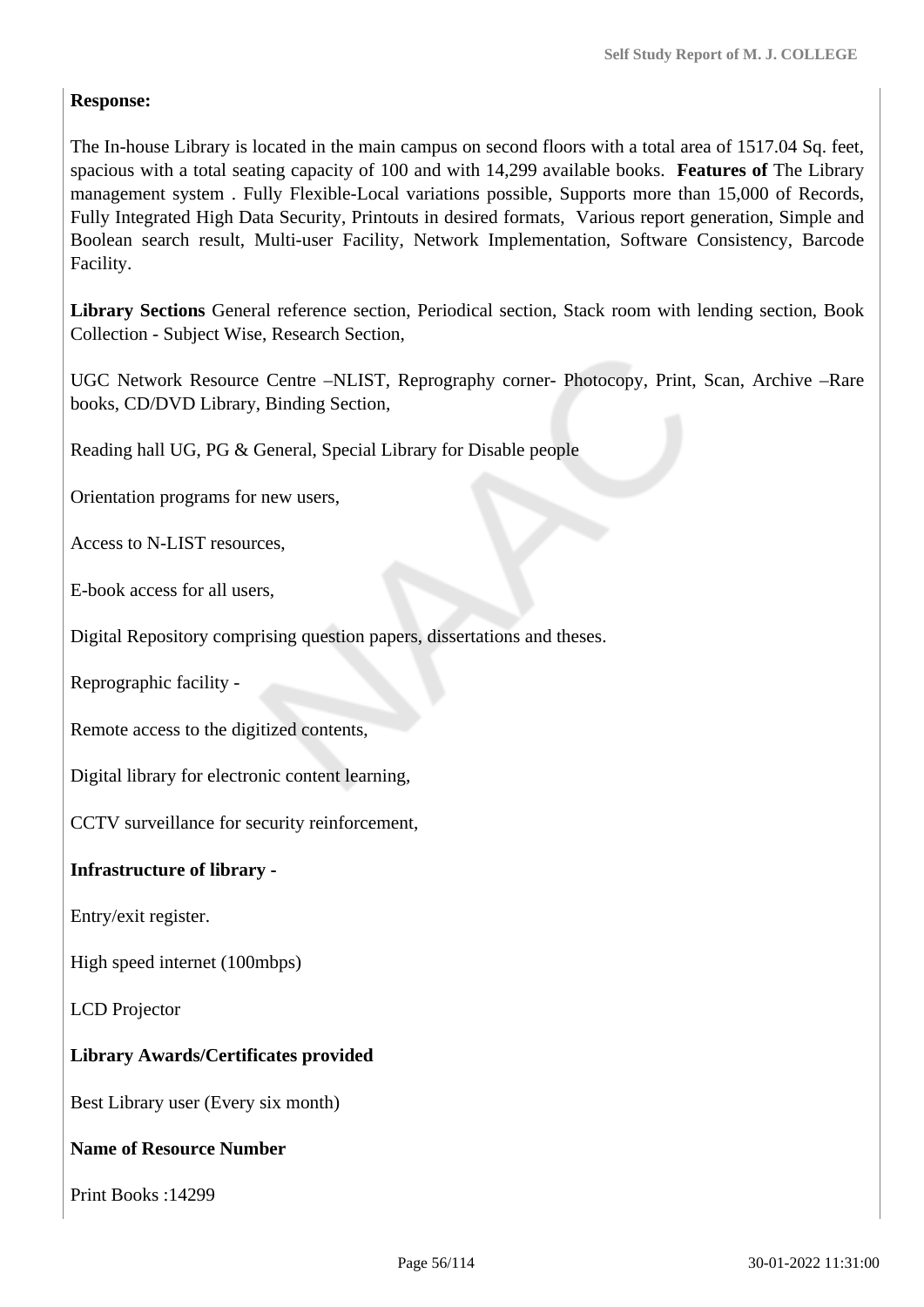**Response:**

The In-house Library is located in the main campus on second floors with a total area of 1517.04 Sq. feet, spacious with a total seating capacity of 100 and with 14,299 available books. **Features of** The Library management system . Fully Flexible-Local variations possible, Supports more than 15,000 of Records, Fully Integrated High Data Security, Printouts in desired formats, Various report generation, Simple and Boolean search result, Multi-user Facility, Network Implementation, Software Consistency, Barcode Facility.

**Library Sections** General reference section, Periodical section, Stack room with lending section, Book Collection - Subject Wise, Research Section,

UGC Network Resource Centre –NLIST, Reprography corner- Photocopy, Print, Scan, Archive –Rare books, CD/DVD Library, Binding Section,

Reading hall UG, PG & General, Special Library for Disable people

Orientation programs for new users,

Access to N-LIST resources,

E-book access for all users,

Digital Repository comprising question papers, dissertations and theses.

Reprographic facility -

Remote access to the digitized contents,

Digital library for electronic content learning,

CCTV surveillance for security reinforcement,

**Infrastructure of library -**

Entry/exit register.

High speed internet (100mbps)

LCD Projector

**Library Awards/Certificates provided**

Best Library user (Every six month)

**Name of Resource Number**

Print Books :14299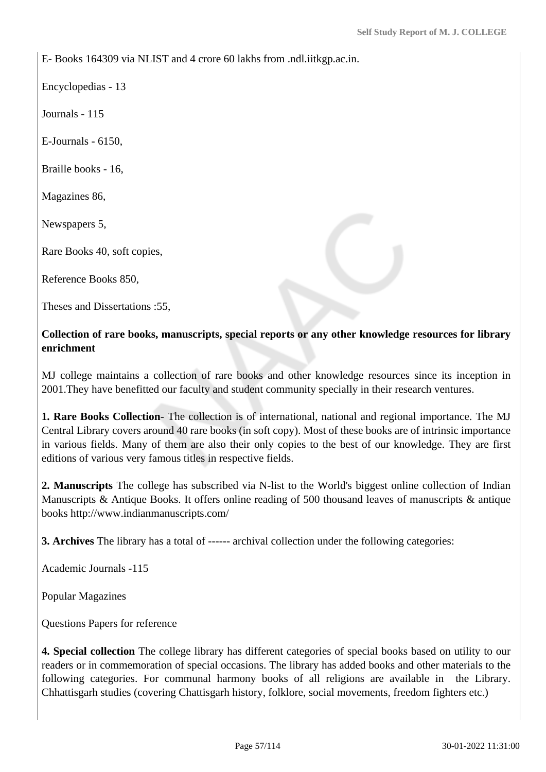E- Books 164309 via NLIST and 4 crore 60 lakhs from .ndl.iitkgp.ac.in.

Encyclopedias - 13

Journals - 115

E-Journals - 6150,

Braille books - 16,

Magazines 86,

Newspapers 5,

Rare Books 40, soft copies,

Reference Books 850,

Theses and Dissertations :55,

**Collection of rare books, manuscripts, special reports or any other knowledge resources for library enrichment**

MJ college maintains a collection of rare books and other knowledge resources since its inception in 2001.They have benefitted our faculty and student community specially in their research ventures.

**1. Rare Books Collection**- The collection is of international, national and regional importance. The MJ Central Library covers around 40 rare books (in soft copy). Most of these books are of intrinsic importance in various fields. Many of them are also their only copies to the best of our knowledge. They are first editions of various very famous titles in respective fields.

**2. Manuscripts** The college has subscribed via N-list to the World's biggest online collection of Indian Manuscripts & Antique Books. It offers online reading of 500 thousand leaves of manuscripts & antique books http://www.indianmanuscripts.com/

**3. Archives** The library has a total of ------ archival collection under the following categories:

Academic Journals -115

Popular Magazines

Questions Papers for reference

**4. Special collection** The college library has different categories of special books based on utility to our readers or in commemoration of special occasions. The library has added books and other materials to the following categories. For communal harmony books of all religions are available in the Library. Chhattisgarh studies (covering Chattisgarh history, folklore, social movements, freedom fighters etc.)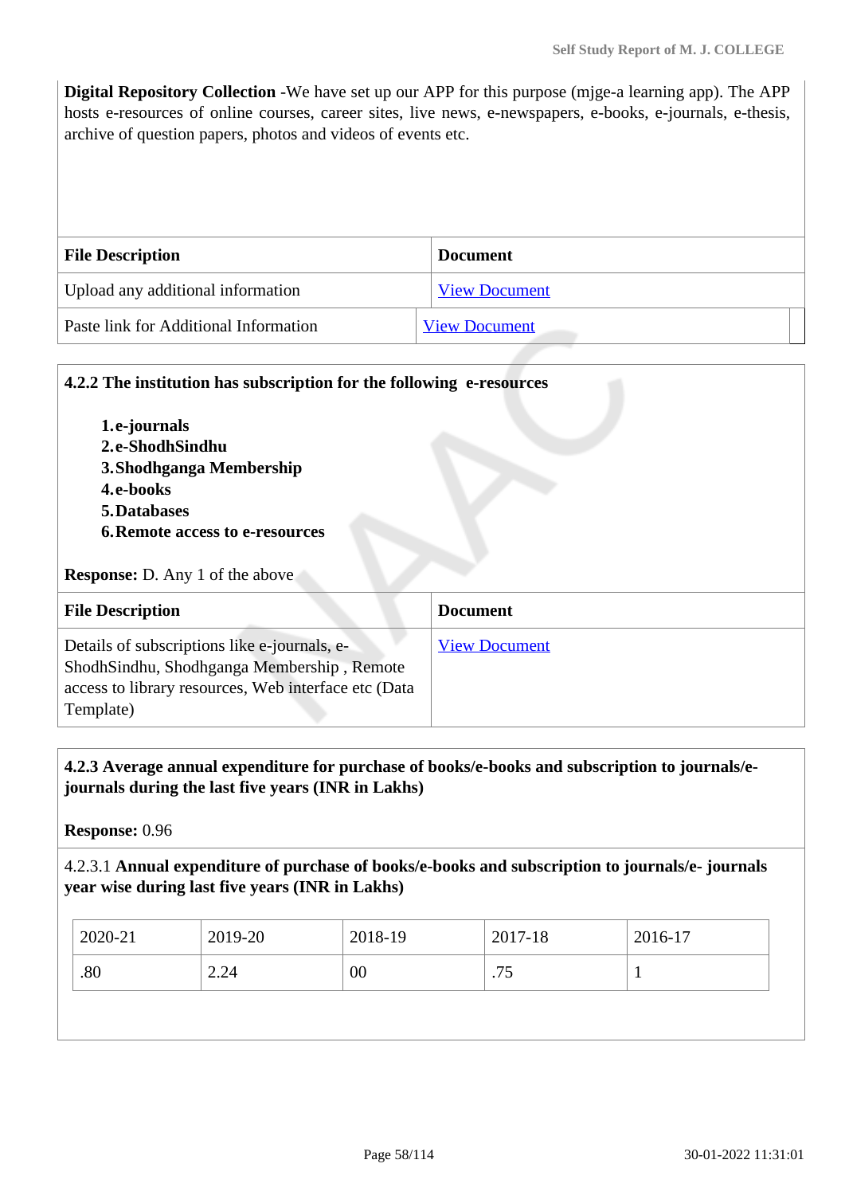**Digital Repository Collection** -We have set up our APP for this purpose (mjge-a learning app). The APP hosts e-resources of online courses, career sites, live news, e-newspapers, e-books, e-journals, e-thesis, archive of question papers, photos and videos of events etc.

| File Description | Document |
|---|---|
| Upload any additional information | View Document |
| Paste link for Additional Information | View Document |

**4.2.2 The institution has subscription for the following e-resources**

1. **e-journals**
2. **e-ShodhSindhu**
3. **Shodhganga Membership**
4. **e-books**
5. **Databases**
6. **Remote access to e-resources**

**Response:** D. Any 1 of the above

| File Description | Document |
|---|---|
| Details of subscriptions like e-journals, e-ShodhSindhu, Shodhganga Membership , Remote access to library resources, Web interface etc (Data Template) | View Document |

**4.2.3 Average annual expenditure for purchase of books/e-books and subscription to journals/e-journals during the last five years (INR in Lakhs)**

**Response:** 0.96

4.2.3.1 **Annual expenditure of purchase of books/e-books and subscription to journals/e- journals year wise during last five years (INR in Lakhs)**

| 2020-21 | 2019-20 | 2018-19 | 2017-18 | 2016-17 |
|---|---|---|---|---|
| .80 | 2.24 | 00 | .75 | 1 |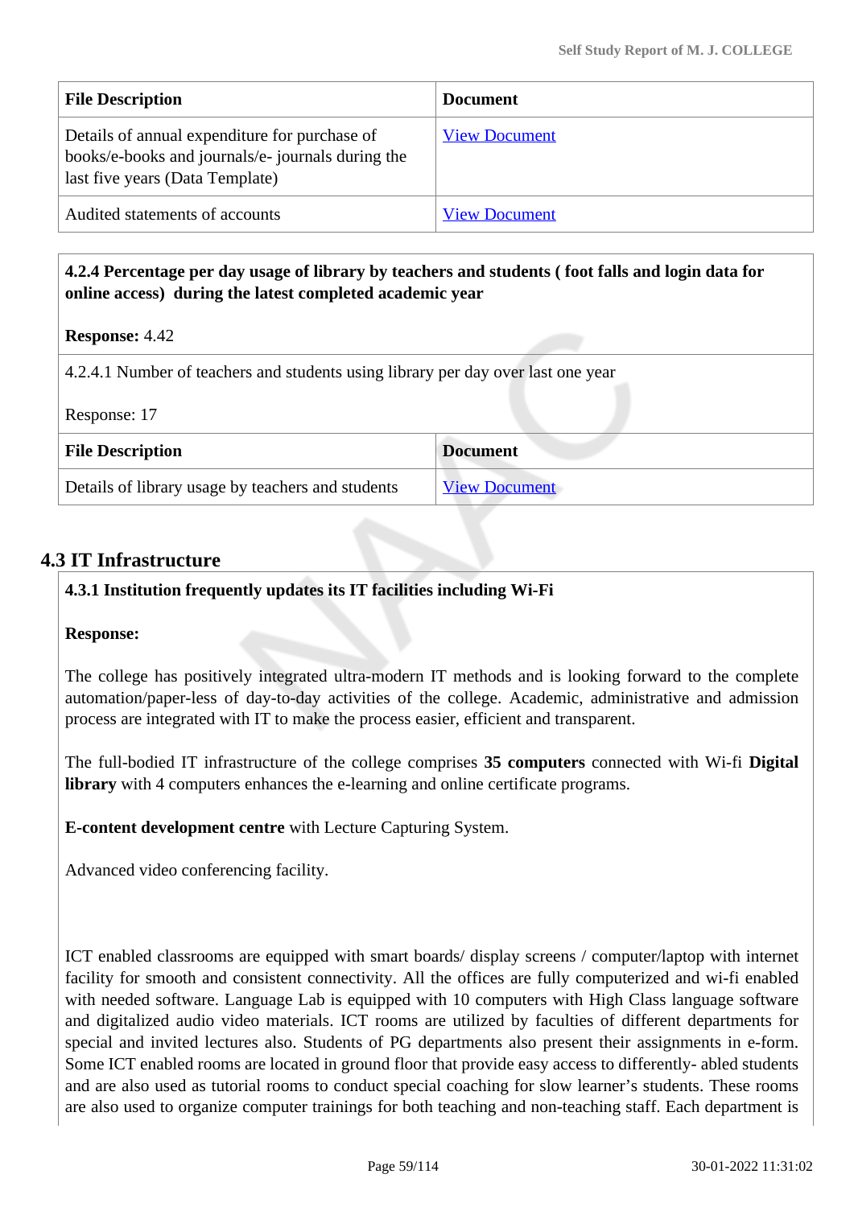| File Description | Document |
| --- | --- |
| Details of annual expenditure for purchase of books/e-books and journals/e- journals during the last five years (Data Template) | View Document |
| Audited statements of accounts | View Document |

**4.2.4 Percentage per day usage of library by teachers and students ( foot falls and login data for online access) during the latest completed academic year**

**Response:** 4.42

4.2.4.1 Number of teachers and students using library per day over last one year

Response: 17

| File Description | Document |
| --- | --- |
| Details of library usage by teachers and students | View Document |

## 4.3 IT Infrastructure

**4.3.1 Institution frequently updates its IT facilities including Wi-Fi**

**Response:**

The college has positively integrated ultra-modern IT methods and is looking forward to the complete automation/paper-less of day-to-day activities of the college. Academic, administrative and admission process are integrated with IT to make the process easier, efficient and transparent.

The full-bodied IT infrastructure of the college comprises **35 computers** connected with Wi-fi **Digital library** with 4 computers enhances the e-learning and online certificate programs.

**E-content development centre** with Lecture Capturing System.

Advanced video conferencing facility.

ICT enabled classrooms are equipped with smart boards/ display screens / computer/laptop with internet facility for smooth and consistent connectivity. All the offices are fully computerized and wi-fi enabled with needed software. Language Lab is equipped with 10 computers with High Class language software and digitalized audio video materials. ICT rooms are utilized by faculties of different departments for special and invited lectures also. Students of PG departments also present their assignments in e-form. Some ICT enabled rooms are located in ground floor that provide easy access to differently- abled students and are also used as tutorial rooms to conduct special coaching for slow learner's students. These rooms are also used to organize computer trainings for both teaching and non-teaching staff. Each department is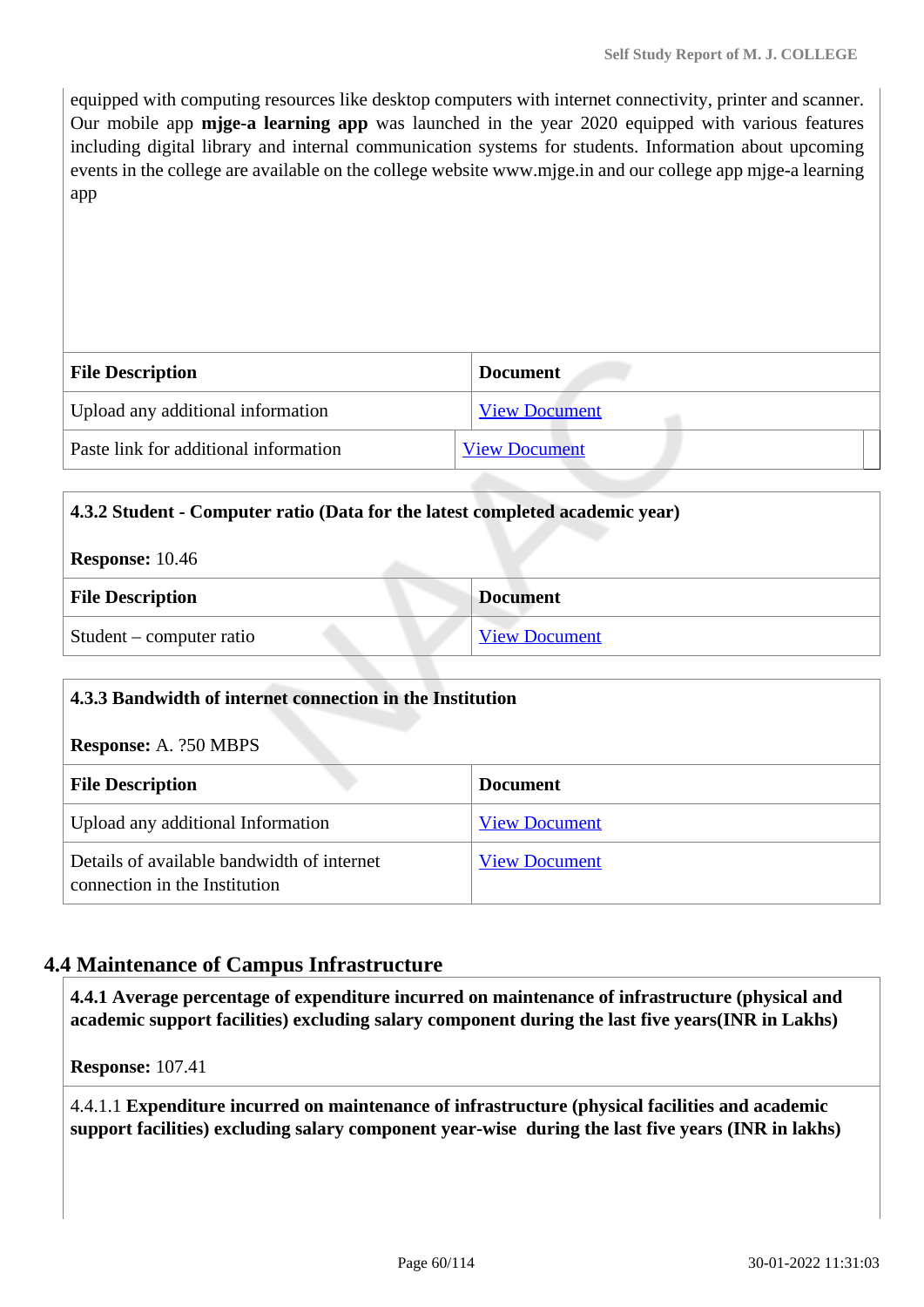equipped with computing resources like desktop computers with internet connectivity, printer and scanner. Our mobile app **mjge-a learning app** was launched in the year 2020 equipped with various features including digital library and internal communication systems for students. Information about upcoming events in the college are available on the college website www.mjge.in and our college app mjge-a learning app

| File Description | Document |
|---|---|
| Upload any additional information | View Document |
| Paste link for additional information | View Document |

**4.3.2 Student - Computer ratio (Data for the latest completed academic year)**

**Response:** 10.46

| File Description | Document |
|---|---|
| Student – computer ratio | View Document |

**4.3.3 Bandwidth of internet connection in the Institution**

**Response:** A. ?50 MBPS

| File Description | Document |
|---|---|
| Upload any additional Information | View Document |
| Details of available bandwidth of internet connection in the Institution | View Document |

## 4.4 Maintenance of Campus Infrastructure

**4.4.1 Average percentage of expenditure incurred on maintenance of infrastructure (physical and academic support facilities) excluding salary component during the last five years(INR in Lakhs)**

**Response:** 107.41

4.4.1.1 **Expenditure incurred on maintenance of infrastructure (physical facilities and academic support facilities) excluding salary component year-wise during the last five years (INR in lakhs)**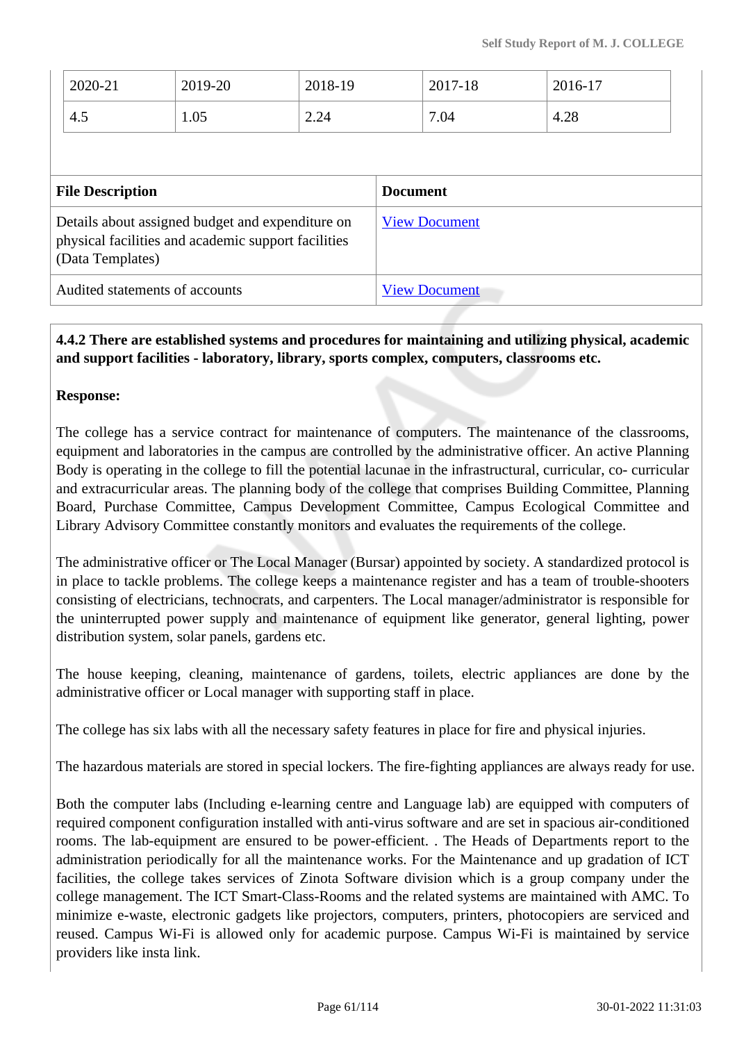| 2020-21 | 2019-20 | 2018-19 | 2017-18 | 2016-17 |
|---|---|---|---|---|
| 4.5 | 1.05 | 2.24 | 7.04 | 4.28 |

| File Description | Document |
|---|---|
| Details about assigned budget and expenditure on physical facilities and academic support facilities (Data Templates) | View Document |
| Audited statements of accounts | View Document |

**4.4.2 There are established systems and procedures for maintaining and utilizing physical, academic and support facilities - laboratory, library, sports complex, computers, classrooms etc.**

**Response:**

The college has a service contract for maintenance of computers. The maintenance of the classrooms, equipment and laboratories in the campus are controlled by the administrative officer. An active Planning Body is operating in the college to fill the potential lacunae in the infrastructural, curricular, co- curricular and extracurricular areas. The planning body of the college that comprises Building Committee, Planning Board, Purchase Committee, Campus Development Committee, Campus Ecological Committee and Library Advisory Committee constantly monitors and evaluates the requirements of the college.

The administrative officer or The Local Manager (Bursar) appointed by society. A standardized protocol is in place to tackle problems. The college keeps a maintenance register and has a team of trouble-shooters consisting of electricians, technocrats, and carpenters. The Local manager/administrator is responsible for the uninterrupted power supply and maintenance of equipment like generator, general lighting, power distribution system, solar panels, gardens etc.

The house keeping, cleaning, maintenance of gardens, toilets, electric appliances are done by the administrative officer or Local manager with supporting staff in place.

The college has six labs with all the necessary safety features in place for fire and physical injuries.

The hazardous materials are stored in special lockers. The fire-fighting appliances are always ready for use.

Both the computer labs (Including e-learning centre and Language lab) are equipped with computers of required component configuration installed with anti-virus software and are set in spacious air-conditioned rooms. The lab-equipment are ensured to be power-efficient. . The Heads of Departments report to the administration periodically for all the maintenance works. For the Maintenance and up gradation of ICT facilities, the college takes services of Zinota Software division which is a group company under the college management. The ICT Smart-Class-Rooms and the related systems are maintained with AMC. To minimize e-waste, electronic gadgets like projectors, computers, printers, photocopiers are serviced and reused. Campus Wi-Fi is allowed only for academic purpose. Campus Wi-Fi is maintained by service providers like insta link.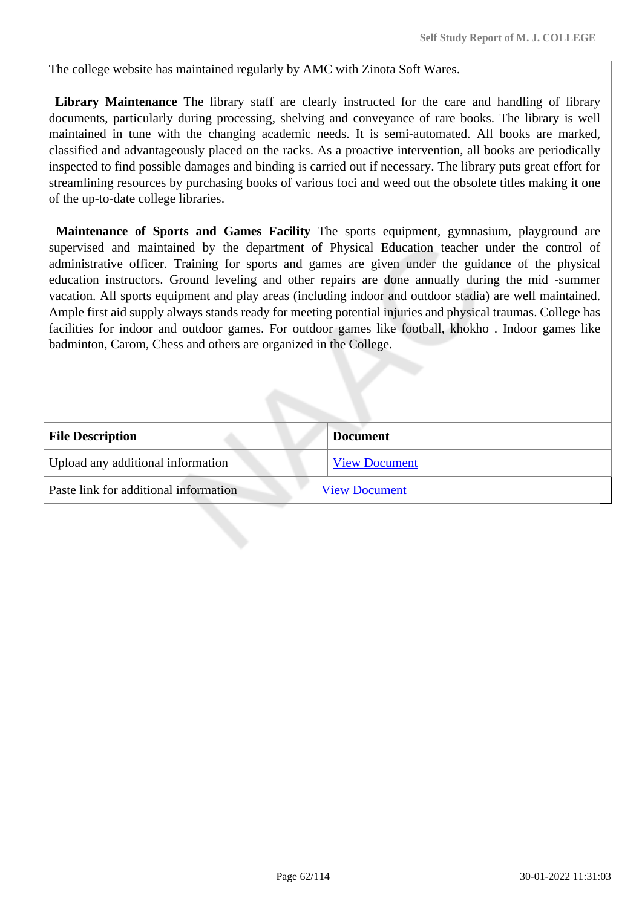The college website has maintained regularly by AMC with Zinota Soft Wares.

**Library Maintenance** The library staff are clearly instructed for the care and handling of library documents, particularly during processing, shelving and conveyance of rare books. The library is well maintained in tune with the changing academic needs. It is semi-automated. All books are marked, classified and advantageously placed on the racks. As a proactive intervention, all books are periodically inspected to find possible damages and binding is carried out if necessary. The library puts great effort for streamlining resources by purchasing books of various foci and weed out the obsolete titles making it one of the up-to-date college libraries.

**Maintenance of Sports and Games Facility** The sports equipment, gymnasium, playground are supervised and maintained by the department of Physical Education teacher under the control of administrative officer. Training for sports and games are given under the guidance of the physical education instructors. Ground leveling and other repairs are done annually during the mid -summer vacation. All sports equipment and play areas (including indoor and outdoor stadia) are well maintained. Ample first aid supply always stands ready for meeting potential injuries and physical traumas. College has facilities for indoor and outdoor games. For outdoor games like football, khokho . Indoor games like badminton, Carom, Chess and others are organized in the College.

| File Description | Document |
|---|---|
| Upload any additional information | View Document |
| Paste link for additional information | View Document |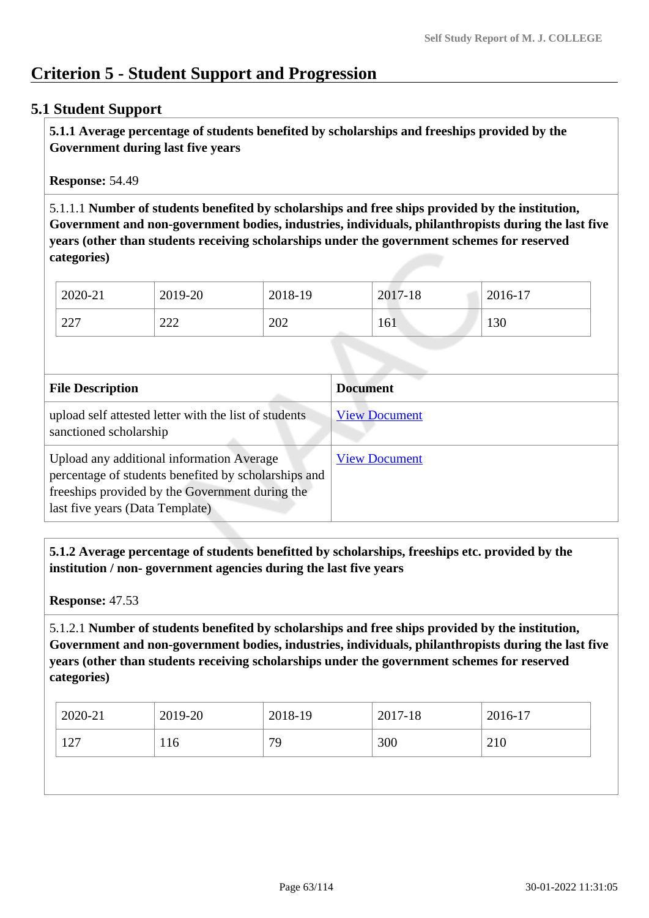# Criterion 5 - Student Support and Progression

## 5.1 Student Support

**5.1.1 Average percentage of students benefited by scholarships and freeships provided by the Government during last five years**

**Response:** 54.49

5.1.1.1 **Number of students benefited by scholarships and free ships provided by the institution, Government and non-government bodies, industries, individuals, philanthropists during the last five years (other than students receiving scholarships under the government schemes for reserved categories)**

| 2020-21 | 2019-20 | 2018-19 | 2017-18 | 2016-17 |
|---|---|---|---|---|
| 227 | 222 | 202 | 161 | 130 |

| File Description | Document |
|---|---|
| upload self attested letter with the list of students sanctioned scholarship | View Document |
| Upload any additional information Average percentage of students benefited by scholarships and freeships provided by the Government during the last five years (Data Template) | View Document |

**5.1.2 Average percentage of students benefitted by scholarships, freeships etc. provided by the institution / non- government agencies during the last five years**

**Response:** 47.53

5.1.2.1 **Number of students benefited by scholarships and free ships provided by the institution, Government and non-government bodies, industries, individuals, philanthropists during the last five years (other than students receiving scholarships under the government schemes for reserved categories)**

| 2020-21 | 2019-20 | 2018-19 | 2017-18 | 2016-17 |
|---|---|---|---|---|
| 127 | 116 | 79 | 300 | 210 |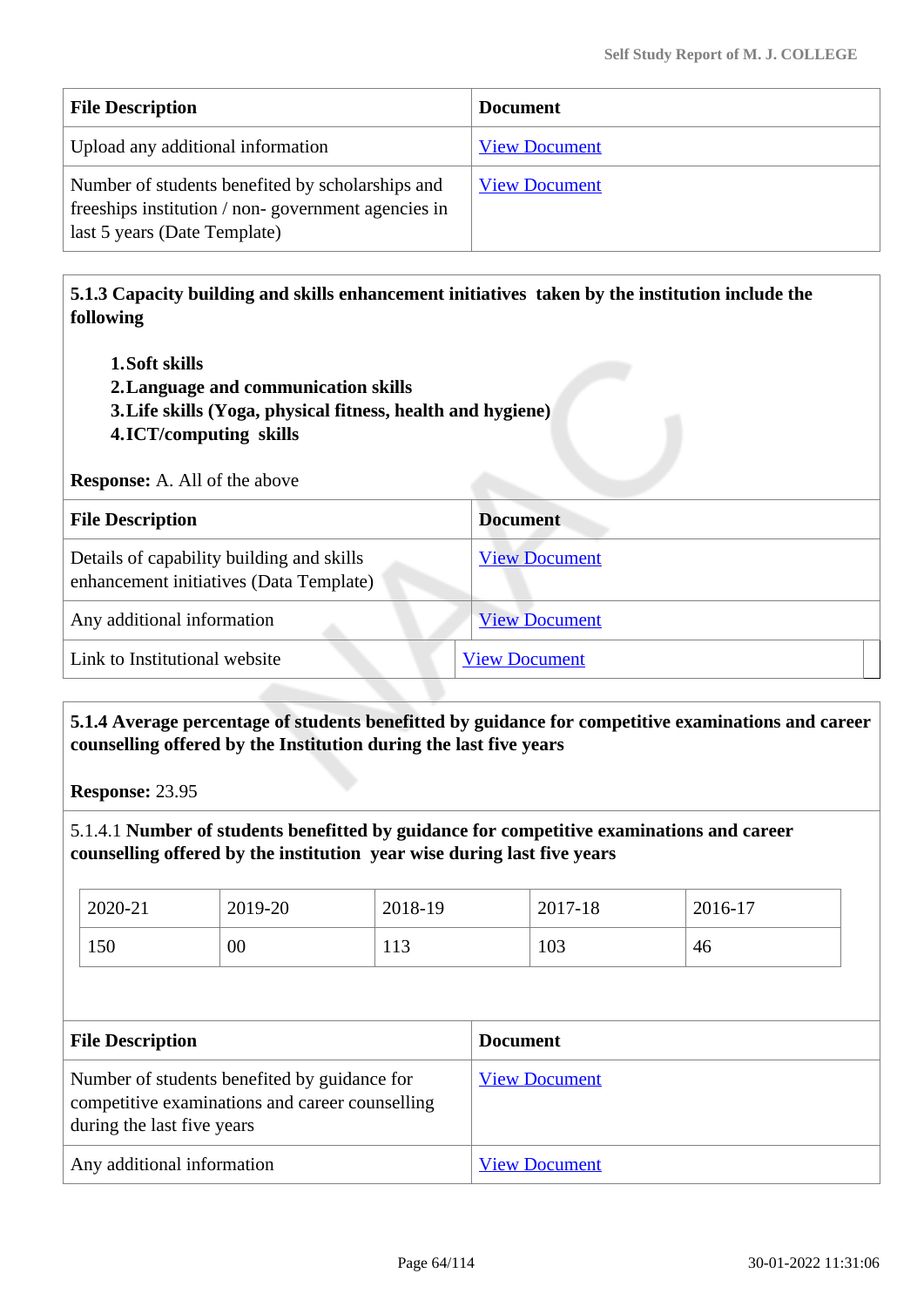| File Description | Document |
|---|---|
| Upload any additional information | View Document |
| Number of students benefited by scholarships and freeships institution / non- government agencies in last 5 years (Date Template) | View Document |

**5.1.3 Capacity building and skills enhancement initiatives taken by the institution include the following**

1. **Soft skills**
2. **Language and communication skills**
3. **Life skills (Yoga, physical fitness, health and hygiene)**
4. **ICT/computing skills**

**Response:** A. All of the above

| File Description | Document |
|---|---|
| Details of capability building and skills enhancement initiatives (Data Template) | View Document |
| Any additional information | View Document |
| Link to Institutional website | View Document |

**5.1.4 Average percentage of students benefitted by guidance for competitive examinations and career counselling offered by the Institution during the last five years**

**Response:** 23.95

5.1.4.1 **Number of students benefitted by guidance for competitive examinations and career counselling offered by the institution year wise during last five years**

| 2020-21 | 2019-20 | 2018-19 | 2017-18 | 2016-17 |
|---|---|---|---|---|
| 150 | 00 | 113 | 103 | 46 |

| File Description | Document |
|---|---|
| Number of students benefited by guidance for competitive examinations and career counselling during the last five years | View Document |
| Any additional information | View Document |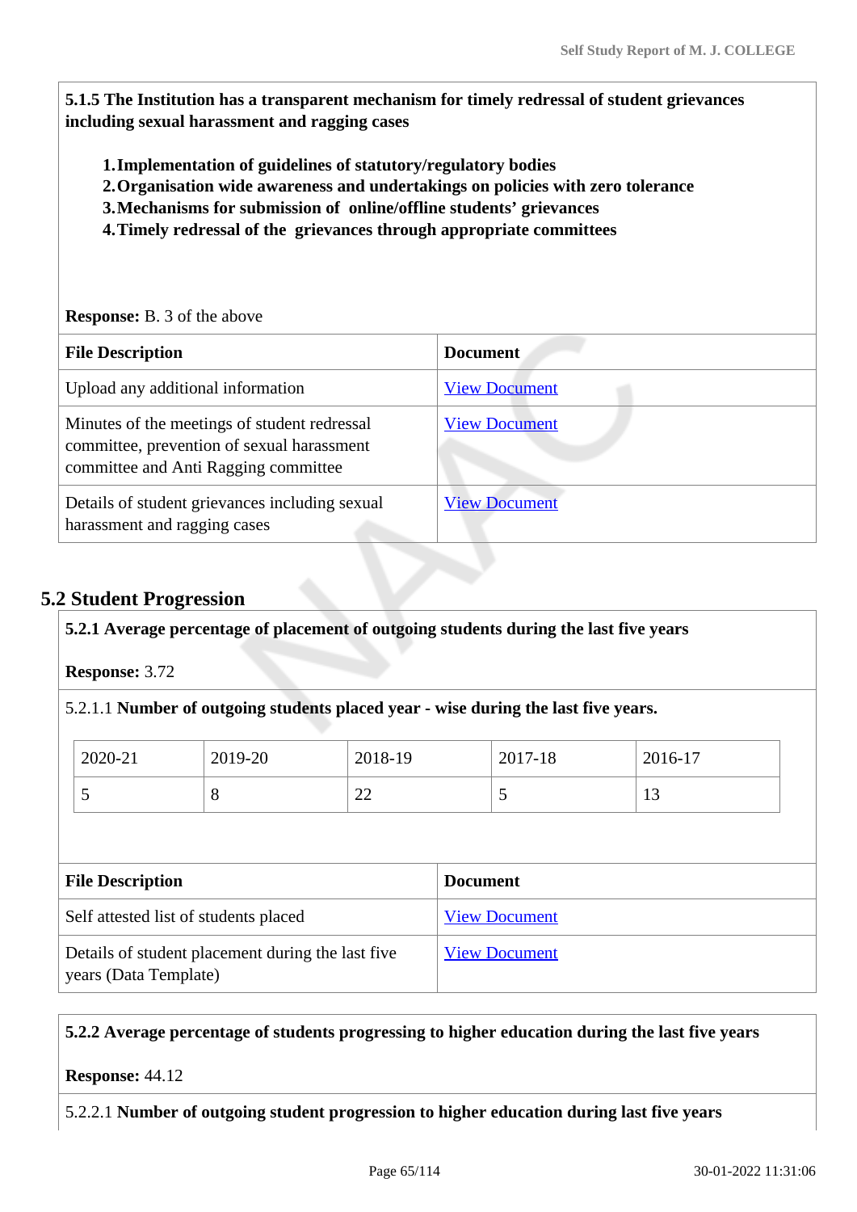**5.1.5 The Institution has a transparent mechanism for timely redressal of student grievances including sexual harassment and ragging cases**

1. **Implementation of guidelines of statutory/regulatory bodies**
2. **Organisation wide awareness and undertakings on policies with zero tolerance**
3. **Mechanisms for submission of online/offline students' grievances**
4. **Timely redressal of the grievances through appropriate committees**

**Response:** B. 3 of the above

| File Description | Document |
|---|---|
| Upload any additional information | View Document |
| Minutes of the meetings of student redressal committee, prevention of sexual harassment committee and Anti Ragging committee | View Document |
| Details of student grievances including sexual harassment and ragging cases | View Document |

## 5.2 Student Progression

**5.2.1 Average percentage of placement of outgoing students during the last five years**

**Response:** 3.72

5.2.1.1 **Number of outgoing students placed year - wise during the last five years.**

| 2020-21 | 2019-20 | 2018-19 | 2017-18 | 2016-17 |
|---|---|---|---|---|
| 5 | 8 | 22 | 5 | 13 |

| File Description | Document |
|---|---|
| Self attested list of students placed | View Document |
| Details of student placement during the last five years (Data Template) | View Document |

**5.2.2 Average percentage of students progressing to higher education during the last five years**

**Response:** 44.12

5.2.2.1 **Number of outgoing student progression to higher education during last five years**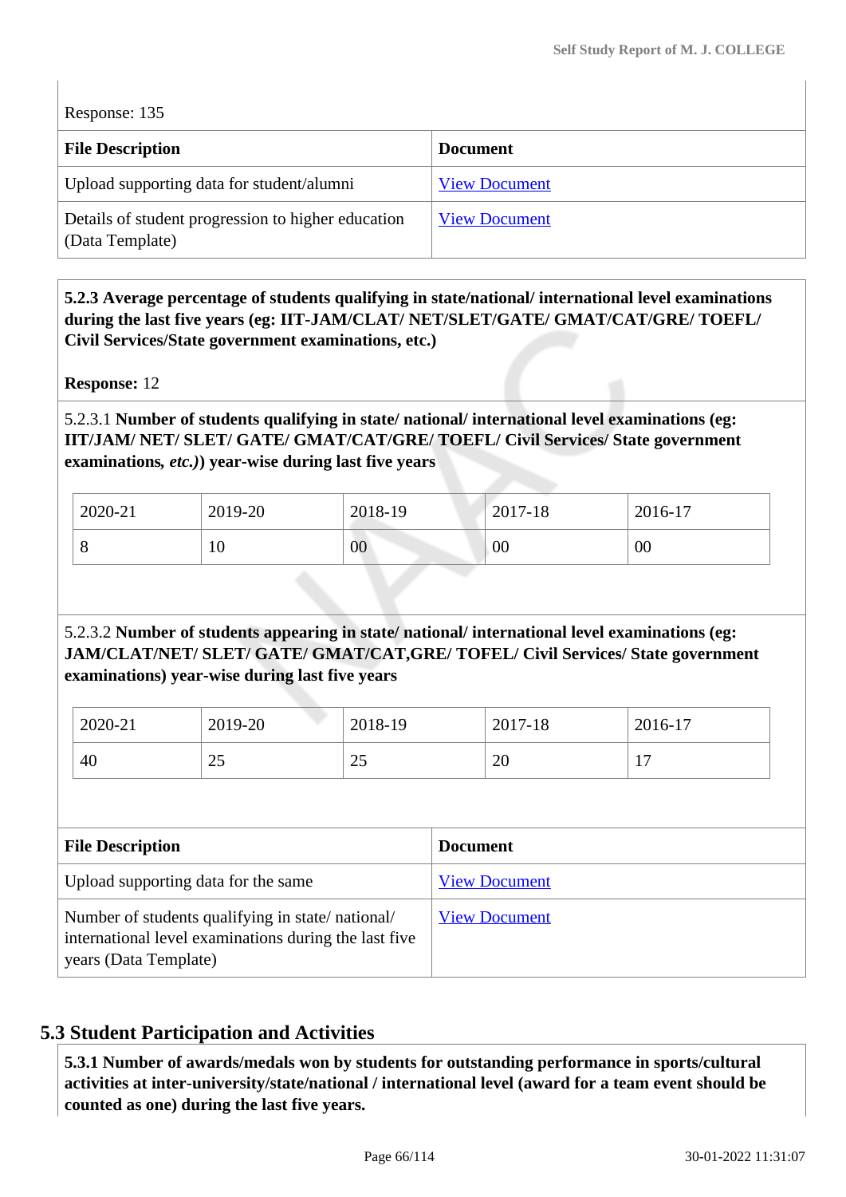Response: 135

| File Description | Document |
|---|---|
| Upload supporting data for student/alumni | View Document |
| Details of student progression to higher education (Data Template) | View Document |

**5.2.3 Average percentage of students qualifying in state/national/ international level examinations during the last five years (eg: IIT-JAM/CLAT/ NET/SLET/GATE/ GMAT/CAT/GRE/ TOEFL/ Civil Services/State government examinations, etc.)**

**Response:** 12

5.2.3.1 **Number of students qualifying in state/ national/ international level examinations (eg: IIT/JAM/ NET/ SLET/ GATE/ GMAT/CAT/GRE/ TOEFL/ Civil Services/ State government examinations,** ***etc.)*****) year-wise during last five years**

| 2020-21 | 2019-20 | 2018-19 | 2017-18 | 2016-17 |
|---|---|---|---|---|
| 8 | 10 | 00 | 00 | 00 |

5.2.3.2 **Number of students appearing in state/ national/ international level examinations (eg: JAM/CLAT/NET/ SLET/ GATE/ GMAT/CAT,GRE/ TOFEL/ Civil Services/ State government examinations) year-wise during last five years**

| 2020-21 | 2019-20 | 2018-19 | 2017-18 | 2016-17 |
|---|---|---|---|---|
| 40 | 25 | 25 | 20 | 17 |

| File Description | Document |
|---|---|
| Upload supporting data for the same | View Document |
| Number of students qualifying in state/ national/ international level examinations during the last five years (Data Template) | View Document |

## 5.3 Student Participation and Activities

**5.3.1 Number of awards/medals won by students for outstanding performance in sports/cultural activities at inter-university/state/national / international level (award for a team event should be counted as one) during the last five years.**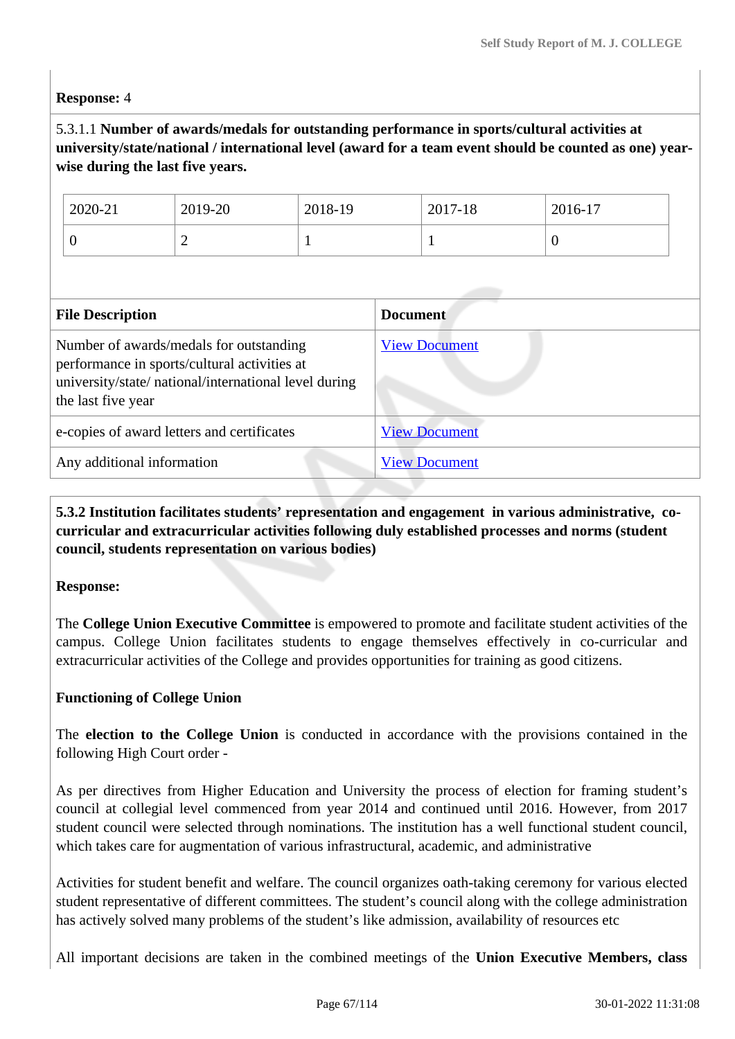**Response:** 4

5.3.1.1 **Number of awards/medals for outstanding performance in sports/cultural activities at university/state/national / international level (award for a team event should be counted as one) year-wise during the last five years.**

| 2020-21 | 2019-20 | 2018-19 | 2017-18 | 2016-17 |
|---|---|---|---|---|
| 0 | 2 | 1 | 1 | 0 |

| File Description | Document |
|---|---|
| Number of awards/medals for outstanding performance in sports/cultural activities at university/state/ national/international level during the last five year | View Document |
| e-copies of award letters and certificates | View Document |
| Any additional information | View Document |

**5.3.2 Institution facilitates students' representation and engagement in various administrative, co-curricular and extracurricular activities following duly established processes and norms (student council, students representation on various bodies)**

**Response:**

The **College Union Executive Committee** is empowered to promote and facilitate student activities of the campus. College Union facilitates students to engage themselves effectively in co-curricular and extracurricular activities of the College and provides opportunities for training as good citizens.

**Functioning of College Union**

The **election to the College Union** is conducted in accordance with the provisions contained in the following High Court order -

As per directives from Higher Education and University the process of election for framing student's council at collegial level commenced from year 2014 and continued until 2016. However, from 2017 student council were selected through nominations. The institution has a well functional student council, which takes care for augmentation of various infrastructural, academic, and administrative

Activities for student benefit and welfare. The council organizes oath-taking ceremony for various elected student representative of different committees. The student's council along with the college administration has actively solved many problems of the student's like admission, availability of resources etc

All important decisions are taken in the combined meetings of the **Union Executive Members, class**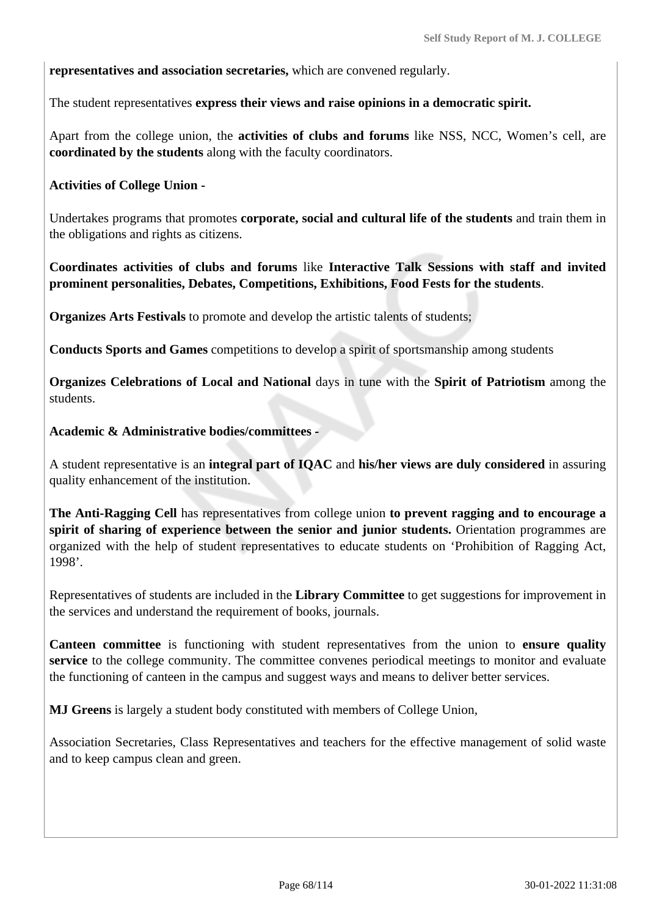**representatives and association secretaries,** which are convened regularly.

The student representatives **express their views and raise opinions in a democratic spirit.**

Apart from the college union, the **activities of clubs and forums** like NSS, NCC, Women's cell, are **coordinated by the students** along with the faculty coordinators.

**Activities of College Union -**

Undertakes programs that promotes **corporate, social and cultural life of the students** and train them in the obligations and rights as citizens.

**Coordinates activities of clubs and forums** like **Interactive Talk Sessions with staff and invited prominent personalities, Debates, Competitions, Exhibitions, Food Fests for the students**.

**Organizes Arts Festivals** to promote and develop the artistic talents of students;

**Conducts Sports and Games** competitions to develop a spirit of sportsmanship among students

**Organizes Celebrations of Local and National** days in tune with the **Spirit of Patriotism** among the students.

**Academic & Administrative bodies/committees -**

A student representative is an **integral part of IQAC** and **his/her views are duly considered** in assuring quality enhancement of the institution.

**The Anti-Ragging Cell** has representatives from college union **to prevent ragging and to encourage a spirit of sharing of experience between the senior and junior students.** Orientation programmes are organized with the help of student representatives to educate students on 'Prohibition of Ragging Act, 1998'.

Representatives of students are included in the **Library Committee** to get suggestions for improvement in the services and understand the requirement of books, journals.

**Canteen committee** is functioning with student representatives from the union to **ensure quality service** to the college community. The committee convenes periodical meetings to monitor and evaluate the functioning of canteen in the campus and suggest ways and means to deliver better services.

**MJ Greens** is largely a student body constituted with members of College Union,

Association Secretaries, Class Representatives and teachers for the effective management of solid waste and to keep campus clean and green.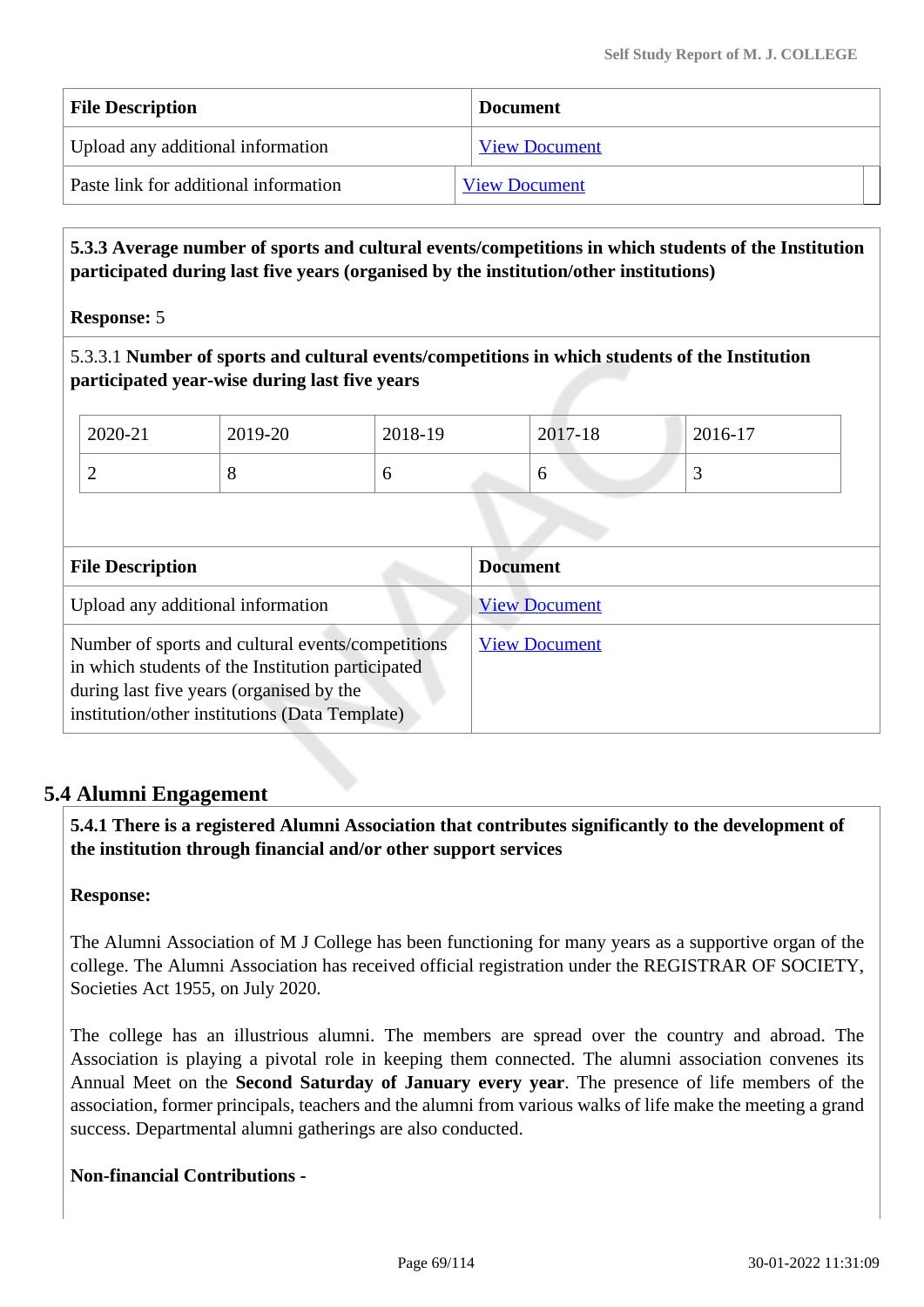| File Description | Document |
|---|---|
| Upload any additional information | View Document |
| Paste link for additional information | View Document |

**5.3.3 Average number of sports and cultural events/competitions in which students of the Institution participated during last five years (organised by the institution/other institutions)**

**Response:** 5

5.3.3.1 **Number of sports and cultural events/competitions in which students of the Institution participated year-wise during last five years**

| 2020-21 | 2019-20 | 2018-19 | 2017-18 | 2016-17 |
|---|---|---|---|---|
| 2 | 8 | 6 | 6 | 3 |

| File Description | Document |
|---|---|
| Upload any additional information | View Document |
| Number of sports and cultural events/competitions in which students of the Institution participated during last five years (organised by the institution/other institutions (Data Template) | View Document |

## 5.4 Alumni Engagement

**5.4.1 There is a registered Alumni Association that contributes significantly to the development of the institution through financial and/or other support services**

**Response:**

The Alumni Association of M J College has been functioning for many years as a supportive organ of the college. The Alumni Association has received official registration under the REGISTRAR OF SOCIETY, Societies Act 1955, on July 2020.

The college has an illustrious alumni. The members are spread over the country and abroad. The Association is playing a pivotal role in keeping them connected. The alumni association convenes its Annual Meet on the **Second Saturday of January every year**. The presence of life members of the association, former principals, teachers and the alumni from various walks of life make the meeting a grand success. Departmental alumni gatherings are also conducted.

**Non-financial Contributions -**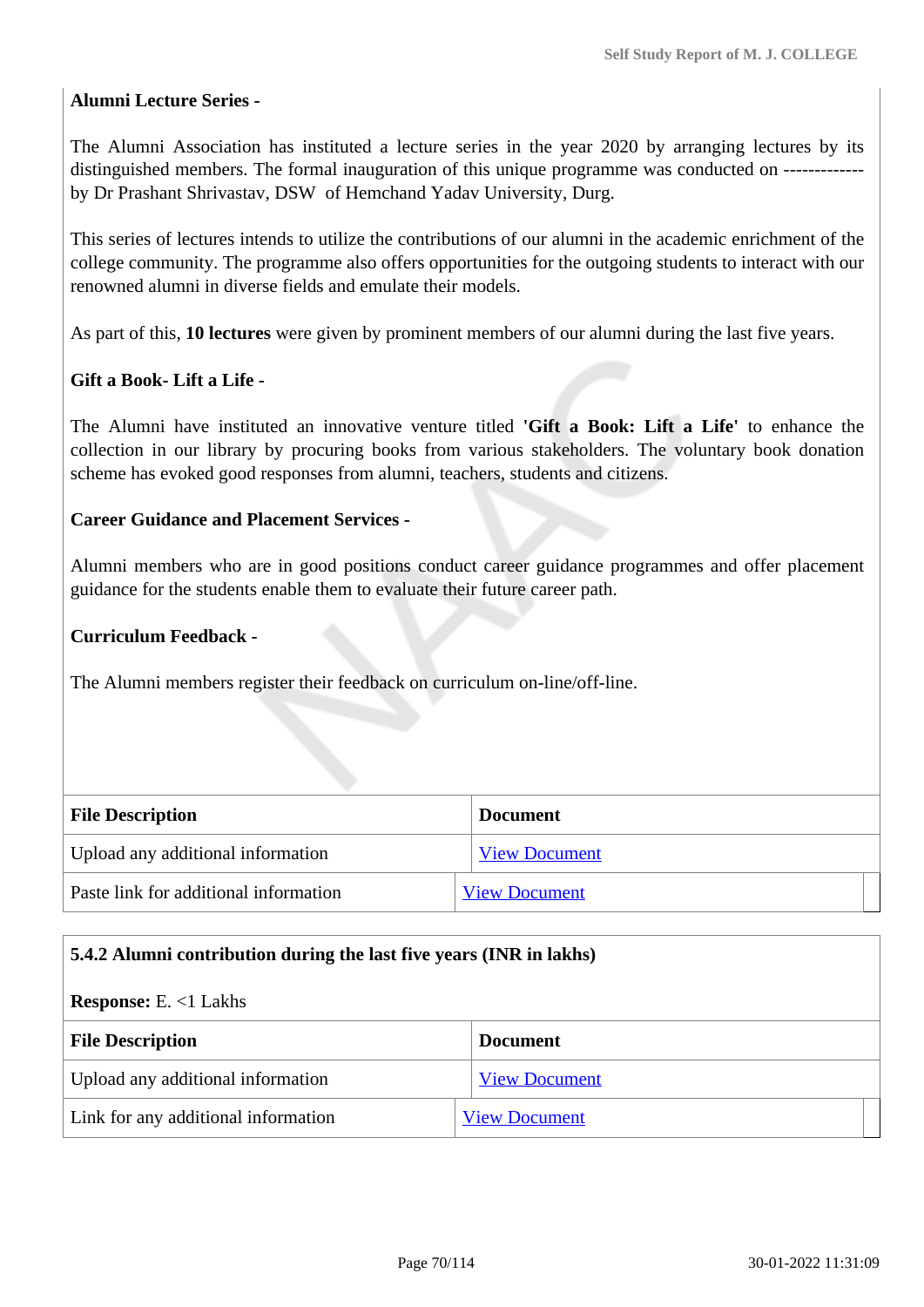**Alumni Lecture Series -**

The Alumni Association has instituted a lecture series in the year 2020 by arranging lectures by its distinguished members. The formal inauguration of this unique programme was conducted on ------------- by Dr Prashant Shrivastav, DSW of Hemchand Yadav University, Durg.

This series of lectures intends to utilize the contributions of our alumni in the academic enrichment of the college community. The programme also offers opportunities for the outgoing students to interact with our renowned alumni in diverse fields and emulate their models.

As part of this, **10 lectures** were given by prominent members of our alumni during the last five years.

**Gift a Book- Lift a Life -**

The Alumni have instituted an innovative venture titled **'Gift a Book: Lift a Life'** to enhance the collection in our library by procuring books from various stakeholders. The voluntary book donation scheme has evoked good responses from alumni, teachers, students and citizens.

**Career Guidance and Placement Services -**

Alumni members who are in good positions conduct career guidance programmes and offer placement guidance for the students enable them to evaluate their future career path.

**Curriculum Feedback -**

The Alumni members register their feedback on curriculum on-line/off-line.

| File Description | Document |
|---|---|
| Upload any additional information | View Document |
| Paste link for additional information | View Document |

**5.4.2 Alumni contribution during the last five years (INR in lakhs)**

**Response:** E. <1 Lakhs

| File Description | Document |
|---|---|
| Upload any additional information | View Document |
| Link for any additional information | View Document |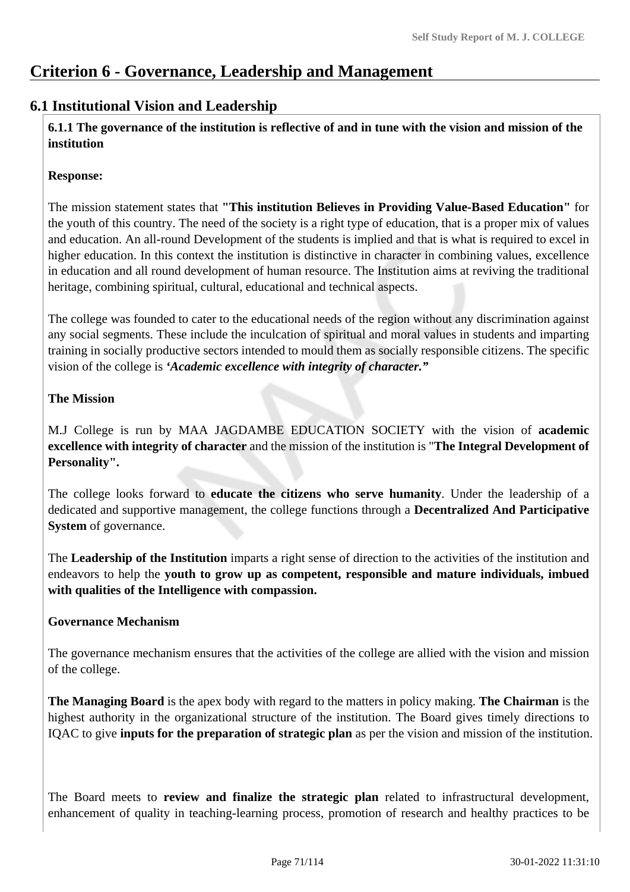# Criterion 6 - Governance, Leadership and Management

## 6.1 Institutional Vision and Leadership

**6.1.1 The governance of the institution is reflective of and in tune with the vision and mission of the institution**

**Response:**

The mission statement states that **"This institution Believes in Providing Value-Based Education"** for the youth of this country. The need of the society is a right type of education, that is a proper mix of values and education. An all-round Development of the students is implied and that is what is required to excel in higher education. In this context the institution is distinctive in character in combining values, excellence in education and all round development of human resource. The Institution aims at reviving the traditional heritage, combining spiritual, cultural, educational and technical aspects.

The college was founded to cater to the educational needs of the region without any discrimination against any social segments. These include the inculcation of spiritual and moral values in students and imparting training in socially productive sectors intended to mould them as socially responsible citizens. The specific vision of the college is ***'Academic excellence with integrity of character."***

**The Mission**

M.J College is run by MAA JAGDAMBE EDUCATION SOCIETY with the vision of **academic excellence with integrity of character** and the mission of the institution is "**The Integral Development of Personality".**

The college looks forward to **educate the citizens who serve humanity**. Under the leadership of a dedicated and supportive management, the college functions through a **Decentralized And Participative System** of governance.

The **Leadership of the Institution** imparts a right sense of direction to the activities of the institution and endeavors to help the **youth to grow up as competent, responsible and mature individuals, imbued with qualities of the Intelligence with compassion.**

**Governance Mechanism**

The governance mechanism ensures that the activities of the college are allied with the vision and mission of the college.

**The Managing Board** is the apex body with regard to the matters in policy making. **The Chairman** is the highest authority in the organizational structure of the institution. The Board gives timely directions to IQAC to give **inputs for the preparation of strategic plan** as per the vision and mission of the institution.

The Board meets to **review and finalize the strategic plan** related to infrastructural development, enhancement of quality in teaching-learning process, promotion of research and healthy practices to be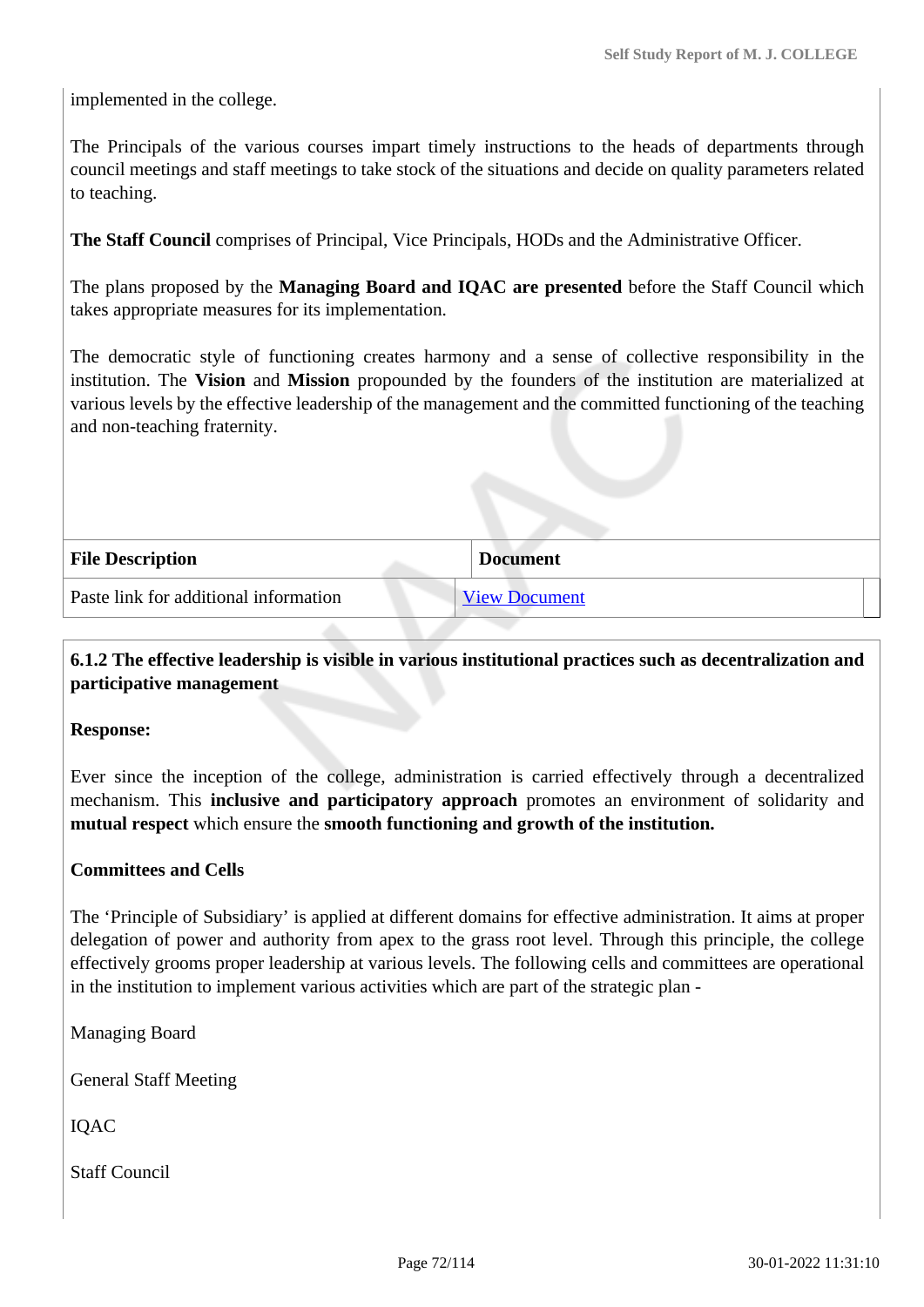implemented in the college.

The Principals of the various courses impart timely instructions to the heads of departments through council meetings and staff meetings to take stock of the situations and decide on quality parameters related to teaching.

**The Staff Council** comprises of Principal, Vice Principals, HODs and the Administrative Officer.

The plans proposed by the **Managing Board and IQAC are presented** before the Staff Council which takes appropriate measures for its implementation.

The democratic style of functioning creates harmony and a sense of collective responsibility in the institution. The **Vision** and **Mission** propounded by the founders of the institution are materialized at various levels by the effective leadership of the management and the committed functioning of the teaching and non-teaching fraternity.

| File Description | Document |
|---|---|
| Paste link for additional information | View Document |

**6.1.2 The effective leadership is visible in various institutional practices such as decentralization and participative management**

**Response:**

Ever since the inception of the college, administration is carried effectively through a decentralized mechanism. This **inclusive and participatory approach** promotes an environment of solidarity and **mutual respect** which ensure the **smooth functioning and growth of the institution.**

**Committees and Cells**

The 'Principle of Subsidiary' is applied at different domains for effective administration. It aims at proper delegation of power and authority from apex to the grass root level. Through this principle, the college effectively grooms proper leadership at various levels. The following cells and committees are operational in the institution to implement various activities which are part of the strategic plan -

Managing Board

General Staff Meeting

IQAC

Staff Council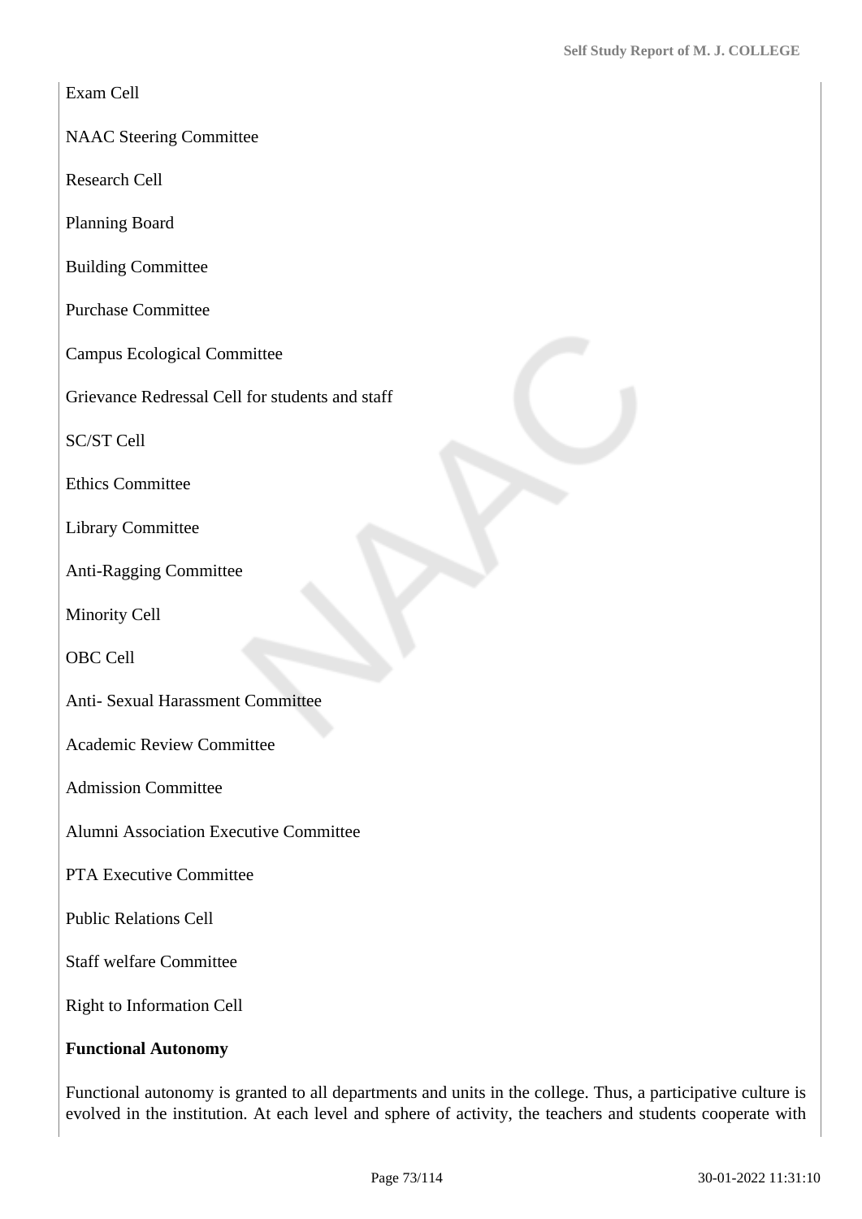Exam Cell

NAAC Steering Committee

Research Cell

Planning Board

Building Committee

Purchase Committee

Campus Ecological Committee

Grievance Redressal Cell for students and staff

SC/ST Cell

Ethics Committee

Library Committee

Anti-Ragging Committee

Minority Cell

OBC Cell

Anti- Sexual Harassment Committee

Academic Review Committee

Admission Committee

Alumni Association Executive Committee

PTA Executive Committee

Public Relations Cell

Staff welfare Committee

Right to Information Cell

**Functional Autonomy**

Functional autonomy is granted to all departments and units in the college. Thus, a participative culture is evolved in the institution. At each level and sphere of activity, the teachers and students cooperate with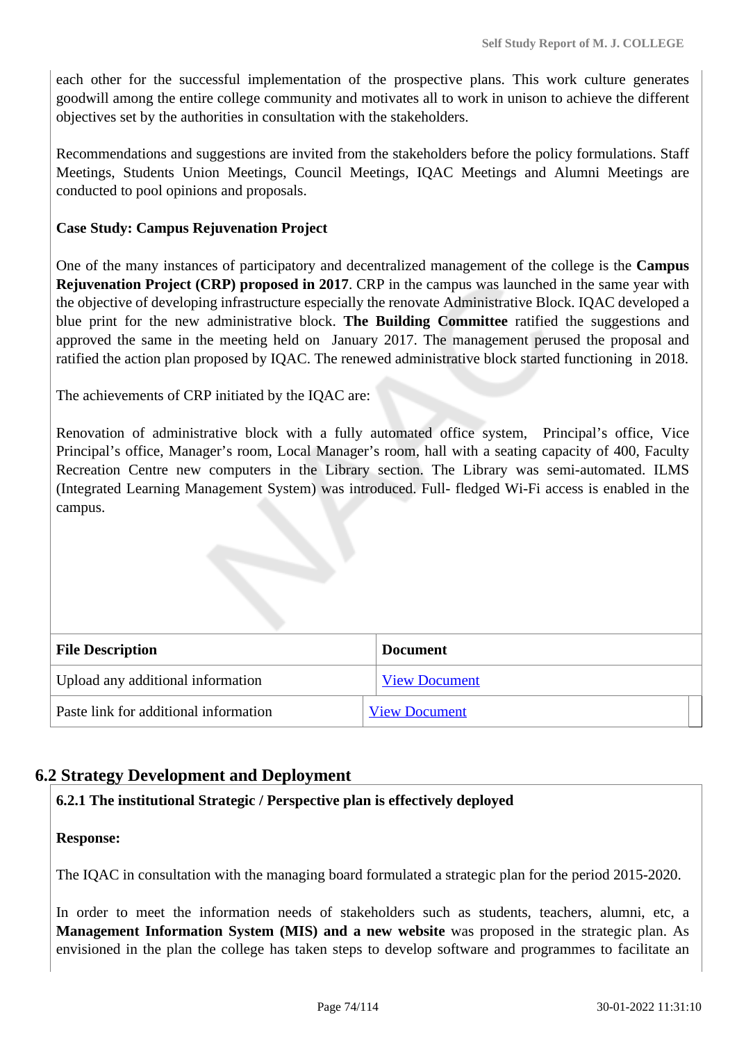each other for the successful implementation of the prospective plans. This work culture generates goodwill among the entire college community and motivates all to work in unison to achieve the different objectives set by the authorities in consultation with the stakeholders.

Recommendations and suggestions are invited from the stakeholders before the policy formulations. Staff Meetings, Students Union Meetings, Council Meetings, IQAC Meetings and Alumni Meetings are conducted to pool opinions and proposals.

**Case Study: Campus Rejuvenation Project**

One of the many instances of participatory and decentralized management of the college is the **Campus Rejuvenation Project (CRP) proposed in 2017**. CRP in the campus was launched in the same year with the objective of developing infrastructure especially the renovate Administrative Block. IQAC developed a blue print for the new administrative block. **The Building Committee** ratified the suggestions and approved the same in the meeting held on January 2017. The management perused the proposal and ratified the action plan proposed by IQAC. The renewed administrative block started functioning in 2018.

The achievements of CRP initiated by the IQAC are:

Renovation of administrative block with a fully automated office system, Principal's office, Vice Principal's office, Manager's room, Local Manager's room, hall with a seating capacity of 400, Faculty Recreation Centre new computers in the Library section. The Library was semi-automated. ILMS (Integrated Learning Management System) was introduced. Full- fledged Wi-Fi access is enabled in the campus.

| File Description | Document |
|---|---|
| Upload any additional information | View Document |
| Paste link for additional information | View Document |

## 6.2 Strategy Development and Deployment

**6.2.1 The institutional Strategic / Perspective plan is effectively deployed**

**Response:**

The IQAC in consultation with the managing board formulated a strategic plan for the period 2015-2020.

In order to meet the information needs of stakeholders such as students, teachers, alumni, etc, a **Management Information System (MIS) and a new website** was proposed in the strategic plan. As envisioned in the plan the college has taken steps to develop software and programmes to facilitate an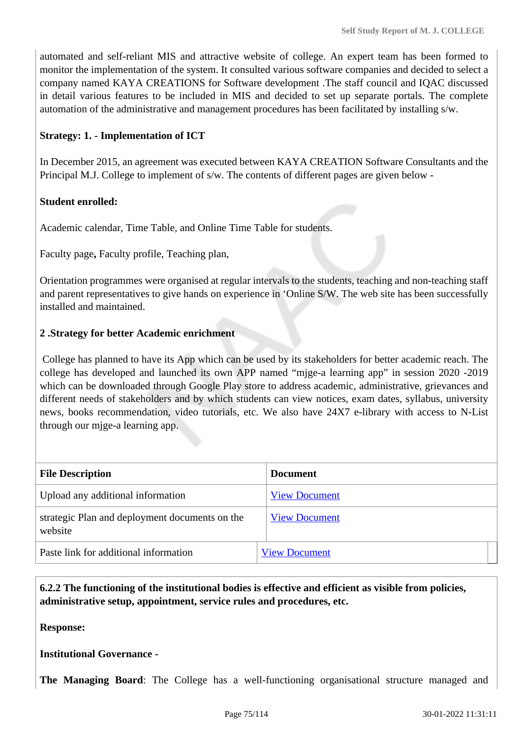automated and self-reliant MIS and attractive website of college. An expert team has been formed to monitor the implementation of the system. It consulted various software companies and decided to select a company named KAYA CREATIONS for Software development .The staff council and IQAC discussed in detail various features to be included in MIS and decided to set up separate portals. The complete automation of the administrative and management procedures has been facilitated by installing s/w.

**Strategy: 1. - Implementation of ICT**

In December 2015, an agreement was executed between KAYA CREATION Software Consultants and the Principal M.J. College to implement of s/w. The contents of different pages are given below -

**Student enrolled:**

Academic calendar, Time Table, and Online Time Table for students.

Faculty page**,** Faculty profile, Teaching plan,

Orientation programmes were organised at regular intervals to the students, teaching and non-teaching staff and parent representatives to give hands on experience in 'Online S/W. The web site has been successfully installed and maintained.

**2 .Strategy for better Academic enrichment**

College has planned to have its App which can be used by its stakeholders for better academic reach. The college has developed and launched its own APP named "mjge-a learning app" in session 2020 -2019 which can be downloaded through Google Play store to address academic, administrative, grievances and different needs of stakeholders and by which students can view notices, exam dates, syllabus, university news, books recommendation, video tutorials, etc. We also have 24X7 e-library with access to N-List through our mjge-a learning app.

| File Description | Document |
|---|---|
| Upload any additional information | View Document |
| strategic Plan and deployment documents on the website | View Document |
| Paste link for additional information | View Document |

**6.2.2 The functioning of the institutional bodies is effective and efficient as visible from policies, administrative setup, appointment, service rules and procedures, etc.**

**Response:**

**Institutional Governance -**

**The Managing Board**: The College has a well-functioning organisational structure managed and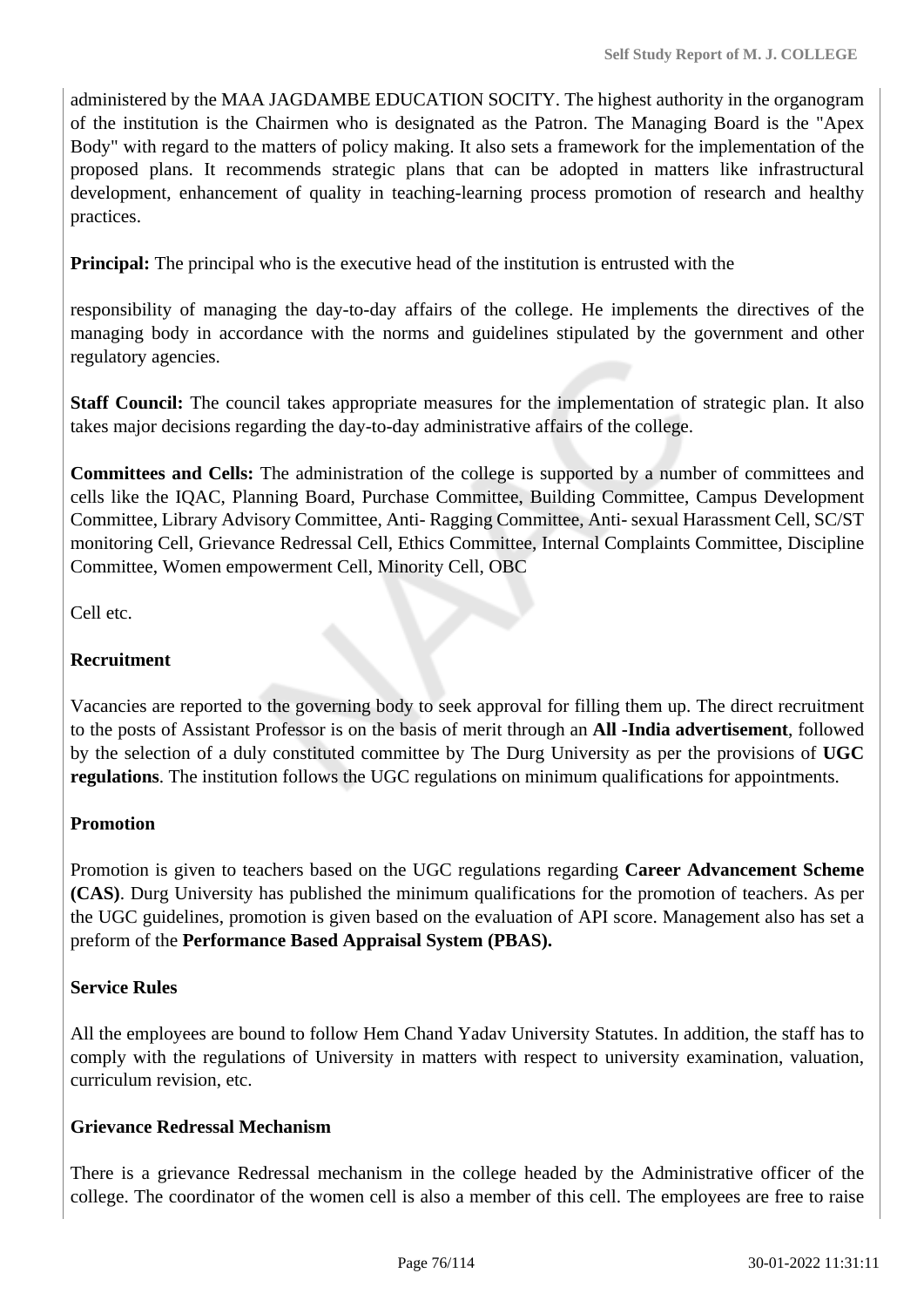administered by the MAA JAGDAMBE EDUCATION SOCITY. The highest authority in the organogram of the institution is the Chairmen who is designated as the Patron. The Managing Board is the "Apex Body" with regard to the matters of policy making. It also sets a framework for the implementation of the proposed plans. It recommends strategic plans that can be adopted in matters like infrastructural development, enhancement of quality in teaching-learning process promotion of research and healthy practices.

**Principal:** The principal who is the executive head of the institution is entrusted with the

responsibility of managing the day-to-day affairs of the college. He implements the directives of the managing body in accordance with the norms and guidelines stipulated by the government and other regulatory agencies.

**Staff Council:** The council takes appropriate measures for the implementation of strategic plan. It also takes major decisions regarding the day-to-day administrative affairs of the college.

**Committees and Cells:** The administration of the college is supported by a number of committees and cells like the IQAC, Planning Board, Purchase Committee, Building Committee, Campus Development Committee, Library Advisory Committee, Anti- Ragging Committee, Anti- sexual Harassment Cell, SC/ST monitoring Cell, Grievance Redressal Cell, Ethics Committee, Internal Complaints Committee, Discipline Committee, Women empowerment Cell, Minority Cell, OBC

Cell etc.

**Recruitment**

Vacancies are reported to the governing body to seek approval for filling them up. The direct recruitment to the posts of Assistant Professor is on the basis of merit through an **All -India advertisement**, followed by the selection of a duly constituted committee by The Durg University as per the provisions of **UGC regulations**. The institution follows the UGC regulations on minimum qualifications for appointments.

**Promotion**

Promotion is given to teachers based on the UGC regulations regarding **Career Advancement Scheme (CAS)**. Durg University has published the minimum qualifications for the promotion of teachers. As per the UGC guidelines, promotion is given based on the evaluation of API score. Management also has set a preform of the **Performance Based Appraisal System (PBAS).**

**Service Rules**

All the employees are bound to follow Hem Chand Yadav University Statutes. In addition, the staff has to comply with the regulations of University in matters with respect to university examination, valuation, curriculum revision, etc.

**Grievance Redressal Mechanism**

There is a grievance Redressal mechanism in the college headed by the Administrative officer of the college. The coordinator of the women cell is also a member of this cell. The employees are free to raise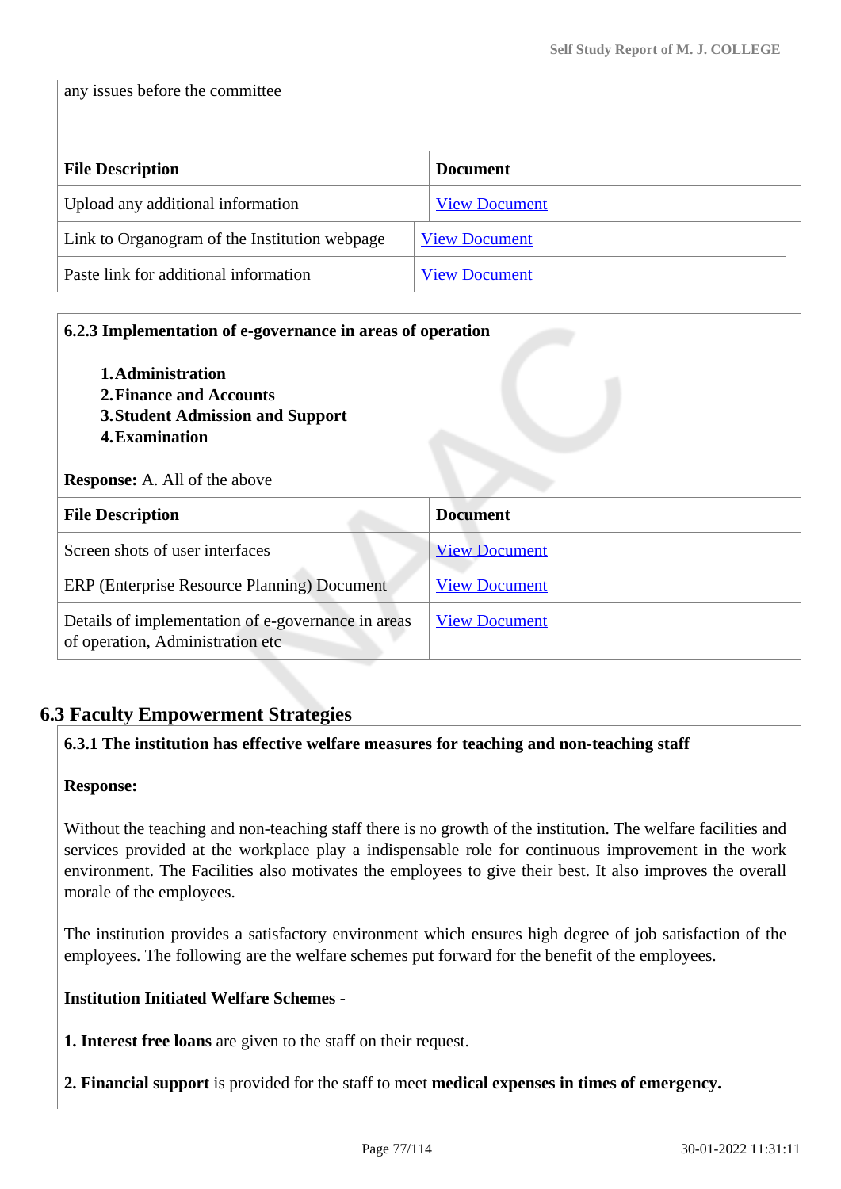any issues before the committee

| File Description | Document |
|---|---|
| Upload any additional information | View Document |
| Link to Organogram of the Institution webpage | View Document |
| Paste link for additional information | View Document |

**6.2.3 Implementation of e-governance in areas of operation**

1. **Administration**
2. **Finance and Accounts**
3. **Student Admission and Support**
4. **Examination**

**Response:** A. All of the above

| File Description | Document |
|---|---|
| Screen shots of user interfaces | View Document |
| ERP (Enterprise Resource Planning) Document | View Document |
| Details of implementation of e-governance in areas of operation, Administration etc | View Document |

## 6.3 Faculty Empowerment Strategies

**6.3.1 The institution has effective welfare measures for teaching and non-teaching staff**

**Response:**

Without the teaching and non-teaching staff there is no growth of the institution. The welfare facilities and services provided at the workplace play a indispensable role for continuous improvement in the work environment. The Facilities also motivates the employees to give their best. It also improves the overall morale of the employees.

The institution provides a satisfactory environment which ensures high degree of job satisfaction of the employees. The following are the welfare schemes put forward for the benefit of the employees.

**Institution Initiated Welfare Schemes -**

**1. Interest free loans** are given to the staff on their request.

**2. Financial support** is provided for the staff to meet **medical expenses in times of emergency.**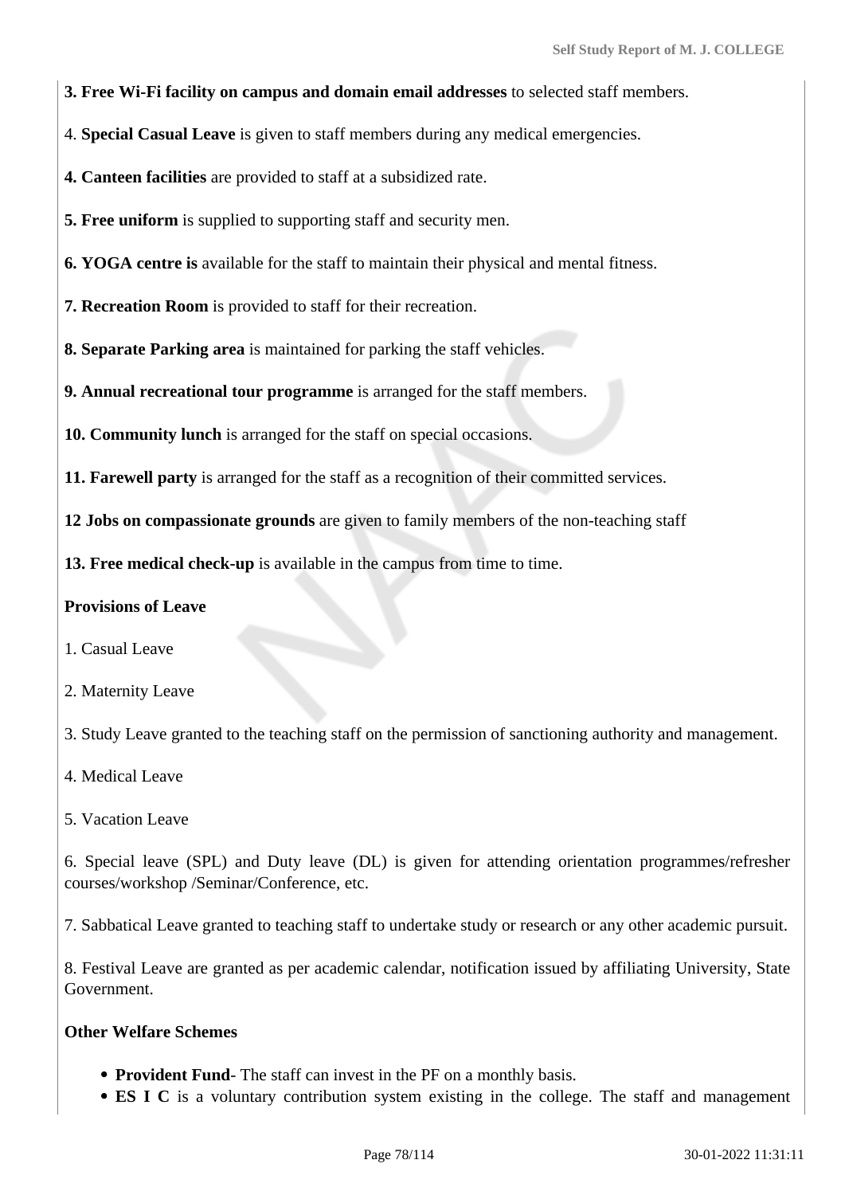**3. Free Wi-Fi facility on campus and domain email addresses** to selected staff members.

4. **Special Casual Leave** is given to staff members during any medical emergencies.

**4. Canteen facilities** are provided to staff at a subsidized rate.

**5. Free uniform** is supplied to supporting staff and security men.

**6. YOGA centre is** available for the staff to maintain their physical and mental fitness.

**7. Recreation Room** is provided to staff for their recreation.

**8. Separate Parking area** is maintained for parking the staff vehicles.

**9. Annual recreational tour programme** is arranged for the staff members.

**10. Community lunch** is arranged for the staff on special occasions.

**11. Farewell party** is arranged for the staff as a recognition of their committed services.

**12 Jobs on compassionate grounds** are given to family members of the non-teaching staff

**13. Free medical check-up** is available in the campus from time to time.

**Provisions of Leave**

1. Casual Leave

2. Maternity Leave

3. Study Leave granted to the teaching staff on the permission of sanctioning authority and management.

4. Medical Leave

5. Vacation Leave

6. Special leave (SPL) and Duty leave (DL) is given for attending orientation programmes/refresher courses/workshop /Seminar/Conference, etc.

7. Sabbatical Leave granted to teaching staff to undertake study or research or any other academic pursuit.

8. Festival Leave are granted as per academic calendar, notification issued by affiliating University, State Government.

**Other Welfare Schemes**

- **Provident Fund**- The staff can invest in the PF on a monthly basis.
- **ES I C** is a voluntary contribution system existing in the college. The staff and management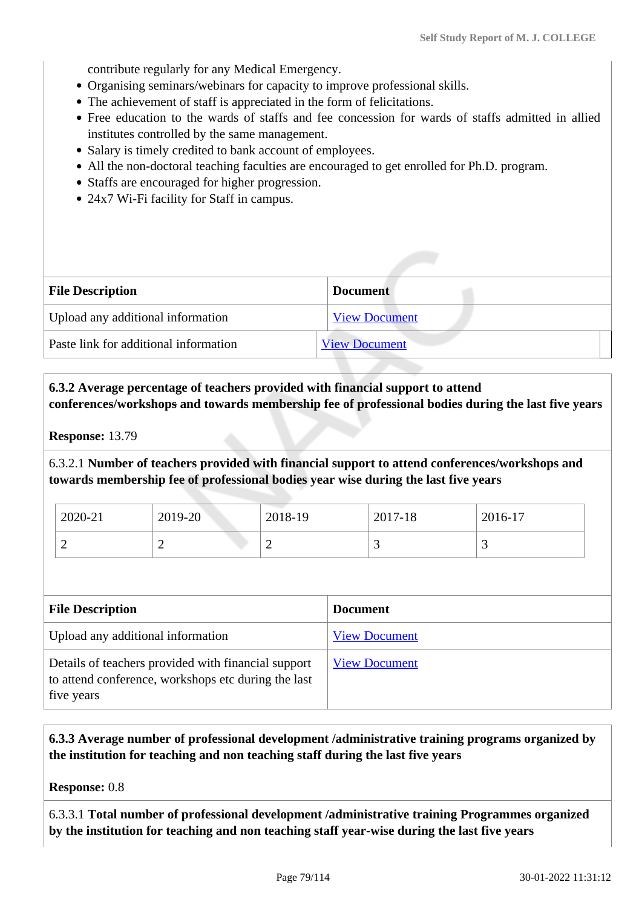contribute regularly for any Medical Emergency.

- Organising seminars/webinars for capacity to improve professional skills.
- The achievement of staff is appreciated in the form of felicitations.
- Free education to the wards of staffs and fee concession for wards of staffs admitted in allied institutes controlled by the same management.
- Salary is timely credited to bank account of employees.
- All the non-doctoral teaching faculties are encouraged to get enrolled for Ph.D. program.
- Staffs are encouraged for higher progression.
- 24x7 Wi-Fi facility for Staff in campus.

| File Description | Document |
|---|---|
| Upload any additional information | View Document |
| Paste link for additional information | View Document |

**6.3.2 Average percentage of teachers provided with financial support to attend conferences/workshops and towards membership fee of professional bodies during the last five years**

**Response:** 13.79

6.3.2.1 **Number of teachers provided with financial support to attend conferences/workshops and towards membership fee of professional bodies year wise during the last five years**

| 2020-21 | 2019-20 | 2018-19 | 2017-18 | 2016-17 |
|---|---|---|---|---|
| 2 | 2 | 2 | 3 | 3 |

| File Description | Document |
|---|---|
| Upload any additional information | View Document |
| Details of teachers provided with financial support to attend conference, workshops etc during the last five years | View Document |

**6.3.3 Average number of professional development /administrative training programs organized by the institution for teaching and non teaching staff during the last five years**

**Response:** 0.8

6.3.3.1 **Total number of professional development /administrative training Programmes organized by the institution for teaching and non teaching staff year-wise during the last five years**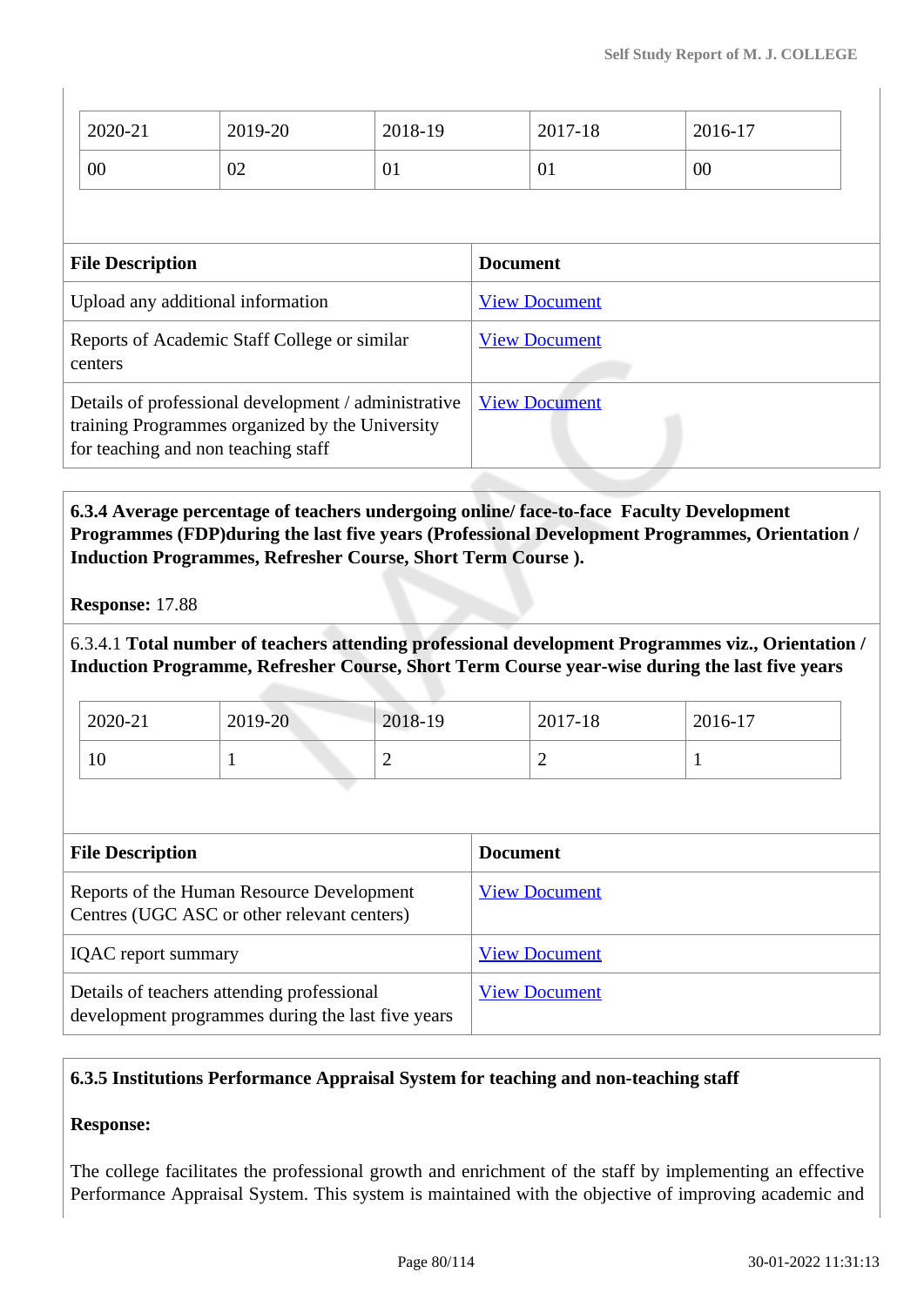| 2020-21 | 2019-20 | 2018-19 | 2017-18 | 2016-17 |
|---|---|---|---|---|
| 00 | 02 | 01 | 01 | 00 |

| File Description | Document |
|---|---|
| Upload any additional information | View Document |
| Reports of Academic Staff College or similar centers | View Document |
| Details of professional development / administrative training Programmes organized by the University for teaching and non teaching staff | View Document |

**6.3.4 Average percentage of teachers undergoing online/ face-to-face Faculty Development Programmes (FDP)during the last five years (Professional Development Programmes, Orientation / Induction Programmes, Refresher Course, Short Term Course ).**

**Response:** 17.88

6.3.4.1 **Total number of teachers attending professional development Programmes viz., Orientation / Induction Programme, Refresher Course, Short Term Course year-wise during the last five years**

| 2020-21 | 2019-20 | 2018-19 | 2017-18 | 2016-17 |
|---|---|---|---|---|
| 10 | 1 | 2 | 2 | 1 |

| File Description | Document |
|---|---|
| Reports of the Human Resource Development Centres (UGC ASC or other relevant centers) | View Document |
| IQAC report summary | View Document |
| Details of teachers attending professional development programmes during the last five years | View Document |

**6.3.5 Institutions Performance Appraisal System for teaching and non-teaching staff**

**Response:**

The college facilitates the professional growth and enrichment of the staff by implementing an effective Performance Appraisal System. This system is maintained with the objective of improving academic and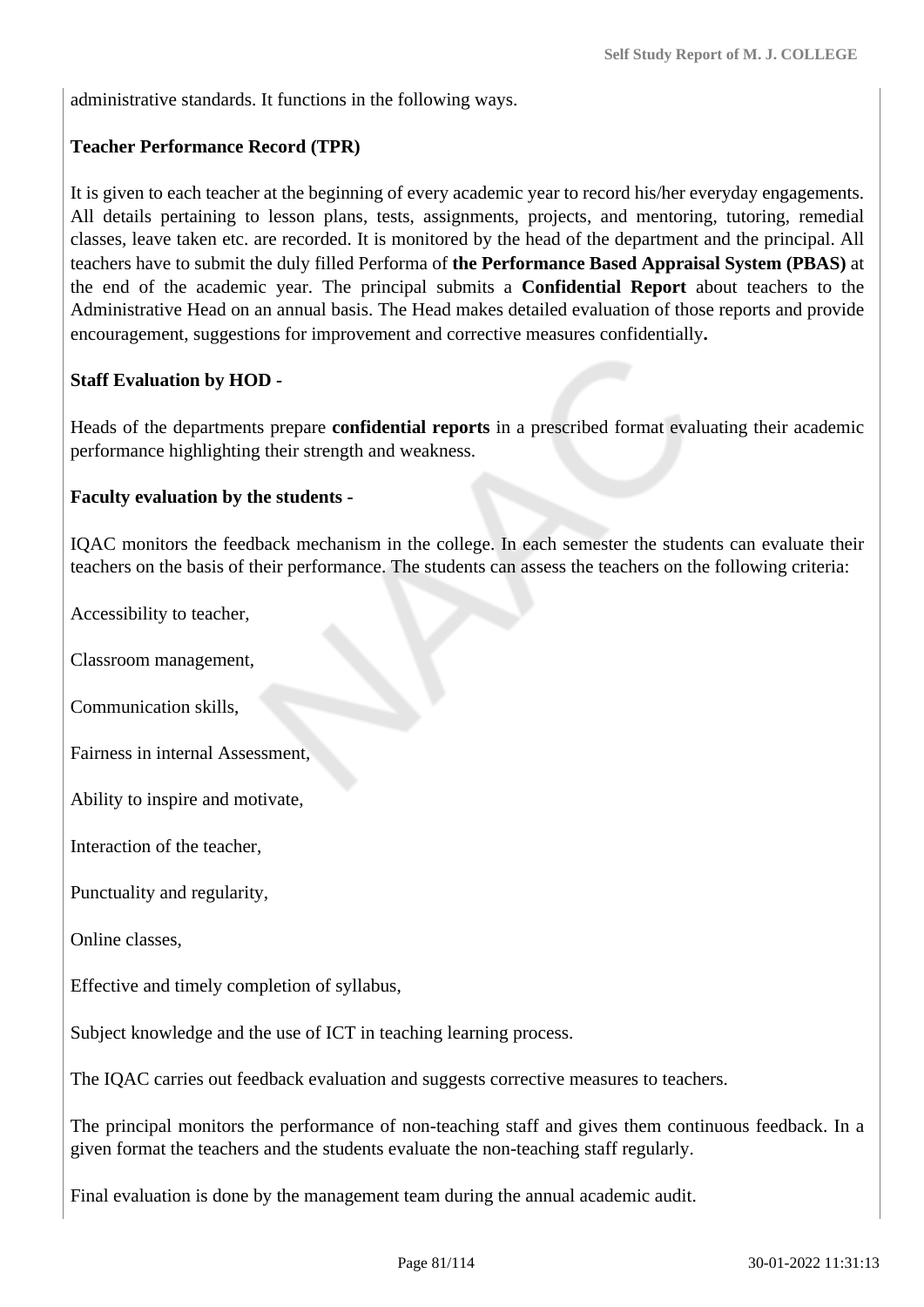administrative standards. It functions in the following ways.

**Teacher Performance Record (TPR)**

It is given to each teacher at the beginning of every academic year to record his/her everyday engagements. All details pertaining to lesson plans, tests, assignments, projects, and mentoring, tutoring, remedial classes, leave taken etc. are recorded. It is monitored by the head of the department and the principal. All teachers have to submit the duly filled Performa of **the Performance Based Appraisal System (PBAS)** at the end of the academic year. The principal submits a **Confidential Report** about teachers to the Administrative Head on an annual basis. The Head makes detailed evaluation of those reports and provide encouragement, suggestions for improvement and corrective measures confidentially**.**

**Staff Evaluation by HOD -**

Heads of the departments prepare **confidential reports** in a prescribed format evaluating their academic performance highlighting their strength and weakness.

**Faculty evaluation by the students -**

IQAC monitors the feedback mechanism in the college. In each semester the students can evaluate their teachers on the basis of their performance. The students can assess the teachers on the following criteria:

Accessibility to teacher,

Classroom management,

Communication skills,

Fairness in internal Assessment,

Ability to inspire and motivate,

Interaction of the teacher,

Punctuality and regularity,

Online classes,

Effective and timely completion of syllabus,

Subject knowledge and the use of ICT in teaching learning process.

The IQAC carries out feedback evaluation and suggests corrective measures to teachers.

The principal monitors the performance of non-teaching staff and gives them continuous feedback. In a given format the teachers and the students evaluate the non-teaching staff regularly.

Final evaluation is done by the management team during the annual academic audit.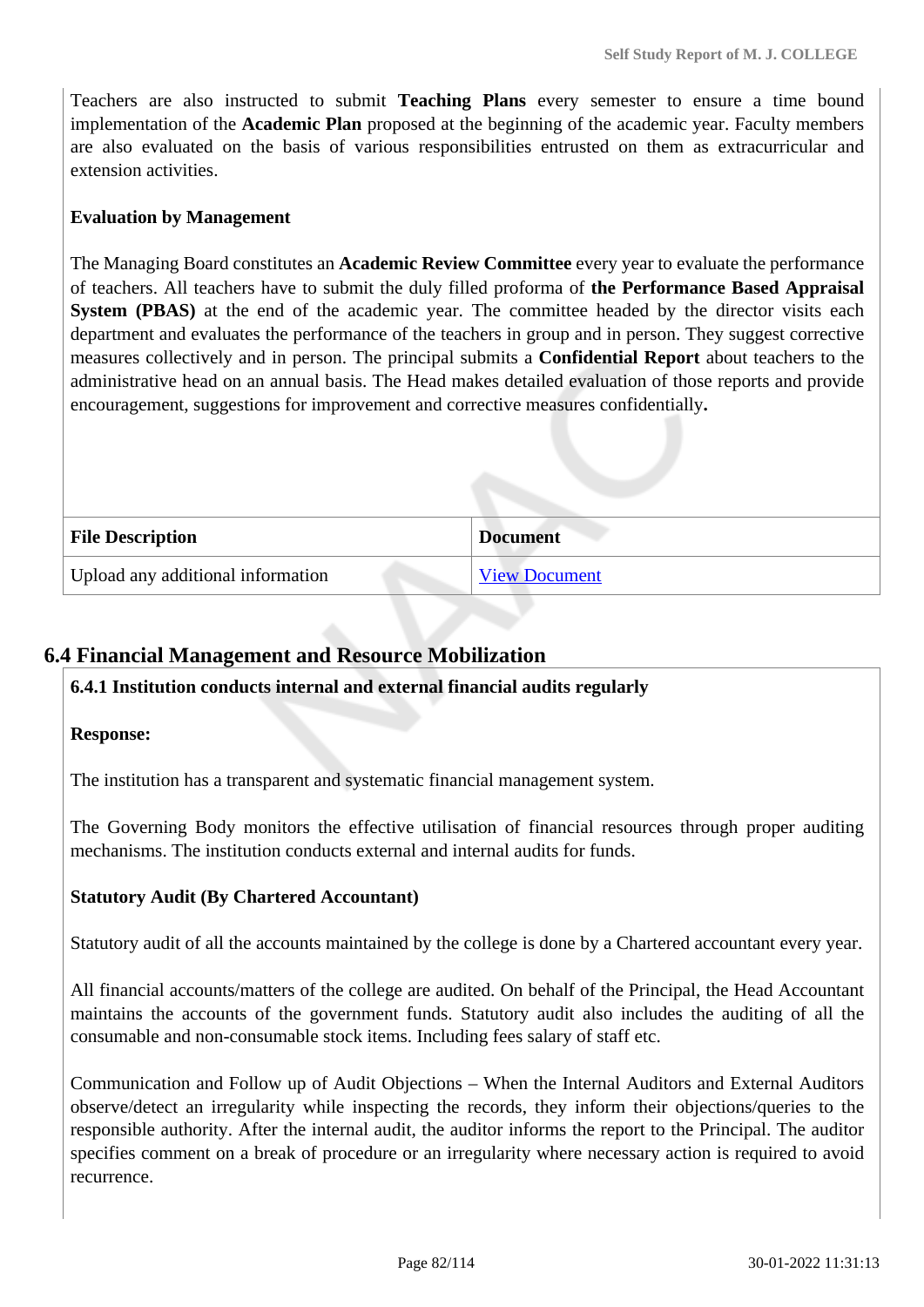Teachers are also instructed to submit **Teaching Plans** every semester to ensure a time bound implementation of the **Academic Plan** proposed at the beginning of the academic year. Faculty members are also evaluated on the basis of various responsibilities entrusted on them as extracurricular and extension activities.

**Evaluation by Management**

The Managing Board constitutes an **Academic Review Committee** every year to evaluate the performance of teachers. All teachers have to submit the duly filled proforma of **the Performance Based Appraisal System (PBAS)** at the end of the academic year. The committee headed by the director visits each department and evaluates the performance of the teachers in group and in person. They suggest corrective measures collectively and in person. The principal submits a **Confidential Report** about teachers to the administrative head on an annual basis. The Head makes detailed evaluation of those reports and provide encouragement, suggestions for improvement and corrective measures confidentially**.**

| File Description | Document |
|---|---|
| Upload any additional information | View Document |

## 6.4 Financial Management and Resource Mobilization

**6.4.1 Institution conducts internal and external financial audits regularly**

**Response:**

The institution has a transparent and systematic financial management system.

The Governing Body monitors the effective utilisation of financial resources through proper auditing mechanisms. The institution conducts external and internal audits for funds.

**Statutory Audit (By Chartered Accountant)**

Statutory audit of all the accounts maintained by the college is done by a Chartered accountant every year.

All financial accounts/matters of the college are audited. On behalf of the Principal, the Head Accountant maintains the accounts of the government funds. Statutory audit also includes the auditing of all the consumable and non-consumable stock items. Including fees salary of staff etc.

Communication and Follow up of Audit Objections – When the Internal Auditors and External Auditors observe/detect an irregularity while inspecting the records, they inform their objections/queries to the responsible authority. After the internal audit, the auditor informs the report to the Principal. The auditor specifies comment on a break of procedure or an irregularity where necessary action is required to avoid recurrence.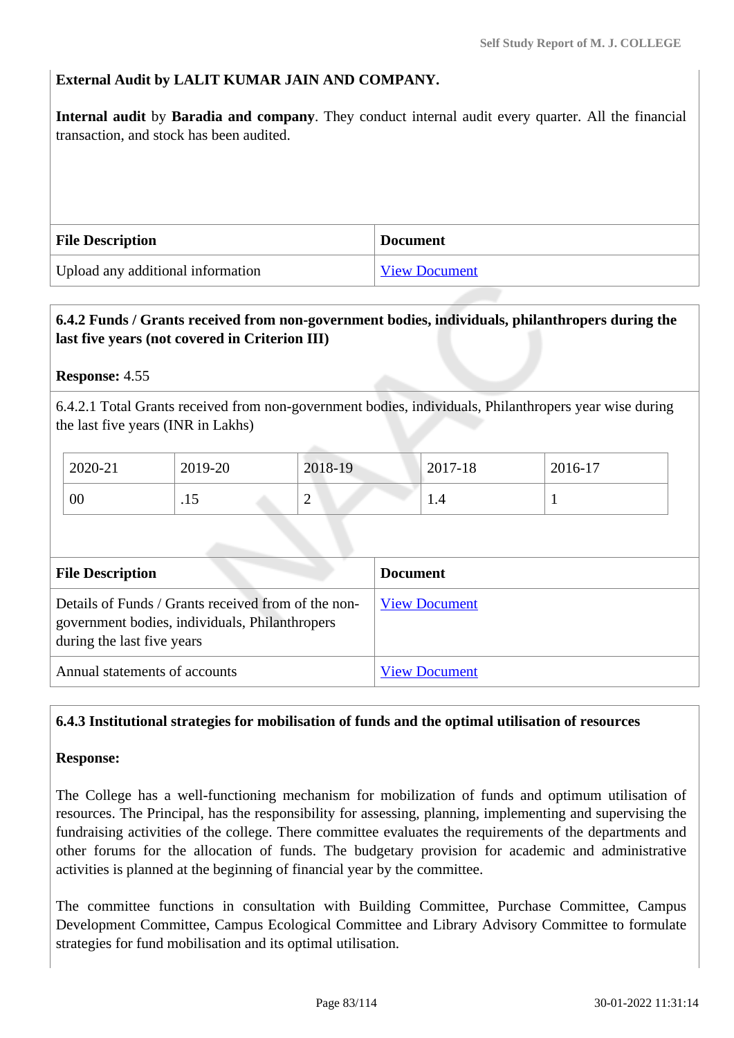**External Audit by LALIT KUMAR JAIN AND COMPANY.**

**Internal audit** by **Baradia and company**. They conduct internal audit every quarter. All the financial transaction, and stock has been audited.

| File Description | Document |
|---|---|
| Upload any additional information | View Document |

**6.4.2 Funds / Grants received from non-government bodies, individuals, philanthropers during the last five years (not covered in Criterion III)**

**Response:** 4.55

6.4.2.1 Total Grants received from non-government bodies, individuals, Philanthropers year wise during the last five years (INR in Lakhs)

| 2020-21 | 2019-20 | 2018-19 | 2017-18 | 2016-17 |
|---|---|---|---|---|
| 00 | .15 | 2 | 1.4 | 1 |

| File Description | Document |
|---|---|
| Details of Funds / Grants received from of the non-government bodies, individuals, Philanthropers during the last five years | View Document |
| Annual statements of accounts | View Document |

**6.4.3 Institutional strategies for mobilisation of funds and the optimal utilisation of resources**

**Response:**

The College has a well-functioning mechanism for mobilization of funds and optimum utilisation of resources. The Principal, has the responsibility for assessing, planning, implementing and supervising the fundraising activities of the college. There committee evaluates the requirements of the departments and other forums for the allocation of funds. The budgetary provision for academic and administrative activities is planned at the beginning of financial year by the committee.

The committee functions in consultation with Building Committee, Purchase Committee, Campus Development Committee, Campus Ecological Committee and Library Advisory Committee to formulate strategies for fund mobilisation and its optimal utilisation.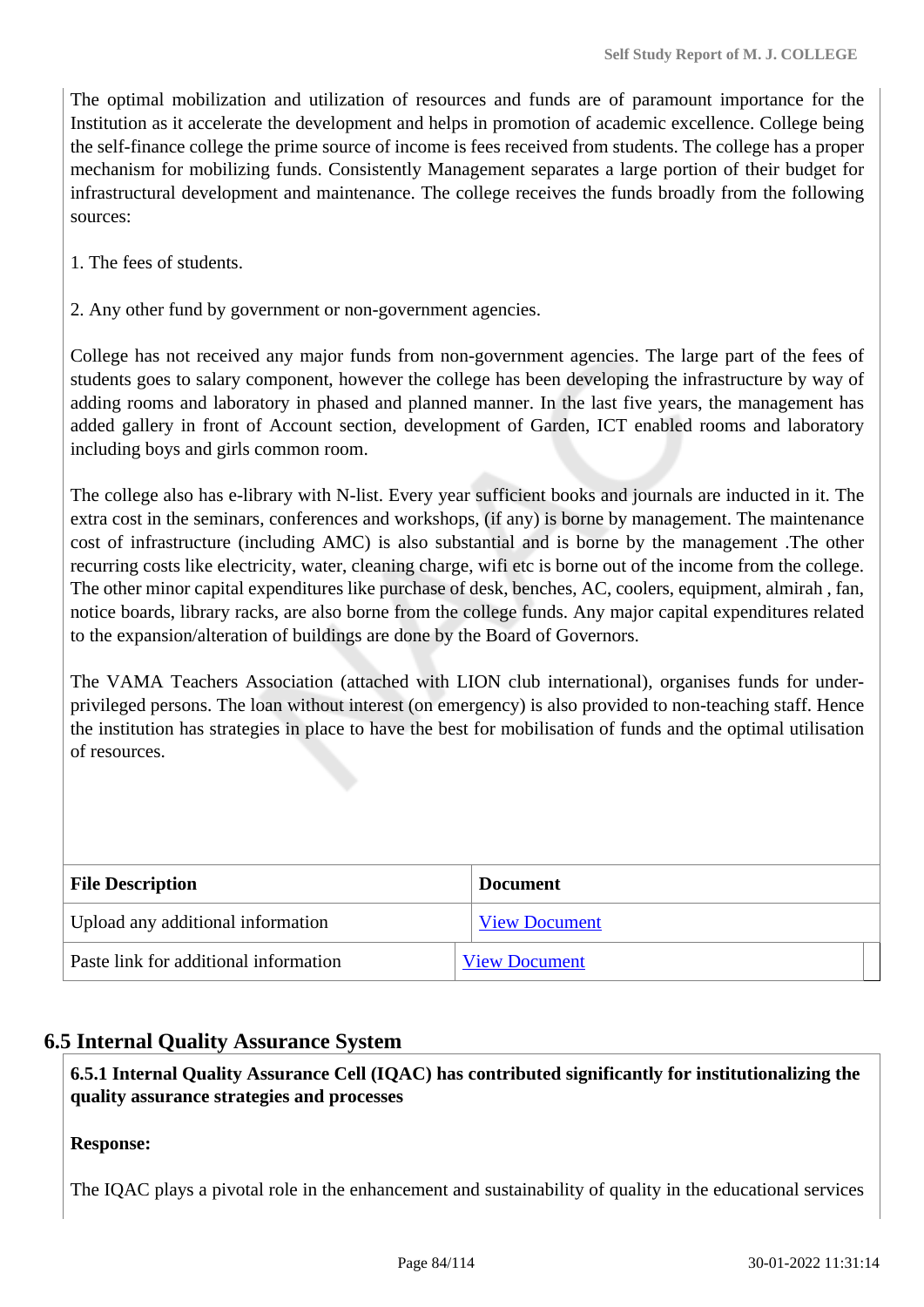The optimal mobilization and utilization of resources and funds are of paramount importance for the Institution as it accelerate the development and helps in promotion of academic excellence. College being the self-finance college the prime source of income is fees received from students. The college has a proper mechanism for mobilizing funds. Consistently Management separates a large portion of their budget for infrastructural development and maintenance. The college receives the funds broadly from the following sources:

1. The fees of students.

2. Any other fund by government or non-government agencies.

College has not received any major funds from non-government agencies. The large part of the fees of students goes to salary component, however the college has been developing the infrastructure by way of adding rooms and laboratory in phased and planned manner. In the last five years, the management has added gallery in front of Account section, development of Garden, ICT enabled rooms and laboratory including boys and girls common room.

The college also has e-library with N-list. Every year sufficient books and journals are inducted in it. The extra cost in the seminars, conferences and workshops, (if any) is borne by management. The maintenance cost of infrastructure (including AMC) is also substantial and is borne by the management .The other recurring costs like electricity, water, cleaning charge, wifi etc is borne out of the income from the college. The other minor capital expenditures like purchase of desk, benches, AC, coolers, equipment, almirah , fan, notice boards, library racks, are also borne from the college funds. Any major capital expenditures related to the expansion/alteration of buildings are done by the Board of Governors.

The VAMA Teachers Association (attached with LION club international), organises funds for under-privileged persons. The loan without interest (on emergency) is also provided to non-teaching staff. Hence the institution has strategies in place to have the best for mobilisation of funds and the optimal utilisation of resources.

| File Description | Document |
|---|---|
| Upload any additional information | View Document |
| Paste link for additional information | View Document |

## 6.5 Internal Quality Assurance System

**6.5.1 Internal Quality Assurance Cell (IQAC) has contributed significantly for institutionalizing the quality assurance strategies and processes**

**Response:**

The IQAC plays a pivotal role in the enhancement and sustainability of quality in the educational services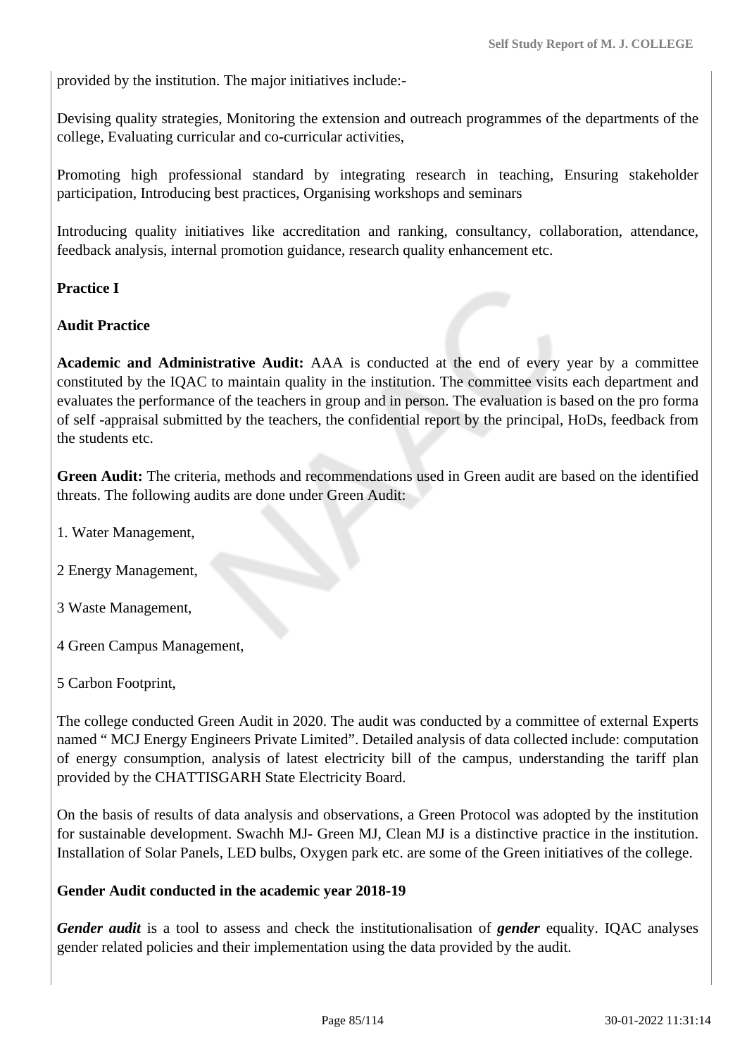provided by the institution. The major initiatives include:-

Devising quality strategies, Monitoring the extension and outreach programmes of the departments of the college, Evaluating curricular and co-curricular activities,

Promoting high professional standard by integrating research in teaching, Ensuring stakeholder participation, Introducing best practices, Organising workshops and seminars

Introducing quality initiatives like accreditation and ranking, consultancy, collaboration, attendance, feedback analysis, internal promotion guidance, research quality enhancement etc.

**Practice I**

**Audit Practice**

**Academic and Administrative Audit:** AAA is conducted at the end of every year by a committee constituted by the IQAC to maintain quality in the institution. The committee visits each department and evaluates the performance of the teachers in group and in person. The evaluation is based on the pro forma of self -appraisal submitted by the teachers, the confidential report by the principal, HoDs, feedback from the students etc.

**Green Audit:** The criteria, methods and recommendations used in Green audit are based on the identified threats. The following audits are done under Green Audit:

1. Water Management,

2 Energy Management,

3 Waste Management,

4 Green Campus Management,

5 Carbon Footprint,

The college conducted Green Audit in 2020. The audit was conducted by a committee of external Experts named " MCJ Energy Engineers Private Limited". Detailed analysis of data collected include: computation of energy consumption, analysis of latest electricity bill of the campus, understanding the tariff plan provided by the CHATTISGARH State Electricity Board.

On the basis of results of data analysis and observations, a Green Protocol was adopted by the institution for sustainable development. Swachh MJ- Green MJ, Clean MJ is a distinctive practice in the institution. Installation of Solar Panels, LED bulbs, Oxygen park etc. are some of the Green initiatives of the college.

**Gender Audit conducted in the academic year 2018-19**

***Gender audit*** is a tool to assess and check the institutionalisation of ***gender*** equality. IQAC analyses gender related policies and their implementation using the data provided by the audit.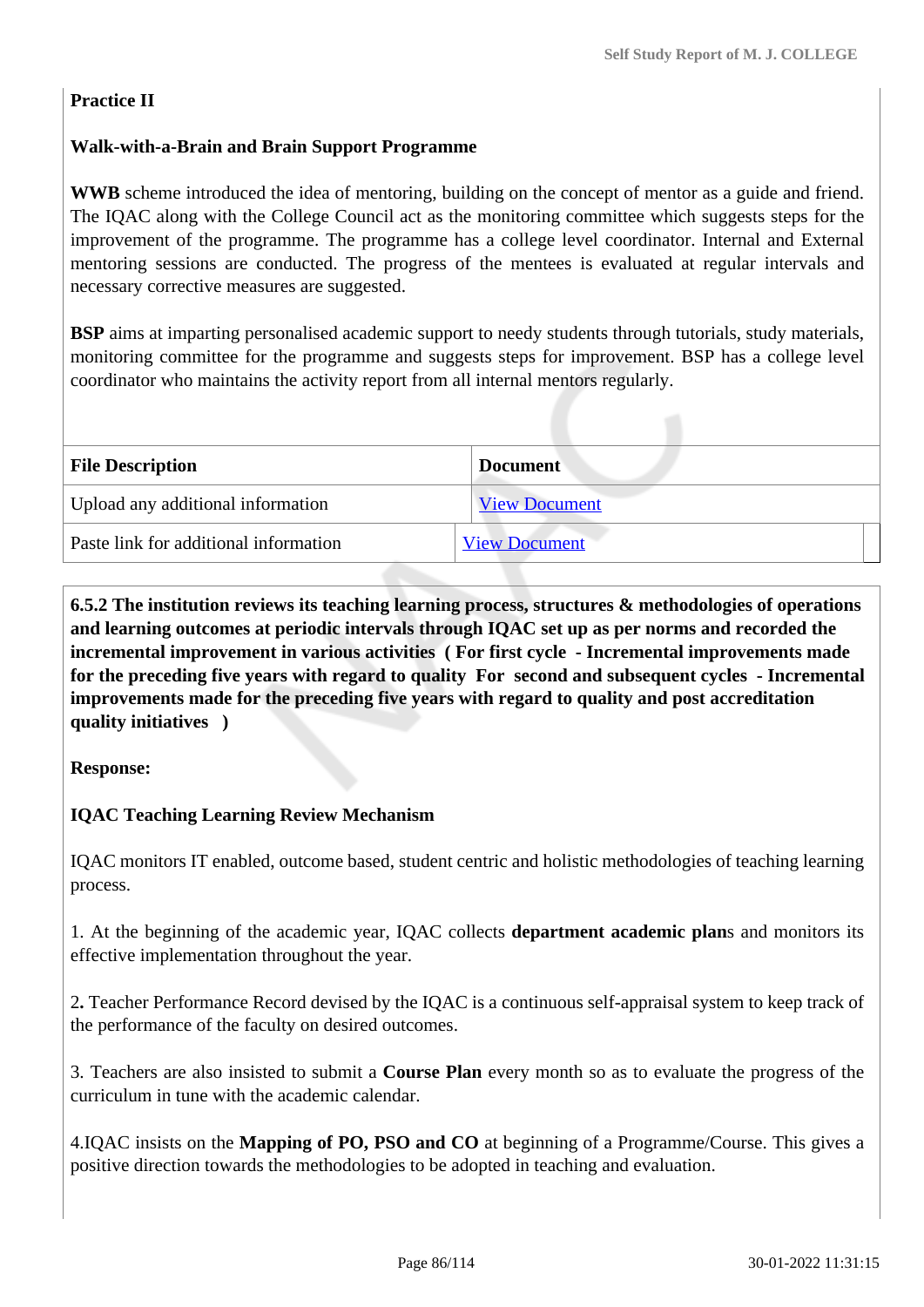**Practice II**

**Walk-with-a-Brain and Brain Support Programme**

**WWB** scheme introduced the idea of mentoring, building on the concept of mentor as a guide and friend. The IQAC along with the College Council act as the monitoring committee which suggests steps for the improvement of the programme. The programme has a college level coordinator. Internal and External mentoring sessions are conducted. The progress of the mentees is evaluated at regular intervals and necessary corrective measures are suggested.

**BSP** aims at imparting personalised academic support to needy students through tutorials, study materials, monitoring committee for the programme and suggests steps for improvement. BSP has a college level coordinator who maintains the activity report from all internal mentors regularly.

| File Description | Document |
|---|---|
| Upload any additional information | View Document |
| Paste link for additional information | View Document |

**6.5.2 The institution reviews its teaching learning process, structures & methodologies of operations and learning outcomes at periodic intervals through IQAC set up as per norms and recorded the incremental improvement in various activities ( For first cycle - Incremental improvements made for the preceding five years with regard to quality For second and subsequent cycles - Incremental improvements made for the preceding five years with regard to quality and post accreditation quality initiatives )**

**Response:**

**IQAC Teaching Learning Review Mechanism**

IQAC monitors IT enabled, outcome based, student centric and holistic methodologies of teaching learning process.

1. At the beginning of the academic year, IQAC collects **department academic plan**s and monitors its effective implementation throughout the year.

2**.** Teacher Performance Record devised by the IQAC is a continuous self-appraisal system to keep track of the performance of the faculty on desired outcomes.

3. Teachers are also insisted to submit a **Course Plan** every month so as to evaluate the progress of the curriculum in tune with the academic calendar.

4.IQAC insists on the **Mapping of PO, PSO and CO** at beginning of a Programme/Course. This gives a positive direction towards the methodologies to be adopted in teaching and evaluation.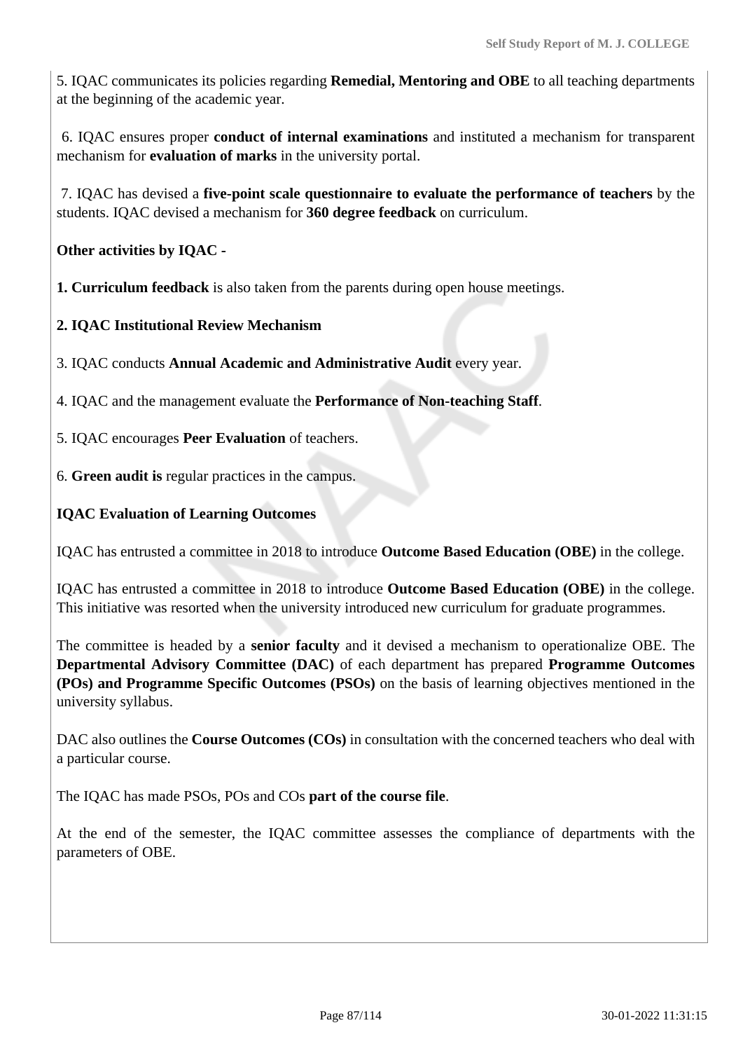5. IQAC communicates its policies regarding **Remedial, Mentoring and OBE** to all teaching departments at the beginning of the academic year.

6. IQAC ensures proper **conduct of internal examinations** and instituted a mechanism for transparent mechanism for **evaluation of marks** in the university portal.

7. IQAC has devised a **five-point scale questionnaire to evaluate the performance of teachers** by the students. IQAC devised a mechanism for **360 degree feedback** on curriculum.

**Other activities by IQAC -**

**1. Curriculum feedback** is also taken from the parents during open house meetings.

**2. IQAC Institutional Review Mechanism**

3. IQAC conducts **Annual Academic and Administrative Audit** every year.

4. IQAC and the management evaluate the **Performance of Non-teaching Staff**.

5. IQAC encourages **Peer Evaluation** of teachers.

6. **Green audit is** regular practices in the campus.

**IQAC Evaluation of Learning Outcomes**

IQAC has entrusted a committee in 2018 to introduce **Outcome Based Education (OBE)** in the college.

IQAC has entrusted a committee in 2018 to introduce **Outcome Based Education (OBE)** in the college. This initiative was resorted when the university introduced new curriculum for graduate programmes.

The committee is headed by a **senior faculty** and it devised a mechanism to operationalize OBE. The **Departmental Advisory Committee (DAC)** of each department has prepared **Programme Outcomes (POs) and Programme Specific Outcomes (PSOs)** on the basis of learning objectives mentioned in the university syllabus.

DAC also outlines the **Course Outcomes (COs)** in consultation with the concerned teachers who deal with a particular course.

The IQAC has made PSOs, POs and COs **part of the course file**.

At the end of the semester, the IQAC committee assesses the compliance of departments with the parameters of OBE.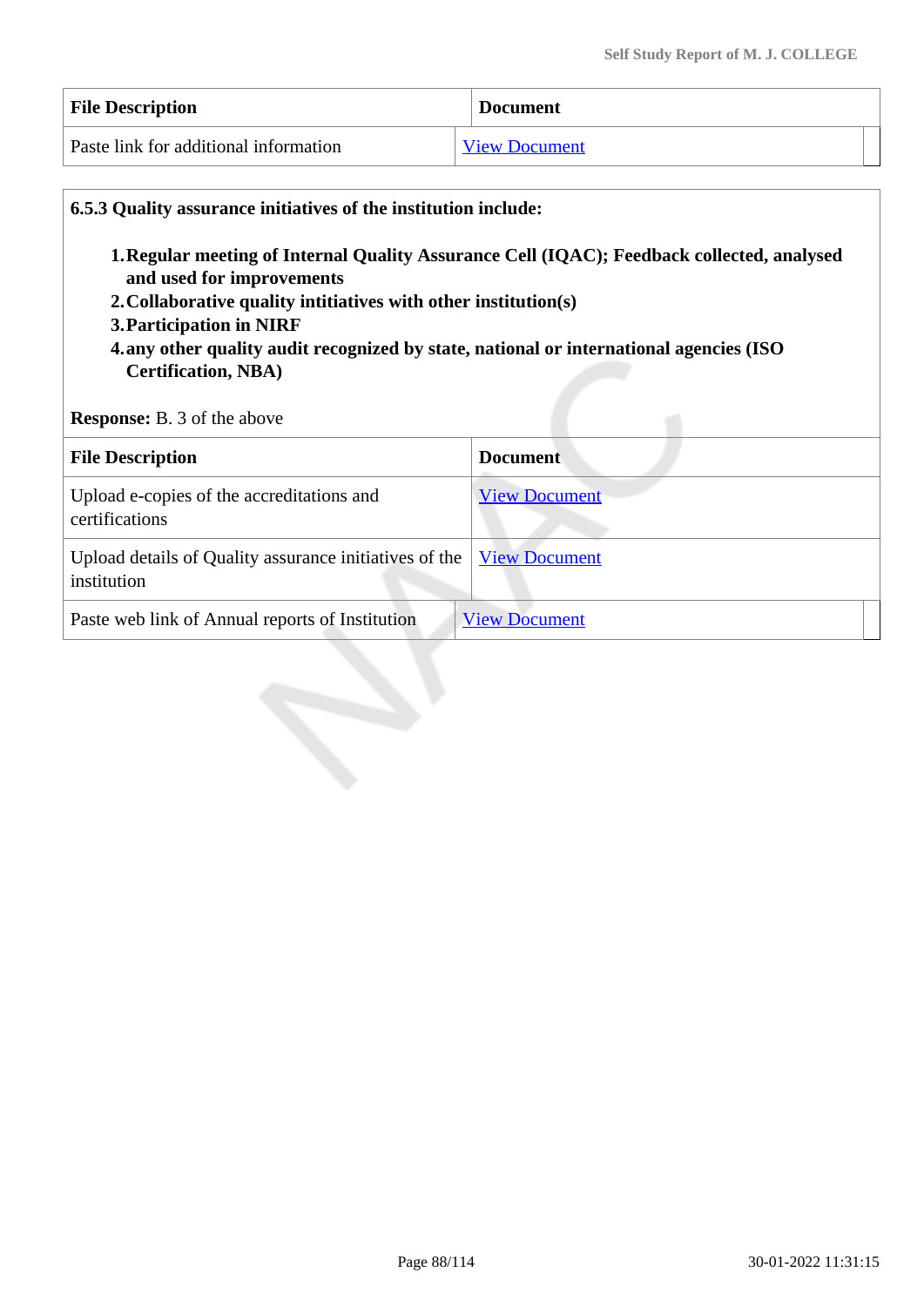| File Description | Document |
|---|---|
| Paste link for additional information | View Document |

**6.5.3 Quality assurance initiatives of the institution include:**

1. **Regular meeting of Internal Quality Assurance Cell (IQAC); Feedback collected, analysed and used for improvements**
2. **Collaborative quality intitiatives with other institution(s)**
3. **Participation in NIRF**
4. **any other quality audit recognized by state, national or international agencies (ISO Certification, NBA)**

**Response:** B. 3 of the above

| File Description | Document |
|---|---|
| Upload e-copies of the accreditations and certifications | View Document |
| Upload details of Quality assurance initiatives of the institution | View Document |
| Paste web link of Annual reports of Institution | View Document |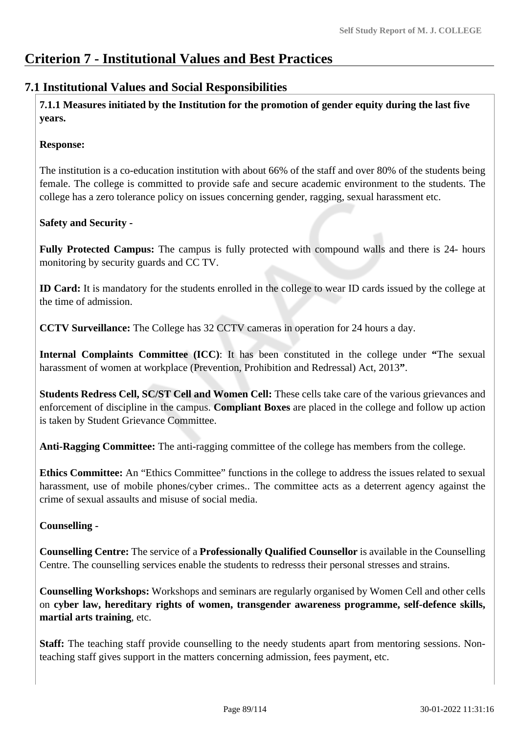# Criterion 7 - Institutional Values and Best Practices

## 7.1 Institutional Values and Social Responsibilities

**7.1.1 Measures initiated by the Institution for the promotion of gender equity during the last five years.**

**Response:**

The institution is a co-education institution with about 66% of the staff and over 80% of the students being female. The college is committed to provide safe and secure academic environment to the students. The college has a zero tolerance policy on issues concerning gender, ragging, sexual harassment etc.

**Safety and Security -**

**Fully Protected Campus:** The campus is fully protected with compound walls and there is 24- hours monitoring by security guards and CC TV.

**ID Card:** It is mandatory for the students enrolled in the college to wear ID cards issued by the college at the time of admission.

**CCTV Surveillance:** The College has 32 CCTV cameras in operation for 24 hours a day.

**Internal Complaints Committee (ICC)**: It has been constituted in the college under **"**The sexual harassment of women at workplace (Prevention, Prohibition and Redressal) Act, 2013**"**.

**Students Redress Cell, SC/ST Cell and Women Cell:** These cells take care of the various grievances and enforcement of discipline in the campus. **Compliant Boxes** are placed in the college and follow up action is taken by Student Grievance Committee.

**Anti-Ragging Committee:** The anti-ragging committee of the college has members from the college.

**Ethics Committee:** An "Ethics Committee" functions in the college to address the issues related to sexual harassment, use of mobile phones/cyber crimes.. The committee acts as a deterrent agency against the crime of sexual assaults and misuse of social media.

**Counselling -**

**Counselling Centre:** The service of a **Professionally Qualified Counsellor** is available in the Counselling Centre. The counselling services enable the students to redresss their personal stresses and strains.

**Counselling Workshops:** Workshops and seminars are regularly organised by Women Cell and other cells on **cyber law, hereditary rights of women, transgender awareness programme, self-defence skills, martial arts training**, etc.

**Staff:** The teaching staff provide counselling to the needy students apart from mentoring sessions. Non-teaching staff gives support in the matters concerning admission, fees payment, etc.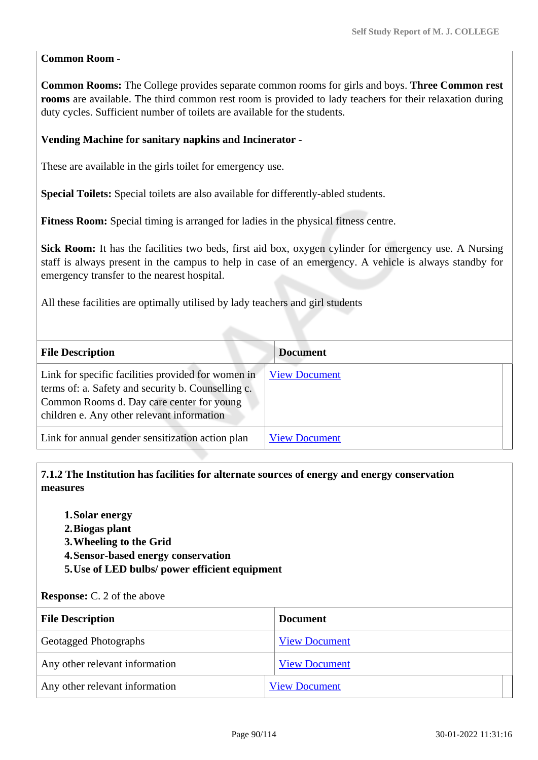**Common Room -**

**Common Rooms:** The College provides separate common rooms for girls and boys. **Three Common rest rooms** are available. The third common rest room is provided to lady teachers for their relaxation during duty cycles. Sufficient number of toilets are available for the students.

**Vending Machine for sanitary napkins and Incinerator -**

These are available in the girls toilet for emergency use.

**Special Toilets:** Special toilets are also available for differently-abled students.

**Fitness Room:** Special timing is arranged for ladies in the physical fitness centre.

**Sick Room:** It has the facilities two beds, first aid box, oxygen cylinder for emergency use. A Nursing staff is always present in the campus to help in case of an emergency. A vehicle is always standby for emergency transfer to the nearest hospital.

All these facilities are optimally utilised by lady teachers and girl students

| File Description | Document |
|---|---|
| Link for specific facilities provided for women in terms of: a. Safety and security b. Counselling c. Common Rooms d. Day care center for young children e. Any other relevant information | View Document |
| Link for annual gender sensitization action plan | View Document |

**7.1.2 The Institution has facilities for alternate sources of energy and energy conservation measures**

1. **Solar energy**
2. **Biogas plant**
3. **Wheeling to the Grid**
4. **Sensor-based energy conservation**
5. **Use of LED bulbs/ power efficient equipment**

**Response:** C. 2 of the above

| File Description | Document |
|---|---|
| Geotagged Photographs | View Document |
| Any other relevant information | View Document |
| Any other relevant information | View Document |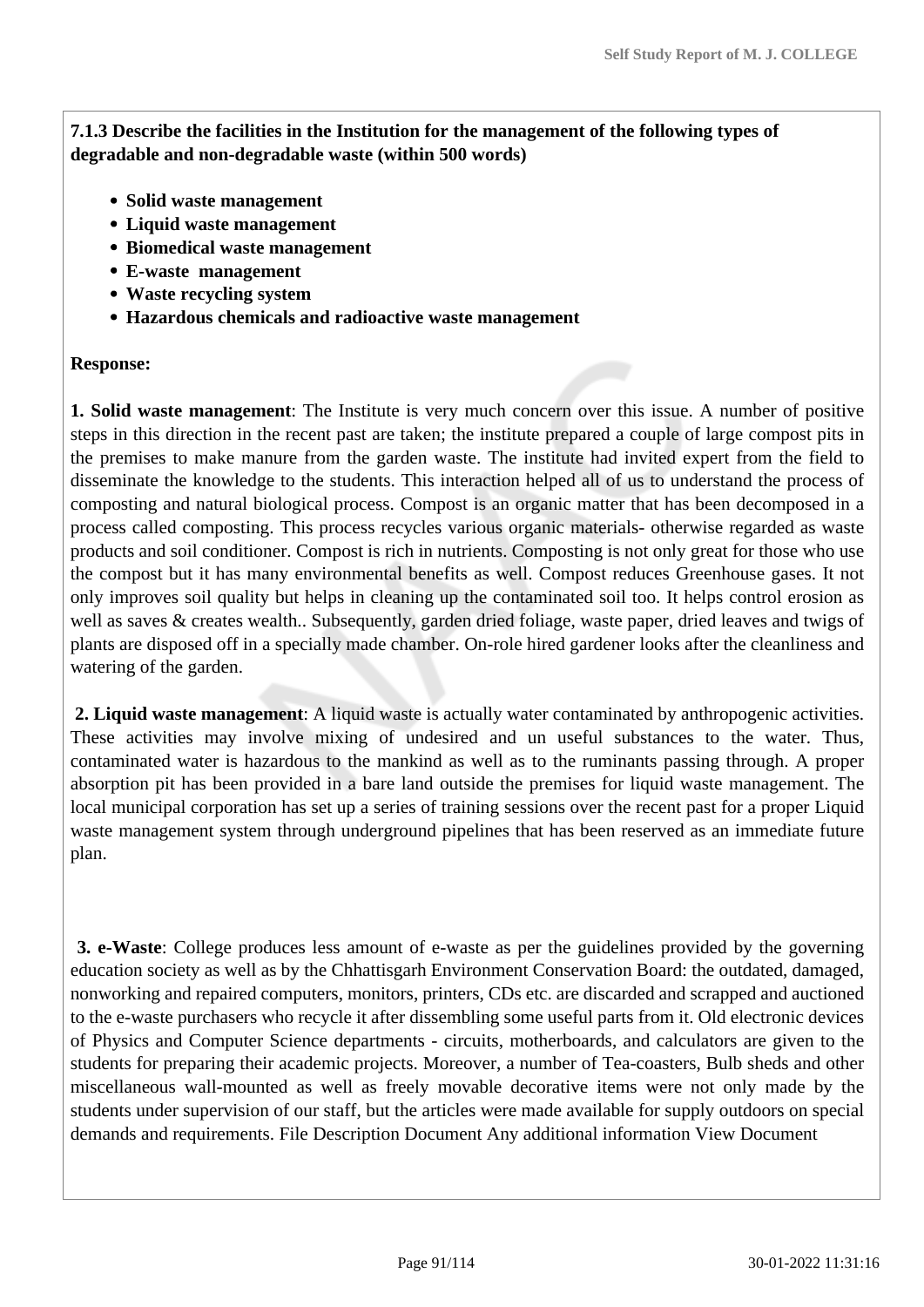**7.1.3 Describe the facilities in the Institution for the management of the following types of degradable and non-degradable waste (within 500 words)**

- **Solid waste management**
- **Liquid waste management**
- **Biomedical waste management**
- **E-waste management**
- **Waste recycling system**
- **Hazardous chemicals and radioactive waste management**

**Response:**

**1. Solid waste management**: The Institute is very much concern over this issue. A number of positive steps in this direction in the recent past are taken; the institute prepared a couple of large compost pits in the premises to make manure from the garden waste. The institute had invited expert from the field to disseminate the knowledge to the students. This interaction helped all of us to understand the process of composting and natural biological process. Compost is an organic matter that has been decomposed in a process called composting. This process recycles various organic materials- otherwise regarded as waste products and soil conditioner. Compost is rich in nutrients. Composting is not only great for those who use the compost but it has many environmental benefits as well. Compost reduces Greenhouse gases. It not only improves soil quality but helps in cleaning up the contaminated soil too. It helps control erosion as well as saves & creates wealth.. Subsequently, garden dried foliage, waste paper, dried leaves and twigs of plants are disposed off in a specially made chamber. On-role hired gardener looks after the cleanliness and watering of the garden.

**2. Liquid waste management**: A liquid waste is actually water contaminated by anthropogenic activities. These activities may involve mixing of undesired and un useful substances to the water. Thus, contaminated water is hazardous to the mankind as well as to the ruminants passing through. A proper absorption pit has been provided in a bare land outside the premises for liquid waste management. The local municipal corporation has set up a series of training sessions over the recent past for a proper Liquid waste management system through underground pipelines that has been reserved as an immediate future plan.

**3. e-Waste**: College produces less amount of e-waste as per the guidelines provided by the governing education society as well as by the Chhattisgarh Environment Conservation Board: the outdated, damaged, nonworking and repaired computers, monitors, printers, CDs etc. are discarded and scrapped and auctioned to the e-waste purchasers who recycle it after dissembling some useful parts from it. Old electronic devices of Physics and Computer Science departments - circuits, motherboards, and calculators are given to the students for preparing their academic projects. Moreover, a number of Tea-coasters, Bulb sheds and other miscellaneous wall-mounted as well as freely movable decorative items were not only made by the students under supervision of our staff, but the articles were made available for supply outdoors on special demands and requirements. File Description Document Any additional information View Document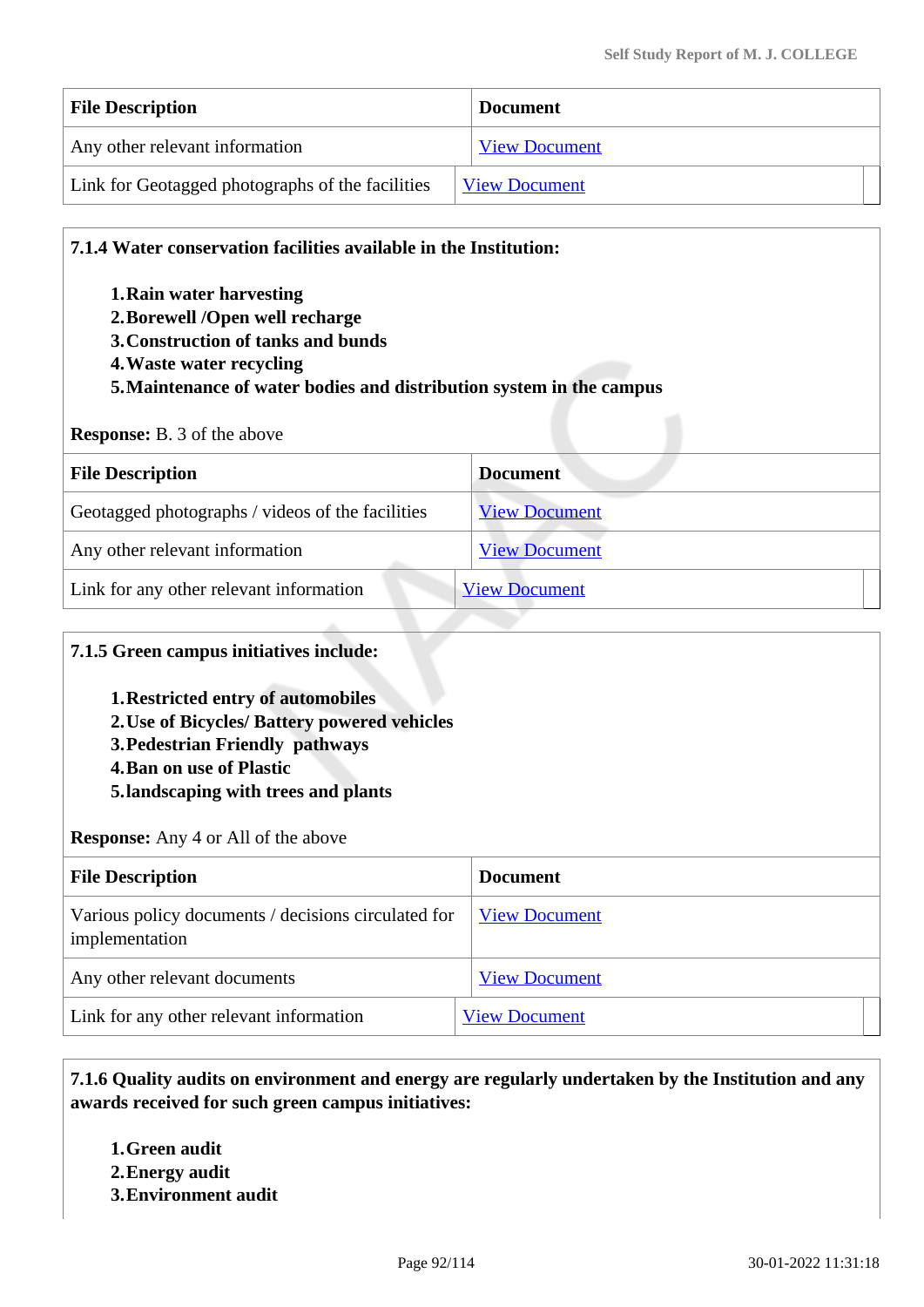| File Description | Document |
| --- | --- |
| Any other relevant information | View Document |
| Link for Geotagged photographs of the facilities | View Document |

**7.1.4 Water conservation facilities available in the Institution:**

1. **Rain water harvesting**
2. **Borewell /Open well recharge**
3. **Construction of tanks and bunds**
4. **Waste water recycling**
5. **Maintenance of water bodies and distribution system in the campus**

**Response:** B. 3 of the above

| File Description | Document |
| --- | --- |
| Geotagged photographs / videos of the facilities | View Document |
| Any other relevant information | View Document |
| Link for any other relevant information | View Document |

**7.1.5 Green campus initiatives include:**

1. **Restricted entry of automobiles**
2. **Use of Bicycles/ Battery powered vehicles**
3. **Pedestrian Friendly pathways**
4. **Ban on use of Plastic**
5. **landscaping with trees and plants**

**Response:** Any 4 or All of the above

| File Description | Document |
| --- | --- |
| Various policy documents / decisions circulated for implementation | View Document |
| Any other relevant documents | View Document |
| Link for any other relevant information | View Document |

**7.1.6 Quality audits on environment and energy are regularly undertaken by the Institution and any awards received for such green campus initiatives:**

1. **Green audit**
2. **Energy audit**
3. **Environment audit**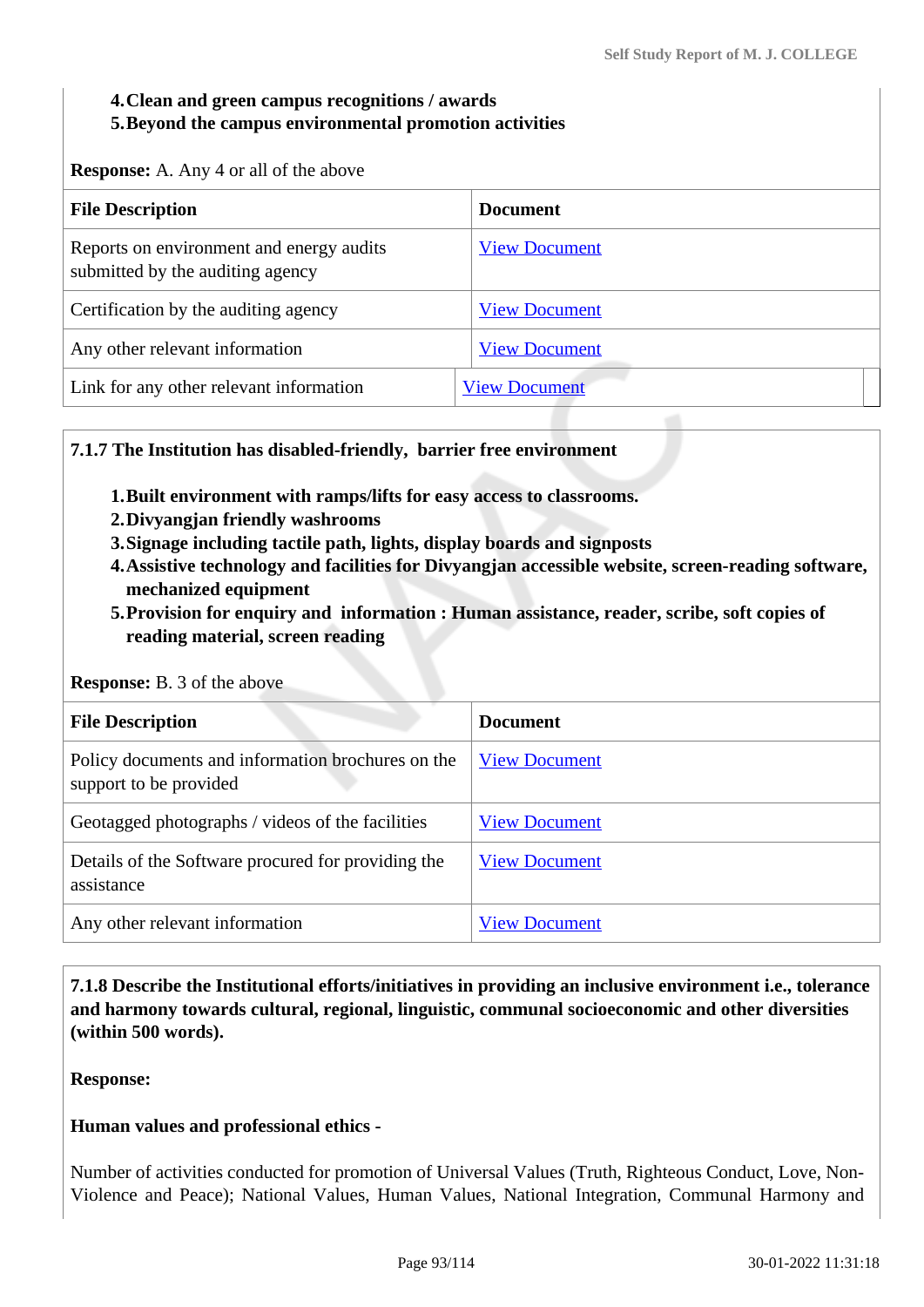4. **Clean and green campus recognitions / awards**
5. **Beyond the campus environmental promotion activities**

**Response:** A. Any 4 or all of the above

| File Description | Document |
|---|---|
| Reports on environment and energy audits submitted by the auditing agency | View Document |
| Certification by the auditing agency | View Document |
| Any other relevant information | View Document |
| Link for any other relevant information | View Document |

**7.1.7 The Institution has disabled-friendly, barrier free environment**

1. **Built environment with ramps/lifts for easy access to classrooms.**
2. **Divyangjan friendly washrooms**
3. **Signage including tactile path, lights, display boards and signposts**
4. **Assistive technology and facilities for Divyangjan accessible website, screen-reading software, mechanized equipment**
5. **Provision for enquiry and information : Human assistance, reader, scribe, soft copies of reading material, screen reading**

**Response:** B. 3 of the above

| File Description | Document |
|---|---|
| Policy documents and information brochures on the support to be provided | View Document |
| Geotagged photographs / videos of the facilities | View Document |
| Details of the Software procured for providing the assistance | View Document |
| Any other relevant information | View Document |

**7.1.8 Describe the Institutional efforts/initiatives in providing an inclusive environment i.e., tolerance and harmony towards cultural, regional, linguistic, communal socioeconomic and other diversities (within 500 words).**

**Response:**

**Human values and professional ethics -**

Number of activities conducted for promotion of Universal Values (Truth, Righteous Conduct, Love, Non-Violence and Peace); National Values, Human Values, National Integration, Communal Harmony and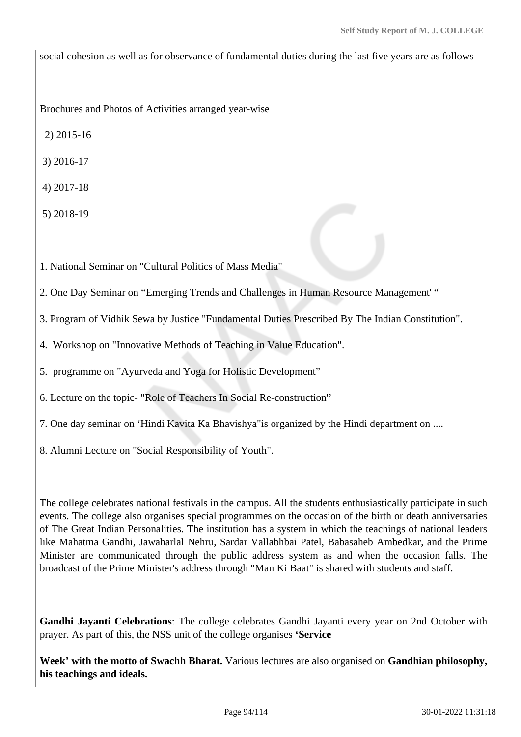social cohesion as well as for observance of fundamental duties during the last five years are as follows -

Brochures and Photos of Activities arranged year-wise

2) 2015-16

3) 2016-17

4) 2017-18

5) 2018-19

1. National Seminar on "Cultural Politics of Mass Media"

2. One Day Seminar on “Emerging Trends and Challenges in Human Resource Management' “

3. Program of Vidhik Sewa by Justice "Fundamental Duties Prescribed By The Indian Constitution".

4. Workshop on "Innovative Methods of Teaching in Value Education".

5. programme on "Ayurveda and Yoga for Holistic Development”

6. Lecture on the topic- "Role of Teachers In Social Re-construction''

7. One day seminar on ‘Hindi Kavita Ka Bhavishya"is organized by the Hindi department on ....

8. Alumni Lecture on "Social Responsibility of Youth".

The college celebrates national festivals in the campus. All the students enthusiastically participate in such events. The college also organises special programmes on the occasion of the birth or death anniversaries of The Great Indian Personalities. The institution has a system in which the teachings of national leaders like Mahatma Gandhi, Jawaharlal Nehru, Sardar Vallabhbai Patel, Babasaheb Ambedkar, and the Prime Minister are communicated through the public address system as and when the occasion falls. The broadcast of the Prime Minister's address through "Man Ki Baat" is shared with students and staff.

**Gandhi Jayanti Celebrations**: The college celebrates Gandhi Jayanti every year on 2nd October with prayer. As part of this, the NSS unit of the college organises **‘Service**

**Week’ with the motto of Swachh Bharat.** Various lectures are also organised on **Gandhian philosophy, his teachings and ideals.**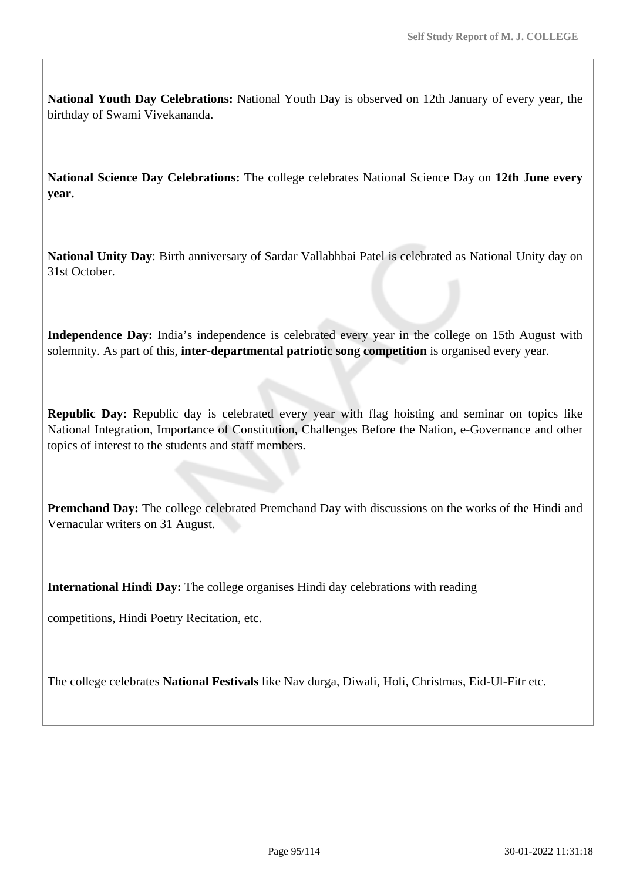**National Youth Day Celebrations:** National Youth Day is observed on 12th January of every year, the birthday of Swami Vivekananda.

**National Science Day Celebrations:** The college celebrates National Science Day on **12th June every year.**

**National Unity Day**: Birth anniversary of Sardar Vallabhbai Patel is celebrated as National Unity day on 31st October.

**Independence Day:** India's independence is celebrated every year in the college on 15th August with solemnity. As part of this, **inter-departmental patriotic song competition** is organised every year.

**Republic Day:** Republic day is celebrated every year with flag hoisting and seminar on topics like National Integration, Importance of Constitution, Challenges Before the Nation, e-Governance and other topics of interest to the students and staff members.

**Premchand Day:** The college celebrated Premchand Day with discussions on the works of the Hindi and Vernacular writers on 31 August.

**International Hindi Day:** The college organises Hindi day celebrations with reading

competitions, Hindi Poetry Recitation, etc.

The college celebrates **National Festivals** like Nav durga, Diwali, Holi, Christmas, Eid-Ul-Fitr etc.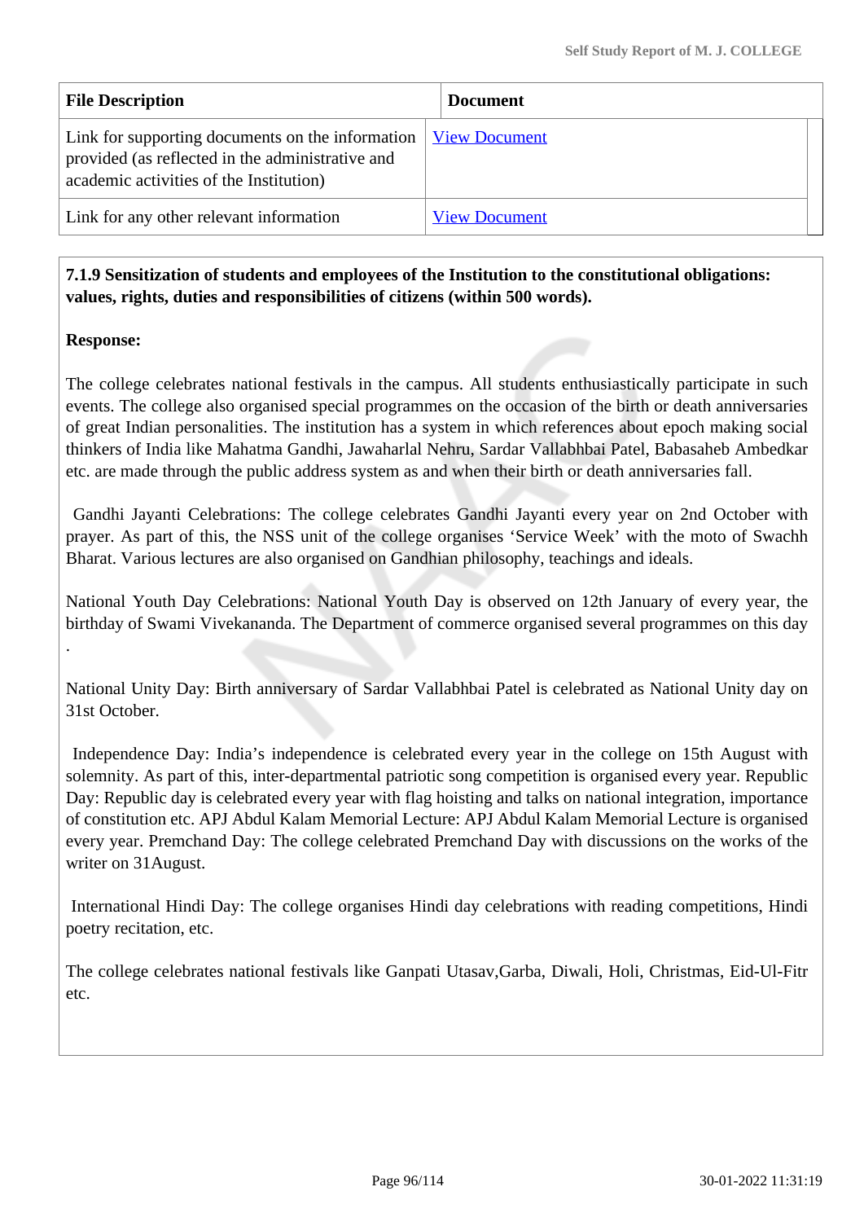| File Description | Document |
|---|---|
| Link for supporting documents on the information provided (as reflected in the administrative and academic activities of the Institution) | View Document |
| Link for any other relevant information | View Document |

**7.1.9 Sensitization of students and employees of the Institution to the constitutional obligations: values, rights, duties and responsibilities of citizens (within 500 words).**

**Response:**

The college celebrates national festivals in the campus. All students enthusiastically participate in such events. The college also organised special programmes on the occasion of the birth or death anniversaries of great Indian personalities. The institution has a system in which references about epoch making social thinkers of India like Mahatma Gandhi, Jawaharlal Nehru, Sardar Vallabhbai Patel, Babasaheb Ambedkar etc. are made through the public address system as and when their birth or death anniversaries fall.

Gandhi Jayanti Celebrations: The college celebrates Gandhi Jayanti every year on 2nd October with prayer. As part of this, the NSS unit of the college organises 'Service Week' with the moto of Swachh Bharat. Various lectures are also organised on Gandhian philosophy, teachings and ideals.

National Youth Day Celebrations: National Youth Day is observed on 12th January of every year, the birthday of Swami Vivekananda. The Department of commerce organised several programmes on this day .

National Unity Day: Birth anniversary of Sardar Vallabhbai Patel is celebrated as National Unity day on 31st October.

Independence Day: India's independence is celebrated every year in the college on 15th August with solemnity. As part of this, inter-departmental patriotic song competition is organised every year. Republic Day: Republic day is celebrated every year with flag hoisting and talks on national integration, importance of constitution etc. APJ Abdul Kalam Memorial Lecture: APJ Abdul Kalam Memorial Lecture is organised every year. Premchand Day: The college celebrated Premchand Day with discussions on the works of the writer on 31August.

International Hindi Day: The college organises Hindi day celebrations with reading competitions, Hindi poetry recitation, etc.

The college celebrates national festivals like Ganpati Utasav,Garba, Diwali, Holi, Christmas, Eid-Ul-Fitr etc.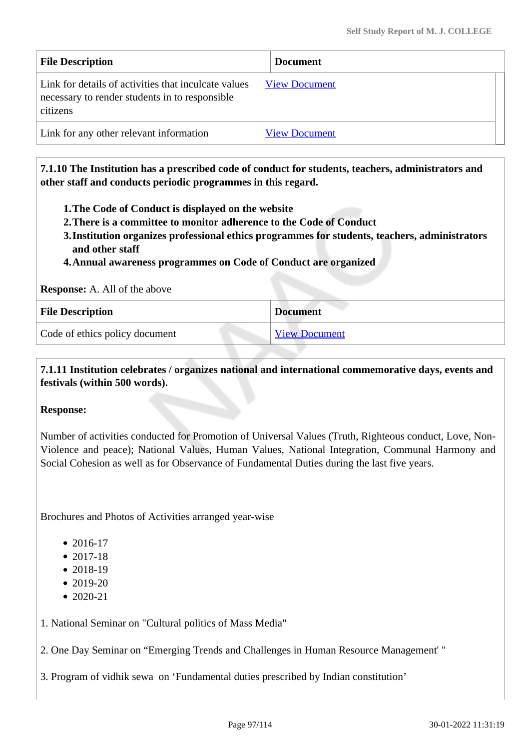| File Description | Document |
|---|---|
| Link for details of activities that inculcate values necessary to render students in to responsible citizens | View Document |
| Link for any other relevant information | View Document |

**7.1.10 The Institution has a prescribed code of conduct for students, teachers, administrators and other staff and conducts periodic programmes in this regard.**

1. **The Code of Conduct is displayed on the website**
2. **There is a committee to monitor adherence to the Code of Conduct**
3. **Institution organizes professional ethics programmes for students, teachers, administrators and other staff**
4. **Annual awareness programmes on Code of Conduct are organized**

**Response:** A. All of the above

| File Description | Document |
|---|---|
| Code of ethics policy document | View Document |

**7.1.11 Institution celebrates / organizes national and international commemorative days, events and festivals (within 500 words).**

**Response:**

Number of activities conducted for Promotion of Universal Values (Truth, Righteous conduct, Love, Non-Violence and peace); National Values, Human Values, National Integration, Communal Harmony and Social Cohesion as well as for Observance of Fundamental Duties during the last five years.

Brochures and Photos of Activities arranged year-wise

- 2016-17
- 2017-18
- 2018-19
- 2019-20
- 2020-21

1. National Seminar on "Cultural politics of Mass Media"

2. One Day Seminar on "Emerging Trends and Challenges in Human Resource Management' "

3. Program of vidhik sewa on 'Fundamental duties prescribed by Indian constitution'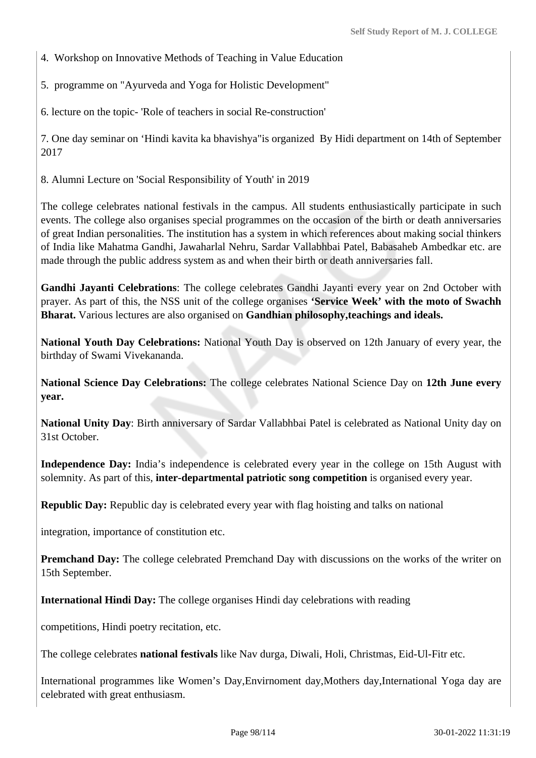4. Workshop on Innovative Methods of Teaching in Value Education

5. programme on "Ayurveda and Yoga for Holistic Development"

6. lecture on the topic- 'Role of teachers in social Re-construction'

7. One day seminar on ‘Hindi kavita ka bhavishya"is organized By Hidi department on 14th of September 2017

8. Alumni Lecture on 'Social Responsibility of Youth' in 2019

The college celebrates national festivals in the campus. All students enthusiastically participate in such events. The college also organises special programmes on the occasion of the birth or death anniversaries of great Indian personalities. The institution has a system in which references about making social thinkers of India like Mahatma Gandhi, Jawaharlal Nehru, Sardar Vallabhbai Patel, Babasaheb Ambedkar etc. are made through the public address system as and when their birth or death anniversaries fall.

**Gandhi Jayanti Celebrations**: The college celebrates Gandhi Jayanti every year on 2nd October with prayer. As part of this, the NSS unit of the college organises **‘Service Week’ with the moto of Swachh Bharat.** Various lectures are also organised on **Gandhian philosophy,teachings and ideals.**

**National Youth Day Celebrations:** National Youth Day is observed on 12th January of every year, the birthday of Swami Vivekananda.

**National Science Day Celebrations:** The college celebrates National Science Day on **12th June every year.**

**National Unity Day**: Birth anniversary of Sardar Vallabhbai Patel is celebrated as National Unity day on 31st October.

**Independence Day:** India’s independence is celebrated every year in the college on 15th August with solemnity. As part of this, **inter-departmental patriotic song competition** is organised every year.

**Republic Day:** Republic day is celebrated every year with flag hoisting and talks on national

integration, importance of constitution etc.

**Premchand Day:** The college celebrated Premchand Day with discussions on the works of the writer on 15th September.

**International Hindi Day:** The college organises Hindi day celebrations with reading

competitions, Hindi poetry recitation, etc.

The college celebrates **national festivals** like Nav durga, Diwali, Holi, Christmas, Eid-Ul-Fitr etc.

International programmes like Women’s Day,Envirnoment day,Mothers day,International Yoga day are celebrated with great enthusiasm.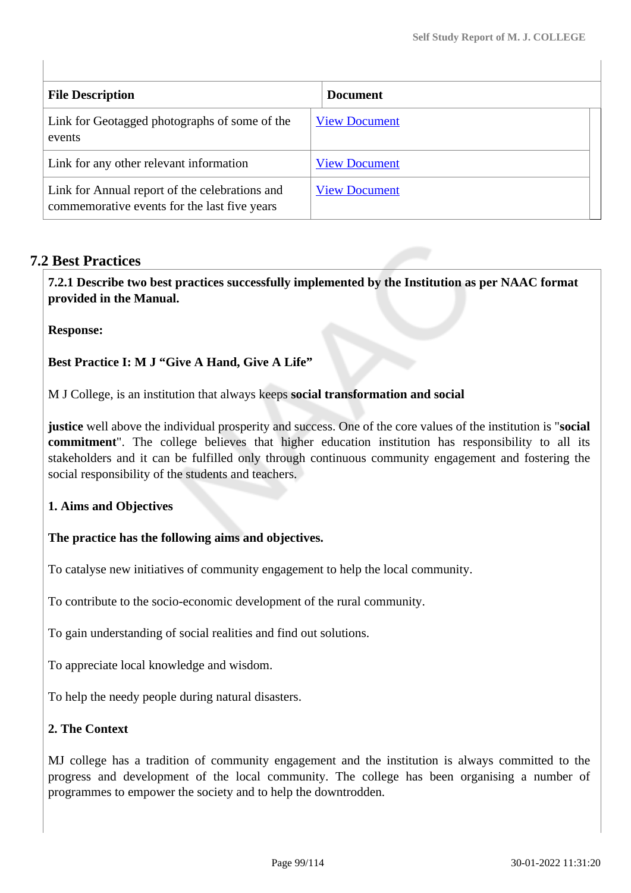| File Description | Document |
| --- | --- |
| Link for Geotagged photographs of some of the events | View Document |
| Link for any other relevant information | View Document |
| Link for Annual report of the celebrations and commemorative events for the last five years | View Document |

## 7.2 Best Practices

**7.2.1 Describe two best practices successfully implemented by the Institution as per NAAC format provided in the Manual.**

**Response:**

**Best Practice I: M J “Give A Hand, Give A Life”**

M J College, is an institution that always keeps **social transformation and social**

**justice** well above the individual prosperity and success. One of the core values of the institution is "**social commitment**". The college believes that higher education institution has responsibility to all its stakeholders and it can be fulfilled only through continuous community engagement and fostering the social responsibility of the students and teachers.

**1. Aims and Objectives**

**The practice has the following aims and objectives.**

To catalyse new initiatives of community engagement to help the local community.

To contribute to the socio-economic development of the rural community.

To gain understanding of social realities and find out solutions.

To appreciate local knowledge and wisdom.

To help the needy people during natural disasters.

**2. The Context**

MJ college has a tradition of community engagement and the institution is always committed to the progress and development of the local community. The college has been organising a number of programmes to empower the society and to help the downtrodden.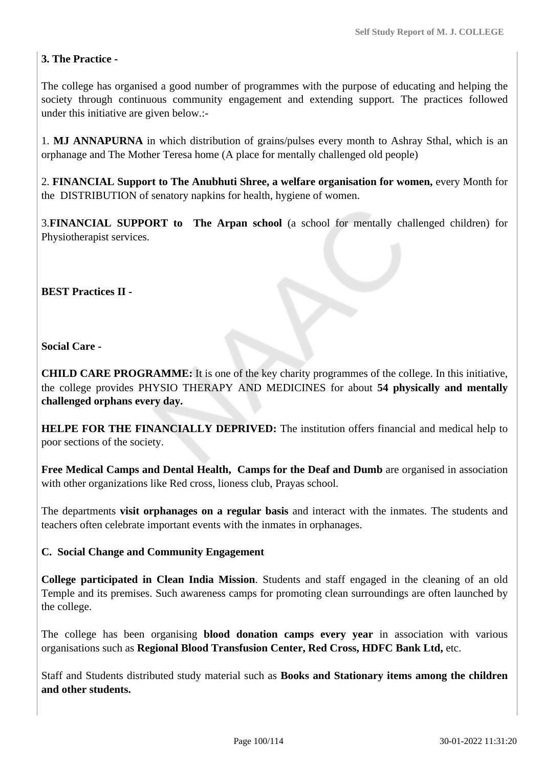**3. The Practice -**

The college has organised a good number of programmes with the purpose of educating and helping the society through continuous community engagement and extending support. The practices followed under this initiative are given below.:-

1. **MJ ANNAPURNA** in which distribution of grains/pulses every month to Ashray Sthal, which is an orphanage and The Mother Teresa home (A place for mentally challenged old people)

2. **FINANCIAL Support to The Anubhuti Shree, a welfare organisation for women,** every Month for the DISTRIBUTION of senatory napkins for health, hygiene of women.

3.**FINANCIAL SUPPORT to The Arpan school** (a school for mentally challenged children) for Physiotherapist services.

**BEST Practices II -**

**Social Care -**

**CHILD CARE PROGRAMME:** It is one of the key charity programmes of the college. In this initiative, the college provides PHYSIO THERAPY AND MEDICINES for about **54 physically and mentally challenged orphans every day.**

**HELPE FOR THE FINANCIALLY DEPRIVED:** The institution offers financial and medical help to poor sections of the society.

**Free Medical Camps and Dental Health, Camps for the Deaf and Dumb** are organised in association with other organizations like Red cross, lioness club, Prayas school.

The departments **visit orphanages on a regular basis** and interact with the inmates. The students and teachers often celebrate important events with the inmates in orphanages.

**C. Social Change and Community Engagement**

**College participated in Clean India Mission**. Students and staff engaged in the cleaning of an old Temple and its premises. Such awareness camps for promoting clean surroundings are often launched by the college.

The college has been organising **blood donation camps every year** in association with various organisations such as **Regional Blood Transfusion Center, Red Cross, HDFC Bank Ltd,** etc.

Staff and Students distributed study material such as **Books and Stationary items among the children and other students.**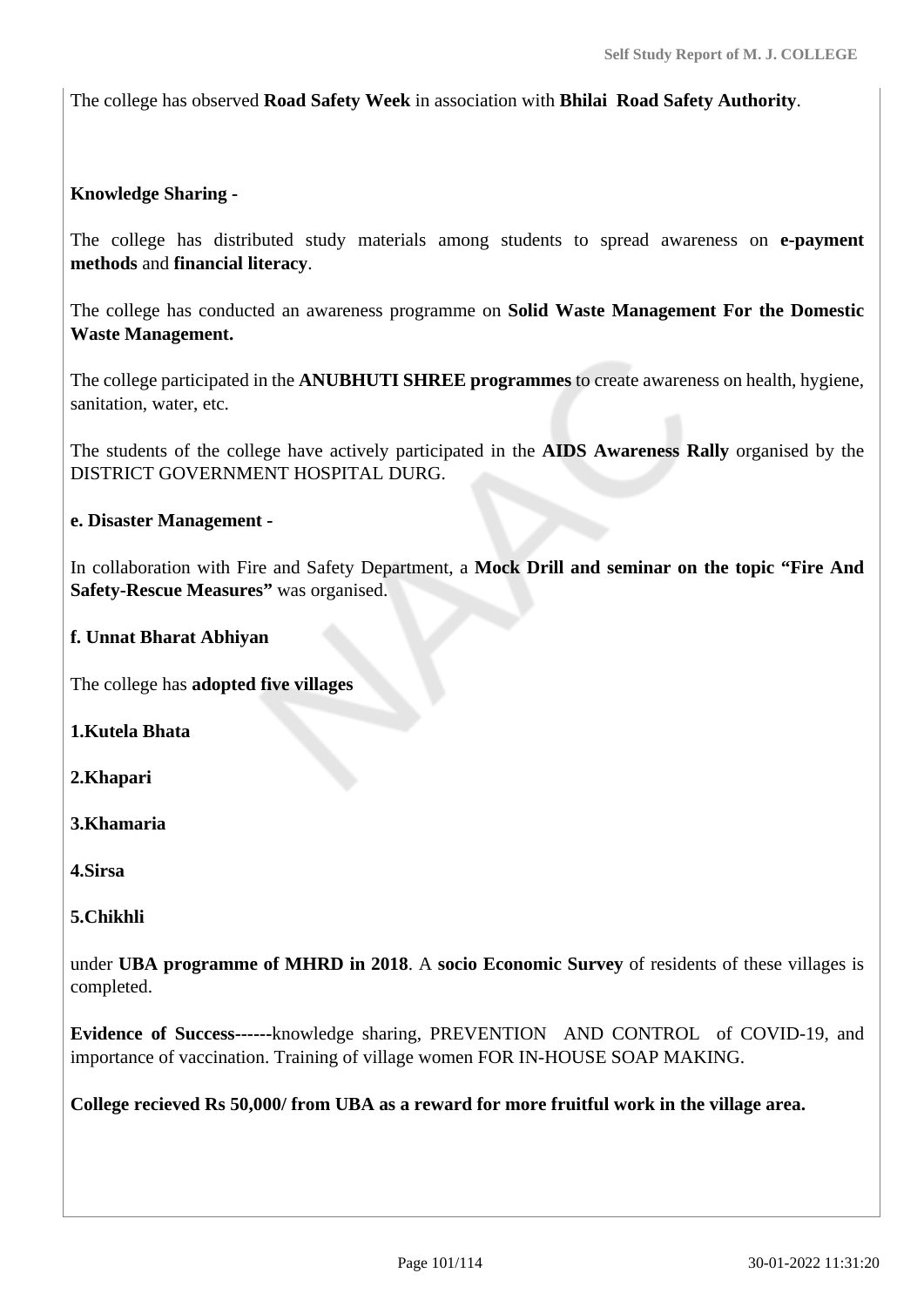The college has observed **Road Safety Week** in association with **Bhilai Road Safety Authority**.

**Knowledge Sharing -**

The college has distributed study materials among students to spread awareness on **e-payment methods** and **financial literacy**.

The college has conducted an awareness programme on **Solid Waste Management For the Domestic Waste Management.**

The college participated in the **ANUBHUTI SHREE programmes** to create awareness on health, hygiene, sanitation, water, etc.

The students of the college have actively participated in the **AIDS Awareness Rally** organised by the DISTRICT GOVERNMENT HOSPITAL DURG.

**e. Disaster Management -**

In collaboration with Fire and Safety Department, a **Mock Drill and seminar on the topic "Fire And Safety-Rescue Measures"** was organised.

**f. Unnat Bharat Abhiyan**

The college has **adopted five villages**

**1.Kutela Bhata**

**2.Khapari**

**3.Khamaria**

**4.Sirsa**

**5.Chikhli**

under **UBA programme of MHRD in 2018**. A **socio Economic Survey** of residents of these villages is completed.

**Evidence of Success------**knowledge sharing, PREVENTION AND CONTROL of COVID-19, and importance of vaccination. Training of village women FOR IN-HOUSE SOAP MAKING.

**College recieved Rs 50,000/ from UBA as a reward for more fruitful work in the village area.**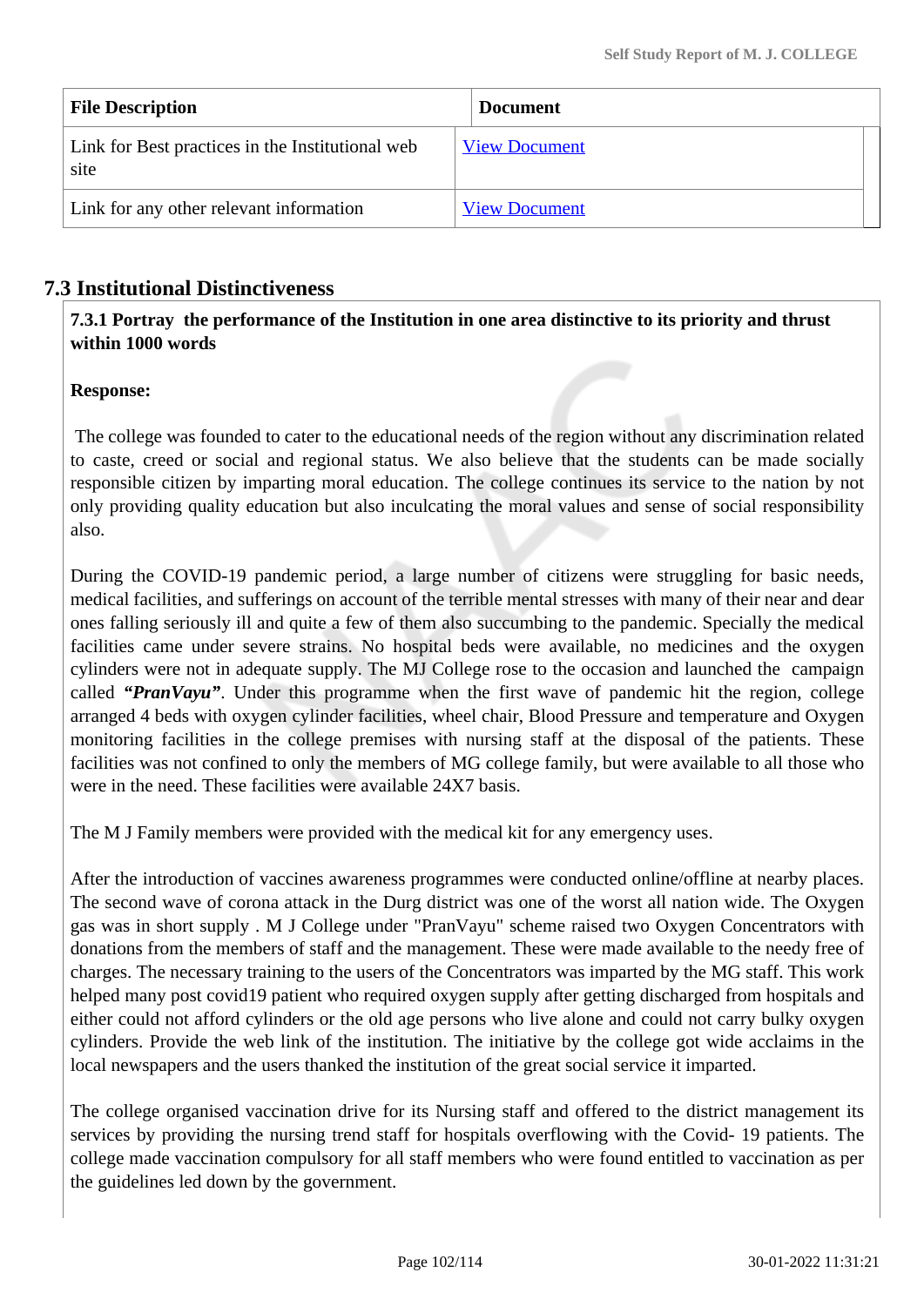| File Description | Document |
|---|---|
| Link for Best practices in the Institutional web site | View Document |
| Link for any other relevant information | View Document |

## 7.3 Institutional Distinctiveness

**7.3.1 Portray the performance of the Institution in one area distinctive to its priority and thrust within 1000 words**

**Response:**

The college was founded to cater to the educational needs of the region without any discrimination related to caste, creed or social and regional status. We also believe that the students can be made socially responsible citizen by imparting moral education. The college continues its service to the nation by not only providing quality education but also inculcating the moral values and sense of social responsibility also.

During the COVID-19 pandemic period, a large number of citizens were struggling for basic needs, medical facilities, and sufferings on account of the terrible mental stresses with many of their near and dear ones falling seriously ill and quite a few of them also succumbing to the pandemic. Specially the medical facilities came under severe strains. No hospital beds were available, no medicines and the oxygen cylinders were not in adequate supply. The MJ College rose to the occasion and launched the campaign called ***"PranVayu"***. Under this programme when the first wave of pandemic hit the region, college arranged 4 beds with oxygen cylinder facilities, wheel chair, Blood Pressure and temperature and Oxygen monitoring facilities in the college premises with nursing staff at the disposal of the patients. These facilities was not confined to only the members of MG college family, but were available to all those who were in the need. These facilities were available 24X7 basis.

The M J Family members were provided with the medical kit for any emergency uses.

After the introduction of vaccines awareness programmes were conducted online/offline at nearby places. The second wave of corona attack in the Durg district was one of the worst all nation wide. The Oxygen gas was in short supply . M J College under "PranVayu" scheme raised two Oxygen Concentrators with donations from the members of staff and the management. These were made available to the needy free of charges. The necessary training to the users of the Concentrators was imparted by the MG staff. This work helped many post covid19 patient who required oxygen supply after getting discharged from hospitals and either could not afford cylinders or the old age persons who live alone and could not carry bulky oxygen cylinders. Provide the web link of the institution. The initiative by the college got wide acclaims in the local newspapers and the users thanked the institution of the great social service it imparted.

The college organised vaccination drive for its Nursing staff and offered to the district management its services by providing the nursing trend staff for hospitals overflowing with the Covid- 19 patients. The college made vaccination compulsory for all staff members who were found entitled to vaccination as per the guidelines led down by the government.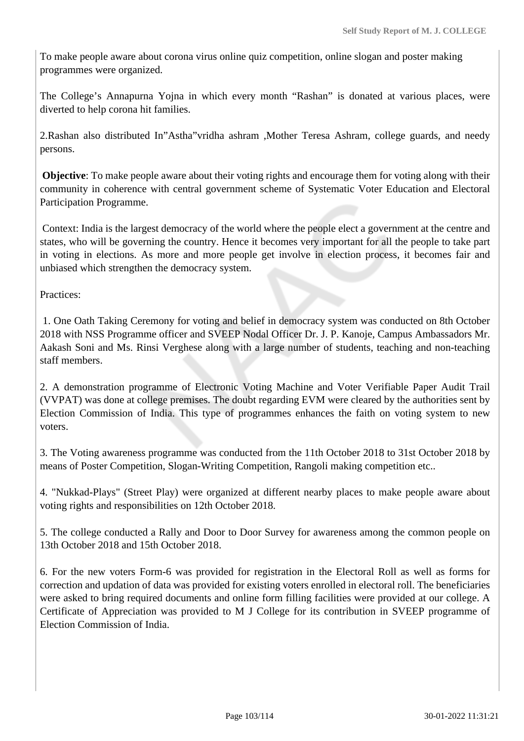To make people aware about corona virus online quiz competition, online slogan and poster making programmes were organized.

The College's Annapurna Yojna in which every month "Rashan" is donated at various places, were diverted to help corona hit families.

2.Rashan also distributed In"Astha"vridha ashram ,Mother Teresa Ashram, college guards, and needy persons.

**Objective**: To make people aware about their voting rights and encourage them for voting along with their community in coherence with central government scheme of Systematic Voter Education and Electoral Participation Programme.

Context: India is the largest democracy of the world where the people elect a government at the centre and states, who will be governing the country. Hence it becomes very important for all the people to take part in voting in elections. As more and more people get involve in election process, it becomes fair and unbiased which strengthen the democracy system.

Practices:

1. One Oath Taking Ceremony for voting and belief in democracy system was conducted on 8th October 2018 with NSS Programme officer and SVEEP Nodal Officer Dr. J. P. Kanoje, Campus Ambassadors Mr. Aakash Soni and Ms. Rinsi Verghese along with a large number of students, teaching and non-teaching staff members.

2. A demonstration programme of Electronic Voting Machine and Voter Verifiable Paper Audit Trail (VVPAT) was done at college premises. The doubt regarding EVM were cleared by the authorities sent by Election Commission of India. This type of programmes enhances the faith on voting system to new voters.

3. The Voting awareness programme was conducted from the 11th October 2018 to 31st October 2018 by means of Poster Competition, Slogan-Writing Competition, Rangoli making competition etc..

4. "Nukkad-Plays" (Street Play) were organized at different nearby places to make people aware about voting rights and responsibilities on 12th October 2018.

5. The college conducted a Rally and Door to Door Survey for awareness among the common people on 13th October 2018 and 15th October 2018.

6. For the new voters Form-6 was provided for registration in the Electoral Roll as well as forms for correction and updation of data was provided for existing voters enrolled in electoral roll. The beneficiaries were asked to bring required documents and online form filling facilities were provided at our college. A Certificate of Appreciation was provided to M J College for its contribution in SVEEP programme of Election Commission of India.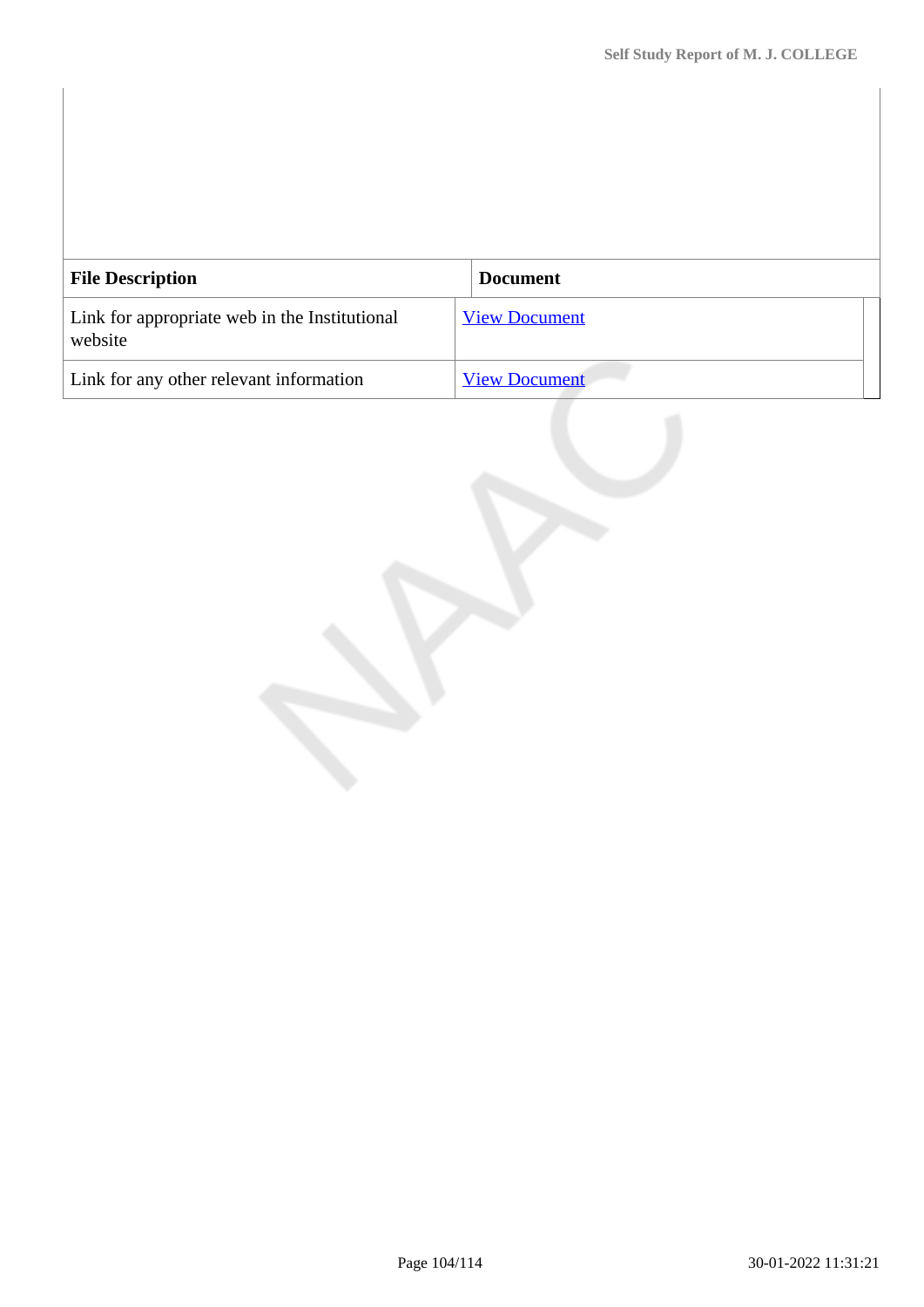| File Description | Document |
|---|---|
| Link for appropriate web in the Institutional website | View Document |
| Link for any other relevant information | View Document |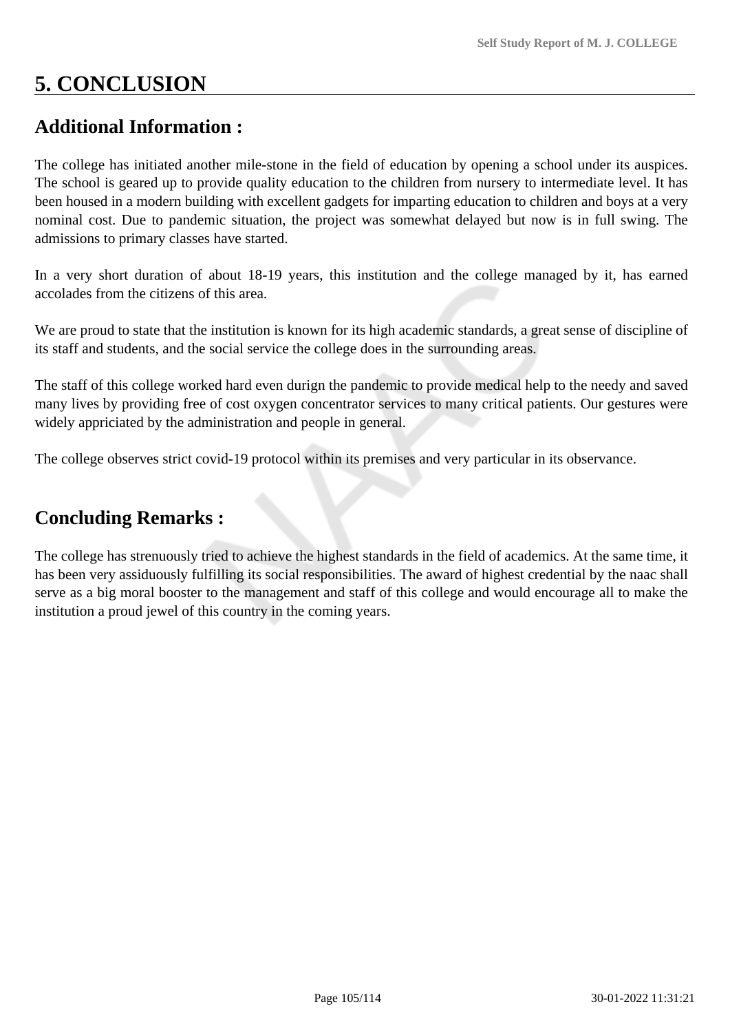# 5. CONCLUSION

## Additional Information :

The college has initiated another mile-stone in the field of education by opening a school under its auspices. The school is geared up to provide quality education to the children from nursery to intermediate level. It has been housed in a modern building with excellent gadgets for imparting education to children and boys at a very nominal cost. Due to pandemic situation, the project was somewhat delayed but now is in full swing. The admissions to primary classes have started.

In a very short duration of about 18-19 years, this institution and the college managed by it, has earned accolades from the citizens of this area.

We are proud to state that the institution is known for its high academic standards, a great sense of discipline of its staff and students, and the social service the college does in the surrounding areas.

The staff of this college worked hard even durign the pandemic to provide medical help to the needy and saved many lives by providing free of cost oxygen concentrator services to many critical patients. Our gestures were widely appriciated by the administration and people in general.

The college observes strict covid-19 protocol within its premises and very particular in its observance.

## Concluding Remarks :

The college has strenuously tried to achieve the highest standards in the field of academics. At the same time, it has been very assiduously fulfilling its social responsibilities. The award of highest credential by the naac shall serve as a big moral booster to the management and staff of this college and would encourage all to make the institution a proud jewel of this country in the coming years.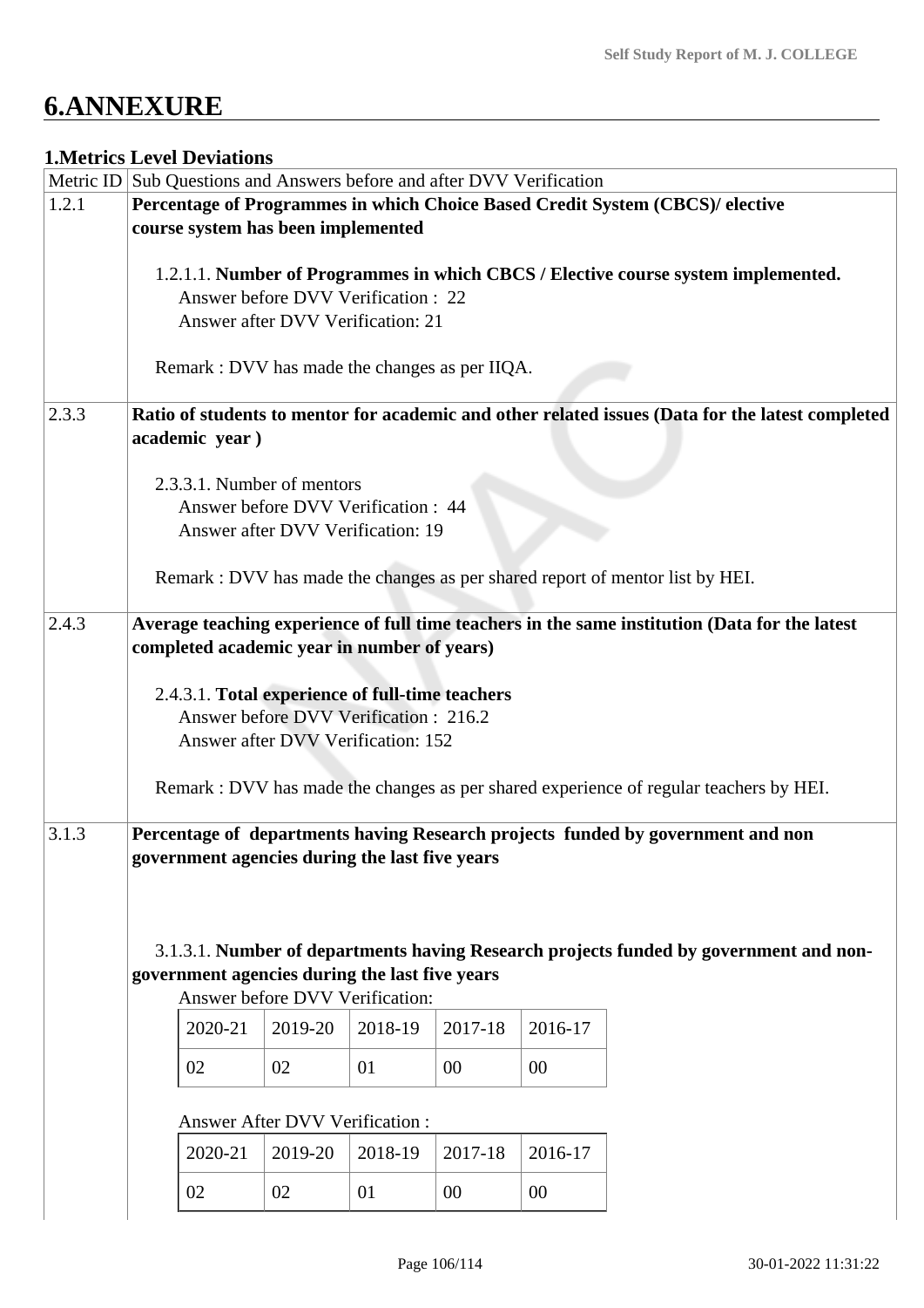# 6.ANNEXURE

## 1.Metrics Level Deviations

| Metric ID | Sub Questions and Answers before and after DVV Verification |
|---|---|
| 1.2.1 | **Percentage of Programmes in which Choice Based Credit System (CBCS)/ elective course system has been implemented**<br><br>1.2.1.1. **Number of Programmes in which CBCS / Elective course system implemented.**<br>Answer before DVV Verification : 22<br>Answer after DVV Verification: 21<br><br>Remark : DVV has made the changes as per IIQA. |
| 2.3.3 | **Ratio of students to mentor for academic and other related issues (Data for the latest completed academic year )**<br><br>2.3.3.1. Number of mentors<br>Answer before DVV Verification : 44<br>Answer after DVV Verification: 19<br><br>Remark : DVV has made the changes as per shared report of mentor list by HEI. |
| 2.4.3 | **Average teaching experience of full time teachers in the same institution (Data for the latest completed academic year in number of years)**<br><br>2.4.3.1. **Total experience of full-time teachers**<br>Answer before DVV Verification : 216.2<br>Answer after DVV Verification: 152<br><br>Remark : DVV has made the changes as per shared experience of regular teachers by HEI. |
| 3.1.3 | **Percentage of departments having Research projects funded by government and non government agencies during the last five years**<br><br>3.1.3.1. **Number of departments having Research projects funded by government and non-government agencies during the last five years**<br>Answer before DVV Verification:<br>2020-21: 02, 2019-20: 02, 2018-19: 01, 2017-18: 00, 2016-17: 00<br><br>Answer After DVV Verification :<br>2020-21: 02, 2019-20: 02, 2018-19: 01, 2017-18: 00, 2016-17: 00 |

Answer before DVV Verification:

| 2020-21 | 2019-20 | 2018-19 | 2017-18 | 2016-17 |
|---|---|---|---|---|
| 02 | 02 | 01 | 00 | 00 |

Answer After DVV Verification :

| 2020-21 | 2019-20 | 2018-19 | 2017-18 | 2016-17 |
|---|---|---|---|---|
| 02 | 02 | 01 | 00 | 00 |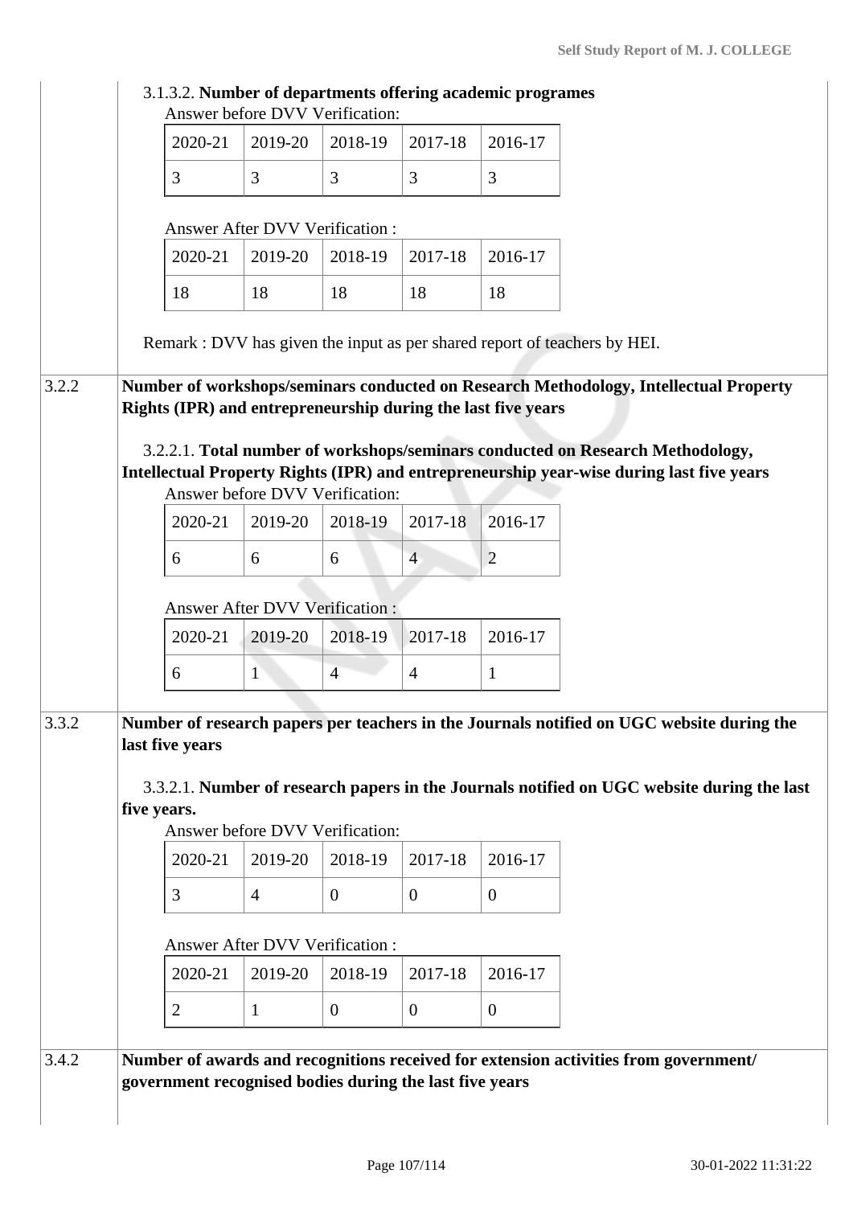3.1.3.2. **Number of departments offering academic programes**

Answer before DVV Verification:

| 2020-21 | 2019-20 | 2018-19 | 2017-18 | 2016-17 |
|---|---|---|---|---|
| 3 | 3 | 3 | 3 | 3 |

Answer After DVV Verification :

| 2020-21 | 2019-20 | 2018-19 | 2017-18 | 2016-17 |
|---|---|---|---|---|
| 18 | 18 | 18 | 18 | 18 |

Remark : DVV has given the input as per shared report of teachers by HEI.

**3.2.2 Number of workshops/seminars conducted on Research Methodology, Intellectual Property Rights (IPR) and entrepreneurship during the last five years**

3.2.2.1. **Total number of workshops/seminars conducted on Research Methodology, Intellectual Property Rights (IPR) and entrepreneurship year-wise during last five years**

Answer before DVV Verification:

| 2020-21 | 2019-20 | 2018-19 | 2017-18 | 2016-17 |
|---|---|---|---|---|
| 6 | 6 | 6 | 4 | 2 |

Answer After DVV Verification :

| 2020-21 | 2019-20 | 2018-19 | 2017-18 | 2016-17 |
|---|---|---|---|---|
| 6 | 1 | 4 | 4 | 1 |

**3.3.2 Number of research papers per teachers in the Journals notified on UGC website during the last five years**

3.3.2.1. **Number of research papers in the Journals notified on UGC website during the last five years.**

Answer before DVV Verification:

| 2020-21 | 2019-20 | 2018-19 | 2017-18 | 2016-17 |
|---|---|---|---|---|
| 3 | 4 | 0 | 0 | 0 |

Answer After DVV Verification :

| 2020-21 | 2019-20 | 2018-19 | 2017-18 | 2016-17 |
|---|---|---|---|---|
| 2 | 1 | 0 | 0 | 0 |

**3.4.2 Number of awards and recognitions received for extension activities from government/ government recognised bodies during the last five years**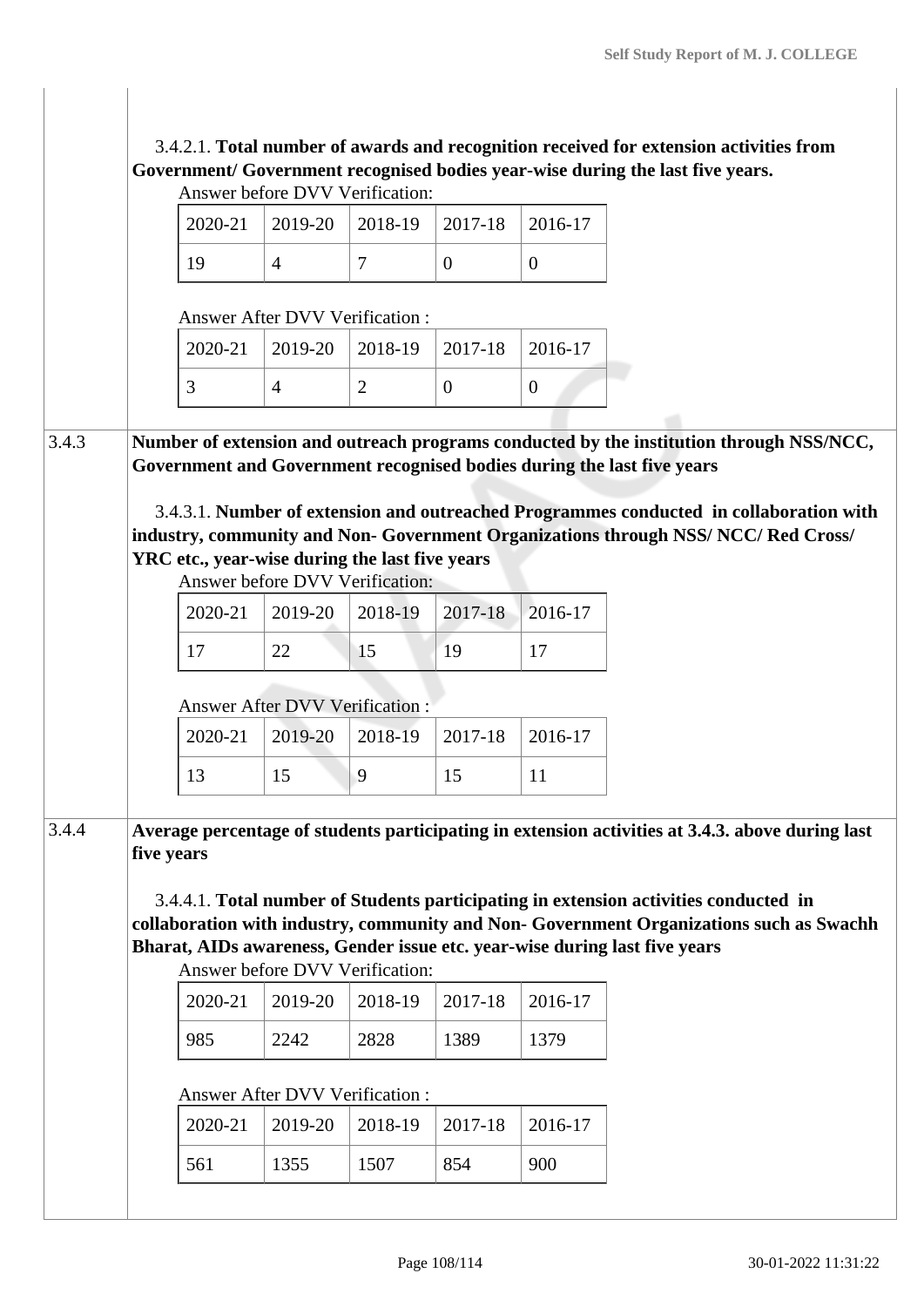3.4.2.1. **Total number of awards and recognition received for extension activities from Government/ Government recognised bodies year-wise during the last five years.**

Answer before DVV Verification:

| 2020-21 | 2019-20 | 2018-19 | 2017-18 | 2016-17 |
|---|---|---|---|---|
| 19 | 4 | 7 | 0 | 0 |

Answer After DVV Verification :

| 2020-21 | 2019-20 | 2018-19 | 2017-18 | 2016-17 |
|---|---|---|---|---|
| 3 | 4 | 2 | 0 | 0 |

**3.4.3 Number of extension and outreach programs conducted by the institution through NSS/NCC, Government and Government recognised bodies during the last five years**

3.4.3.1. **Number of extension and outreached Programmes conducted in collaboration with industry, community and Non- Government Organizations through NSS/ NCC/ Red Cross/ YRC etc., year-wise during the last five years**

Answer before DVV Verification:

| 2020-21 | 2019-20 | 2018-19 | 2017-18 | 2016-17 |
|---|---|---|---|---|
| 17 | 22 | 15 | 19 | 17 |

Answer After DVV Verification :

| 2020-21 | 2019-20 | 2018-19 | 2017-18 | 2016-17 |
|---|---|---|---|---|
| 13 | 15 | 9 | 15 | 11 |

**3.4.4 Average percentage of students participating in extension activities at 3.4.3. above during last five years**

3.4.4.1. **Total number of Students participating in extension activities conducted in collaboration with industry, community and Non- Government Organizations such as Swachh Bharat, AIDs awareness, Gender issue etc. year-wise during last five years**

Answer before DVV Verification:

| 2020-21 | 2019-20 | 2018-19 | 2017-18 | 2016-17 |
|---|---|---|---|---|
| 985 | 2242 | 2828 | 1389 | 1379 |

Answer After DVV Verification :

| 2020-21 | 2019-20 | 2018-19 | 2017-18 | 2016-17 |
|---|---|---|---|---|
| 561 | 1355 | 1507 | 854 | 900 |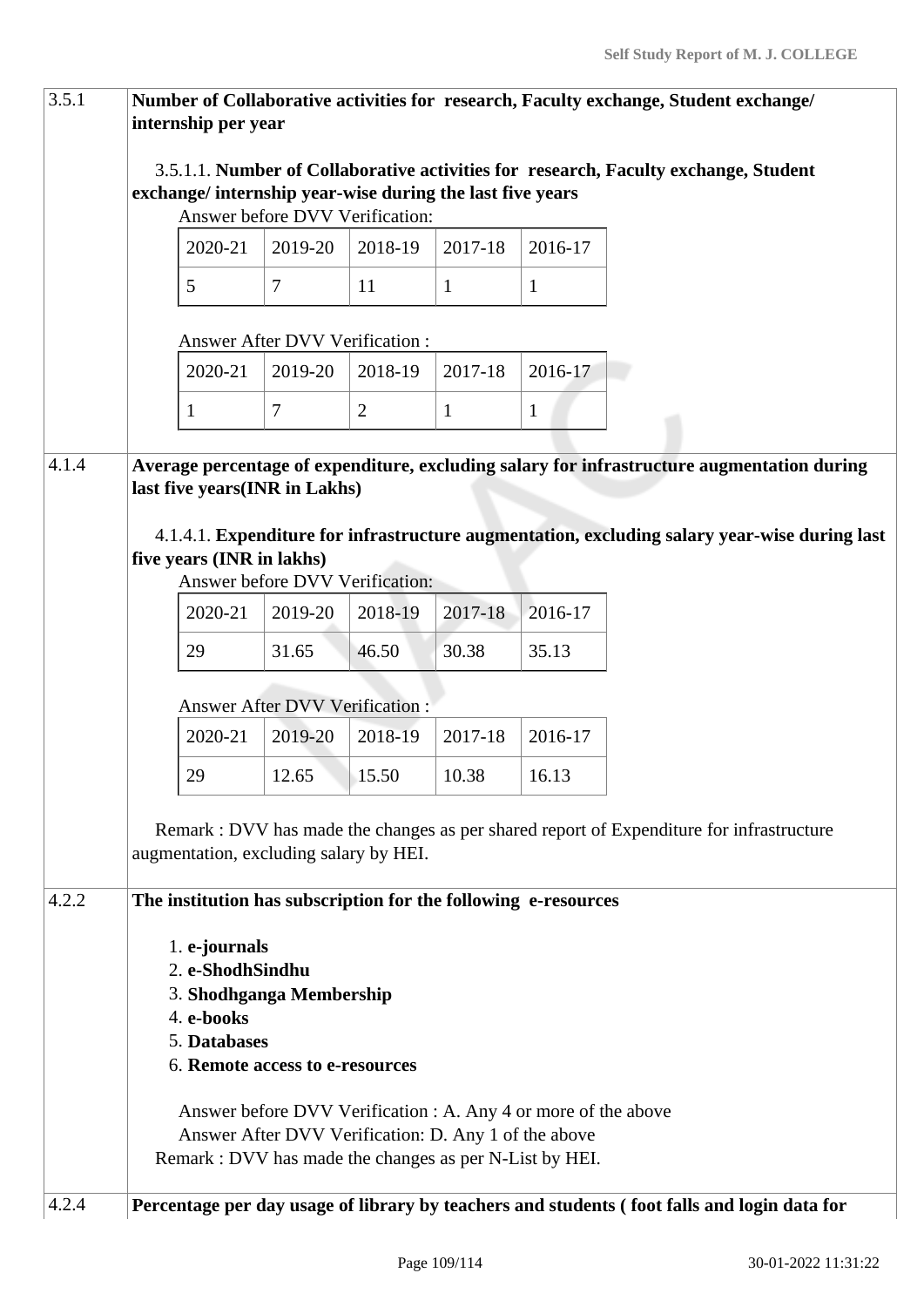| | |
|---|---|
| 3.5.1 | **Number of Collaborative activities for research, Faculty exchange, Student exchange/ internship per year** |

3.5.1.1. **Number of Collaborative activities for research, Faculty exchange, Student exchange/ internship year-wise during the last five years**

Answer before DVV Verification:

| 2020-21 | 2019-20 | 2018-19 | 2017-18 | 2016-17 |
|---|---|---|---|---|
| 5 | 7 | 11 | 1 | 1 |

Answer After DVV Verification :

| 2020-21 | 2019-20 | 2018-19 | 2017-18 | 2016-17 |
|---|---|---|---|---|
| 1 | 7 | 2 | 1 | 1 |

| | |
|---|---|
| 4.1.4 | **Average percentage of expenditure, excluding salary for infrastructure augmentation during last five years(INR in Lakhs)** |

4.1.4.1. **Expenditure for infrastructure augmentation, excluding salary year-wise during last five years (INR in lakhs)**

Answer before DVV Verification:

| 2020-21 | 2019-20 | 2018-19 | 2017-18 | 2016-17 |
|---|---|---|---|---|
| 29 | 31.65 | 46.50 | 30.38 | 35.13 |

Answer After DVV Verification :

| 2020-21 | 2019-20 | 2018-19 | 2017-18 | 2016-17 |
|---|---|---|---|---|
| 29 | 12.65 | 15.50 | 10.38 | 16.13 |

Remark : DVV has made the changes as per shared report of Expenditure for infrastructure augmentation, excluding salary by HEI.

| | |
|---|---|
| 4.2.2 | **The institution has subscription for the following e-resources** |

1. **e-journals**
2. **e-ShodhSindhu**
3. **Shodhganga Membership**
4. **e-books**
5. **Databases**
6. **Remote access to e-resources**

Answer before DVV Verification : A. Any 4 or more of the above
Answer After DVV Verification: D. Any 1 of the above
Remark : DVV has made the changes as per N-List by HEI.

| | |
|---|---|
| 4.2.4 | **Percentage per day usage of library by teachers and students ( foot falls and login data for** |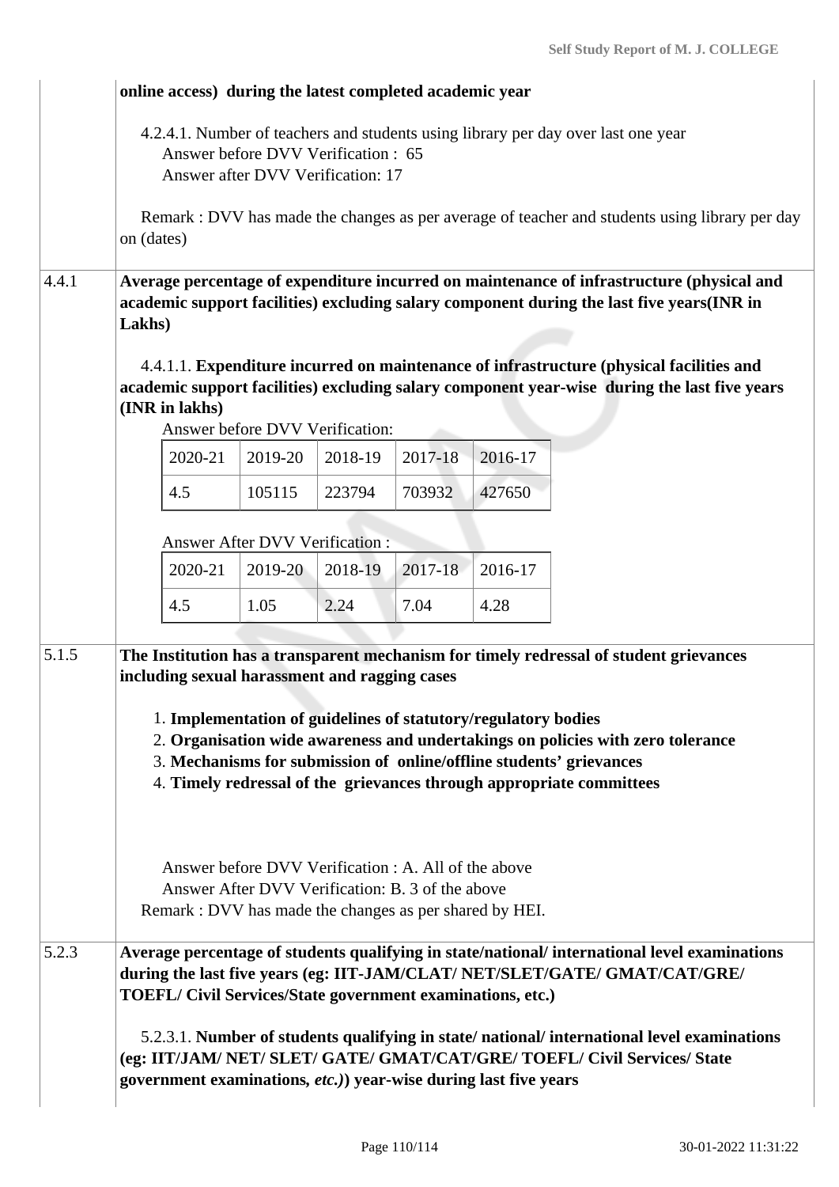| | |
|---|---|
| | **online access) during the latest completed academic year**<br><br>4.2.4.1. Number of teachers and students using library per day over last one year<br>Answer before DVV Verification : 65<br>Answer after DVV Verification: 17<br><br>Remark : DVV has made the changes as per average of teacher and students using library per day on (dates) |
| 4.4.1 | **Average percentage of expenditure incurred on maintenance of infrastructure (physical and academic support facilities) excluding salary component during the last five years(INR in Lakhs)**<br><br>4.4.1.1. **Expenditure incurred on maintenance of infrastructure (physical facilities and academic support facilities) excluding salary component year-wise during the last five years (INR in lakhs)**<br>Answer before DVV Verification: |

| 2020-21 | 2019-20 | 2018-19 | 2017-18 | 2016-17 |
|---|---|---|---|---|
| 4.5 | 105115 | 223794 | 703932 | 427650 |

Answer After DVV Verification :

| 2020-21 | 2019-20 | 2018-19 | 2017-18 | 2016-17 |
|---|---|---|---|---|
| 4.5 | 1.05 | 2.24 | 7.04 | 4.28 |

| | |
|---|---|
| 5.1.5 | **The Institution has a transparent mechanism for timely redressal of student grievances including sexual harassment and ragging cases**<br><br>1. **Implementation of guidelines of statutory/regulatory bodies**<br>2. **Organisation wide awareness and undertakings on policies with zero tolerance**<br>3. **Mechanisms for submission of online/offline students' grievances**<br>4. **Timely redressal of the grievances through appropriate committees**<br><br>Answer before DVV Verification : A. All of the above<br>Answer After DVV Verification: B. 3 of the above<br>Remark : DVV has made the changes as per shared by HEI. |
| 5.2.3 | **Average percentage of students qualifying in state/national/ international level examinations during the last five years (eg: IIT-JAM/CLAT/ NET/SLET/GATE/ GMAT/CAT/GRE/ TOEFL/ Civil Services/State government examinations, etc.)**<br><br>5.2.3.1. **Number of students qualifying in state/ national/ international level examinations (eg: IIT/JAM/ NET/ SLET/ GATE/ GMAT/CAT/GRE/ TOEFL/ Civil Services/ State government examinations, *etc.*)) year-wise during last five years** |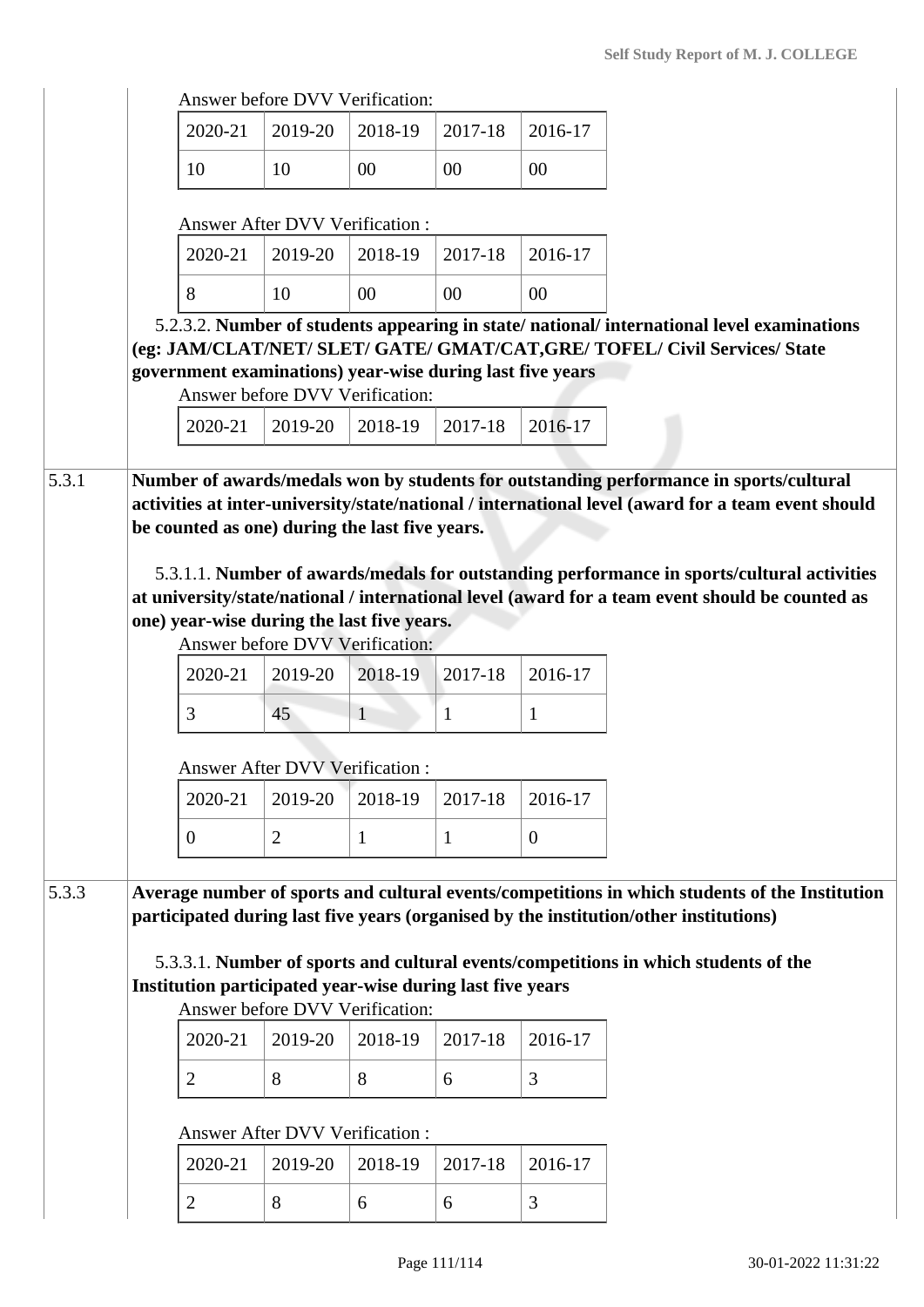Answer before DVV Verification:

| 2020-21 | 2019-20 | 2018-19 | 2017-18 | 2016-17 |
|---|---|---|---|---|
| 10 | 10 | 00 | 00 | 00 |

Answer After DVV Verification :

| 2020-21 | 2019-20 | 2018-19 | 2017-18 | 2016-17 |
|---|---|---|---|---|
| 8 | 10 | 00 | 00 | 00 |

5.2.3.2. **Number of students appearing in state/ national/ international level examinations (eg: JAM/CLAT/NET/ SLET/ GATE/ GMAT/CAT,GRE/ TOFEL/ Civil Services/ State government examinations) year-wise during last five years**

Answer before DVV Verification:

| 2020-21 | 2019-20 | 2018-19 | 2017-18 | 2016-17 |
|---|---|---|---|---|

**5.3.1 Number of awards/medals won by students for outstanding performance in sports/cultural activities at inter-university/state/national / international level (award for a team event should be counted as one) during the last five years.**

5.3.1.1. **Number of awards/medals for outstanding performance in sports/cultural activities at university/state/national / international level (award for a team event should be counted as one) year-wise during the last five years.**

Answer before DVV Verification:

| 2020-21 | 2019-20 | 2018-19 | 2017-18 | 2016-17 |
|---|---|---|---|---|
| 3 | 45 | 1 | 1 | 1 |

Answer After DVV Verification :

| 2020-21 | 2019-20 | 2018-19 | 2017-18 | 2016-17 |
|---|---|---|---|---|
| 0 | 2 | 1 | 1 | 0 |

**5.3.3 Average number of sports and cultural events/competitions in which students of the Institution participated during last five years (organised by the institution/other institutions)**

5.3.3.1. **Number of sports and cultural events/competitions in which students of the Institution participated year-wise during last five years**

Answer before DVV Verification:

| 2020-21 | 2019-20 | 2018-19 | 2017-18 | 2016-17 |
|---|---|---|---|---|
| 2 | 8 | 8 | 6 | 3 |

Answer After DVV Verification :

| 2020-21 | 2019-20 | 2018-19 | 2017-18 | 2016-17 |
|---|---|---|---|---|
| 2 | 8 | 6 | 6 | 3 |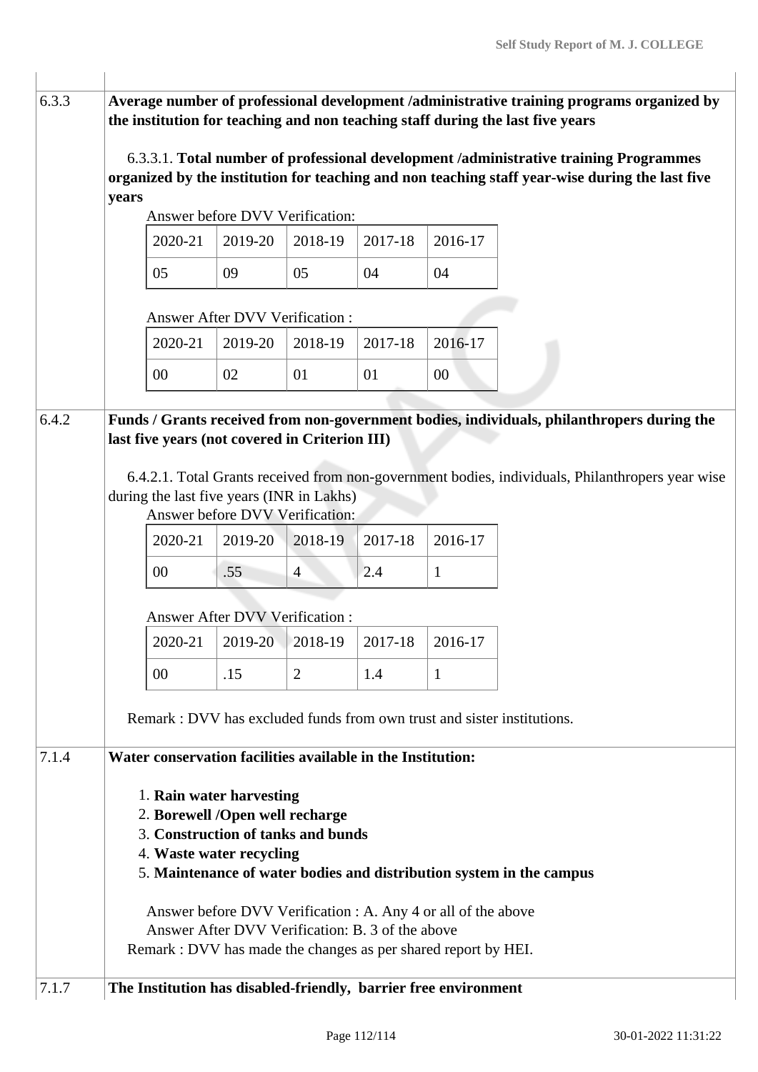**6.3.3** **Average number of professional development /administrative training programs organized by the institution for teaching and non teaching staff during the last five years**

6.3.3.1. **Total number of professional development /administrative training Programmes organized by the institution for teaching and non teaching staff year-wise during the last five years**

Answer before DVV Verification:

| 2020-21 | 2019-20 | 2018-19 | 2017-18 | 2016-17 |
|---|---|---|---|---|
| 05 | 09 | 05 | 04 | 04 |

Answer After DVV Verification :

| 2020-21 | 2019-20 | 2018-19 | 2017-18 | 2016-17 |
|---|---|---|---|---|
| 00 | 02 | 01 | 01 | 00 |

**6.4.2** **Funds / Grants received from non-government bodies, individuals, philanthropers during the last five years (not covered in Criterion III)**

6.4.2.1. Total Grants received from non-government bodies, individuals, Philanthropers year wise during the last five years (INR in Lakhs)

Answer before DVV Verification:

| 2020-21 | 2019-20 | 2018-19 | 2017-18 | 2016-17 |
|---|---|---|---|---|
| 00 | .55 | 4 | 2.4 | 1 |

Answer After DVV Verification :

| 2020-21 | 2019-20 | 2018-19 | 2017-18 | 2016-17 |
|---|---|---|---|---|
| 00 | .15 | 2 | 1.4 | 1 |

Remark : DVV has excluded funds from own trust and sister institutions.

**7.1.4** **Water conservation facilities available in the Institution:**

1. **Rain water harvesting**
2. **Borewell /Open well recharge**
3. **Construction of tanks and bunds**
4. **Waste water recycling**
5. **Maintenance of water bodies and distribution system in the campus**

Answer before DVV Verification : A. Any 4 or all of the above
Answer After DVV Verification: B. 3 of the above
Remark : DVV has made the changes as per shared report by HEI.

**7.1.7** **The Institution has disabled-friendly, barrier free environment**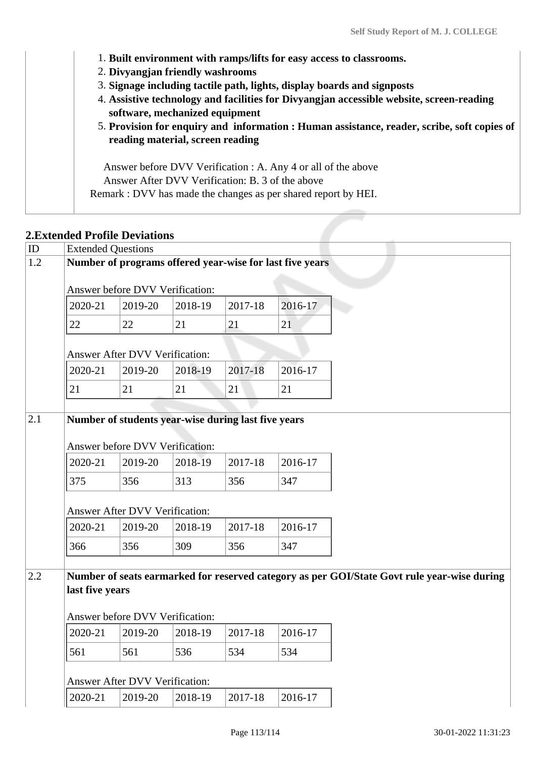1. **Built environment with ramps/lifts for easy access to classrooms.**
2. **Divyangjan friendly washrooms**
3. **Signage including tactile path, lights, display boards and signposts**
4. **Assistive technology and facilities for Divyangjan accessible website, screen-reading software, mechanized equipment**
5. **Provision for enquiry and information : Human assistance, reader, scribe, soft copies of reading material, screen reading**

Answer before DVV Verification : A. Any 4 or all of the above
Answer After DVV Verification: B. 3 of the above
Remark : DVV has made the changes as per shared report by HEI.

## 2.Extended Profile Deviations

| ID | Extended Questions |
|---|---|
| 1.2 | **Number of programs offered year-wise for last five years** |

Answer before DVV Verification:

| 2020-21 | 2019-20 | 2018-19 | 2017-18 | 2016-17 |
|---|---|---|---|---|
| 22 | 22 | 21 | 21 | 21 |

Answer After DVV Verification:

| 2020-21 | 2019-20 | 2018-19 | 2017-18 | 2016-17 |
|---|---|---|---|---|
| 21 | 21 | 21 | 21 | 21 |

| ID | Extended Questions |
|---|---|
| 2.1 | **Number of students year-wise during last five years** |

Answer before DVV Verification:

| 2020-21 | 2019-20 | 2018-19 | 2017-18 | 2016-17 |
|---|---|---|---|---|
| 375 | 356 | 313 | 356 | 347 |

Answer After DVV Verification:

| 2020-21 | 2019-20 | 2018-19 | 2017-18 | 2016-17 |
|---|---|---|---|---|
| 366 | 356 | 309 | 356 | 347 |

| ID | Extended Questions |
|---|---|
| 2.2 | **Number of seats earmarked for reserved category as per GOI/State Govt rule year-wise during last five years** |

Answer before DVV Verification:

| 2020-21 | 2019-20 | 2018-19 | 2017-18 | 2016-17 |
|---|---|---|---|---|
| 561 | 561 | 536 | 534 | 534 |

Answer After DVV Verification:

| 2020-21 | 2019-20 | 2018-19 | 2017-18 | 2016-17 |
|---|---|---|---|---|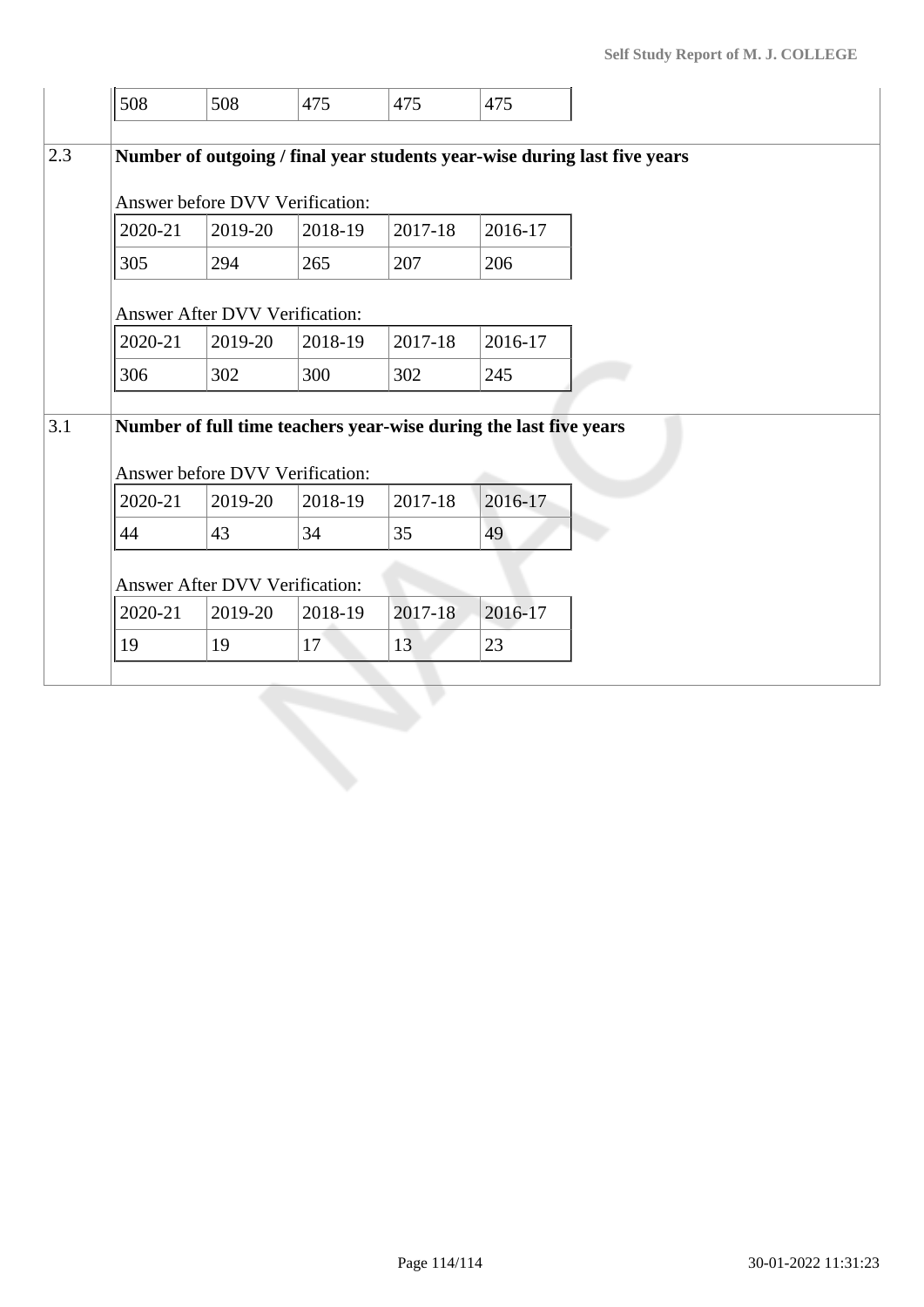| | | | | |
|---|---|---|---|---|
| 508 | 508 | 475 | 475 | 475 |

**2.3 Number of outgoing / final year students year-wise during last five years**

Answer before DVV Verification:

| 2020-21 | 2019-20 | 2018-19 | 2017-18 | 2016-17 |
|---|---|---|---|---|
| 305 | 294 | 265 | 207 | 206 |

Answer After DVV Verification:

| 2020-21 | 2019-20 | 2018-19 | 2017-18 | 2016-17 |
|---|---|---|---|---|
| 306 | 302 | 300 | 302 | 245 |

**3.1 Number of full time teachers year-wise during the last five years**

Answer before DVV Verification:

| 2020-21 | 2019-20 | 2018-19 | 2017-18 | 2016-17 |
|---|---|---|---|---|
| 44 | 43 | 34 | 35 | 49 |

Answer After DVV Verification:

| 2020-21 | 2019-20 | 2018-19 | 2017-18 | 2016-17 |
|---|---|---|---|---|
| 19 | 19 | 17 | 13 | 23 |